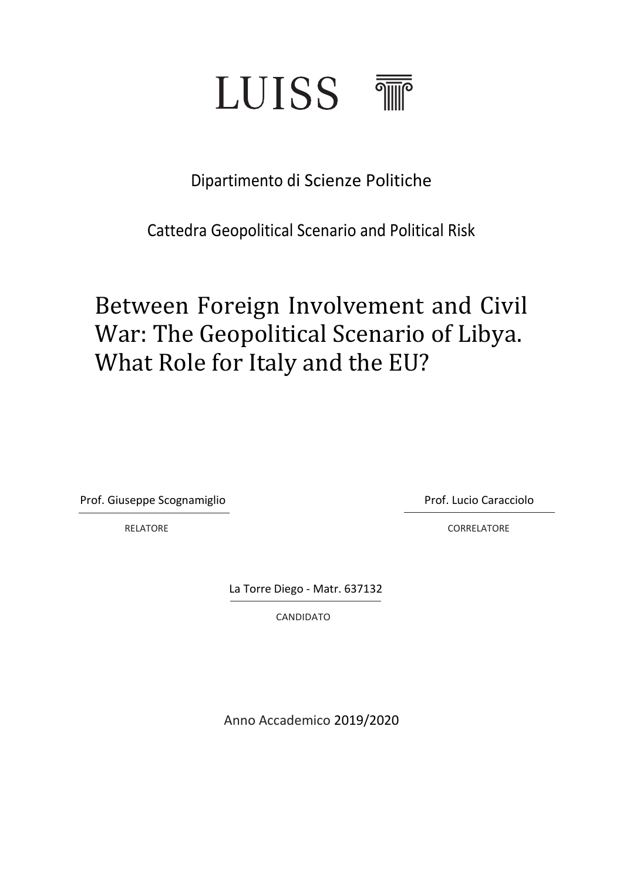LUISS

Dipartimento di Scienze Politiche

Cattedra Geopolitical Scenario and Political Risk

# Between Foreign Involvement and Civil War: The Geopolitical Scenario of Libya. What Role for Italy and the EU?

Prof. Giuseppe Scognamiglio

RELATORE

Prof. Lucio Caracciolo

CORRELATORE

La Torre Diego - Matr. 637132

CANDIDATO

Anno Accademico 2019/2020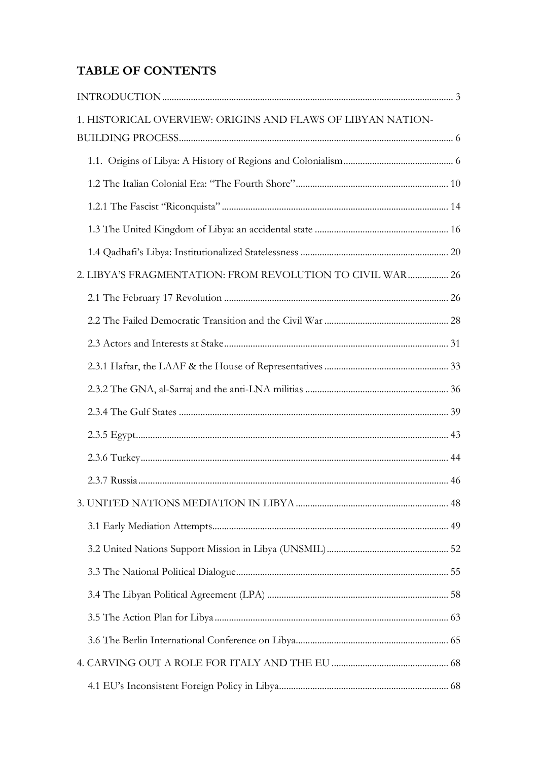## TABLE OF CONTENTS

INTRODUCTION ..... 3

1. HISTORICAL OVERVIEW: ORIGINS AND FLAWS OF LIBYAN NATION-BUILDING PROCESS ..... 6
   - 1.1. Origins of Libya: A History of Regions and Colonialism ..... 6
   - 1.2 The Italian Colonial Era: "The Fourth Shore" ..... 10
   - 1.2.1 The Fascist "Riconquista" ..... 14
   - 1.3 The United Kingdom of Libya: an accidental state ..... 16
   - 1.4 Qadhafi's Libya: Institutionalized Statelessness ..... 20

2. LIBYA'S FRAGMENTATION: FROM REVOLUTION TO CIVIL WAR ..... 26
   - 2.1 The February 17 Revolution ..... 26
   - 2.2 The Failed Democratic Transition and the Civil War ..... 28
   - 2.3 Actors and Interests at Stake ..... 31
   - 2.3.1 Haftar, the LAAF & the House of Representatives ..... 33
   - 2.3.2 The GNA, al-Sarraj and the anti-LNA militias ..... 36
   - 2.3.4 The Gulf States ..... 39
   - 2.3.5 Egypt ..... 43
   - 2.3.6 Turkey ..... 44
   - 2.3.7 Russia ..... 46

3. UNITED NATIONS MEDIATION IN LIBYA ..... 48
   - 3.1 Early Mediation Attempts ..... 49
   - 3.2 United Nations Support Mission in Libya (UNSMIL) ..... 52
   - 3.3 The National Political Dialogue ..... 55
   - 3.4 The Libyan Political Agreement (LPA) ..... 58
   - 3.5 The Action Plan for Libya ..... 63
   - 3.6 The Berlin International Conference on Libya ..... 65

4. CARVING OUT A ROLE FOR ITALY AND THE EU ..... 68
   - 4.1 EU's Inconsistent Foreign Policy in Libya ..... 68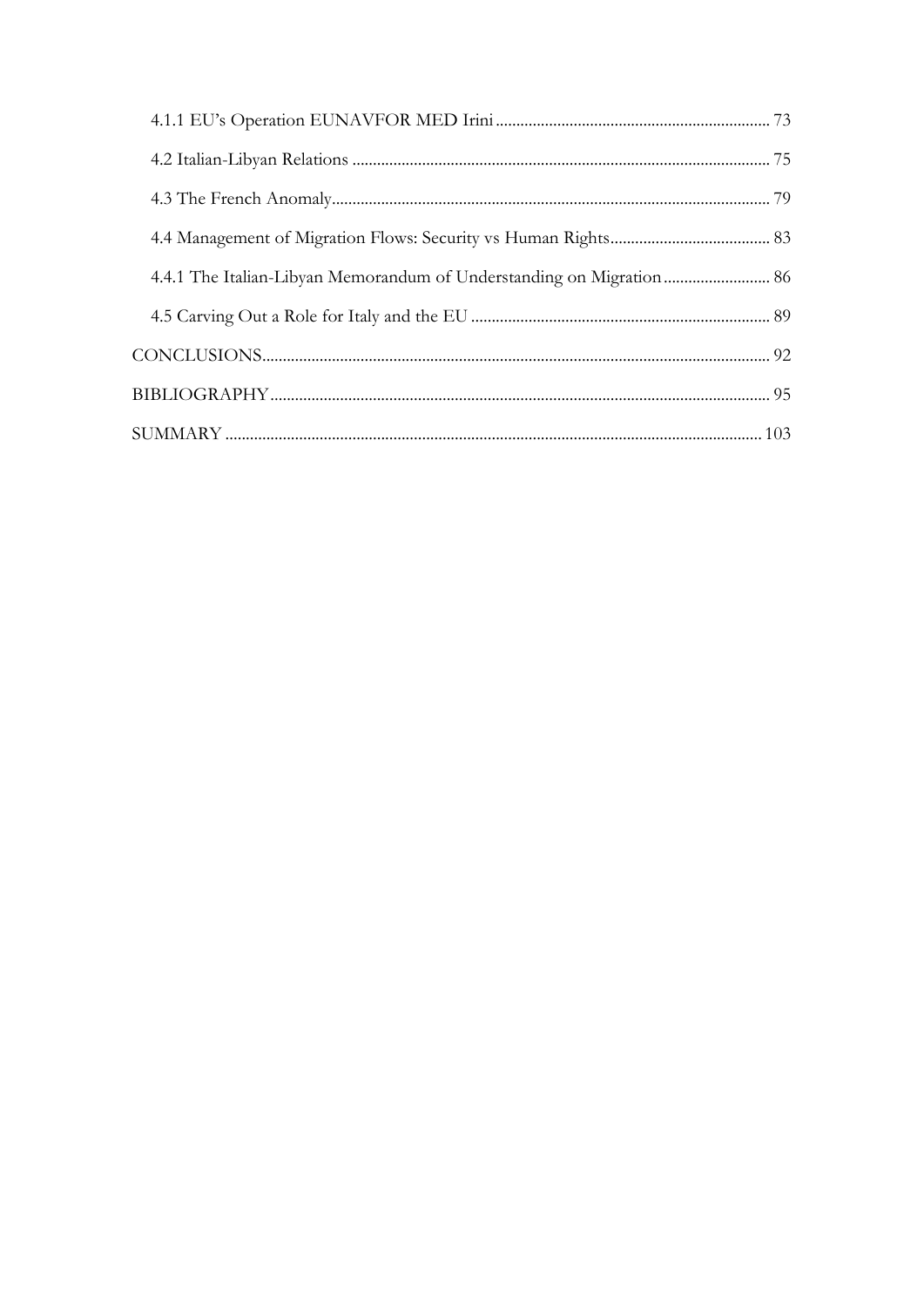4.1.1 EU's Operation EUNAVFOR MED Irini .......... 73

4.2 Italian-Libyan Relations .......... 75

4.3 The French Anomaly .......... 79

4.4 Management of Migration Flows: Security vs Human Rights .......... 83

4.4.1 The Italian-Libyan Memorandum of Understanding on Migration .......... 86

4.5 Carving Out a Role for Italy and the EU .......... 89

CONCLUSIONS .......... 92

BIBLIOGRAPHY .......... 95

SUMMARY .......... 103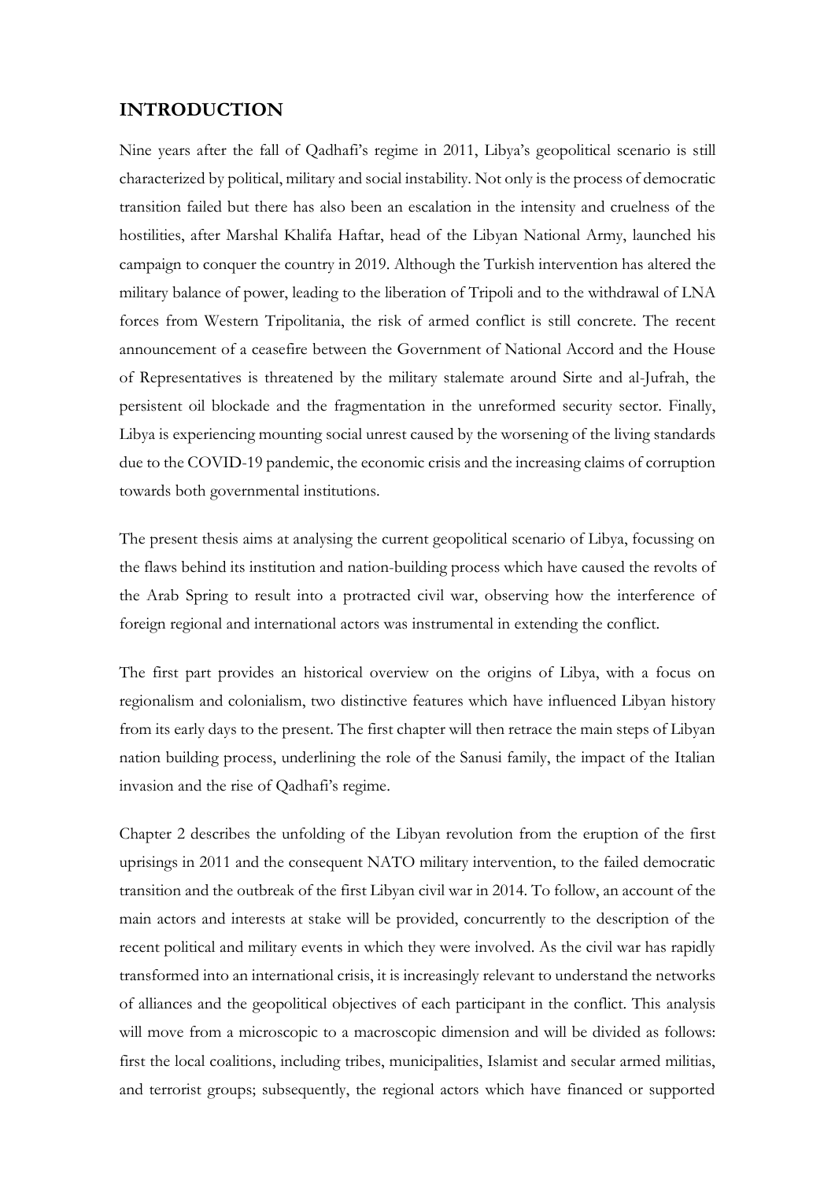## INTRODUCTION

Nine years after the fall of Qadhafi's regime in 2011, Libya's geopolitical scenario is still characterized by political, military and social instability. Not only is the process of democratic transition failed but there has also been an escalation in the intensity and cruelness of the hostilities, after Marshal Khalifa Haftar, head of the Libyan National Army, launched his campaign to conquer the country in 2019. Although the Turkish intervention has altered the military balance of power, leading to the liberation of Tripoli and to the withdrawal of LNA forces from Western Tripolitania, the risk of armed conflict is still concrete. The recent announcement of a ceasefire between the Government of National Accord and the House of Representatives is threatened by the military stalemate around Sirte and al-Jufrah, the persistent oil blockade and the fragmentation in the unreformed security sector. Finally, Libya is experiencing mounting social unrest caused by the worsening of the living standards due to the COVID-19 pandemic, the economic crisis and the increasing claims of corruption towards both governmental institutions.

The present thesis aims at analysing the current geopolitical scenario of Libya, focussing on the flaws behind its institution and nation-building process which have caused the revolts of the Arab Spring to result into a protracted civil war, observing how the interference of foreign regional and international actors was instrumental in extending the conflict.

The first part provides an historical overview on the origins of Libya, with a focus on regionalism and colonialism, two distinctive features which have influenced Libyan history from its early days to the present. The first chapter will then retrace the main steps of Libyan nation building process, underlining the role of the Sanusi family, the impact of the Italian invasion and the rise of Qadhafi's regime.

Chapter 2 describes the unfolding of the Libyan revolution from the eruption of the first uprisings in 2011 and the consequent NATO military intervention, to the failed democratic transition and the outbreak of the first Libyan civil war in 2014. To follow, an account of the main actors and interests at stake will be provided, concurrently to the description of the recent political and military events in which they were involved. As the civil war has rapidly transformed into an international crisis, it is increasingly relevant to understand the networks of alliances and the geopolitical objectives of each participant in the conflict. This analysis will move from a microscopic to a macroscopic dimension and will be divided as follows: first the local coalitions, including tribes, municipalities, Islamist and secular armed militias, and terrorist groups; subsequently, the regional actors which have financed or supported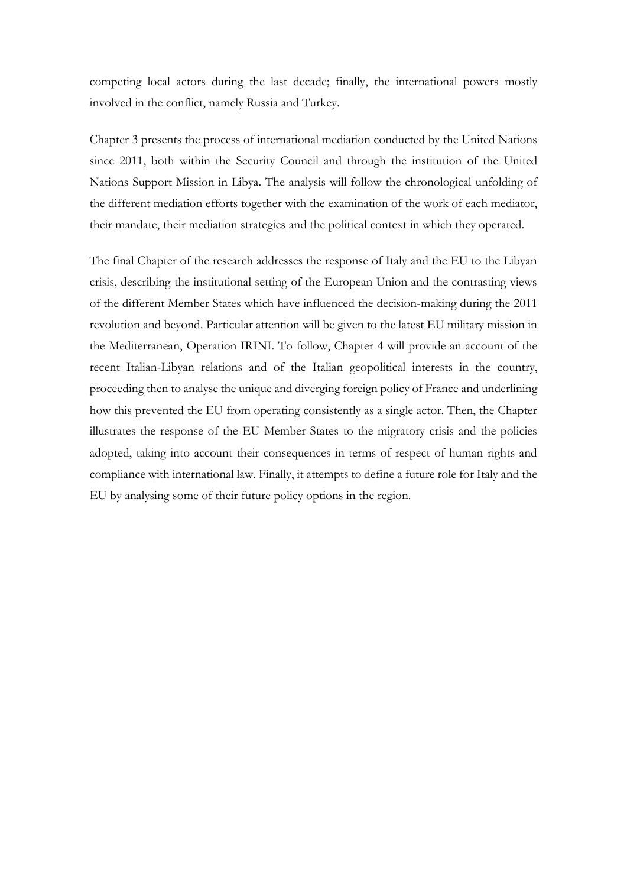competing local actors during the last decade; finally, the international powers mostly involved in the conflict, namely Russia and Turkey.

Chapter 3 presents the process of international mediation conducted by the United Nations since 2011, both within the Security Council and through the institution of the United Nations Support Mission in Libya. The analysis will follow the chronological unfolding of the different mediation efforts together with the examination of the work of each mediator, their mandate, their mediation strategies and the political context in which they operated.

The final Chapter of the research addresses the response of Italy and the EU to the Libyan crisis, describing the institutional setting of the European Union and the contrasting views of the different Member States which have influenced the decision-making during the 2011 revolution and beyond. Particular attention will be given to the latest EU military mission in the Mediterranean, Operation IRINI. To follow, Chapter 4 will provide an account of the recent Italian-Libyan relations and of the Italian geopolitical interests in the country, proceeding then to analyse the unique and diverging foreign policy of France and underlining how this prevented the EU from operating consistently as a single actor. Then, the Chapter illustrates the response of the EU Member States to the migratory crisis and the policies adopted, taking into account their consequences in terms of respect of human rights and compliance with international law. Finally, it attempts to define a future role for Italy and the EU by analysing some of their future policy options in the region.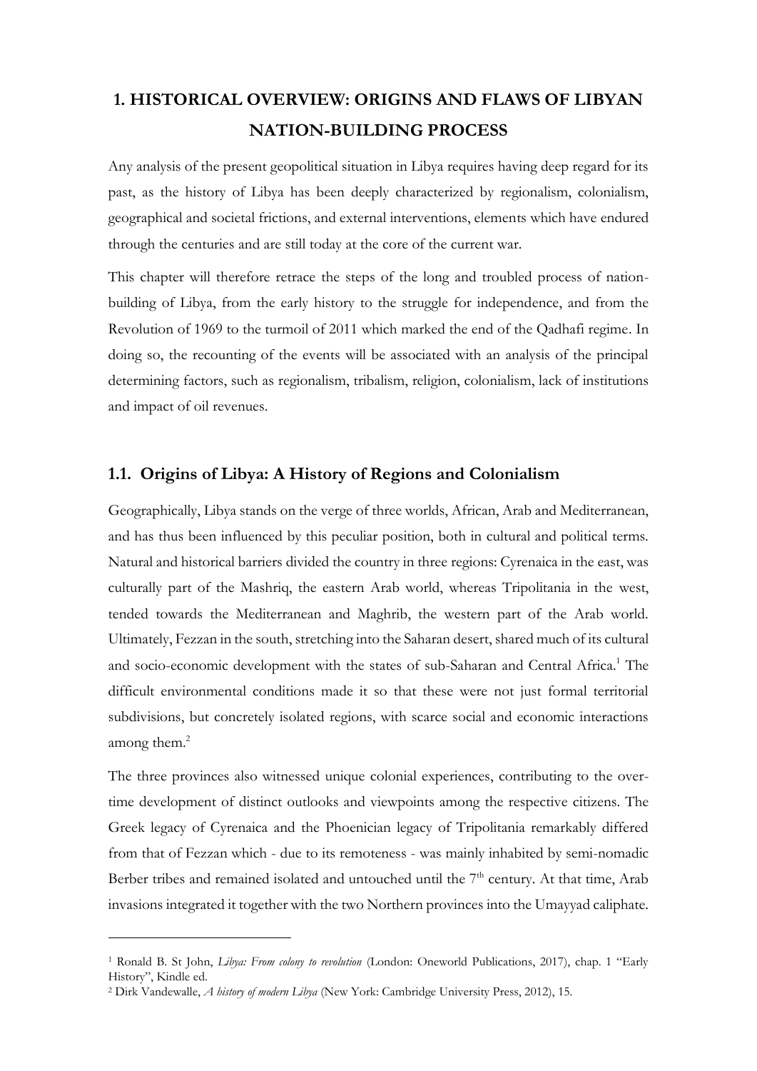# 1. HISTORICAL OVERVIEW: ORIGINS AND FLAWS OF LIBYAN NATION-BUILDING PROCESS

Any analysis of the present geopolitical situation in Libya requires having deep regard for its past, as the history of Libya has been deeply characterized by regionalism, colonialism, geographical and societal frictions, and external interventions, elements which have endured through the centuries and are still today at the core of the current war.

This chapter will therefore retrace the steps of the long and troubled process of nation-building of Libya, from the early history to the struggle for independence, and from the Revolution of 1969 to the turmoil of 2011 which marked the end of the Qadhafi regime. In doing so, the recounting of the events will be associated with an analysis of the principal determining factors, such as regionalism, tribalism, religion, colonialism, lack of institutions and impact of oil revenues.

## 1.1. Origins of Libya: A History of Regions and Colonialism

Geographically, Libya stands on the verge of three worlds, African, Arab and Mediterranean, and has thus been influenced by this peculiar position, both in cultural and political terms. Natural and historical barriers divided the country in three regions: Cyrenaica in the east, was culturally part of the Mashriq, the eastern Arab world, whereas Tripolitania in the west, tended towards the Mediterranean and Maghrib, the western part of the Arab world. Ultimately, Fezzan in the south, stretching into the Saharan desert, shared much of its cultural and socio-economic development with the states of sub-Saharan and Central Africa.[1] The difficult environmental conditions made it so that these were not just formal territorial subdivisions, but concretely isolated regions, with scarce social and economic interactions among them.[2]

The three provinces also witnessed unique colonial experiences, contributing to the over-time development of distinct outlooks and viewpoints among the respective citizens. The Greek legacy of Cyrenaica and the Phoenician legacy of Tripolitania remarkably differed from that of Fezzan which - due to its remoteness - was mainly inhabited by semi-nomadic Berber tribes and remained isolated and untouched until the 7th century. At that time, Arab invasions integrated it together with the two Northern provinces into the Umayyad caliphate.

---

[1] Ronald B. St John, *Libya: From colony to revolution* (London: Oneworld Publications, 2017), chap. 1 "Early History", Kindle ed.

[2] Dirk Vandewalle, *A history of modern Libya* (New York: Cambridge University Press, 2012), 15.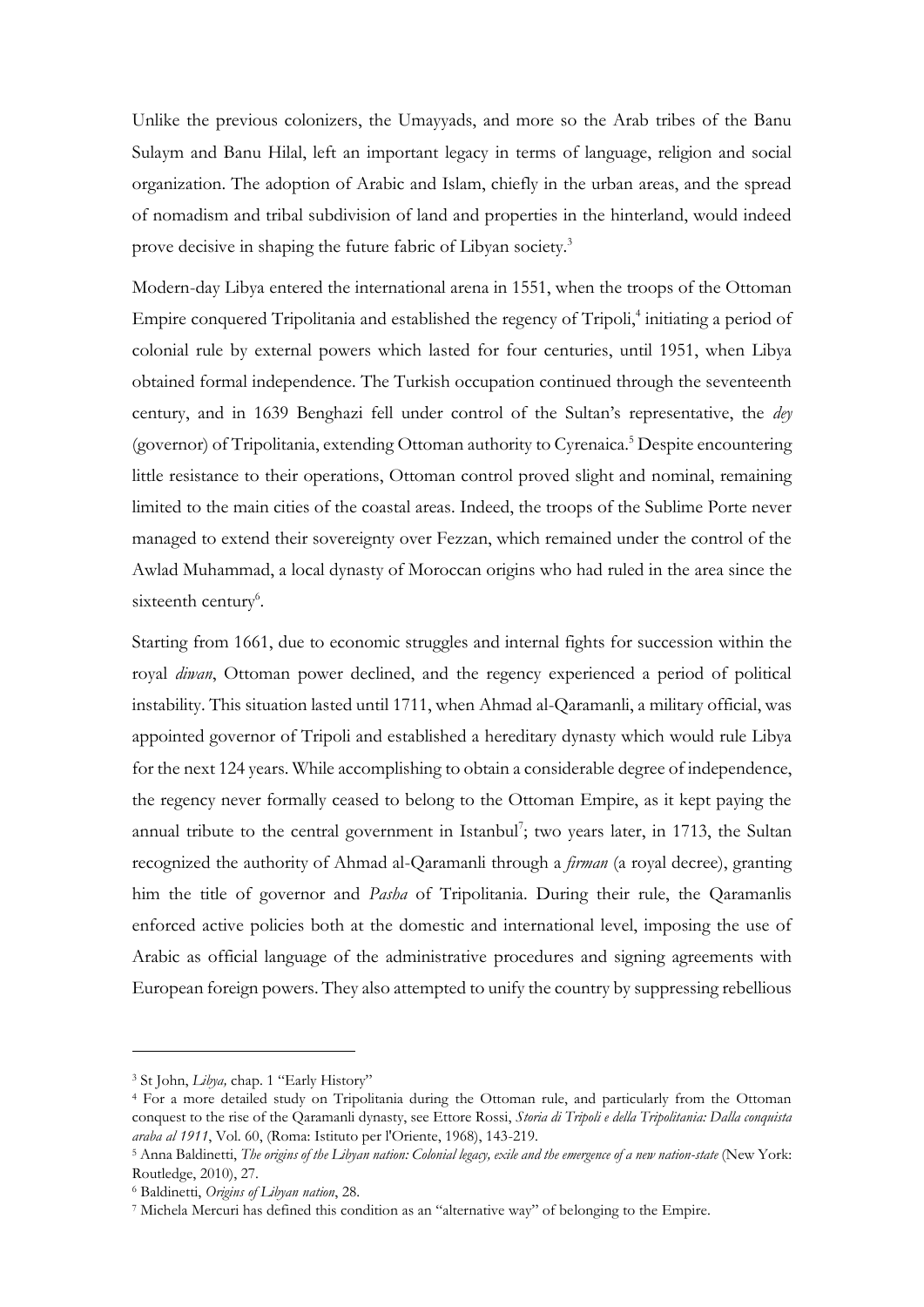Unlike the previous colonizers, the Umayyads, and more so the Arab tribes of the Banu Sulaym and Banu Hilal, left an important legacy in terms of language, religion and social organization. The adoption of Arabic and Islam, chiefly in the urban areas, and the spread of nomadism and tribal subdivision of land and properties in the hinterland, would indeed prove decisive in shaping the future fabric of Libyan society.[3]

Modern-day Libya entered the international arena in 1551, when the troops of the Ottoman Empire conquered Tripolitania and established the regency of Tripoli,[4] initiating a period of colonial rule by external powers which lasted for four centuries, until 1951, when Libya obtained formal independence. The Turkish occupation continued through the seventeenth century, and in 1639 Benghazi fell under control of the Sultan's representative, the *dey* (governor) of Tripolitania, extending Ottoman authority to Cyrenaica.[5] Despite encountering little resistance to their operations, Ottoman control proved slight and nominal, remaining limited to the main cities of the coastal areas. Indeed, the troops of the Sublime Porte never managed to extend their sovereignty over Fezzan, which remained under the control of the Awlad Muhammad, a local dynasty of Moroccan origins who had ruled in the area since the sixteenth century[6].

Starting from 1661, due to economic struggles and internal fights for succession within the royal *diwan*, Ottoman power declined, and the regency experienced a period of political instability. This situation lasted until 1711, when Ahmad al-Qaramanli, a military official, was appointed governor of Tripoli and established a hereditary dynasty which would rule Libya for the next 124 years. While accomplishing to obtain a considerable degree of independence, the regency never formally ceased to belong to the Ottoman Empire, as it kept paying the annual tribute to the central government in Istanbul[7]; two years later, in 1713, the Sultan recognized the authority of Ahmad al-Qaramanli through a *firman* (a royal decree), granting him the title of governor and *Pasha* of Tripolitania. During their rule, the Qaramanlis enforced active policies both at the domestic and international level, imposing the use of Arabic as official language of the administrative procedures and signing agreements with European foreign powers. They also attempted to unify the country by suppressing rebellious

---

[3] St John, *Libya,* chap. 1 "Early History"

[4] For a more detailed study on Tripolitania during the Ottoman rule, and particularly from the Ottoman conquest to the rise of the Qaramanli dynasty, see Ettore Rossi, *Storia di Tripoli e della Tripolitania: Dalla conquista araba al 1911*, Vol. 60, (Roma: Istituto per l'Oriente, 1968), 143-219.

[5] Anna Baldinetti, *The origins of the Libyan nation: Colonial legacy, exile and the emergence of a new nation-state* (New York: Routledge, 2010), 27.

[6] Baldinetti, *Origins of Libyan nation*, 28.

[7] Michela Mercuri has defined this condition as an "alternative way" of belonging to the Empire.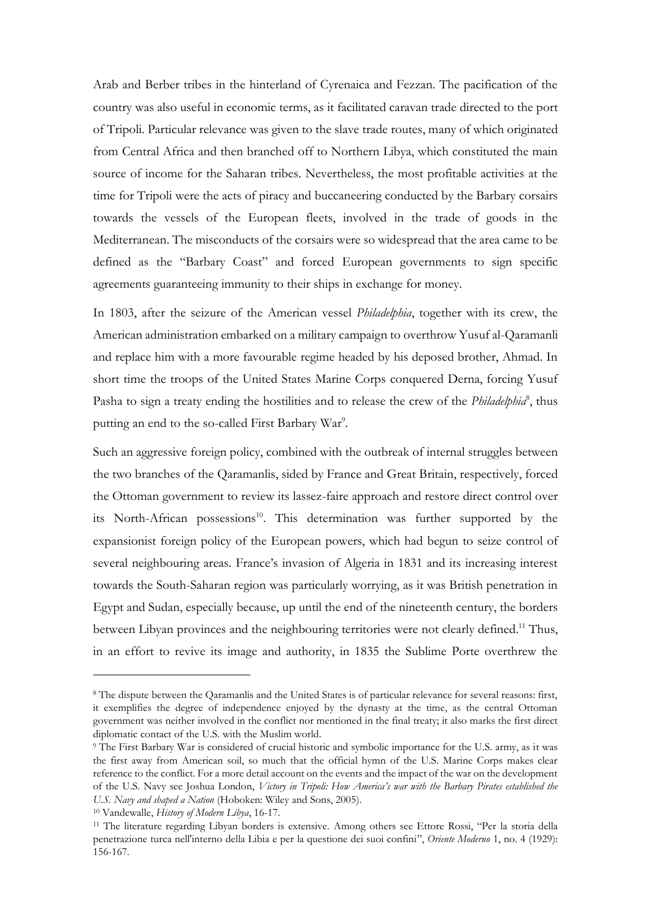Arab and Berber tribes in the hinterland of Cyrenaica and Fezzan. The pacification of the country was also useful in economic terms, as it facilitated caravan trade directed to the port of Tripoli. Particular relevance was given to the slave trade routes, many of which originated from Central Africa and then branched off to Northern Libya, which constituted the main source of income for the Saharan tribes. Nevertheless, the most profitable activities at the time for Tripoli were the acts of piracy and buccaneering conducted by the Barbary corsairs towards the vessels of the European fleets, involved in the trade of goods in the Mediterranean. The misconducts of the corsairs were so widespread that the area came to be defined as the "Barbary Coast" and forced European governments to sign specific agreements guaranteeing immunity to their ships in exchange for money.

In 1803, after the seizure of the American vessel *Philadelphia*, together with its crew, the American administration embarked on a military campaign to overthrow Yusuf al-Qaramanli and replace him with a more favourable regime headed by his deposed brother, Ahmad. In short time the troops of the United States Marine Corps conquered Derna, forcing Yusuf Pasha to sign a treaty ending the hostilities and to release the crew of the *Philadelphia*[8], thus putting an end to the so-called First Barbary War[9].

Such an aggressive foreign policy, combined with the outbreak of internal struggles between the two branches of the Qaramanlis, sided by France and Great Britain, respectively, forced the Ottoman government to review its lassez-faire approach and restore direct control over its North-African possessions[10]. This determination was further supported by the expansionist foreign policy of the European powers, which had begun to seize control of several neighbouring areas. France's invasion of Algeria in 1831 and its increasing interest towards the South-Saharan region was particularly worrying, as it was British penetration in Egypt and Sudan, especially because, up until the end of the nineteenth century, the borders between Libyan provinces and the neighbouring territories were not clearly defined.[11] Thus, in an effort to revive its image and authority, in 1835 the Sublime Porte overthrew the

---

[8] The dispute between the Qaramanlis and the United States is of particular relevance for several reasons: first, it exemplifies the degree of independence enjoyed by the dynasty at the time, as the central Ottoman government was neither involved in the conflict nor mentioned in the final treaty; it also marks the first direct diplomatic contact of the U.S. with the Muslim world.

[9] The First Barbary War is considered of crucial historic and symbolic importance for the U.S. army, as it was the first away from American soil, so much that the official hymn of the U.S. Marine Corps makes clear reference to the conflict. For a more detail account on the events and the impact of the war on the development of the U.S. Navy see Joshua London, *Victory in Tripoli: How America's war with the Barbary Pirates established the U.S. Navy and shaped a Nation* (Hoboken: Wiley and Sons, 2005).

[10] Vandewalle, *History of Modern Libya*, 16-17.

[11] The literature regarding Libyan borders is extensive. Among others see Ettore Rossi, "Per la storia della penetrazione turca nell'interno della Libia e per la questione dei suoi confini", *Oriente Moderno* 1, no. 4 (1929): 156-167.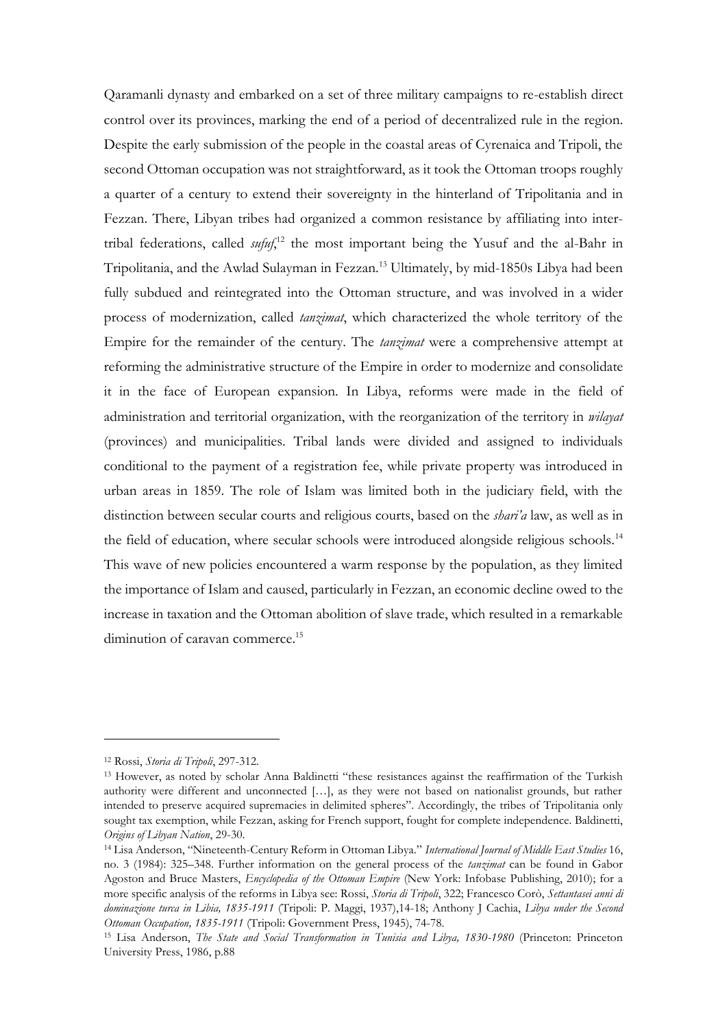Qaramanli dynasty and embarked on a set of three military campaigns to re-establish direct control over its provinces, marking the end of a period of decentralized rule in the region. Despite the early submission of the people in the coastal areas of Cyrenaica and Tripoli, the second Ottoman occupation was not straightforward, as it took the Ottoman troops roughly a quarter of a century to extend their sovereignty in the hinterland of Tripolitania and in Fezzan. There, Libyan tribes had organized a common resistance by affiliating into inter-tribal federations, called *sufuf*,[12] the most important being the Yusuf and the al-Bahr in Tripolitania, and the Awlad Sulayman in Fezzan.[13] Ultimately, by mid-1850s Libya had been fully subdued and reintegrated into the Ottoman structure, and was involved in a wider process of modernization, called *tanzimat*, which characterized the whole territory of the Empire for the remainder of the century. The *tanzimat* were a comprehensive attempt at reforming the administrative structure of the Empire in order to modernize and consolidate it in the face of European expansion. In Libya, reforms were made in the field of administration and territorial organization, with the reorganization of the territory in *wilayat* (provinces) and municipalities. Tribal lands were divided and assigned to individuals conditional to the payment of a registration fee, while private property was introduced in urban areas in 1859. The role of Islam was limited both in the judiciary field, with the distinction between secular courts and religious courts, based on the *shari'a* law, as well as in the field of education, where secular schools were introduced alongside religious schools.[14] This wave of new policies encountered a warm response by the population, as they limited the importance of Islam and caused, particularly in Fezzan, an economic decline owed to the increase in taxation and the Ottoman abolition of slave trade, which resulted in a remarkable diminution of caravan commerce.[15]

---

[12] Rossi, *Storia di Tripoli*, 297-312.

[13] However, as noted by scholar Anna Baldinetti "these resistances against the reaffirmation of the Turkish authority were different and unconnected […], as they were not based on nationalist grounds, but rather intended to preserve acquired supremacies in delimited spheres". Accordingly, the tribes of Tripolitania only sought tax exemption, while Fezzan, asking for French support, fought for complete independence. Baldinetti, *Origins of Libyan Nation*, 29-30.

[14] Lisa Anderson, "Nineteenth-Century Reform in Ottoman Libya." *International Journal of Middle East Studies* 16, no. 3 (1984): 325–348. Further information on the general process of the *tanzimat* can be found in Gabor Agoston and Bruce Masters, *Encyclopedia of the Ottoman Empire* (New York: Infobase Publishing, 2010); for a more specific analysis of the reforms in Libya see: Rossi, *Storia di Tripoli*, 322; Francesco Corò, *Settantasei anni di dominazione turca in Libia, 1835-1911* (Tripoli: P. Maggi, 1937),14-18; Anthony J Cachia, *Libya under the Second Ottoman Occupation, 1835-1911* (Tripoli: Government Press, 1945), 74-78.

[15] Lisa Anderson, *The State and Social Transformation in Tunisia and Libya, 1830-1980* (Princeton: Princeton University Press, 1986, p.88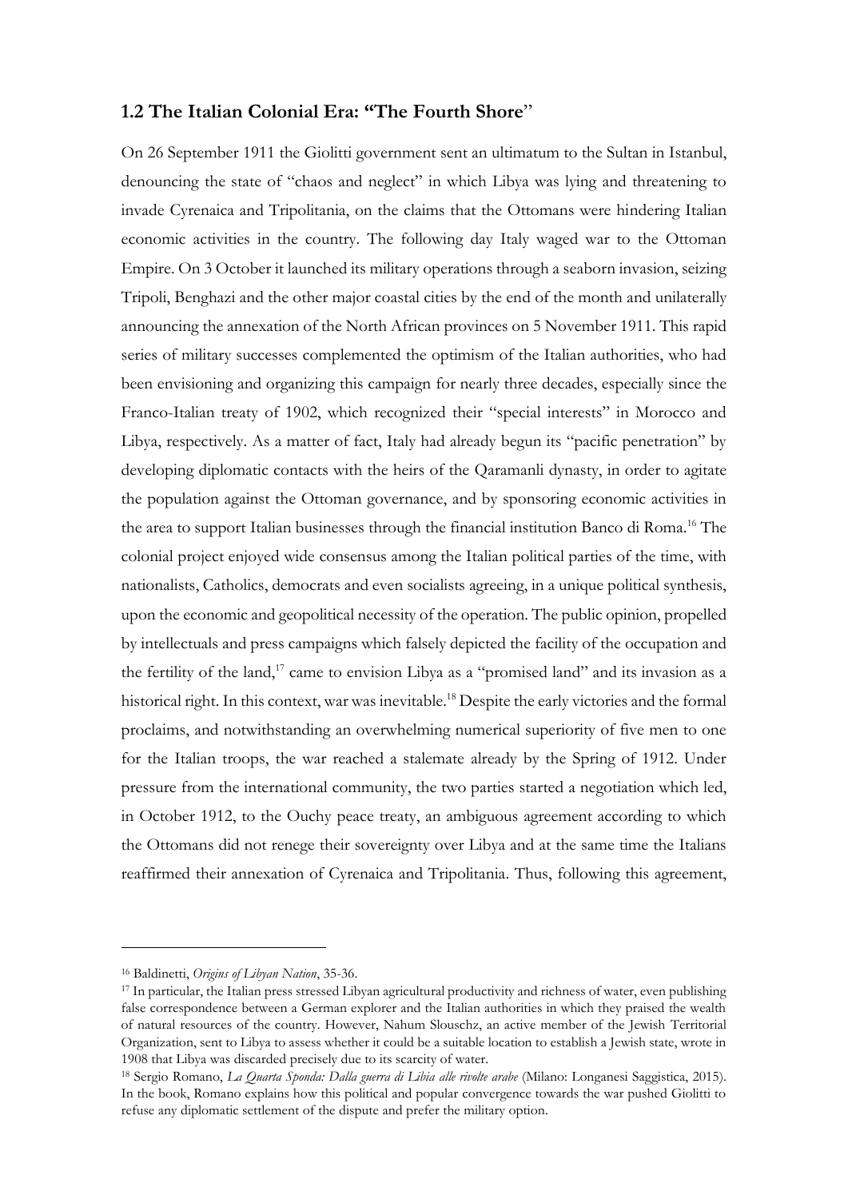## 1.2 The Italian Colonial Era: "The Fourth Shore"

On 26 September 1911 the Giolitti government sent an ultimatum to the Sultan in Istanbul, denouncing the state of "chaos and neglect" in which Libya was lying and threatening to invade Cyrenaica and Tripolitania, on the claims that the Ottomans were hindering Italian economic activities in the country. The following day Italy waged war to the Ottoman Empire. On 3 October it launched its military operations through a seaborn invasion, seizing Tripoli, Benghazi and the other major coastal cities by the end of the month and unilaterally announcing the annexation of the North African provinces on 5 November 1911. This rapid series of military successes complemented the optimism of the Italian authorities, who had been envisioning and organizing this campaign for nearly three decades, especially since the Franco-Italian treaty of 1902, which recognized their "special interests" in Morocco and Libya, respectively. As a matter of fact, Italy had already begun its "pacific penetration" by developing diplomatic contacts with the heirs of the Qaramanli dynasty, in order to agitate the population against the Ottoman governance, and by sponsoring economic activities in the area to support Italian businesses through the financial institution Banco di Roma.[16] The colonial project enjoyed wide consensus among the Italian political parties of the time, with nationalists, Catholics, democrats and even socialists agreeing, in a unique political synthesis, upon the economic and geopolitical necessity of the operation. The public opinion, propelled by intellectuals and press campaigns which falsely depicted the facility of the occupation and the fertility of the land,[17] came to envision Libya as a "promised land" and its invasion as a historical right. In this context, war was inevitable.[18] Despite the early victories and the formal proclaims, and notwithstanding an overwhelming numerical superiority of five men to one for the Italian troops, the war reached a stalemate already by the Spring of 1912. Under pressure from the international community, the two parties started a negotiation which led, in October 1912, to the Ouchy peace treaty, an ambiguous agreement according to which the Ottomans did not renege their sovereignty over Libya and at the same time the Italians reaffirmed their annexation of Cyrenaica and Tripolitania. Thus, following this agreement,

---

[16] Baldinetti, *Origins of Libyan Nation*, 35-36.

[17] In particular, the Italian press stressed Libyan agricultural productivity and richness of water, even publishing false correspondence between a German explorer and the Italian authorities in which they praised the wealth of natural resources of the country. However, Nahum Slouschz, an active member of the Jewish Territorial Organization, sent to Libya to assess whether it could be a suitable location to establish a Jewish state, wrote in 1908 that Libya was discarded precisely due to its scarcity of water.

[18] Sergio Romano, *La Quarta Sponda: Dalla guerra di Libia alle rivolte arabe* (Milano: Longanesi Saggistica, 2015). In the book, Romano explains how this political and popular convergence towards the war pushed Giolitti to refuse any diplomatic settlement of the dispute and prefer the military option.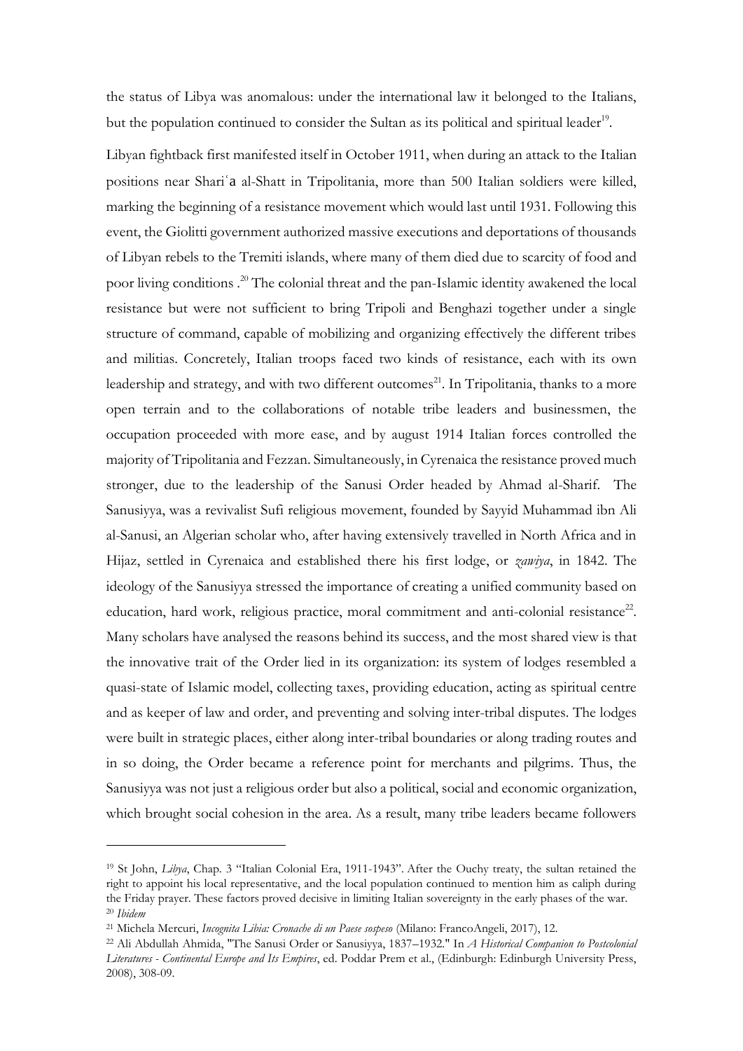the status of Libya was anomalous: under the international law it belonged to the Italians, but the population continued to consider the Sultan as its political and spiritual leader[19].

Libyan fightback first manifested itself in October 1911, when during an attack to the Italian positions near Shariʿa al-Shatt in Tripolitania, more than 500 Italian soldiers were killed, marking the beginning of a resistance movement which would last until 1931. Following this event, the Giolitti government authorized massive executions and deportations of thousands of Libyan rebels to the Tremiti islands, where many of them died due to scarcity of food and poor living conditions .[20] The colonial threat and the pan-Islamic identity awakened the local resistance but were not sufficient to bring Tripoli and Benghazi together under a single structure of command, capable of mobilizing and organizing effectively the different tribes and militias. Concretely, Italian troops faced two kinds of resistance, each with its own leadership and strategy, and with two different outcomes[21]. In Tripolitania, thanks to a more open terrain and to the collaborations of notable tribe leaders and businessmen, the occupation proceeded with more ease, and by august 1914 Italian forces controlled the majority of Tripolitania and Fezzan. Simultaneously, in Cyrenaica the resistance proved much stronger, due to the leadership of the Sanusi Order headed by Ahmad al-Sharif. The Sanusiyya, was a revivalist Sufi religious movement, founded by Sayyid Muhammad ibn Ali al-Sanusi, an Algerian scholar who, after having extensively travelled in North Africa and in Hijaz, settled in Cyrenaica and established there his first lodge, or *zawiya*, in 1842. The ideology of the Sanusiyya stressed the importance of creating a unified community based on education, hard work, religious practice, moral commitment and anti-colonial resistance[22]. Many scholars have analysed the reasons behind its success, and the most shared view is that the innovative trait of the Order lied in its organization: its system of lodges resembled a quasi-state of Islamic model, collecting taxes, providing education, acting as spiritual centre and as keeper of law and order, and preventing and solving inter-tribal disputes. The lodges were built in strategic places, either along inter-tribal boundaries or along trading routes and in so doing, the Order became a reference point for merchants and pilgrims. Thus, the Sanusiyya was not just a religious order but also a political, social and economic organization, which brought social cohesion in the area. As a result, many tribe leaders became followers

---

[19] St John, *Libya*, Chap. 3 "Italian Colonial Era, 1911-1943". After the Ouchy treaty, the sultan retained the right to appoint his local representative, and the local population continued to mention him as caliph during the Friday prayer. These factors proved decisive in limiting Italian sovereignty in the early phases of the war.

[20] *Ibidem*

[21] Michela Mercuri, *Incognita Libia: Cronache di un Paese sospeso* (Milano: FrancoAngeli, 2017), 12.

[22] Ali Abdullah Ahmida, "The Sanusi Order or Sanusiyya, 1837–1932." In *A Historical Companion to Postcolonial Literatures - Continental Europe and Its Empires*, ed. Poddar Prem et al., (Edinburgh: Edinburgh University Press, 2008), 308-09.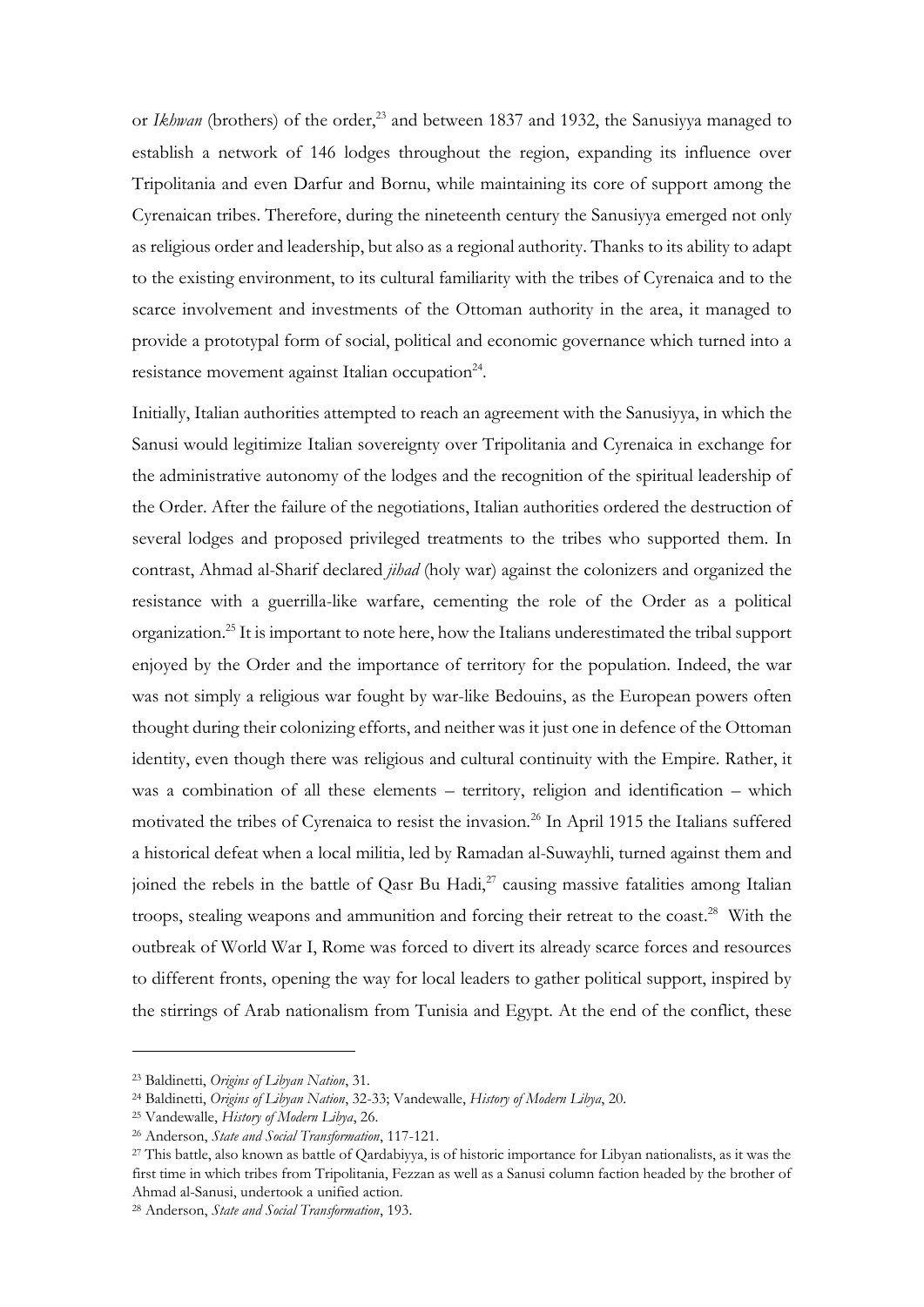or *Ikhwan* (brothers) of the order,[23] and between 1837 and 1932, the Sanusiyya managed to establish a network of 146 lodges throughout the region, expanding its influence over Tripolitania and even Darfur and Bornu, while maintaining its core of support among the Cyrenaican tribes. Therefore, during the nineteenth century the Sanusiyya emerged not only as religious order and leadership, but also as a regional authority. Thanks to its ability to adapt to the existing environment, to its cultural familiarity with the tribes of Cyrenaica and to the scarce involvement and investments of the Ottoman authority in the area, it managed to provide a prototypal form of social, political and economic governance which turned into a resistance movement against Italian occupation[24].

Initially, Italian authorities attempted to reach an agreement with the Sanusiyya, in which the Sanusi would legitimize Italian sovereignty over Tripolitania and Cyrenaica in exchange for the administrative autonomy of the lodges and the recognition of the spiritual leadership of the Order. After the failure of the negotiations, Italian authorities ordered the destruction of several lodges and proposed privileged treatments to the tribes who supported them. In contrast, Ahmad al-Sharif declared *jihad* (holy war) against the colonizers and organized the resistance with a guerrilla-like warfare, cementing the role of the Order as a political organization.[25] It is important to note here, how the Italians underestimated the tribal support enjoyed by the Order and the importance of territory for the population. Indeed, the war was not simply a religious war fought by war-like Bedouins, as the European powers often thought during their colonizing efforts, and neither was it just one in defence of the Ottoman identity, even though there was religious and cultural continuity with the Empire. Rather, it was a combination of all these elements – territory, religion and identification – which motivated the tribes of Cyrenaica to resist the invasion.[26] In April 1915 the Italians suffered a historical defeat when a local militia, led by Ramadan al-Suwayhli, turned against them and joined the rebels in the battle of Qasr Bu Hadi,[27] causing massive fatalities among Italian troops, stealing weapons and ammunition and forcing their retreat to the coast.[28] With the outbreak of World War I, Rome was forced to divert its already scarce forces and resources to different fronts, opening the way for local leaders to gather political support, inspired by the stirrings of Arab nationalism from Tunisia and Egypt. At the end of the conflict, these

---

[23] Baldinetti, *Origins of Libyan Nation*, 31.

[24] Baldinetti, *Origins of Libyan Nation*, 32-33; Vandewalle, *History of Modern Libya*, 20.

[25] Vandewalle, *History of Modern Libya*, 26.

[26] Anderson, *State and Social Transformation*, 117-121.

[27] This battle, also known as battle of Qardabiyya, is of historic importance for Libyan nationalists, as it was the first time in which tribes from Tripolitania, Fezzan as well as a Sanusi column faction headed by the brother of Ahmad al-Sanusi, undertook a unified action.

[28] Anderson, *State and Social Transformation*, 193.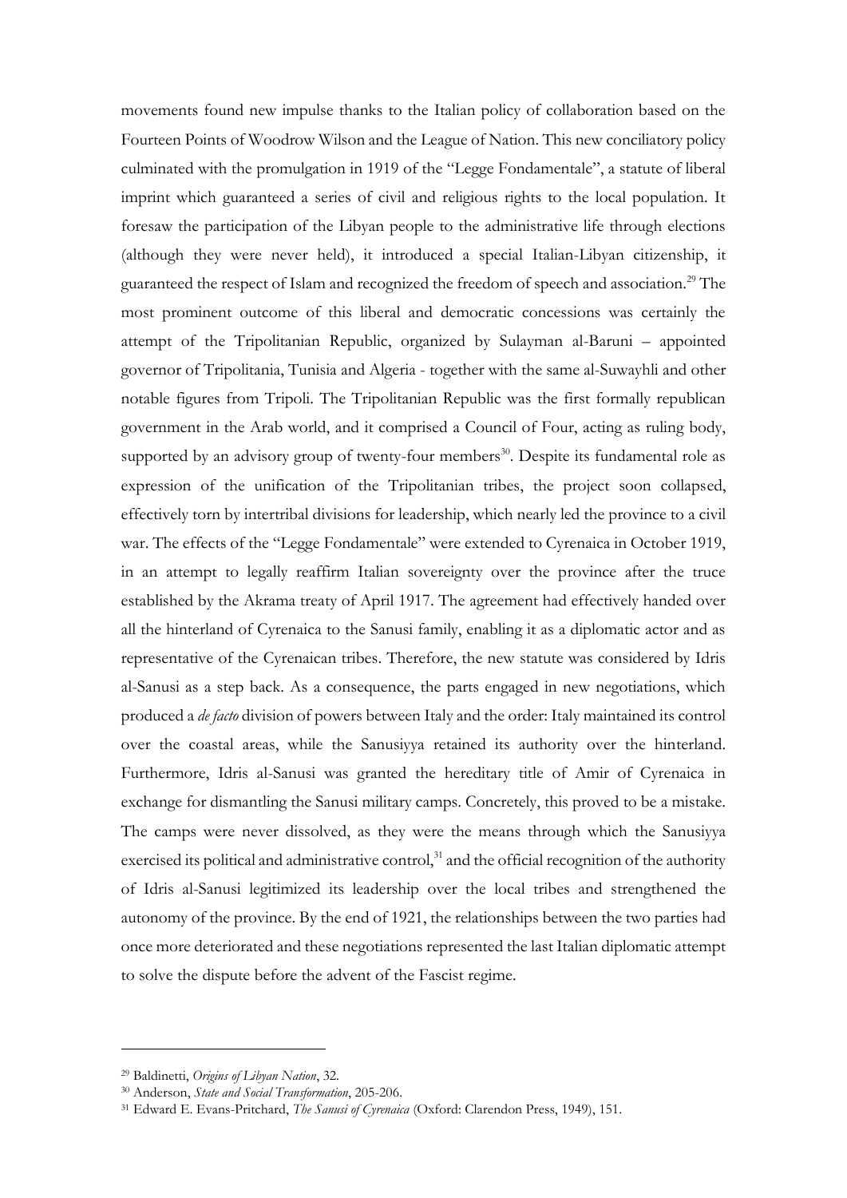movements found new impulse thanks to the Italian policy of collaboration based on the Fourteen Points of Woodrow Wilson and the League of Nation. This new conciliatory policy culminated with the promulgation in 1919 of the "Legge Fondamentale", a statute of liberal imprint which guaranteed a series of civil and religious rights to the local population. It foresaw the participation of the Libyan people to the administrative life through elections (although they were never held), it introduced a special Italian-Libyan citizenship, it guaranteed the respect of Islam and recognized the freedom of speech and association.[29] The most prominent outcome of this liberal and democratic concessions was certainly the attempt of the Tripolitanian Republic, organized by Sulayman al-Baruni – appointed governor of Tripolitania, Tunisia and Algeria - together with the same al-Suwayhli and other notable figures from Tripoli. The Tripolitanian Republic was the first formally republican government in the Arab world, and it comprised a Council of Four, acting as ruling body, supported by an advisory group of twenty-four members[30]. Despite its fundamental role as expression of the unification of the Tripolitanian tribes, the project soon collapsed, effectively torn by intertribal divisions for leadership, which nearly led the province to a civil war. The effects of the "Legge Fondamentale" were extended to Cyrenaica in October 1919, in an attempt to legally reaffirm Italian sovereignty over the province after the truce established by the Akrama treaty of April 1917. The agreement had effectively handed over all the hinterland of Cyrenaica to the Sanusi family, enabling it as a diplomatic actor and as representative of the Cyrenaican tribes. Therefore, the new statute was considered by Idris al-Sanusi as a step back. As a consequence, the parts engaged in new negotiations, which produced a *de facto* division of powers between Italy and the order: Italy maintained its control over the coastal areas, while the Sanusiyya retained its authority over the hinterland. Furthermore, Idris al-Sanusi was granted the hereditary title of Amir of Cyrenaica in exchange for dismantling the Sanusi military camps. Concretely, this proved to be a mistake. The camps were never dissolved, as they were the means through which the Sanusiyya exercised its political and administrative control,[31] and the official recognition of the authority of Idris al-Sanusi legitimized its leadership over the local tribes and strengthened the autonomy of the province. By the end of 1921, the relationships between the two parties had once more deteriorated and these negotiations represented the last Italian diplomatic attempt to solve the dispute before the advent of the Fascist regime.

---

[29] Baldinetti, *Origins of Libyan Nation*, 32.

[30] Anderson, *State and Social Transformation*, 205-206.

[31] Edward E. Evans-Pritchard, *The Sanusi of Cyrenaica* (Oxford: Clarendon Press, 1949), 151.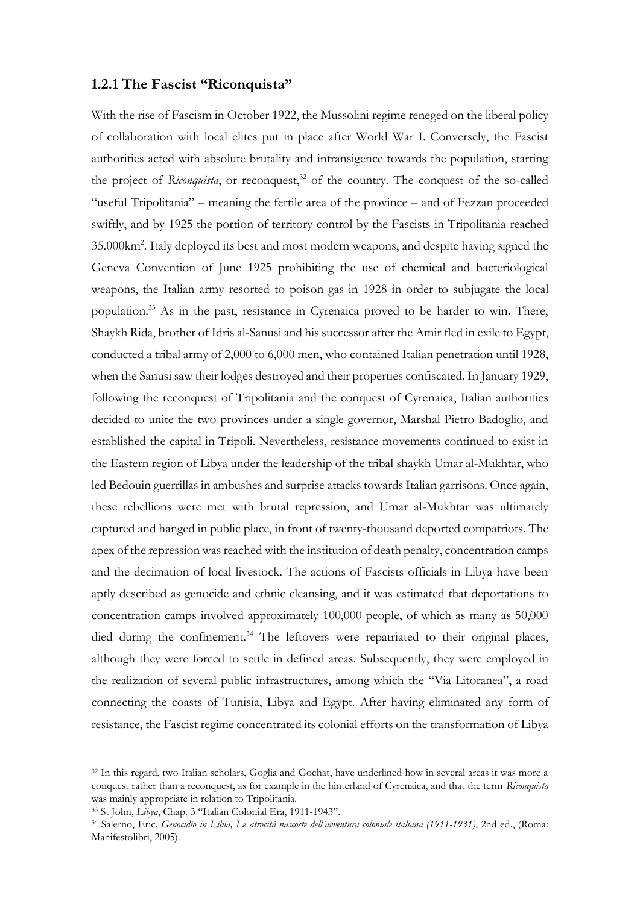### 1.2.1 The Fascist "Riconquista"

With the rise of Fascism in October 1922, the Mussolini regime reneged on the liberal policy of collaboration with local elites put in place after World War I. Conversely, the Fascist authorities acted with absolute brutality and intransigence towards the population, starting the project of *Riconquista*, or reconquest,[32] of the country. The conquest of the so-called "useful Tripolitania" – meaning the fertile area of the province – and of Fezzan proceeded swiftly, and by 1925 the portion of territory control by the Fascists in Tripolitania reached 35.000km$^2$. Italy deployed its best and most modern weapons, and despite having signed the Geneva Convention of June 1925 prohibiting the use of chemical and bacteriological weapons, the Italian army resorted to poison gas in 1928 in order to subjugate the local population.[33] As in the past, resistance in Cyrenaica proved to be harder to win. There, Shaykh Rida, brother of Idris al-Sanusi and his successor after the Amir fled in exile to Egypt, conducted a tribal army of 2,000 to 6,000 men, who contained Italian penetration until 1928, when the Sanusi saw their lodges destroyed and their properties confiscated. In January 1929, following the reconquest of Tripolitania and the conquest of Cyrenaica, Italian authorities decided to unite the two provinces under a single governor, Marshal Pietro Badoglio, and established the capital in Tripoli. Nevertheless, resistance movements continued to exist in the Eastern region of Libya under the leadership of the tribal shaykh Umar al-Mukhtar, who led Bedouin guerrillas in ambushes and surprise attacks towards Italian garrisons. Once again, these rebellions were met with brutal repression, and Umar al-Mukhtar was ultimately captured and hanged in public place, in front of twenty-thousand deported compatriots. The apex of the repression was reached with the institution of death penalty, concentration camps and the decimation of local livestock. The actions of Fascists officials in Libya have been aptly described as genocide and ethnic cleansing, and it was estimated that deportations to concentration camps involved approximately 100,000 people, of which as many as 50,000 died during the confinement.[34] The leftovers were repatriated to their original places, although they were forced to settle in defined areas. Subsequently, they were employed in the realization of several public infrastructures, among which the "Via Litoranea", a road connecting the coasts of Tunisia, Libya and Egypt. After having eliminated any form of resistance, the Fascist regime concentrated its colonial efforts on the transformation of Libya

---

[32] In this regard, two Italian scholars, Goglia and Gochat, have underlined how in several areas it was more a conquest rather than a reconquest, as for example in the hinterland of Cyrenaica, and that the term *Riconquista* was mainly appropriate in relation to Tripolitania.

[33] St John, *Libya*, Chap. 3 "Italian Colonial Era, 1911-1943".

[34] Salerno, Eric. *Genocidio in Libia, Le atrocità nascoste dell'avventura coloniale italiana (1911-1931)*, 2nd ed., (Roma: Manifestolibri, 2005).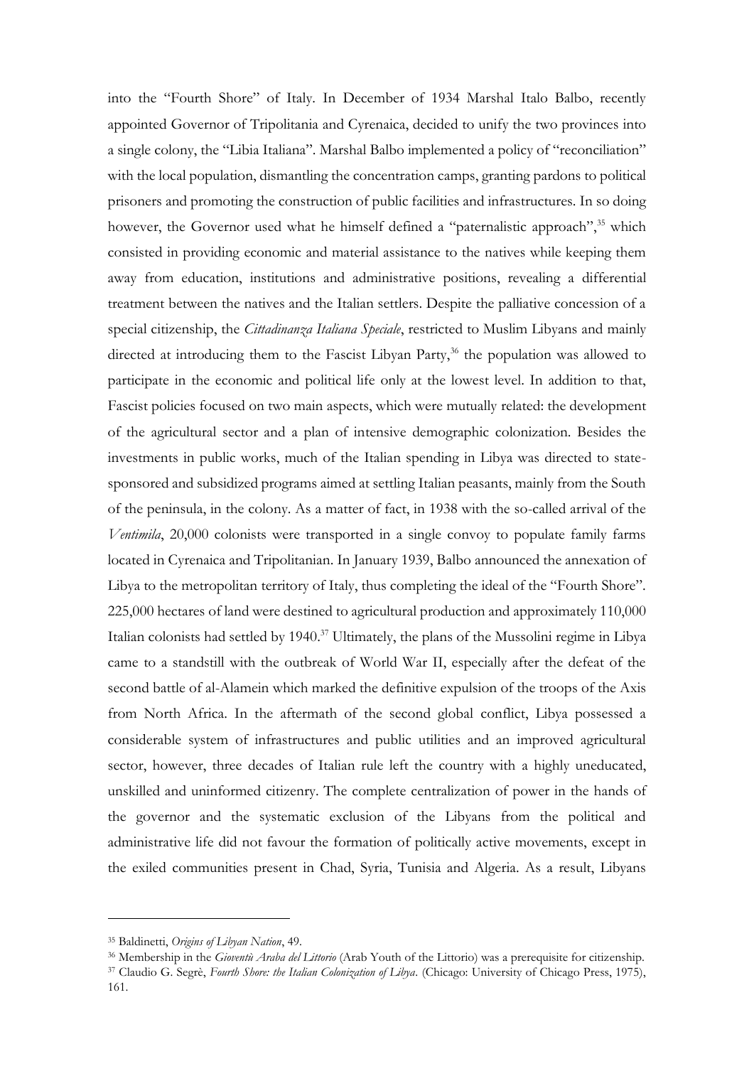into the "Fourth Shore" of Italy. In December of 1934 Marshal Italo Balbo, recently appointed Governor of Tripolitania and Cyrenaica, decided to unify the two provinces into a single colony, the "Libia Italiana". Marshal Balbo implemented a policy of "reconciliation" with the local population, dismantling the concentration camps, granting pardons to political prisoners and promoting the construction of public facilities and infrastructures. In so doing however, the Governor used what he himself defined a "paternalistic approach",[35] which consisted in providing economic and material assistance to the natives while keeping them away from education, institutions and administrative positions, revealing a differential treatment between the natives and the Italian settlers. Despite the palliative concession of a special citizenship, the *Cittadinanza Italiana Speciale*, restricted to Muslim Libyans and mainly directed at introducing them to the Fascist Libyan Party,[36] the population was allowed to participate in the economic and political life only at the lowest level. In addition to that, Fascist policies focused on two main aspects, which were mutually related: the development of the agricultural sector and a plan of intensive demographic colonization. Besides the investments in public works, much of the Italian spending in Libya was directed to state-sponsored and subsidized programs aimed at settling Italian peasants, mainly from the South of the peninsula, in the colony. As a matter of fact, in 1938 with the so-called arrival of the *Ventimila*, 20,000 colonists were transported in a single convoy to populate family farms located in Cyrenaica and Tripolitanian. In January 1939, Balbo announced the annexation of Libya to the metropolitan territory of Italy, thus completing the ideal of the "Fourth Shore". 225,000 hectares of land were destined to agricultural production and approximately 110,000 Italian colonists had settled by 1940.[37] Ultimately, the plans of the Mussolini regime in Libya came to a standstill with the outbreak of World War II, especially after the defeat of the second battle of al-Alamein which marked the definitive expulsion of the troops of the Axis from North Africa. In the aftermath of the second global conflict, Libya possessed a considerable system of infrastructures and public utilities and an improved agricultural sector, however, three decades of Italian rule left the country with a highly uneducated, unskilled and uninformed citizenry. The complete centralization of power in the hands of the governor and the systematic exclusion of the Libyans from the political and administrative life did not favour the formation of politically active movements, except in the exiled communities present in Chad, Syria, Tunisia and Algeria. As a result, Libyans

---

[35] Baldinetti, *Origins of Libyan Nation*, 49.

[36] Membership in the *Gioventù Araba del Littorio* (Arab Youth of the Littorio) was a prerequisite for citizenship.

[37] Claudio G. Segrè, *Fourth Shore: the Italian Colonization of Libya*. (Chicago: University of Chicago Press, 1975), 161.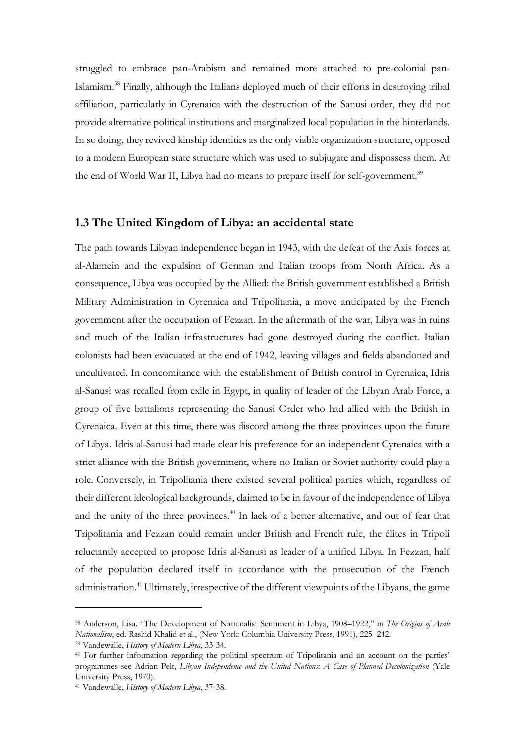struggled to embrace pan-Arabism and remained more attached to pre-colonial pan-Islamism.[38] Finally, although the Italians deployed much of their efforts in destroying tribal affiliation, particularly in Cyrenaica with the destruction of the Sanusi order, they did not provide alternative political institutions and marginalized local population in the hinterlands. In so doing, they revived kinship identities as the only viable organization structure, opposed to a modern European state structure which was used to subjugate and dispossess them. At the end of World War II, Libya had no means to prepare itself for self-government.[39]

## 1.3 The United Kingdom of Libya: an accidental state

The path towards Libyan independence began in 1943, with the defeat of the Axis forces at al-Alamein and the expulsion of German and Italian troops from North Africa. As a consequence, Libya was occupied by the Allied: the British government established a British Military Administration in Cyrenaica and Tripolitania, a move anticipated by the French government after the occupation of Fezzan. In the aftermath of the war, Libya was in ruins and much of the Italian infrastructures had gone destroyed during the conflict. Italian colonists had been evacuated at the end of 1942, leaving villages and fields abandoned and uncultivated. In concomitance with the establishment of British control in Cyrenaica, Idris al-Sanusi was recalled from exile in Egypt, in quality of leader of the Libyan Arab Force, a group of five battalions representing the Sanusi Order who had allied with the British in Cyrenaica. Even at this time, there was discord among the three provinces upon the future of Libya. Idris al-Sanusi had made clear his preference for an independent Cyrenaica with a strict alliance with the British government, where no Italian or Soviet authority could play a role. Conversely, in Tripolitania there existed several political parties which, regardless of their different ideological backgrounds, claimed to be in favour of the independence of Libya and the unity of the three provinces.[40] In lack of a better alternative, and out of fear that Tripolitania and Fezzan could remain under British and French rule, the élites in Tripoli reluctantly accepted to propose Idris al-Sanusi as leader of a unified Libya. In Fezzan, half of the population declared itself in accordance with the prosecution of the French administration.[41] Ultimately, irrespective of the different viewpoints of the Libyans, the game

---

[38] Anderson, Lisa. "The Development of Nationalist Sentiment in Libya, 1908–1922," in *The Origins of Arab Nationalism*, ed. Rashid Khalid et al., (New York: Columbia University Press, 1991), 225–242.

[39] Vandewalle, *History of Modern Libya*, 33-34.

[40] For further information regarding the political spectrum of Tripolitania and an account on the parties' programmes see Adrian Pelt, *Libyan Independence and the United Nations: A Case of Planned Decolonization* (Yale University Press, 1970).

[41] Vandewalle, *History of Modern Libya*, 37-38.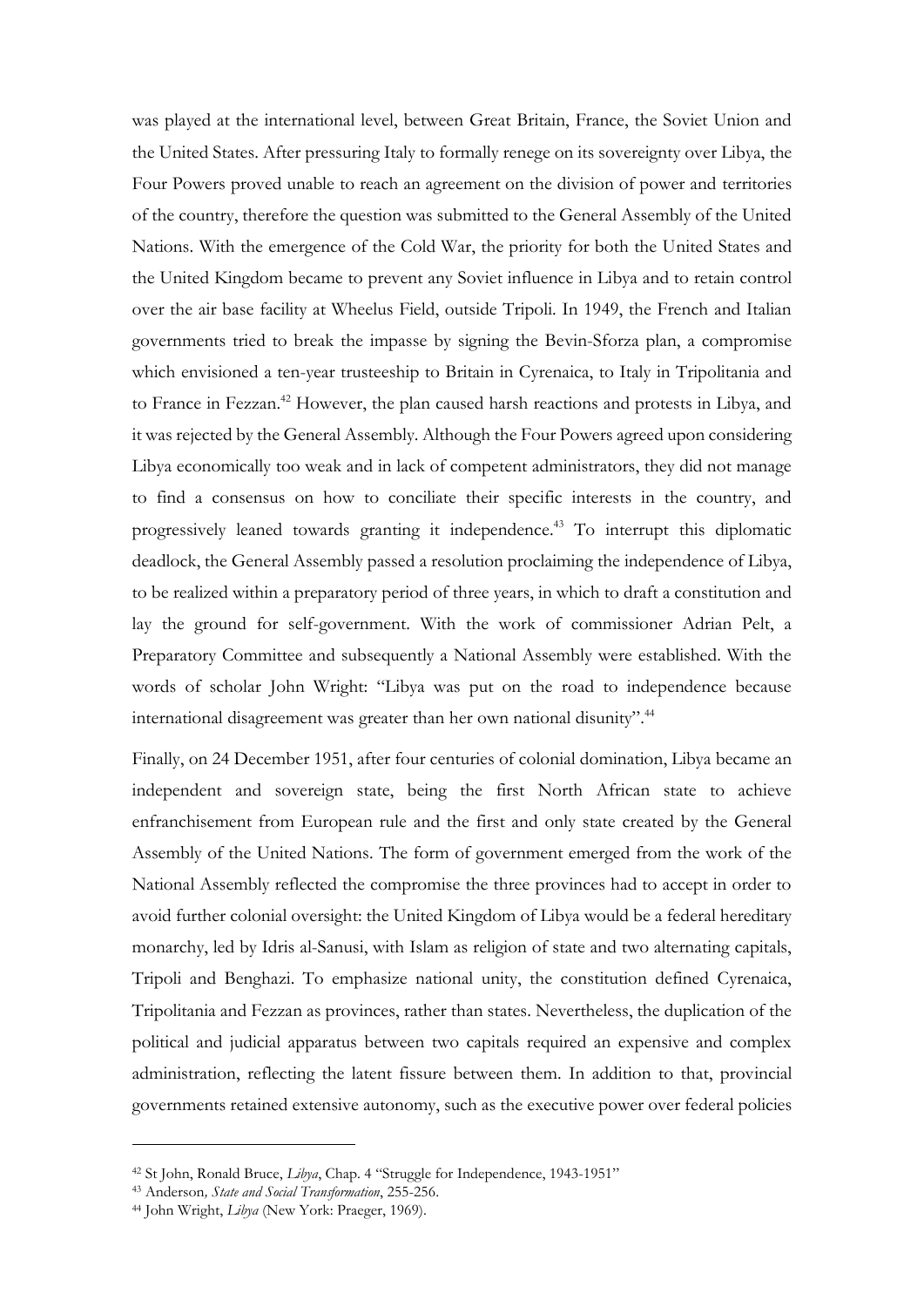was played at the international level, between Great Britain, France, the Soviet Union and the United States. After pressuring Italy to formally renege on its sovereignty over Libya, the Four Powers proved unable to reach an agreement on the division of power and territories of the country, therefore the question was submitted to the General Assembly of the United Nations. With the emergence of the Cold War, the priority for both the United States and the United Kingdom became to prevent any Soviet influence in Libya and to retain control over the air base facility at Wheelus Field, outside Tripoli. In 1949, the French and Italian governments tried to break the impasse by signing the Bevin-Sforza plan, a compromise which envisioned a ten-year trusteeship to Britain in Cyrenaica, to Italy in Tripolitania and to France in Fezzan.[42] However, the plan caused harsh reactions and protests in Libya, and it was rejected by the General Assembly. Although the Four Powers agreed upon considering Libya economically too weak and in lack of competent administrators, they did not manage to find a consensus on how to conciliate their specific interests in the country, and progressively leaned towards granting it independence.[43] To interrupt this diplomatic deadlock, the General Assembly passed a resolution proclaiming the independence of Libya, to be realized within a preparatory period of three years, in which to draft a constitution and lay the ground for self-government. With the work of commissioner Adrian Pelt, a Preparatory Committee and subsequently a National Assembly were established. With the words of scholar John Wright: "Libya was put on the road to independence because international disagreement was greater than her own national disunity".[44]

Finally, on 24 December 1951, after four centuries of colonial domination, Libya became an independent and sovereign state, being the first North African state to achieve enfranchisement from European rule and the first and only state created by the General Assembly of the United Nations. The form of government emerged from the work of the National Assembly reflected the compromise the three provinces had to accept in order to avoid further colonial oversight: the United Kingdom of Libya would be a federal hereditary monarchy, led by Idris al-Sanusi, with Islam as religion of state and two alternating capitals, Tripoli and Benghazi. To emphasize national unity, the constitution defined Cyrenaica, Tripolitania and Fezzan as provinces, rather than states. Nevertheless, the duplication of the political and judicial apparatus between two capitals required an expensive and complex administration, reflecting the latent fissure between them. In addition to that, provincial governments retained extensive autonomy, such as the executive power over federal policies

---

[42] St John, Ronald Bruce, *Libya*, Chap. 4 "Struggle for Independence, 1943-1951"

[43] Anderson, *State and Social Transformation*, 255-256.

[44] John Wright, *Libya* (New York: Praeger, 1969).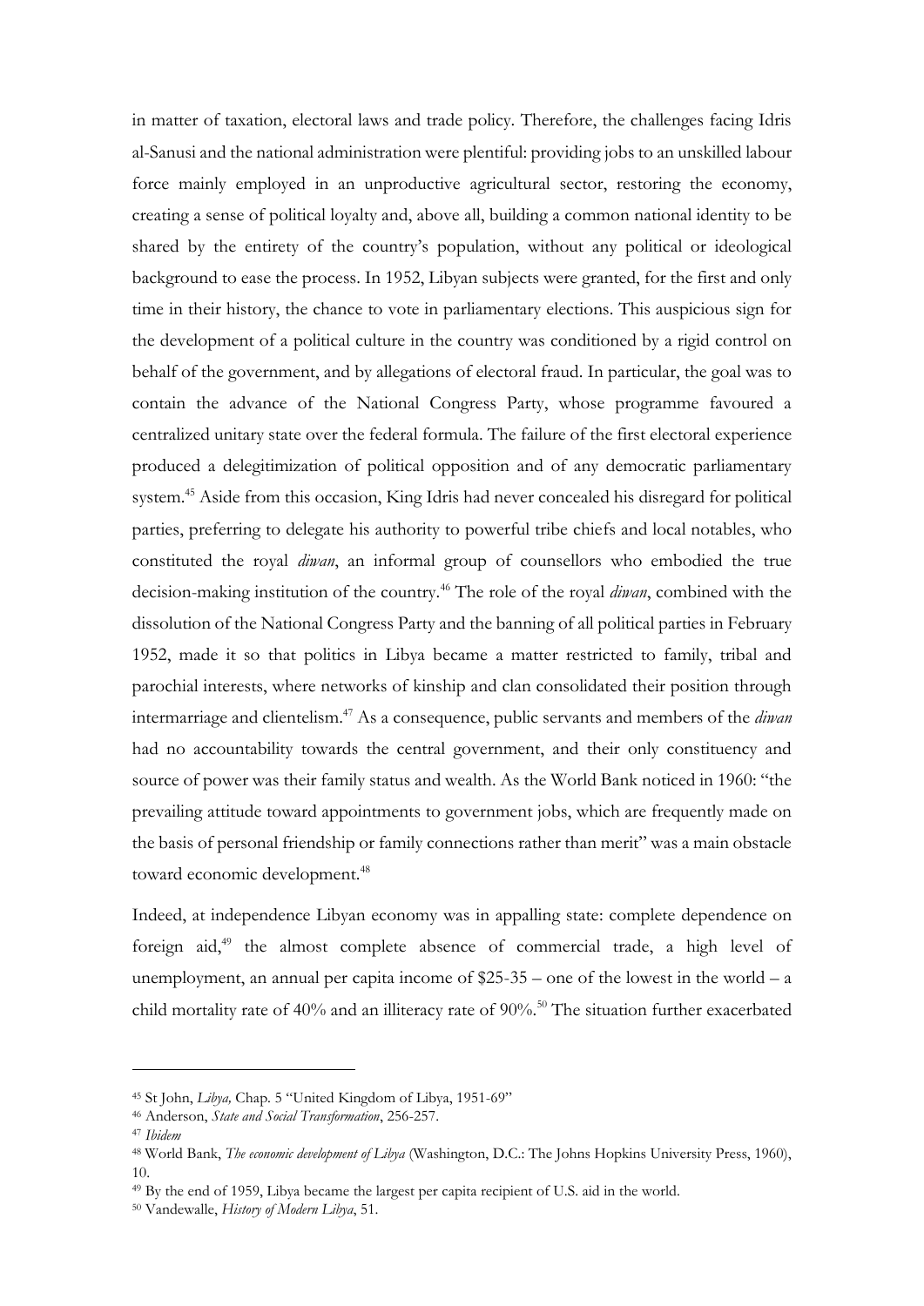in matter of taxation, electoral laws and trade policy. Therefore, the challenges facing Idris al-Sanusi and the national administration were plentiful: providing jobs to an unskilled labour force mainly employed in an unproductive agricultural sector, restoring the economy, creating a sense of political loyalty and, above all, building a common national identity to be shared by the entirety of the country's population, without any political or ideological background to ease the process. In 1952, Libyan subjects were granted, for the first and only time in their history, the chance to vote in parliamentary elections. This auspicious sign for the development of a political culture in the country was conditioned by a rigid control on behalf of the government, and by allegations of electoral fraud. In particular, the goal was to contain the advance of the National Congress Party, whose programme favoured a centralized unitary state over the federal formula. The failure of the first electoral experience produced a delegitimization of political opposition and of any democratic parliamentary system.[45] Aside from this occasion, King Idris had never concealed his disregard for political parties, preferring to delegate his authority to powerful tribe chiefs and local notables, who constituted the royal *diwan*, an informal group of counsellors who embodied the true decision-making institution of the country.[46] The role of the royal *diwan*, combined with the dissolution of the National Congress Party and the banning of all political parties in February 1952, made it so that politics in Libya became a matter restricted to family, tribal and parochial interests, where networks of kinship and clan consolidated their position through intermarriage and clientelism.[47] As a consequence, public servants and members of the *diwan* had no accountability towards the central government, and their only constituency and source of power was their family status and wealth. As the World Bank noticed in 1960: "the prevailing attitude toward appointments to government jobs, which are frequently made on the basis of personal friendship or family connections rather than merit" was a main obstacle toward economic development.[48]

Indeed, at independence Libyan economy was in appalling state: complete dependence on foreign aid,[49] the almost complete absence of commercial trade, a high level of unemployment, an annual per capita income of $25-35 – one of the lowest in the world – a child mortality rate of 40% and an illiteracy rate of 90%.[50] The situation further exacerbated

---

[45] St John, *Libya,* Chap. 5 "United Kingdom of Libya, 1951-69"

[46] Anderson, *State and Social Transformation*, 256-257.

[47] *Ibidem*

[48] World Bank, *The economic development of Libya* (Washington, D.C.: The Johns Hopkins University Press, 1960), 10.

[49] By the end of 1959, Libya became the largest per capita recipient of U.S. aid in the world.

[50] Vandewalle, *History of Modern Libya*, 51.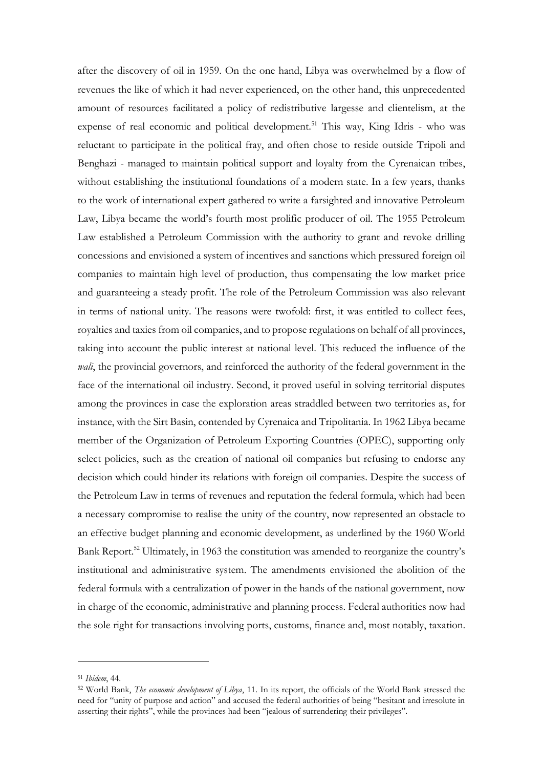after the discovery of oil in 1959. On the one hand, Libya was overwhelmed by a flow of revenues the like of which it had never experienced, on the other hand, this unprecedented amount of resources facilitated a policy of redistributive largesse and clientelism, at the expense of real economic and political development.[51] This way, King Idris - who was reluctant to participate in the political fray, and often chose to reside outside Tripoli and Benghazi - managed to maintain political support and loyalty from the Cyrenaican tribes, without establishing the institutional foundations of a modern state. In a few years, thanks to the work of international expert gathered to write a farsighted and innovative Petroleum Law, Libya became the world's fourth most prolific producer of oil. The 1955 Petroleum Law established a Petroleum Commission with the authority to grant and revoke drilling concessions and envisioned a system of incentives and sanctions which pressured foreign oil companies to maintain high level of production, thus compensating the low market price and guaranteeing a steady profit. The role of the Petroleum Commission was also relevant in terms of national unity. The reasons were twofold: first, it was entitled to collect fees, royalties and taxies from oil companies, and to propose regulations on behalf of all provinces, taking into account the public interest at national level. This reduced the influence of the *wali*, the provincial governors, and reinforced the authority of the federal government in the face of the international oil industry. Second, it proved useful in solving territorial disputes among the provinces in case the exploration areas straddled between two territories as, for instance, with the Sirt Basin, contended by Cyrenaica and Tripolitania. In 1962 Libya became member of the Organization of Petroleum Exporting Countries (OPEC), supporting only select policies, such as the creation of national oil companies but refusing to endorse any decision which could hinder its relations with foreign oil companies. Despite the success of the Petroleum Law in terms of revenues and reputation the federal formula, which had been a necessary compromise to realise the unity of the country, now represented an obstacle to an effective budget planning and economic development, as underlined by the 1960 World Bank Report.[52] Ultimately, in 1963 the constitution was amended to reorganize the country's institutional and administrative system. The amendments envisioned the abolition of the federal formula with a centralization of power in the hands of the national government, now in charge of the economic, administrative and planning process. Federal authorities now had the sole right for transactions involving ports, customs, finance and, most notably, taxation.

---

[51] *Ibidem*, 44.

[52] World Bank, *The economic development of Libya*, 11. In its report, the officials of the World Bank stressed the need for "unity of purpose and action" and accused the federal authorities of being "hesitant and irresolute in asserting their rights", while the provinces had been "jealous of surrendering their privileges".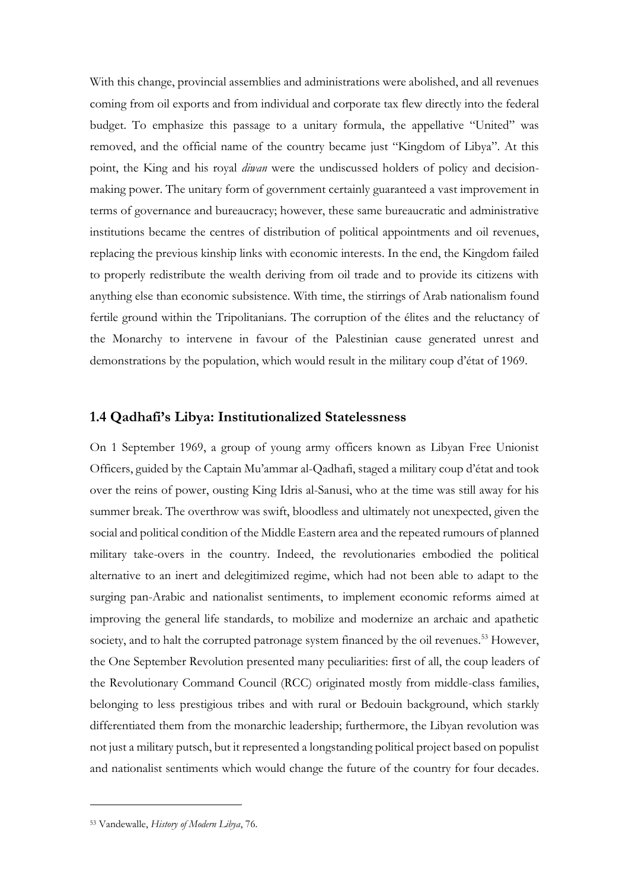With this change, provincial assemblies and administrations were abolished, and all revenues coming from oil exports and from individual and corporate tax flew directly into the federal budget. To emphasize this passage to a unitary formula, the appellative "United" was removed, and the official name of the country became just "Kingdom of Libya". At this point, the King and his royal *diwan* were the undiscussed holders of policy and decision-making power. The unitary form of government certainly guaranteed a vast improvement in terms of governance and bureaucracy; however, these same bureaucratic and administrative institutions became the centres of distribution of political appointments and oil revenues, replacing the previous kinship links with economic interests. In the end, the Kingdom failed to properly redistribute the wealth deriving from oil trade and to provide its citizens with anything else than economic subsistence. With time, the stirrings of Arab nationalism found fertile ground within the Tripolitanians. The corruption of the élites and the reluctancy of the Monarchy to intervene in favour of the Palestinian cause generated unrest and demonstrations by the population, which would result in the military coup d'état of 1969.

### 1.4 Qadhafi's Libya: Institutionalized Statelessness

On 1 September 1969, a group of young army officers known as Libyan Free Unionist Officers, guided by the Captain Mu'ammar al-Qadhafi, staged a military coup d'état and took over the reins of power, ousting King Idris al-Sanusi, who at the time was still away for his summer break. The overthrow was swift, bloodless and ultimately not unexpected, given the social and political condition of the Middle Eastern area and the repeated rumours of planned military take-overs in the country. Indeed, the revolutionaries embodied the political alternative to an inert and delegitimized regime, which had not been able to adapt to the surging pan-Arabic and nationalist sentiments, to implement economic reforms aimed at improving the general life standards, to mobilize and modernize an archaic and apathetic society, and to halt the corrupted patronage system financed by the oil revenues.[53] However, the One September Revolution presented many peculiarities: first of all, the coup leaders of the Revolutionary Command Council (RCC) originated mostly from middle-class families, belonging to less prestigious tribes and with rural or Bedouin background, which starkly differentiated them from the monarchic leadership; furthermore, the Libyan revolution was not just a military putsch, but it represented a longstanding political project based on populist and nationalist sentiments which would change the future of the country for four decades.

[53] Vandewalle, *History of Modern Libya*, 76.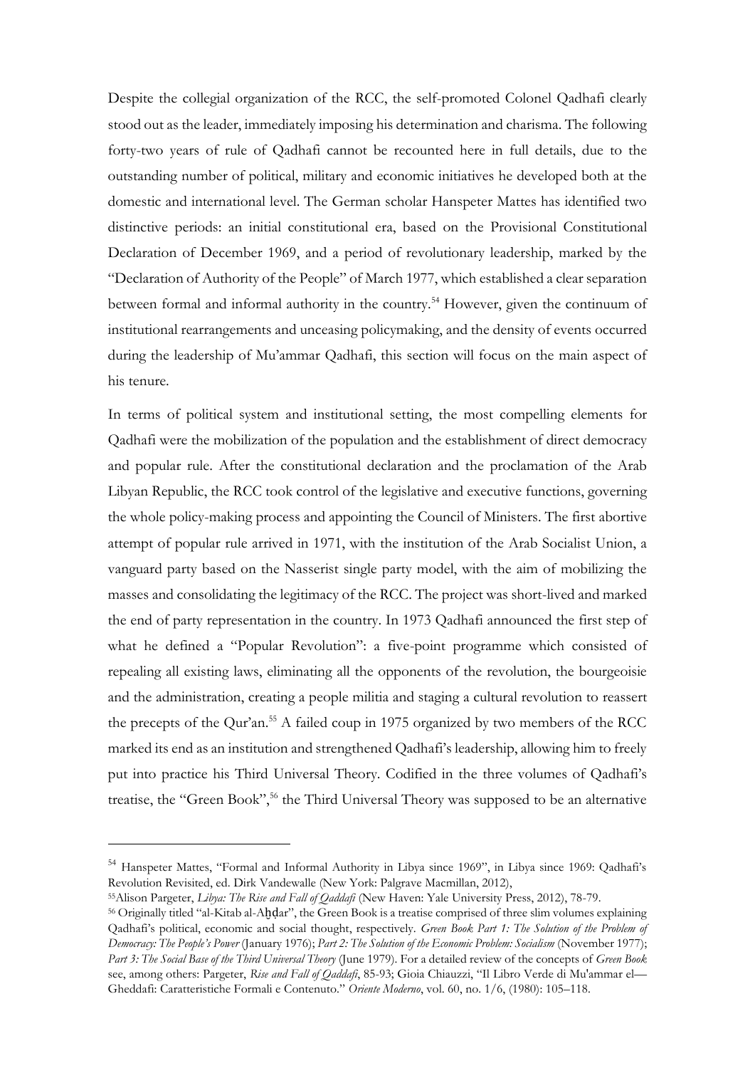Despite the collegial organization of the RCC, the self-promoted Colonel Qadhafi clearly stood out as the leader, immediately imposing his determination and charisma. The following forty-two years of rule of Qadhafi cannot be recounted here in full details, due to the outstanding number of political, military and economic initiatives he developed both at the domestic and international level. The German scholar Hanspeter Mattes has identified two distinctive periods: an initial constitutional era, based on the Provisional Constitutional Declaration of December 1969, and a period of revolutionary leadership, marked by the "Declaration of Authority of the People" of March 1977, which established a clear separation between formal and informal authority in the country.[54] However, given the continuum of institutional rearrangements and unceasing policymaking, and the density of events occurred during the leadership of Mu'ammar Qadhafi, this section will focus on the main aspect of his tenure.

In terms of political system and institutional setting, the most compelling elements for Qadhafi were the mobilization of the population and the establishment of direct democracy and popular rule. After the constitutional declaration and the proclamation of the Arab Libyan Republic, the RCC took control of the legislative and executive functions, governing the whole policy-making process and appointing the Council of Ministers. The first abortive attempt of popular rule arrived in 1971, with the institution of the Arab Socialist Union, a vanguard party based on the Nasserist single party model, with the aim of mobilizing the masses and consolidating the legitimacy of the RCC. The project was short-lived and marked the end of party representation in the country. In 1973 Qadhafi announced the first step of what he defined a "Popular Revolution": a five-point programme which consisted of repealing all existing laws, eliminating all the opponents of the revolution, the bourgeoisie and the administration, creating a people militia and staging a cultural revolution to reassert the precepts of the Qur'an.[55] A failed coup in 1975 organized by two members of the RCC marked its end as an institution and strengthened Qadhafi's leadership, allowing him to freely put into practice his Third Universal Theory. Codified in the three volumes of Qadhafi's treatise, the "Green Book",[56] the Third Universal Theory was supposed to be an alternative

---

[54] Hanspeter Mattes, "Formal and Informal Authority in Libya since 1969", in Libya since 1969: Qadhafi's Revolution Revisited, ed. Dirk Vandewalle (New York: Palgrave Macmillan, 2012),

[55] Alison Pargeter, *Libya: The Rise and Fall of Qaddafi* (New Haven: Yale University Press, 2012), 78-79.

[56] Originally titled "al-Kitab al-Aḫḍar", the Green Book is a treatise comprised of three slim volumes explaining Qadhafi's political, economic and social thought, respectively. *Green Book Part 1: The Solution of the Problem of Democracy: The People's Power* (January 1976); *Part 2: The Solution of the Economic Problem: Socialism* (November 1977); *Part 3: The Social Base of the Third Universal Theory* (June 1979). For a detailed review of the concepts of *Green Book* see, among others: Pargeter, *Rise and Fall of Qaddafi*, 85-93; Gioia Chiauzzi, "Il Libro Verde di Mu'ammar el—Gheddafi: Caratteristiche Formali e Contenuto." *Oriente Moderno*, vol. 60, no. 1/6, (1980): 105–118.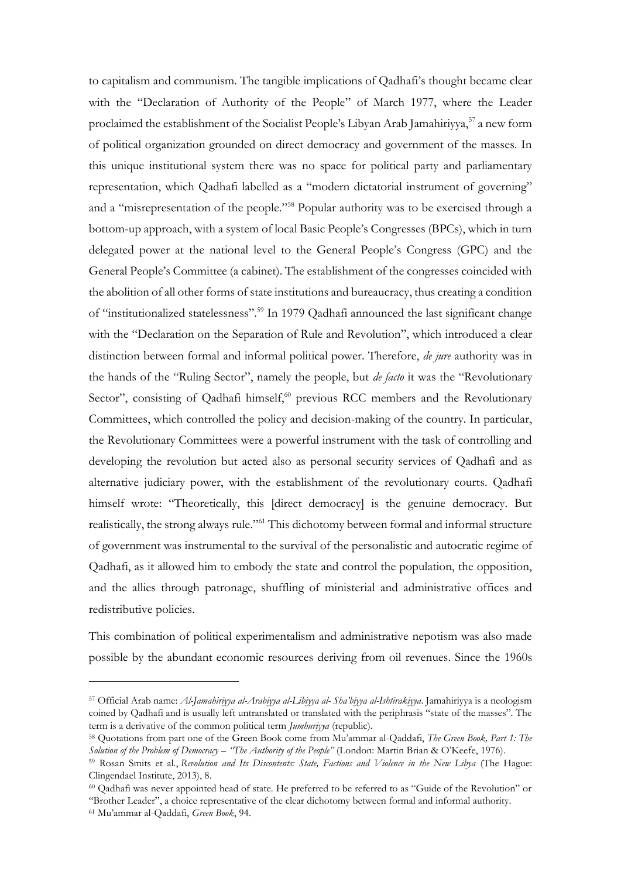to capitalism and communism. The tangible implications of Qadhafi's thought became clear with the "Declaration of Authority of the People" of March 1977, where the Leader proclaimed the establishment of the Socialist People's Libyan Arab Jamahiriyya,[57] a new form of political organization grounded on direct democracy and government of the masses. In this unique institutional system there was no space for political party and parliamentary representation, which Qadhafi labelled as a "modern dictatorial instrument of governing" and a "misrepresentation of the people."[58] Popular authority was to be exercised through a bottom-up approach, with a system of local Basic People's Congresses (BPCs), which in turn delegated power at the national level to the General People's Congress (GPC) and the General People's Committee (a cabinet). The establishment of the congresses coincided with the abolition of all other forms of state institutions and bureaucracy, thus creating a condition of "institutionalized statelessness".[59] In 1979 Qadhafi announced the last significant change with the "Declaration on the Separation of Rule and Revolution", which introduced a clear distinction between formal and informal political power. Therefore, *de jure* authority was in the hands of the "Ruling Sector", namely the people, but *de facto* it was the "Revolutionary Sector", consisting of Qadhafi himself,[60] previous RCC members and the Revolutionary Committees, which controlled the policy and decision-making of the country. In particular, the Revolutionary Committees were a powerful instrument with the task of controlling and developing the revolution but acted also as personal security services of Qadhafi and as alternative judiciary power, with the establishment of the revolutionary courts. Qadhafi himself wrote: "Theoretically, this [direct democracy] is the genuine democracy. But realistically, the strong always rule."[61] This dichotomy between formal and informal structure of government was instrumental to the survival of the personalistic and autocratic regime of Qadhafi, as it allowed him to embody the state and control the population, the opposition, and the allies through patronage, shuffling of ministerial and administrative offices and redistributive policies.

This combination of political experimentalism and administrative nepotism was also made possible by the abundant economic resources deriving from oil revenues. Since the 1960s

---

[57] Official Arab name: *Al-Jamahiriyya al-Arabiyya al-Libiyya al- Sha'biyya al-Ishtirakiyya*. Jamahiriyya is a neologism coined by Qadhafi and is usually left untranslated or translated with the periphrasis "state of the masses". The term is a derivative of the common political term *Jumhuriyya* (republic).

[58] Quotations from part one of the Green Book come from Mu'ammar al-Qaddafi, *The Green Book, Part 1: The Solution of the Problem of Democracy – "The Authority of the People"* (London: Martin Brian & O'Keefe, 1976).

[59] Rosan Smits et al., *Revolution and Its Discontents: State, Factions and Violence in the New Libya* (The Hague: Clingendael Institute, 2013), 8.

[60] Qadhafi was never appointed head of state. He preferred to be referred to as "Guide of the Revolution" or "Brother Leader", a choice representative of the clear dichotomy between formal and informal authority.

[61] Mu'ammar al-Qaddafi, *Green Book*, 94.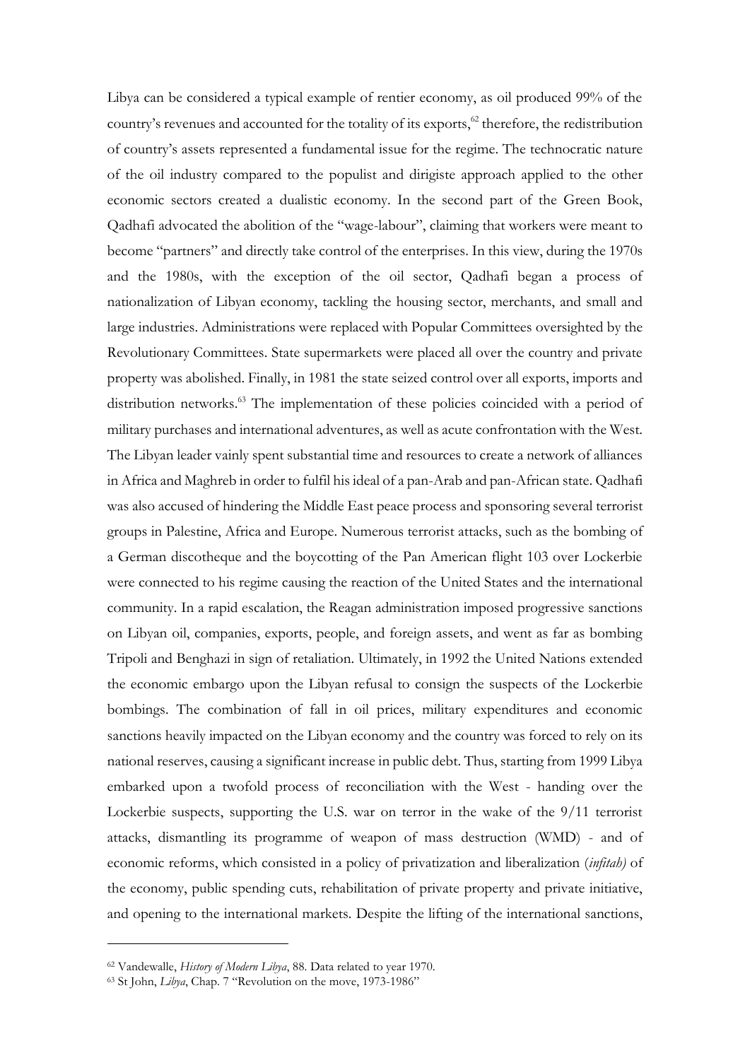Libya can be considered a typical example of rentier economy, as oil produced 99% of the country's revenues and accounted for the totality of its exports,[62] therefore, the redistribution of country's assets represented a fundamental issue for the regime. The technocratic nature of the oil industry compared to the populist and dirigiste approach applied to the other economic sectors created a dualistic economy. In the second part of the Green Book, Qadhafi advocated the abolition of the "wage-labour", claiming that workers were meant to become "partners" and directly take control of the enterprises. In this view, during the 1970s and the 1980s, with the exception of the oil sector, Qadhafi began a process of nationalization of Libyan economy, tackling the housing sector, merchants, and small and large industries. Administrations were replaced with Popular Committees oversighted by the Revolutionary Committees. State supermarkets were placed all over the country and private property was abolished. Finally, in 1981 the state seized control over all exports, imports and distribution networks.[63] The implementation of these policies coincided with a period of military purchases and international adventures, as well as acute confrontation with the West. The Libyan leader vainly spent substantial time and resources to create a network of alliances in Africa and Maghreb in order to fulfil his ideal of a pan-Arab and pan-African state. Qadhafi was also accused of hindering the Middle East peace process and sponsoring several terrorist groups in Palestine, Africa and Europe. Numerous terrorist attacks, such as the bombing of a German discotheque and the boycotting of the Pan American flight 103 over Lockerbie were connected to his regime causing the reaction of the United States and the international community. In a rapid escalation, the Reagan administration imposed progressive sanctions on Libyan oil, companies, exports, people, and foreign assets, and went as far as bombing Tripoli and Benghazi in sign of retaliation. Ultimately, in 1992 the United Nations extended the economic embargo upon the Libyan refusal to consign the suspects of the Lockerbie bombings. The combination of fall in oil prices, military expenditures and economic sanctions heavily impacted on the Libyan economy and the country was forced to rely on its national reserves, causing a significant increase in public debt. Thus, starting from 1999 Libya embarked upon a twofold process of reconciliation with the West - handing over the Lockerbie suspects, supporting the U.S. war on terror in the wake of the 9/11 terrorist attacks, dismantling its programme of weapon of mass destruction (WMD) - and of economic reforms, which consisted in a policy of privatization and liberalization (*infitah)* of the economy, public spending cuts, rehabilitation of private property and private initiative, and opening to the international markets. Despite the lifting of the international sanctions,

---

[62] Vandewalle, *History of Modern Libya*, 88. Data related to year 1970.

[63] St John, *Libya*, Chap. 7 "Revolution on the move, 1973-1986"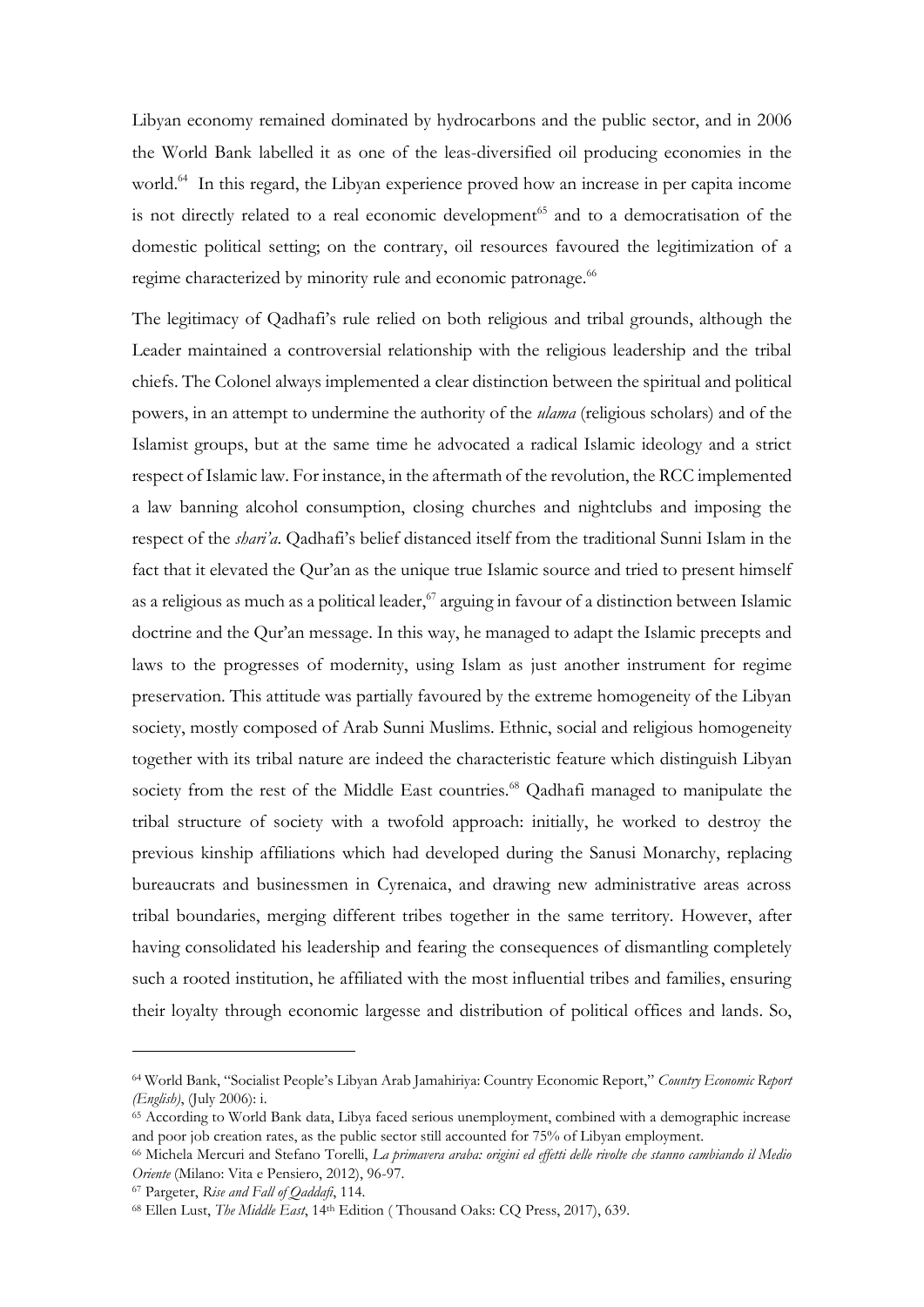Libyan economy remained dominated by hydrocarbons and the public sector, and in 2006 the World Bank labelled it as one of the leas-diversified oil producing economies in the world.[64] In this regard, the Libyan experience proved how an increase in per capita income is not directly related to a real economic development[65] and to a democratisation of the domestic political setting; on the contrary, oil resources favoured the legitimization of a regime characterized by minority rule and economic patronage.[66]

The legitimacy of Qadhafi's rule relied on both religious and tribal grounds, although the Leader maintained a controversial relationship with the religious leadership and the tribal chiefs. The Colonel always implemented a clear distinction between the spiritual and political powers, in an attempt to undermine the authority of the *ulama* (religious scholars) and of the Islamist groups, but at the same time he advocated a radical Islamic ideology and a strict respect of Islamic law. For instance, in the aftermath of the revolution, the RCC implemented a law banning alcohol consumption, closing churches and nightclubs and imposing the respect of the *shari'a*. Qadhafi's belief distanced itself from the traditional Sunni Islam in the fact that it elevated the Qur'an as the unique true Islamic source and tried to present himself as a religious as much as a political leader,[67] arguing in favour of a distinction between Islamic doctrine and the Qur'an message. In this way, he managed to adapt the Islamic precepts and laws to the progresses of modernity, using Islam as just another instrument for regime preservation. This attitude was partially favoured by the extreme homogeneity of the Libyan society, mostly composed of Arab Sunni Muslims. Ethnic, social and religious homogeneity together with its tribal nature are indeed the characteristic feature which distinguish Libyan society from the rest of the Middle East countries.[68] Qadhafi managed to manipulate the tribal structure of society with a twofold approach: initially, he worked to destroy the previous kinship affiliations which had developed during the Sanusi Monarchy, replacing bureaucrats and businessmen in Cyrenaica, and drawing new administrative areas across tribal boundaries, merging different tribes together in the same territory. However, after having consolidated his leadership and fearing the consequences of dismantling completely such a rooted institution, he affiliated with the most influential tribes and families, ensuring their loyalty through economic largesse and distribution of political offices and lands. So,

---

[64] World Bank, "Socialist People's Libyan Arab Jamahiriya: Country Economic Report," *Country Economic Report (English)*, (July 2006): i.

[65] According to World Bank data, Libya faced serious unemployment, combined with a demographic increase and poor job creation rates, as the public sector still accounted for 75% of Libyan employment.

[66] Michela Mercuri and Stefano Torelli, *La primavera araba: origini ed effetti delle rivolte che stanno cambiando il Medio Oriente* (Milano: Vita e Pensiero, 2012), 96-97.

[67] Pargeter, *Rise and Fall of Qaddafi*, 114.

[68] Ellen Lust, *The Middle East*, 14th Edition ( Thousand Oaks: CQ Press, 2017), 639.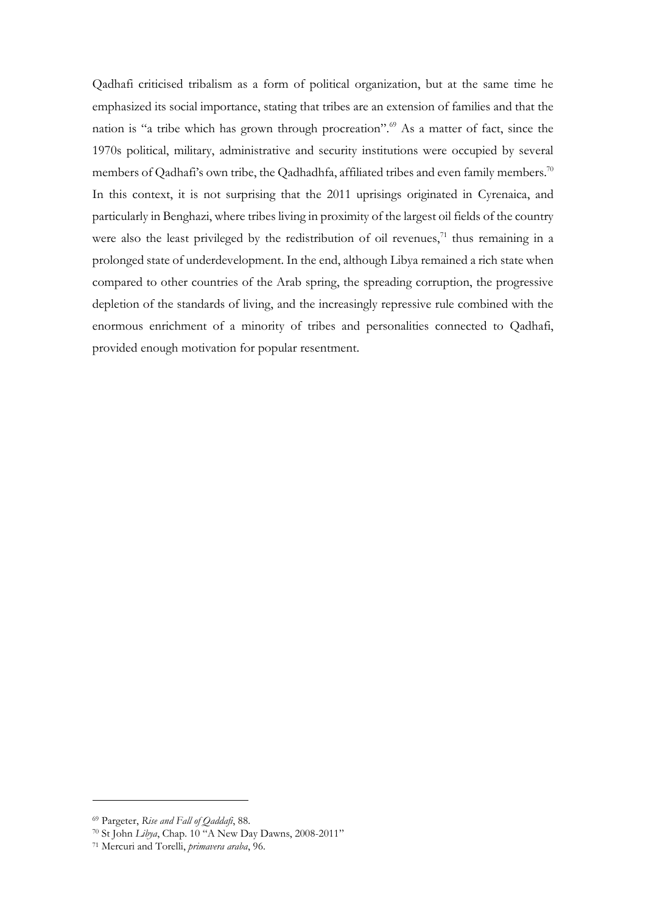Qadhafi criticised tribalism as a form of political organization, but at the same time he emphasized its social importance, stating that tribes are an extension of families and that the nation is "a tribe which has grown through procreation".[69] As a matter of fact, since the 1970s political, military, administrative and security institutions were occupied by several members of Qadhafi's own tribe, the Qadhadhfa, affiliated tribes and even family members.[70] In this context, it is not surprising that the 2011 uprisings originated in Cyrenaica, and particularly in Benghazi, where tribes living in proximity of the largest oil fields of the country were also the least privileged by the redistribution of oil revenues,[71] thus remaining in a prolonged state of underdevelopment. In the end, although Libya remained a rich state when compared to other countries of the Arab spring, the spreading corruption, the progressive depletion of the standards of living, and the increasingly repressive rule combined with the enormous enrichment of a minority of tribes and personalities connected to Qadhafi, provided enough motivation for popular resentment.

---

[69] Pargeter, *Rise and Fall of Qaddafi*, 88.

[70] St John *Libya*, Chap. 10 "A New Day Dawns, 2008-2011"

[71] Mercuri and Torelli, *primavera araba*, 96.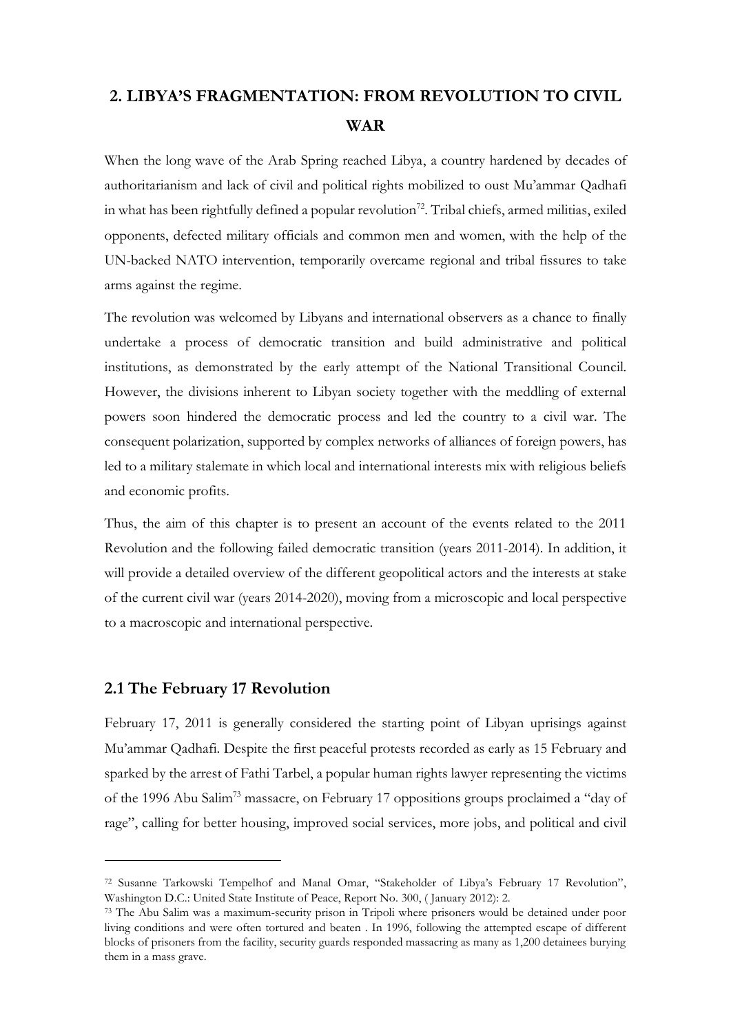# 2. LIBYA'S FRAGMENTATION: FROM REVOLUTION TO CIVIL WAR

When the long wave of the Arab Spring reached Libya, a country hardened by decades of authoritarianism and lack of civil and political rights mobilized to oust Mu'ammar Qadhafi in what has been rightfully defined a popular revolution[72]. Tribal chiefs, armed militias, exiled opponents, defected military officials and common men and women, with the help of the UN-backed NATO intervention, temporarily overcame regional and tribal fissures to take arms against the regime.

The revolution was welcomed by Libyans and international observers as a chance to finally undertake a process of democratic transition and build administrative and political institutions, as demonstrated by the early attempt of the National Transitional Council. However, the divisions inherent to Libyan society together with the meddling of external powers soon hindered the democratic process and led the country to a civil war. The consequent polarization, supported by complex networks of alliances of foreign powers, has led to a military stalemate in which local and international interests mix with religious beliefs and economic profits.

Thus, the aim of this chapter is to present an account of the events related to the 2011 Revolution and the following failed democratic transition (years 2011-2014). In addition, it will provide a detailed overview of the different geopolitical actors and the interests at stake of the current civil war (years 2014-2020), moving from a microscopic and local perspective to a macroscopic and international perspective.

## 2.1 The February 17 Revolution

February 17, 2011 is generally considered the starting point of Libyan uprisings against Mu'ammar Qadhafi. Despite the first peaceful protests recorded as early as 15 February and sparked by the arrest of Fathi Tarbel, a popular human rights lawyer representing the victims of the 1996 Abu Salim[73] massacre, on February 17 oppositions groups proclaimed a "day of rage", calling for better housing, improved social services, more jobs, and political and civil

---

[72] Susanne Tarkowski Tempelhof and Manal Omar, "Stakeholder of Libya's February 17 Revolution", Washington D.C.: United State Institute of Peace, Report No. 300, ( January 2012): 2.

[73] The Abu Salim was a maximum-security prison in Tripoli where prisoners would be detained under poor living conditions and were often tortured and beaten . In 1996, following the attempted escape of different blocks of prisoners from the facility, security guards responded massacring as many as 1,200 detainees burying them in a mass grave.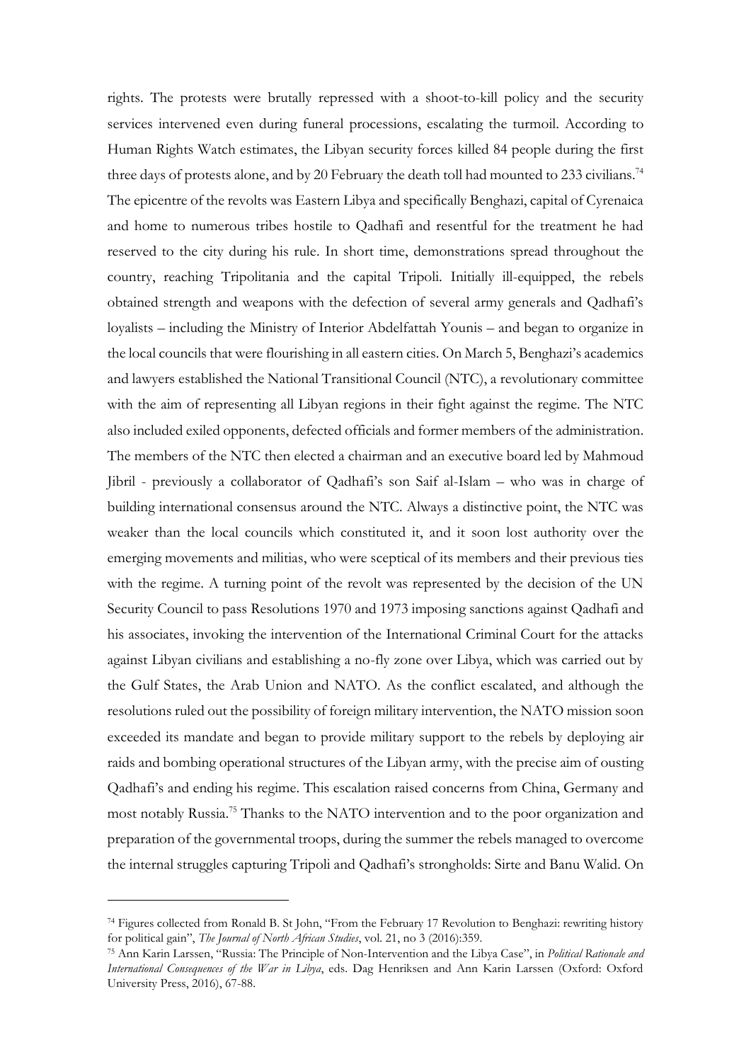rights. The protests were brutally repressed with a shoot-to-kill policy and the security services intervened even during funeral processions, escalating the turmoil. According to Human Rights Watch estimates, the Libyan security forces killed 84 people during the first three days of protests alone, and by 20 February the death toll had mounted to 233 civilians.[74] The epicentre of the revolts was Eastern Libya and specifically Benghazi, capital of Cyrenaica and home to numerous tribes hostile to Qadhafi and resentful for the treatment he had reserved to the city during his rule. In short time, demonstrations spread throughout the country, reaching Tripolitania and the capital Tripoli. Initially ill-equipped, the rebels obtained strength and weapons with the defection of several army generals and Qadhafi's loyalists – including the Ministry of Interior Abdelfattah Younis – and began to organize in the local councils that were flourishing in all eastern cities. On March 5, Benghazi's academics and lawyers established the National Transitional Council (NTC), a revolutionary committee with the aim of representing all Libyan regions in their fight against the regime. The NTC also included exiled opponents, defected officials and former members of the administration. The members of the NTC then elected a chairman and an executive board led by Mahmoud Jibril - previously a collaborator of Qadhafi's son Saif al-Islam – who was in charge of building international consensus around the NTC. Always a distinctive point, the NTC was weaker than the local councils which constituted it, and it soon lost authority over the emerging movements and militias, who were sceptical of its members and their previous ties with the regime. A turning point of the revolt was represented by the decision of the UN Security Council to pass Resolutions 1970 and 1973 imposing sanctions against Qadhafi and his associates, invoking the intervention of the International Criminal Court for the attacks against Libyan civilians and establishing a no-fly zone over Libya, which was carried out by the Gulf States, the Arab Union and NATO. As the conflict escalated, and although the resolutions ruled out the possibility of foreign military intervention, the NATO mission soon exceeded its mandate and began to provide military support to the rebels by deploying air raids and bombing operational structures of the Libyan army, with the precise aim of ousting Qadhafi's and ending his regime. This escalation raised concerns from China, Germany and most notably Russia.[75] Thanks to the NATO intervention and to the poor organization and preparation of the governmental troops, during the summer the rebels managed to overcome the internal struggles capturing Tripoli and Qadhafi's strongholds: Sirte and Banu Walid. On

---

[74] Figures collected from Ronald B. St John, "From the February 17 Revolution to Benghazi: rewriting history for political gain", *The Journal of North African Studies*, vol. 21, no 3 (2016):359.

[75] Ann Karin Larssen, "Russia: The Principle of Non-Intervention and the Libya Case", in *Political Rationale and International Consequences of the War in Libya*, eds. Dag Henriksen and Ann Karin Larssen (Oxford: Oxford University Press, 2016), 67-88.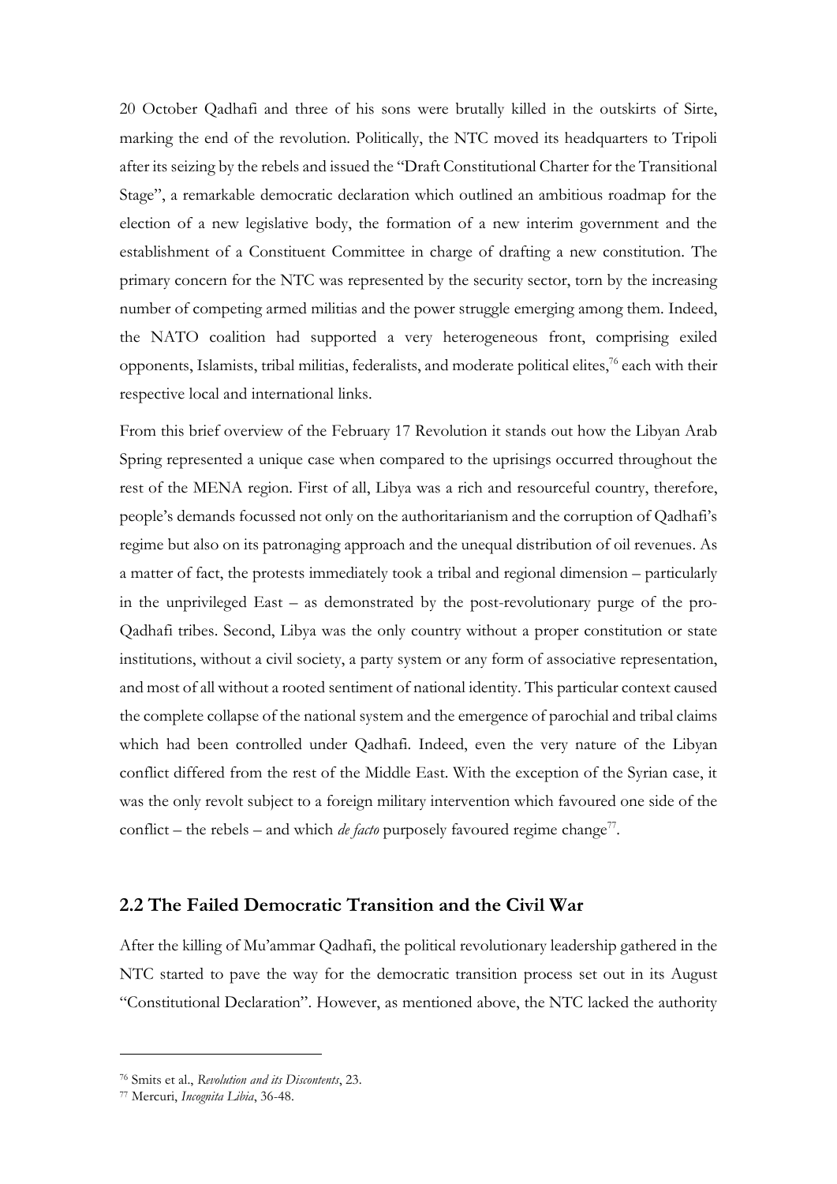20 October Qadhafi and three of his sons were brutally killed in the outskirts of Sirte, marking the end of the revolution. Politically, the NTC moved its headquarters to Tripoli after its seizing by the rebels and issued the "Draft Constitutional Charter for the Transitional Stage", a remarkable democratic declaration which outlined an ambitious roadmap for the election of a new legislative body, the formation of a new interim government and the establishment of a Constituent Committee in charge of drafting a new constitution. The primary concern for the NTC was represented by the security sector, torn by the increasing number of competing armed militias and the power struggle emerging among them. Indeed, the NATO coalition had supported a very heterogeneous front, comprising exiled opponents, Islamists, tribal militias, federalists, and moderate political elites,[76] each with their respective local and international links.

From this brief overview of the February 17 Revolution it stands out how the Libyan Arab Spring represented a unique case when compared to the uprisings occurred throughout the rest of the MENA region. First of all, Libya was a rich and resourceful country, therefore, people's demands focussed not only on the authoritarianism and the corruption of Qadhafi's regime but also on its patronaging approach and the unequal distribution of oil revenues. As a matter of fact, the protests immediately took a tribal and regional dimension – particularly in the unprivileged East – as demonstrated by the post-revolutionary purge of the pro-Qadhafi tribes. Second, Libya was the only country without a proper constitution or state institutions, without a civil society, a party system or any form of associative representation, and most of all without a rooted sentiment of national identity. This particular context caused the complete collapse of the national system and the emergence of parochial and tribal claims which had been controlled under Qadhafi. Indeed, even the very nature of the Libyan conflict differed from the rest of the Middle East. With the exception of the Syrian case, it was the only revolt subject to a foreign military intervention which favoured one side of the conflict – the rebels – and which *de facto* purposely favoured regime change[77].

## 2.2 The Failed Democratic Transition and the Civil War

After the killing of Mu'ammar Qadhafi, the political revolutionary leadership gathered in the NTC started to pave the way for the democratic transition process set out in its August "Constitutional Declaration". However, as mentioned above, the NTC lacked the authority

---

[76] Smits et al., *Revolution and its Discontents*, 23.

[77] Mercuri, *Incognita Libia*, 36-48.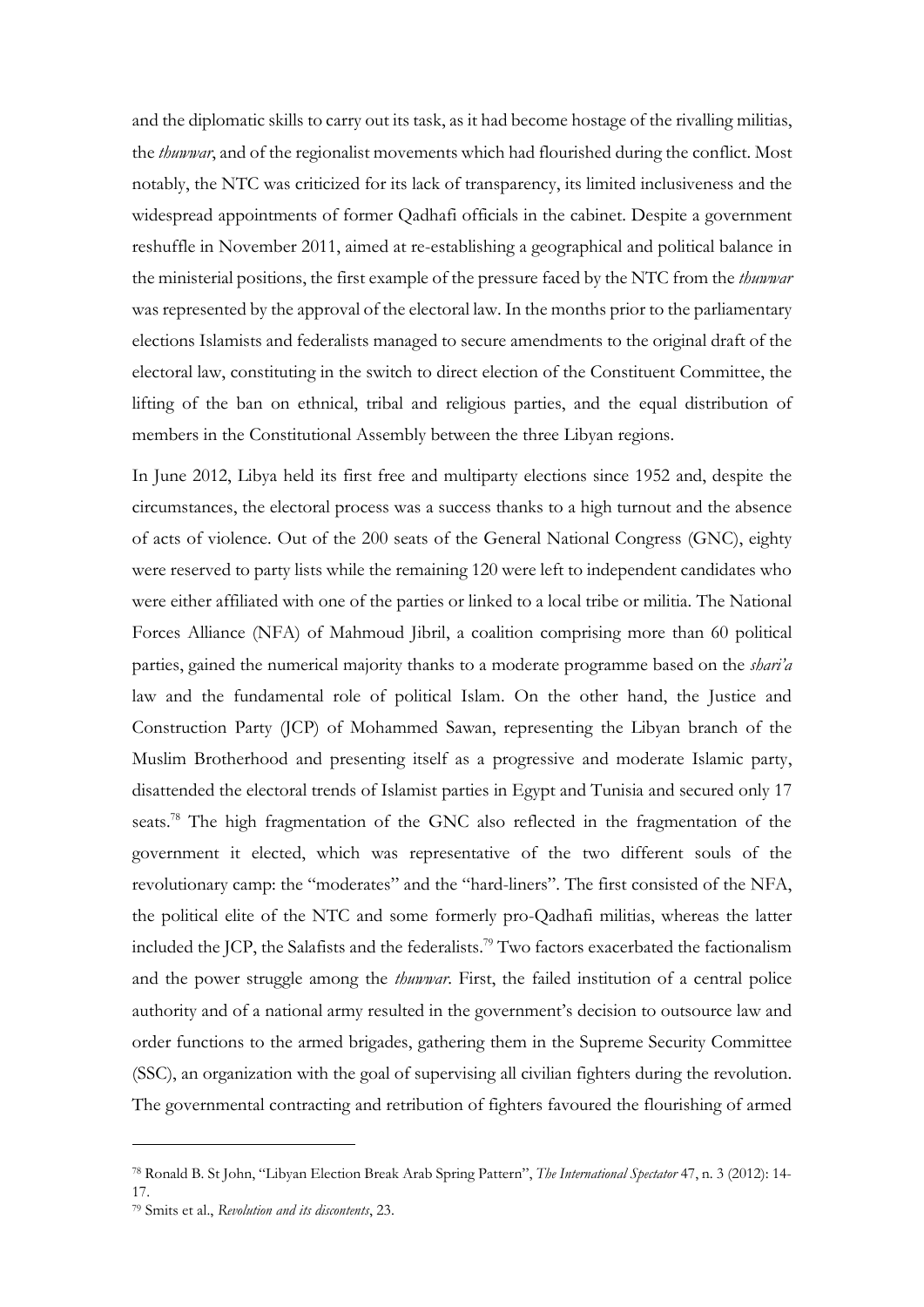and the diplomatic skills to carry out its task, as it had become hostage of the rivalling militias, the *thuwwar*, and of the regionalist movements which had flourished during the conflict. Most notably, the NTC was criticized for its lack of transparency, its limited inclusiveness and the widespread appointments of former Qadhafi officials in the cabinet. Despite a government reshuffle in November 2011, aimed at re-establishing a geographical and political balance in the ministerial positions, the first example of the pressure faced by the NTC from the *thuwwar* was represented by the approval of the electoral law. In the months prior to the parliamentary elections Islamists and federalists managed to secure amendments to the original draft of the electoral law, constituting in the switch to direct election of the Constituent Committee, the lifting of the ban on ethnical, tribal and religious parties, and the equal distribution of members in the Constitutional Assembly between the three Libyan regions.

In June 2012, Libya held its first free and multiparty elections since 1952 and, despite the circumstances, the electoral process was a success thanks to a high turnout and the absence of acts of violence. Out of the 200 seats of the General National Congress (GNC), eighty were reserved to party lists while the remaining 120 were left to independent candidates who were either affiliated with one of the parties or linked to a local tribe or militia. The National Forces Alliance (NFA) of Mahmoud Jibril, a coalition comprising more than 60 political parties, gained the numerical majority thanks to a moderate programme based on the *shari'a* law and the fundamental role of political Islam. On the other hand, the Justice and Construction Party (JCP) of Mohammed Sawan, representing the Libyan branch of the Muslim Brotherhood and presenting itself as a progressive and moderate Islamic party, disattended the electoral trends of Islamist parties in Egypt and Tunisia and secured only 17 seats.[78] The high fragmentation of the GNC also reflected in the fragmentation of the government it elected, which was representative of the two different souls of the revolutionary camp: the "moderates" and the "hard-liners". The first consisted of the NFA, the political elite of the NTC and some formerly pro-Qadhafi militias, whereas the latter included the JCP, the Salafists and the federalists.[79] Two factors exacerbated the factionalism and the power struggle among the *thuwwar*. First, the failed institution of a central police authority and of a national army resulted in the government's decision to outsource law and order functions to the armed brigades, gathering them in the Supreme Security Committee (SSC), an organization with the goal of supervising all civilian fighters during the revolution. The governmental contracting and retribution of fighters favoured the flourishing of armed

---

[78] Ronald B. St John, "Libyan Election Break Arab Spring Pattern", *The International Spectator* 47, n. 3 (2012): 14-17.

[79] Smits et al., *Revolution and its discontents*, 23.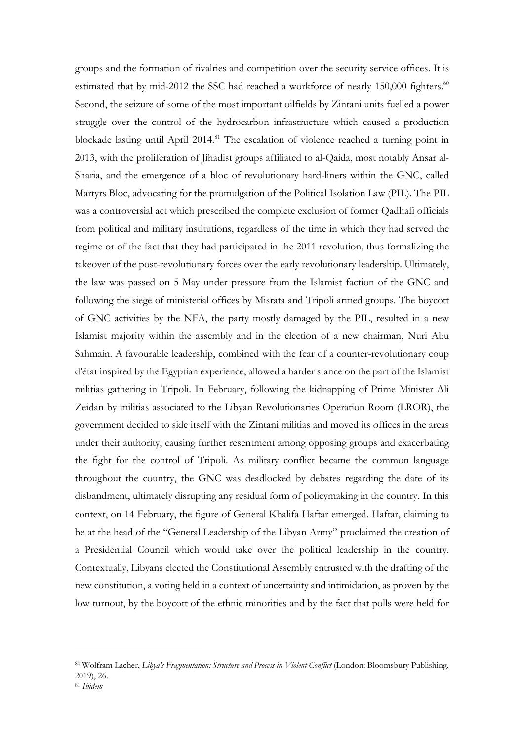groups and the formation of rivalries and competition over the security service offices. It is estimated that by mid-2012 the SSC had reached a workforce of nearly 150,000 fighters.[80] Second, the seizure of some of the most important oilfields by Zintani units fuelled a power struggle over the control of the hydrocarbon infrastructure which caused a production blockade lasting until April 2014.[81] The escalation of violence reached a turning point in 2013, with the proliferation of Jihadist groups affiliated to al-Qaida, most notably Ansar al-Sharia, and the emergence of a bloc of revolutionary hard-liners within the GNC, called Martyrs Bloc, advocating for the promulgation of the Political Isolation Law (PIL). The PIL was a controversial act which prescribed the complete exclusion of former Qadhafi officials from political and military institutions, regardless of the time in which they had served the regime or of the fact that they had participated in the 2011 revolution, thus formalizing the takeover of the post-revolutionary forces over the early revolutionary leadership. Ultimately, the law was passed on 5 May under pressure from the Islamist faction of the GNC and following the siege of ministerial offices by Misrata and Tripoli armed groups. The boycott of GNC activities by the NFA, the party mostly damaged by the PIL, resulted in a new Islamist majority within the assembly and in the election of a new chairman, Nuri Abu Sahmain. A favourable leadership, combined with the fear of a counter-revolutionary coup d'état inspired by the Egyptian experience, allowed a harder stance on the part of the Islamist militias gathering in Tripoli. In February, following the kidnapping of Prime Minister Ali Zeidan by militias associated to the Libyan Revolutionaries Operation Room (LROR), the government decided to side itself with the Zintani militias and moved its offices in the areas under their authority, causing further resentment among opposing groups and exacerbating the fight for the control of Tripoli. As military conflict became the common language throughout the country, the GNC was deadlocked by debates regarding the date of its disbandment, ultimately disrupting any residual form of policymaking in the country. In this context, on 14 February, the figure of General Khalifa Haftar emerged. Haftar, claiming to be at the head of the "General Leadership of the Libyan Army" proclaimed the creation of a Presidential Council which would take over the political leadership in the country. Contextually, Libyans elected the Constitutional Assembly entrusted with the drafting of the new constitution, a voting held in a context of uncertainty and intimidation, as proven by the low turnout, by the boycott of the ethnic minorities and by the fact that polls were held for

---

[80] Wolfram Lacher, *Libya's Fragmentation: Structure and Process in Violent Conflict* (London: Bloomsbury Publishing, 2019), 26.

[81] *Ibidem*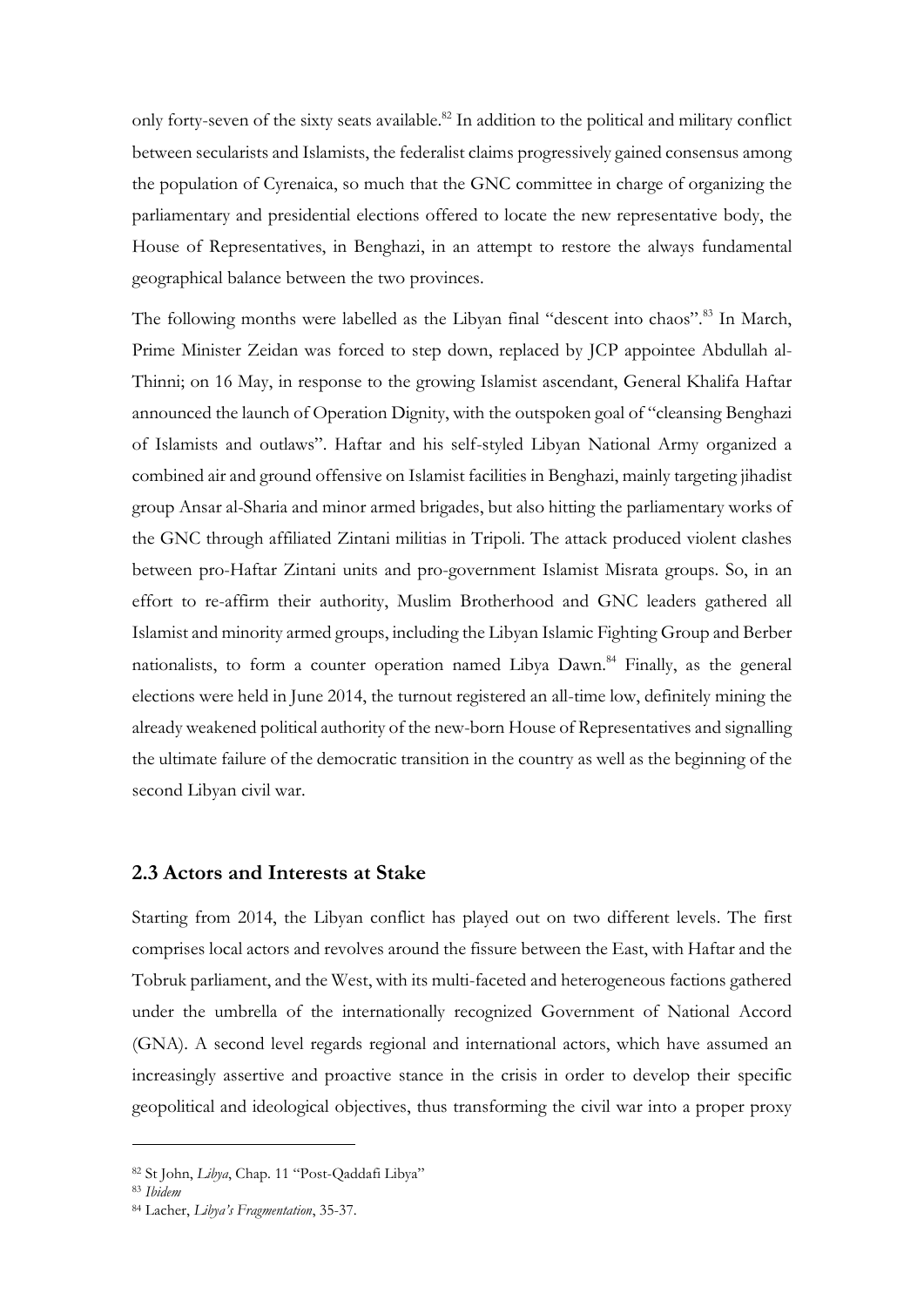only forty-seven of the sixty seats available.[82] In addition to the political and military conflict between secularists and Islamists, the federalist claims progressively gained consensus among the population of Cyrenaica, so much that the GNC committee in charge of organizing the parliamentary and presidential elections offered to locate the new representative body, the House of Representatives, in Benghazi, in an attempt to restore the always fundamental geographical balance between the two provinces.

The following months were labelled as the Libyan final "descent into chaos".[83] In March, Prime Minister Zeidan was forced to step down, replaced by JCP appointee Abdullah al-Thinni; on 16 May, in response to the growing Islamist ascendant, General Khalifa Haftar announced the launch of Operation Dignity, with the outspoken goal of "cleansing Benghazi of Islamists and outlaws". Haftar and his self-styled Libyan National Army organized a combined air and ground offensive on Islamist facilities in Benghazi, mainly targeting jihadist group Ansar al-Sharia and minor armed brigades, but also hitting the parliamentary works of the GNC through affiliated Zintani militias in Tripoli. The attack produced violent clashes between pro-Haftar Zintani units and pro-government Islamist Misrata groups. So, in an effort to re-affirm their authority, Muslim Brotherhood and GNC leaders gathered all Islamist and minority armed groups, including the Libyan Islamic Fighting Group and Berber nationalists, to form a counter operation named Libya Dawn.[84] Finally, as the general elections were held in June 2014, the turnout registered an all-time low, definitely mining the already weakened political authority of the new-born House of Representatives and signalling the ultimate failure of the democratic transition in the country as well as the beginning of the second Libyan civil war.

## 2.3 Actors and Interests at Stake

Starting from 2014, the Libyan conflict has played out on two different levels. The first comprises local actors and revolves around the fissure between the East, with Haftar and the Tobruk parliament, and the West, with its multi-faceted and heterogeneous factions gathered under the umbrella of the internationally recognized Government of National Accord (GNA). A second level regards regional and international actors, which have assumed an increasingly assertive and proactive stance in the crisis in order to develop their specific geopolitical and ideological objectives, thus transforming the civil war into a proper proxy

---

[82] St John, *Libya*, Chap. 11 "Post-Qaddafi Libya"

[83] *Ibidem*

[84] Lacher, *Libya's Fragmentation*, 35-37.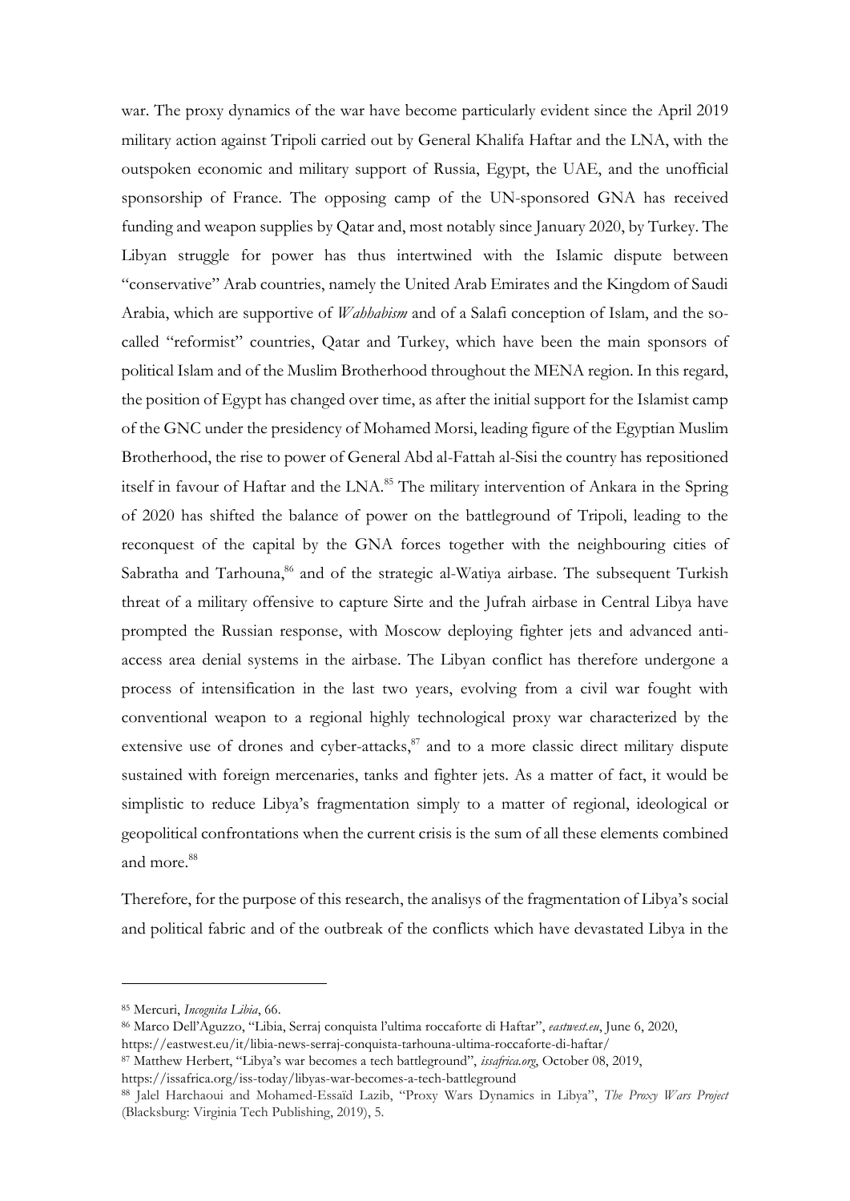war. The proxy dynamics of the war have become particularly evident since the April 2019 military action against Tripoli carried out by General Khalifa Haftar and the LNA, with the outspoken economic and military support of Russia, Egypt, the UAE, and the unofficial sponsorship of France. The opposing camp of the UN-sponsored GNA has received funding and weapon supplies by Qatar and, most notably since January 2020, by Turkey. The Libyan struggle for power has thus intertwined with the Islamic dispute between "conservative" Arab countries, namely the United Arab Emirates and the Kingdom of Saudi Arabia, which are supportive of *Wahhabism* and of a Salafi conception of Islam, and the so-called "reformist" countries, Qatar and Turkey, which have been the main sponsors of political Islam and of the Muslim Brotherhood throughout the MENA region. In this regard, the position of Egypt has changed over time, as after the initial support for the Islamist camp of the GNC under the presidency of Mohamed Morsi, leading figure of the Egyptian Muslim Brotherhood, the rise to power of General Abd al-Fattah al-Sisi the country has repositioned itself in favour of Haftar and the LNA.[85] The military intervention of Ankara in the Spring of 2020 has shifted the balance of power on the battleground of Tripoli, leading to the reconquest of the capital by the GNA forces together with the neighbouring cities of Sabratha and Tarhouna,[86] and of the strategic al-Watiya airbase. The subsequent Turkish threat of a military offensive to capture Sirte and the Jufrah airbase in Central Libya have prompted the Russian response, with Moscow deploying fighter jets and advanced anti-access area denial systems in the airbase. The Libyan conflict has therefore undergone a process of intensification in the last two years, evolving from a civil war fought with conventional weapon to a regional highly technological proxy war characterized by the extensive use of drones and cyber-attacks,[87] and to a more classic direct military dispute sustained with foreign mercenaries, tanks and fighter jets. As a matter of fact, it would be simplistic to reduce Libya's fragmentation simply to a matter of regional, ideological or geopolitical confrontations when the current crisis is the sum of all these elements combined and more.[88]

Therefore, for the purpose of this research, the analisys of the fragmentation of Libya's social and political fabric and of the outbreak of the conflicts which have devastated Libya in the

---

[85] Mercuri, *Incognita Libia*, 66.

[86] Marco Dell'Aguzzo, "Libia, Serraj conquista l'ultima roccaforte di Haftar", *eastwest.eu*, June 6, 2020, https://eastwest.eu/it/libia-news-serraj-conquista-tarhouna-ultima-roccaforte-di-haftar/

[87] Matthew Herbert, "Libya's war becomes a tech battleground", *issafrica.org*, October 08, 2019, https://issafrica.org/iss-today/libyas-war-becomes-a-tech-battleground

[88] Jalel Harchaoui and Mohamed-Essaïd Lazib, "Proxy Wars Dynamics in Libya", *The Proxy Wars Project* (Blacksburg: Virginia Tech Publishing, 2019), 5.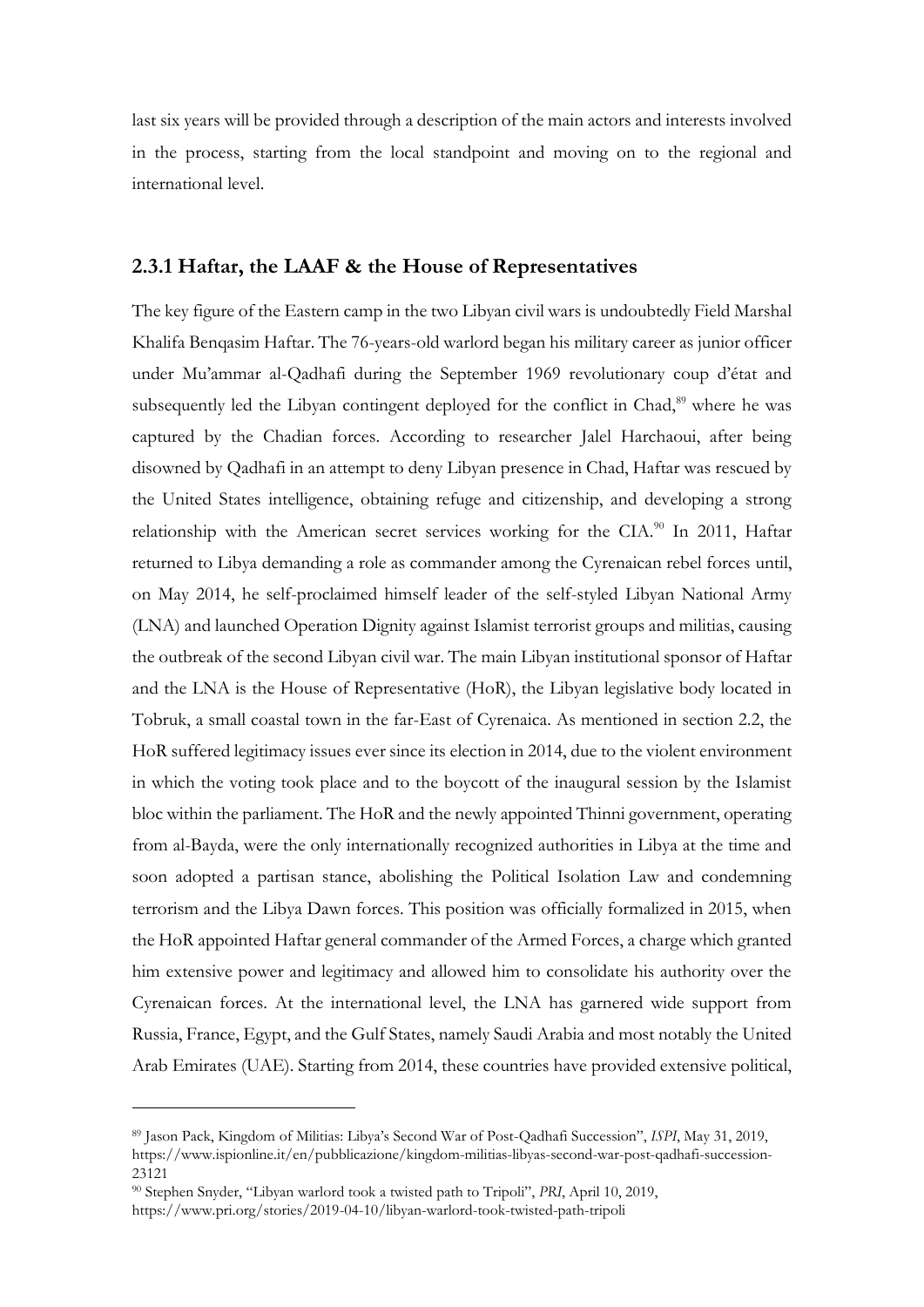last six years will be provided through a description of the main actors and interests involved in the process, starting from the local standpoint and moving on to the regional and international level.

### 2.3.1 Haftar, the LAAF & the House of Representatives

The key figure of the Eastern camp in the two Libyan civil wars is undoubtedly Field Marshal Khalifa Benqasim Haftar. The 76-years-old warlord began his military career as junior officer under Mu'ammar al-Qadhafi during the September 1969 revolutionary coup d'état and subsequently led the Libyan contingent deployed for the conflict in Chad,[89] where he was captured by the Chadian forces. According to researcher Jalel Harchaoui, after being disowned by Qadhafi in an attempt to deny Libyan presence in Chad, Haftar was rescued by the United States intelligence, obtaining refuge and citizenship, and developing a strong relationship with the American secret services working for the CIA.[90] In 2011, Haftar returned to Libya demanding a role as commander among the Cyrenaican rebel forces until, on May 2014, he self-proclaimed himself leader of the self-styled Libyan National Army (LNA) and launched Operation Dignity against Islamist terrorist groups and militias, causing the outbreak of the second Libyan civil war. The main Libyan institutional sponsor of Haftar and the LNA is the House of Representative (HoR), the Libyan legislative body located in Tobruk, a small coastal town in the far-East of Cyrenaica. As mentioned in section 2.2, the HoR suffered legitimacy issues ever since its election in 2014, due to the violent environment in which the voting took place and to the boycott of the inaugural session by the Islamist bloc within the parliament. The HoR and the newly appointed Thinni government, operating from al-Bayda, were the only internationally recognized authorities in Libya at the time and soon adopted a partisan stance, abolishing the Political Isolation Law and condemning terrorism and the Libya Dawn forces. This position was officially formalized in 2015, when the HoR appointed Haftar general commander of the Armed Forces, a charge which granted him extensive power and legitimacy and allowed him to consolidate his authority over the Cyrenaican forces. At the international level, the LNA has garnered wide support from Russia, France, Egypt, and the Gulf States, namely Saudi Arabia and most notably the United Arab Emirates (UAE). Starting from 2014, these countries have provided extensive political,

---

[89] Jason Pack, Kingdom of Militias: Libya's Second War of Post-Qadhafi Succession", *ISPI*, May 31, 2019, https://www.ispionline.it/en/pubblicazione/kingdom-militias-libyas-second-war-post-qadhafi-succession-23121

[90] Stephen Snyder, "Libyan warlord took a twisted path to Tripoli", *PRI*, April 10, 2019, https://www.pri.org/stories/2019-04-10/libyan-warlord-took-twisted-path-tripoli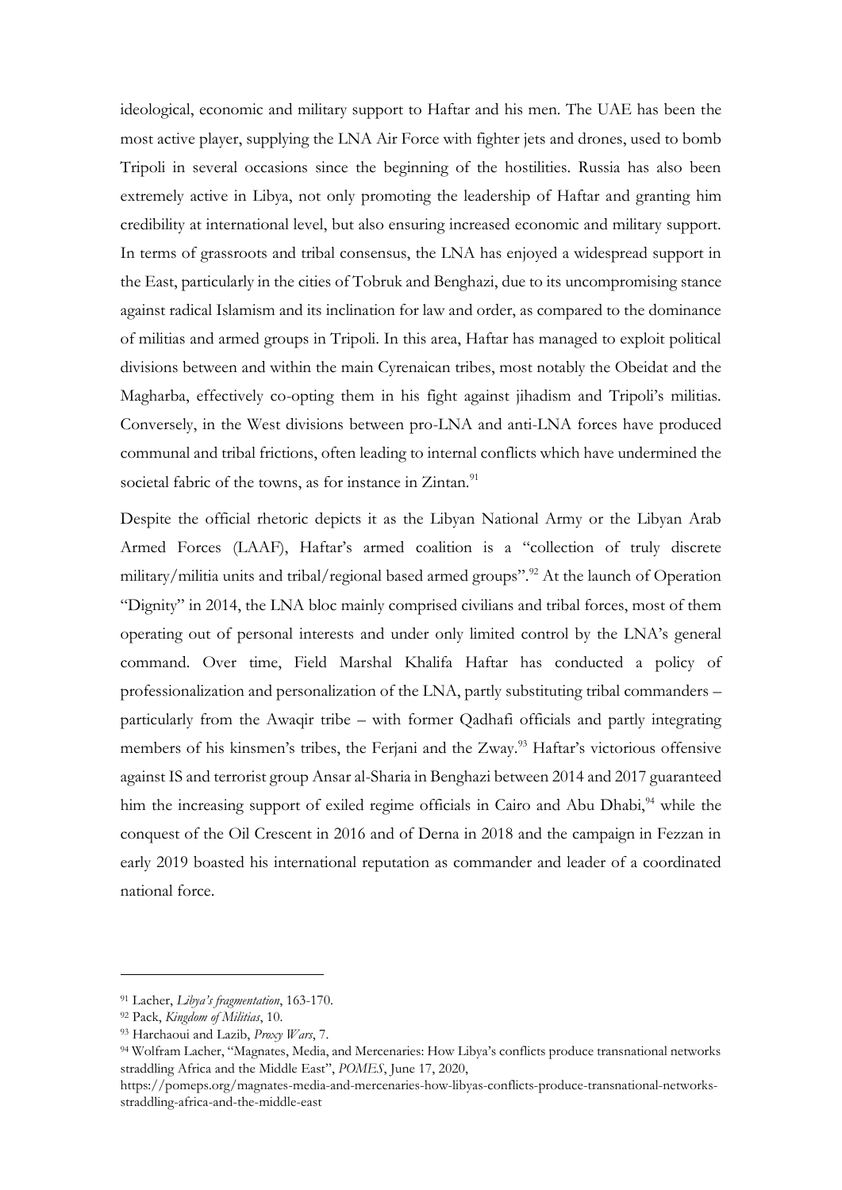ideological, economic and military support to Haftar and his men. The UAE has been the most active player, supplying the LNA Air Force with fighter jets and drones, used to bomb Tripoli in several occasions since the beginning of the hostilities. Russia has also been extremely active in Libya, not only promoting the leadership of Haftar and granting him credibility at international level, but also ensuring increased economic and military support. In terms of grassroots and tribal consensus, the LNA has enjoyed a widespread support in the East, particularly in the cities of Tobruk and Benghazi, due to its uncompromising stance against radical Islamism and its inclination for law and order, as compared to the dominance of militias and armed groups in Tripoli. In this area, Haftar has managed to exploit political divisions between and within the main Cyrenaican tribes, most notably the Obeidat and the Magharba, effectively co-opting them in his fight against jihadism and Tripoli's militias. Conversely, in the West divisions between pro-LNA and anti-LNA forces have produced communal and tribal frictions, often leading to internal conflicts which have undermined the societal fabric of the towns, as for instance in Zintan.[91]

Despite the official rhetoric depicts it as the Libyan National Army or the Libyan Arab Armed Forces (LAAF), Haftar's armed coalition is a "collection of truly discrete military/militia units and tribal/regional based armed groups".[92] At the launch of Operation "Dignity" in 2014, the LNA bloc mainly comprised civilians and tribal forces, most of them operating out of personal interests and under only limited control by the LNA's general command. Over time, Field Marshal Khalifa Haftar has conducted a policy of professionalization and personalization of the LNA, partly substituting tribal commanders – particularly from the Awaqir tribe – with former Qadhafi officials and partly integrating members of his kinsmen's tribes, the Ferjani and the Zway.[93] Haftar's victorious offensive against IS and terrorist group Ansar al-Sharia in Benghazi between 2014 and 2017 guaranteed him the increasing support of exiled regime officials in Cairo and Abu Dhabi,[94] while the conquest of the Oil Crescent in 2016 and of Derna in 2018 and the campaign in Fezzan in early 2019 boasted his international reputation as commander and leader of a coordinated national force.

---

[91] Lacher, *Libya's fragmentation*, 163-170.

[92] Pack, *Kingdom of Militias*, 10.

[93] Harchaoui and Lazib, *Proxy Wars*, 7.

[94] Wolfram Lacher, "Magnates, Media, and Mercenaries: How Libya's conflicts produce transnational networks straddling Africa and the Middle East", *POMES*, June 17, 2020, https://pomeps.org/magnates-media-and-mercenaries-how-libyas-conflicts-produce-transnational-networks-straddling-africa-and-the-middle-east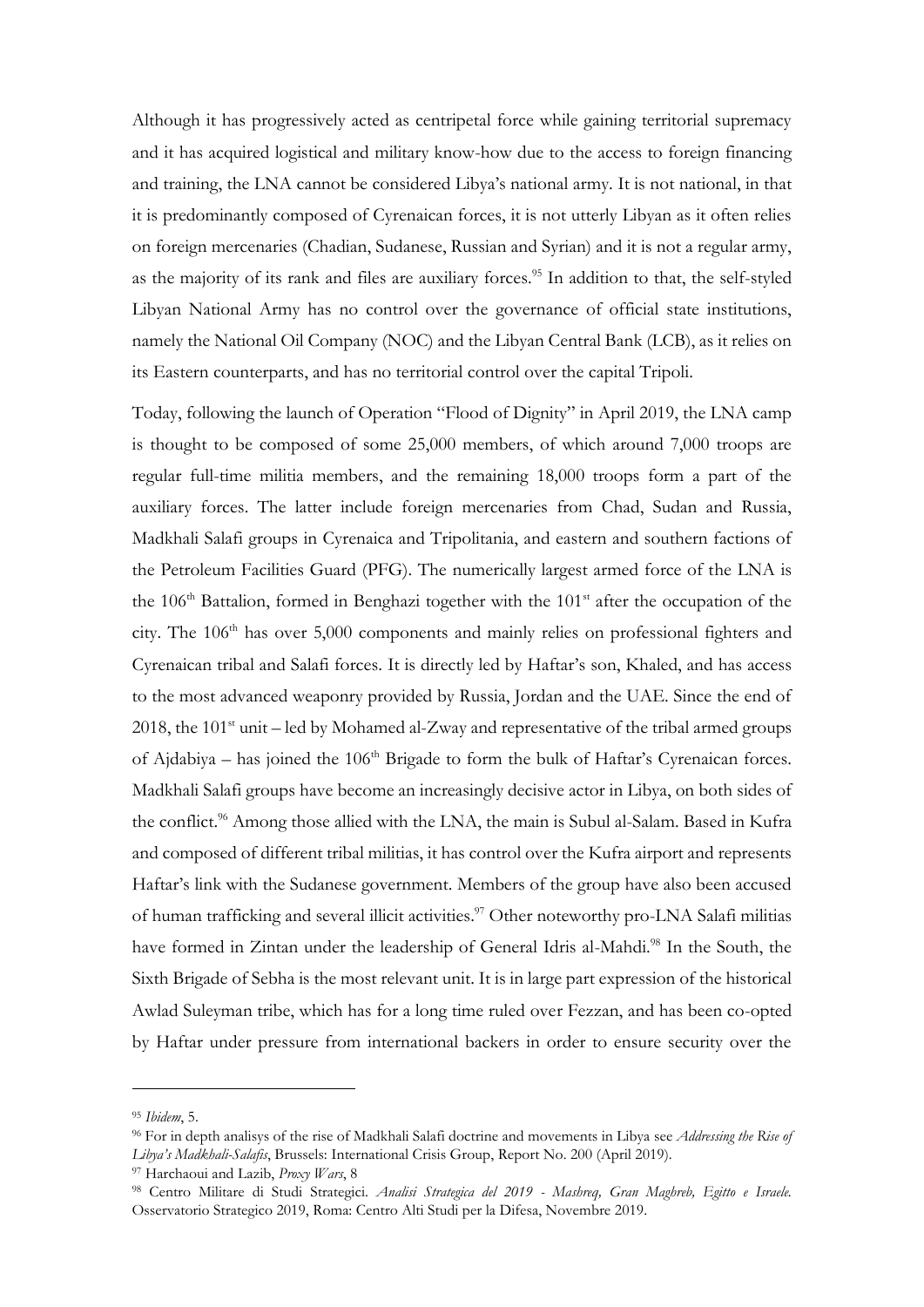Although it has progressively acted as centripetal force while gaining territorial supremacy and it has acquired logistical and military know-how due to the access to foreign financing and training, the LNA cannot be considered Libya's national army. It is not national, in that it is predominantly composed of Cyrenaican forces, it is not utterly Libyan as it often relies on foreign mercenaries (Chadian, Sudanese, Russian and Syrian) and it is not a regular army, as the majority of its rank and files are auxiliary forces.[95] In addition to that, the self-styled Libyan National Army has no control over the governance of official state institutions, namely the National Oil Company (NOC) and the Libyan Central Bank (LCB), as it relies on its Eastern counterparts, and has no territorial control over the capital Tripoli.

Today, following the launch of Operation "Flood of Dignity" in April 2019, the LNA camp is thought to be composed of some 25,000 members, of which around 7,000 troops are regular full-time militia members, and the remaining 18,000 troops form a part of the auxiliary forces. The latter include foreign mercenaries from Chad, Sudan and Russia, Madkhali Salafi groups in Cyrenaica and Tripolitania, and eastern and southern factions of the Petroleum Facilities Guard (PFG). The numerically largest armed force of the LNA is the 106th Battalion, formed in Benghazi together with the 101st after the occupation of the city. The 106th has over 5,000 components and mainly relies on professional fighters and Cyrenaican tribal and Salafi forces. It is directly led by Haftar's son, Khaled, and has access to the most advanced weaponry provided by Russia, Jordan and the UAE. Since the end of 2018, the 101st unit – led by Mohamed al-Zway and representative of the tribal armed groups of Ajdabiya – has joined the 106th Brigade to form the bulk of Haftar's Cyrenaican forces. Madkhali Salafi groups have become an increasingly decisive actor in Libya, on both sides of the conflict.[96] Among those allied with the LNA, the main is Subul al-Salam. Based in Kufra and composed of different tribal militias, it has control over the Kufra airport and represents Haftar's link with the Sudanese government. Members of the group have also been accused of human trafficking and several illicit activities.[97] Other noteworthy pro-LNA Salafi militias have formed in Zintan under the leadership of General Idris al-Mahdi.[98] In the South, the Sixth Brigade of Sebha is the most relevant unit. It is in large part expression of the historical Awlad Suleyman tribe, which has for a long time ruled over Fezzan, and has been co-opted by Haftar under pressure from international backers in order to ensure security over the

---

[95] *Ibidem*, 5.

[96] For in depth analisys of the rise of Madkhali Salafi doctrine and movements in Libya see *Addressing the Rise of Libya's Madkhali-Salafis*, Brussels: International Crisis Group, Report No. 200 (April 2019).

[97] Harchaoui and Lazib, *Proxy Wars*, 8

[98] Centro Militare di Studi Strategici. *Analisi Strategica del 2019 - Mashreq, Gran Maghreb, Egitto e Israele.* Osservatorio Strategico 2019, Roma: Centro Alti Studi per la Difesa, Novembre 2019.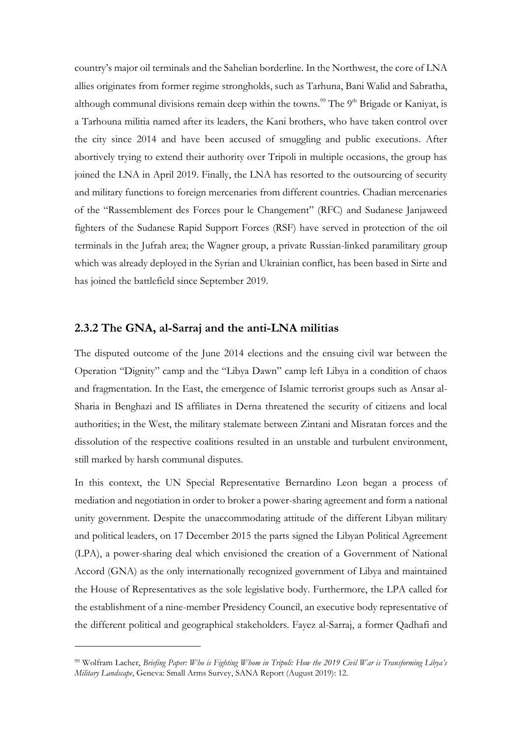country's major oil terminals and the Sahelian borderline. In the Northwest, the core of LNA allies originates from former regime strongholds, such as Tarhuna, Bani Walid and Sabratha, although communal divisions remain deep within the towns.[99] The 9th Brigade or Kaniyat, is a Tarhouna militia named after its leaders, the Kani brothers, who have taken control over the city since 2014 and have been accused of smuggling and public executions. After abortively trying to extend their authority over Tripoli in multiple occasions, the group has joined the LNA in April 2019. Finally, the LNA has resorted to the outsourcing of security and military functions to foreign mercenaries from different countries. Chadian mercenaries of the "Rassemblement des Forces pour le Changement" (RFC) and Sudanese Janjaweed fighters of the Sudanese Rapid Support Forces (RSF) have served in protection of the oil terminals in the Jufrah area; the Wagner group, a private Russian-linked paramilitary group which was already deployed in the Syrian and Ukrainian conflict, has been based in Sirte and has joined the battlefield since September 2019.

### 2.3.2 The GNA, al-Sarraj and the anti-LNA militias

The disputed outcome of the June 2014 elections and the ensuing civil war between the Operation "Dignity" camp and the "Libya Dawn" camp left Libya in a condition of chaos and fragmentation. In the East, the emergence of Islamic terrorist groups such as Ansar al-Sharia in Benghazi and IS affiliates in Derna threatened the security of citizens and local authorities; in the West, the military stalemate between Zintani and Misratan forces and the dissolution of the respective coalitions resulted in an unstable and turbulent environment, still marked by harsh communal disputes.

In this context, the UN Special Representative Bernardino Leon began a process of mediation and negotiation in order to broker a power-sharing agreement and form a national unity government. Despite the unaccommodating attitude of the different Libyan military and political leaders, on 17 December 2015 the parts signed the Libyan Political Agreement (LPA), a power-sharing deal which envisioned the creation of a Government of National Accord (GNA) as the only internationally recognized government of Libya and maintained the House of Representatives as the sole legislative body. Furthermore, the LPA called for the establishment of a nine-member Presidency Council, an executive body representative of the different political and geographical stakeholders. Fayez al-Sarraj, a former Qadhafi and

---

[99] Wolfram Lacher, *Briefing Paper: Who is Fighting Whom in Tripoli: How the 2019 Civil War is Transforming Libya's Military Landscape*, Geneva: Small Arms Survey, SANA Report (August 2019): 12.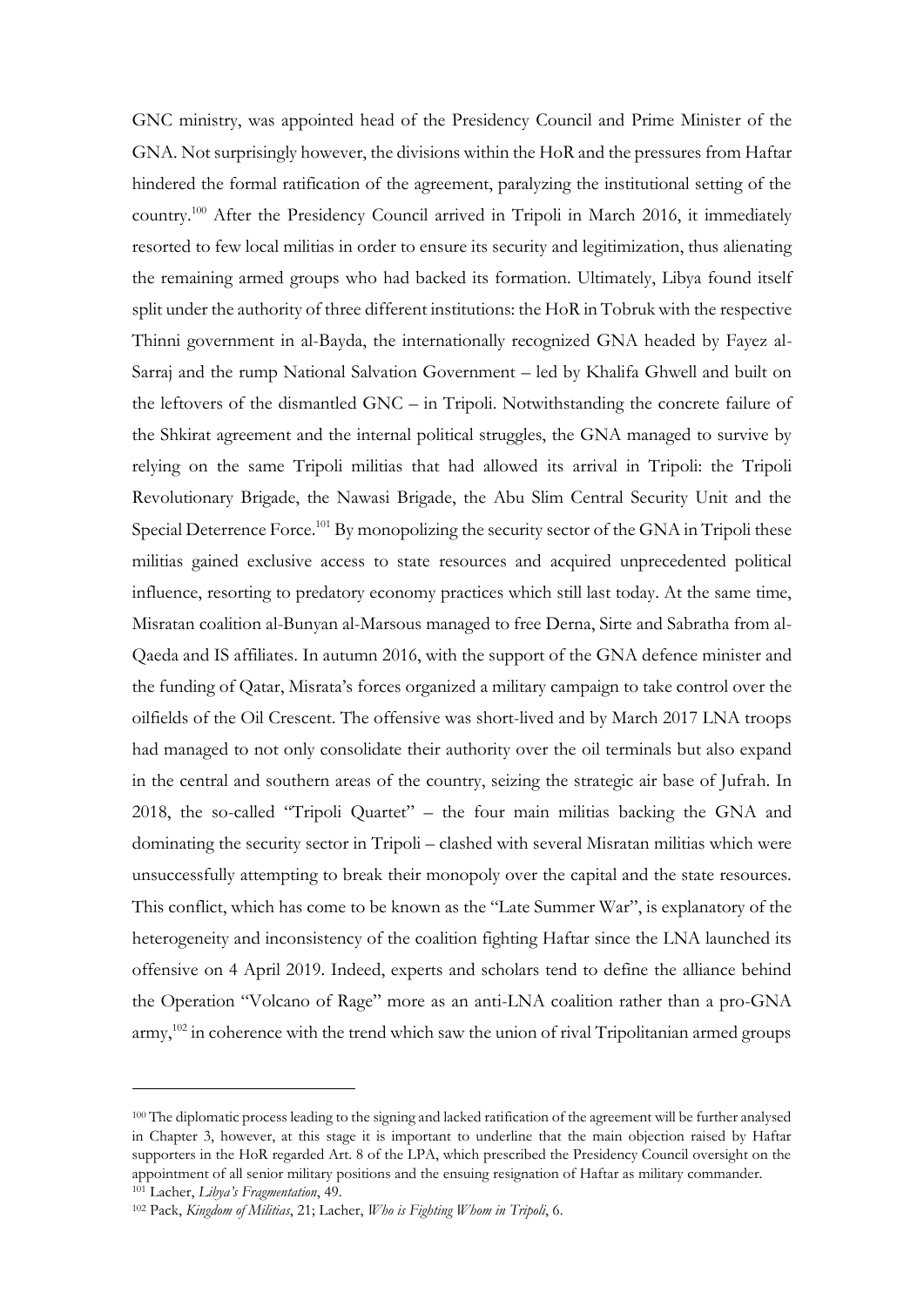GNC ministry, was appointed head of the Presidency Council and Prime Minister of the GNA. Not surprisingly however, the divisions within the HoR and the pressures from Haftar hindered the formal ratification of the agreement, paralyzing the institutional setting of the country.[100] After the Presidency Council arrived in Tripoli in March 2016, it immediately resorted to few local militias in order to ensure its security and legitimization, thus alienating the remaining armed groups who had backed its formation. Ultimately, Libya found itself split under the authority of three different institutions: the HoR in Tobruk with the respective Thinni government in al-Bayda, the internationally recognized GNA headed by Fayez al-Sarraj and the rump National Salvation Government – led by Khalifa Ghwell and built on the leftovers of the dismantled GNC – in Tripoli. Notwithstanding the concrete failure of the Shkirat agreement and the internal political struggles, the GNA managed to survive by relying on the same Tripoli militias that had allowed its arrival in Tripoli: the Tripoli Revolutionary Brigade, the Nawasi Brigade, the Abu Slim Central Security Unit and the Special Deterrence Force.[101] By monopolizing the security sector of the GNA in Tripoli these militias gained exclusive access to state resources and acquired unprecedented political influence, resorting to predatory economy practices which still last today. At the same time, Misratan coalition al-Bunyan al-Marsous managed to free Derna, Sirte and Sabratha from al-Qaeda and IS affiliates. In autumn 2016, with the support of the GNA defence minister and the funding of Qatar, Misrata's forces organized a military campaign to take control over the oilfields of the Oil Crescent. The offensive was short-lived and by March 2017 LNA troops had managed to not only consolidate their authority over the oil terminals but also expand in the central and southern areas of the country, seizing the strategic air base of Jufrah. In 2018, the so-called "Tripoli Quartet" – the four main militias backing the GNA and dominating the security sector in Tripoli – clashed with several Misratan militias which were unsuccessfully attempting to break their monopoly over the capital and the state resources. This conflict, which has come to be known as the "Late Summer War", is explanatory of the heterogeneity and inconsistency of the coalition fighting Haftar since the LNA launched its offensive on 4 April 2019. Indeed, experts and scholars tend to define the alliance behind the Operation "Volcano of Rage" more as an anti-LNA coalition rather than a pro-GNA army,[102] in coherence with the trend which saw the union of rival Tripolitanian armed groups

---

[100] The diplomatic process leading to the signing and lacked ratification of the agreement will be further analysed in Chapter 3, however, at this stage it is important to underline that the main objection raised by Haftar supporters in the HoR regarded Art. 8 of the LPA, which prescribed the Presidency Council oversight on the appointment of all senior military positions and the ensuing resignation of Haftar as military commander.

[101] Lacher, *Libya's Fragmentation*, 49.

[102] Pack, *Kingdom of Militias*, 21; Lacher, *Who is Fighting Whom in Tripoli*, 6.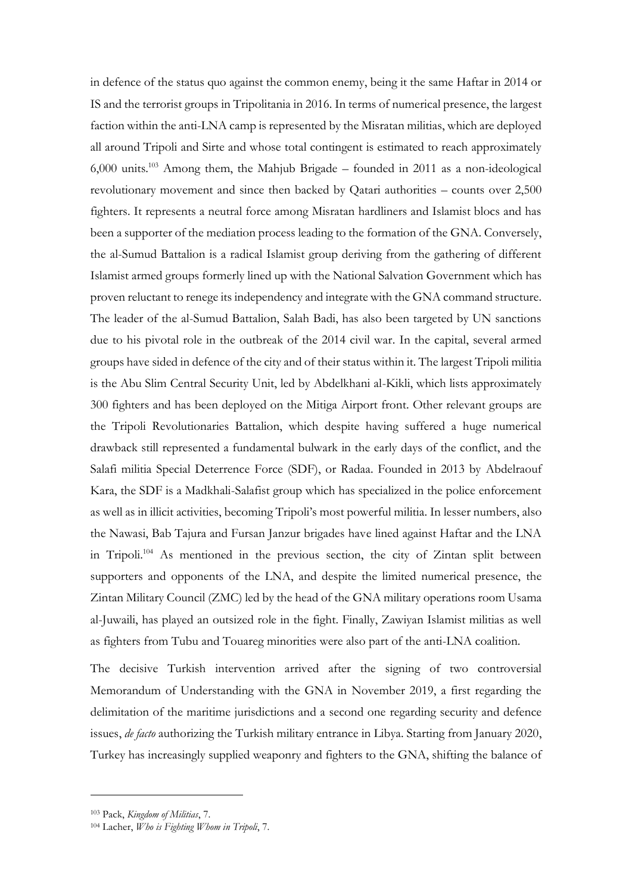in defence of the status quo against the common enemy, being it the same Haftar in 2014 or IS and the terrorist groups in Tripolitania in 2016. In terms of numerical presence, the largest faction within the anti-LNA camp is represented by the Misratan militias, which are deployed all around Tripoli and Sirte and whose total contingent is estimated to reach approximately 6,000 units.[103] Among them, the Mahjub Brigade – founded in 2011 as a non-ideological revolutionary movement and since then backed by Qatari authorities – counts over 2,500 fighters. It represents a neutral force among Misratan hardliners and Islamist blocs and has been a supporter of the mediation process leading to the formation of the GNA. Conversely, the al-Sumud Battalion is a radical Islamist group deriving from the gathering of different Islamist armed groups formerly lined up with the National Salvation Government which has proven reluctant to renege its independency and integrate with the GNA command structure. The leader of the al-Sumud Battalion, Salah Badi, has also been targeted by UN sanctions due to his pivotal role in the outbreak of the 2014 civil war. In the capital, several armed groups have sided in defence of the city and of their status within it. The largest Tripoli militia is the Abu Slim Central Security Unit, led by Abdelkhani al-Kikli, which lists approximately 300 fighters and has been deployed on the Mitiga Airport front. Other relevant groups are the Tripoli Revolutionaries Battalion, which despite having suffered a huge numerical drawback still represented a fundamental bulwark in the early days of the conflict, and the Salafi militia Special Deterrence Force (SDF), or Radaa. Founded in 2013 by Abdelraouf Kara, the SDF is a Madkhali-Salafist group which has specialized in the police enforcement as well as in illicit activities, becoming Tripoli's most powerful militia. In lesser numbers, also the Nawasi, Bab Tajura and Fursan Janzur brigades have lined against Haftar and the LNA in Tripoli.[104] As mentioned in the previous section, the city of Zintan split between supporters and opponents of the LNA, and despite the limited numerical presence, the Zintan Military Council (ZMC) led by the head of the GNA military operations room Usama al-Juwaili, has played an outsized role in the fight. Finally, Zawiyan Islamist militias as well as fighters from Tubu and Touareg minorities were also part of the anti-LNA coalition.

The decisive Turkish intervention arrived after the signing of two controversial Memorandum of Understanding with the GNA in November 2019, a first regarding the delimitation of the maritime jurisdictions and a second one regarding security and defence issues, *de facto* authorizing the Turkish military entrance in Libya. Starting from January 2020, Turkey has increasingly supplied weaponry and fighters to the GNA, shifting the balance of

---

[103] Pack, *Kingdom of Militias*, 7.

[104] Lacher, *Who is Fighting Whom in Tripoli*, 7.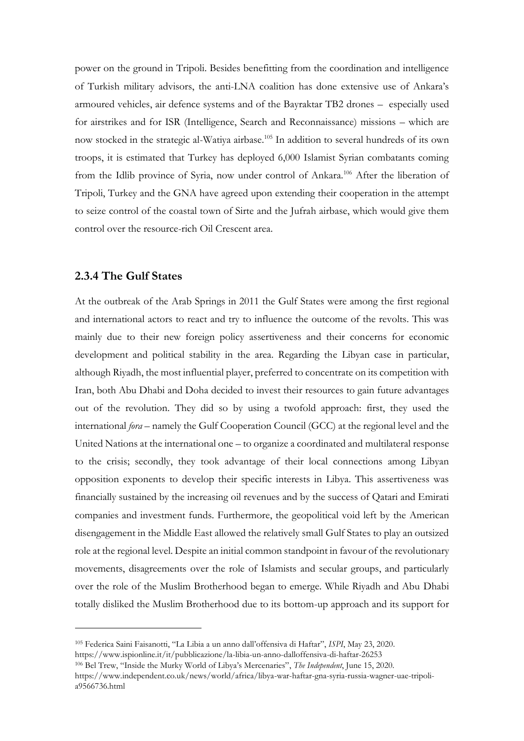power on the ground in Tripoli. Besides benefitting from the coordination and intelligence of Turkish military advisors, the anti-LNA coalition has done extensive use of Ankara's armoured vehicles, air defence systems and of the Bayraktar TB2 drones – especially used for airstrikes and for ISR (Intelligence, Search and Reconnaissance) missions – which are now stocked in the strategic al-Watiya airbase.[105] In addition to several hundreds of its own troops, it is estimated that Turkey has deployed 6,000 Islamist Syrian combatants coming from the Idlib province of Syria, now under control of Ankara.[106] After the liberation of Tripoli, Turkey and the GNA have agreed upon extending their cooperation in the attempt to seize control of the coastal town of Sirte and the Jufrah airbase, which would give them control over the resource-rich Oil Crescent area.

### 2.3.4 The Gulf States

At the outbreak of the Arab Springs in 2011 the Gulf States were among the first regional and international actors to react and try to influence the outcome of the revolts. This was mainly due to their new foreign policy assertiveness and their concerns for economic development and political stability in the area. Regarding the Libyan case in particular, although Riyadh, the most influential player, preferred to concentrate on its competition with Iran, both Abu Dhabi and Doha decided to invest their resources to gain future advantages out of the revolution. They did so by using a twofold approach: first, they used the international *fora* – namely the Gulf Cooperation Council (GCC) at the regional level and the United Nations at the international one – to organize a coordinated and multilateral response to the crisis; secondly, they took advantage of their local connections among Libyan opposition exponents to develop their specific interests in Libya. This assertiveness was financially sustained by the increasing oil revenues and by the success of Qatari and Emirati companies and investment funds. Furthermore, the geopolitical void left by the American disengagement in the Middle East allowed the relatively small Gulf States to play an outsized role at the regional level. Despite an initial common standpoint in favour of the revolutionary movements, disagreements over the role of Islamists and secular groups, and particularly over the role of the Muslim Brotherhood began to emerge. While Riyadh and Abu Dhabi totally disliked the Muslim Brotherhood due to its bottom-up approach and its support for

---

[105] Federica Saini Faisanotti, "La Libia a un anno dall'offensiva di Haftar", *ISPI*, May 23, 2020. https://www.ispionline.it/it/pubblicazione/la-libia-un-anno-dalloffensiva-di-haftar-26253

[106] Bel Trew, "Inside the Murky World of Libya's Mercenaries", *The Independent*, June 15, 2020. https://www.independent.co.uk/news/world/africa/libya-war-haftar-gna-syria-russia-wagner-uae-tripoli-a9566736.html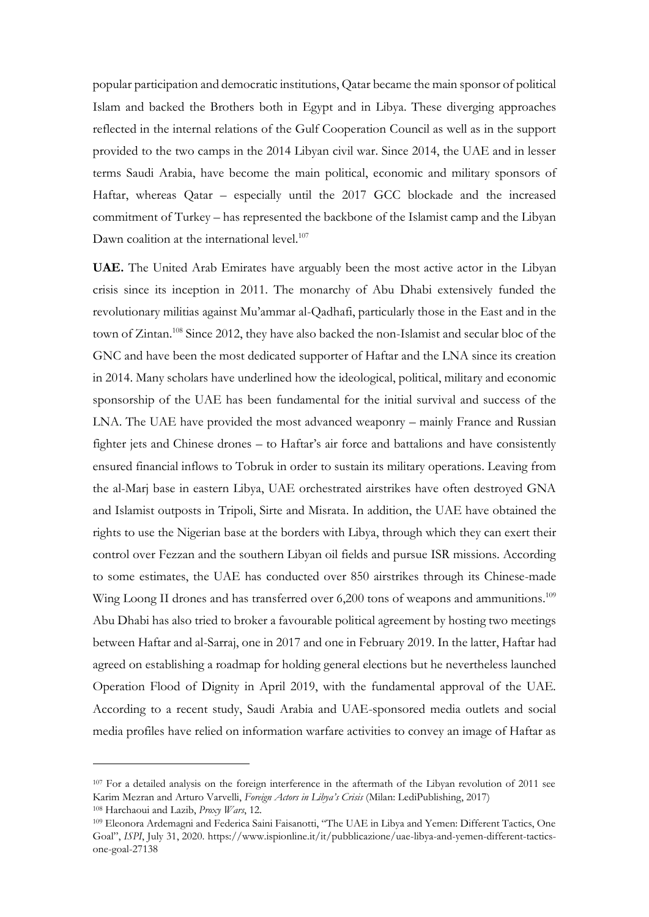popular participation and democratic institutions, Qatar became the main sponsor of political Islam and backed the Brothers both in Egypt and in Libya. These diverging approaches reflected in the internal relations of the Gulf Cooperation Council as well as in the support provided to the two camps in the 2014 Libyan civil war. Since 2014, the UAE and in lesser terms Saudi Arabia, have become the main political, economic and military sponsors of Haftar, whereas Qatar – especially until the 2017 GCC blockade and the increased commitment of Turkey – has represented the backbone of the Islamist camp and the Libyan Dawn coalition at the international level.[107]

**UAE.** The United Arab Emirates have arguably been the most active actor in the Libyan crisis since its inception in 2011. The monarchy of Abu Dhabi extensively funded the revolutionary militias against Mu'ammar al-Qadhafi, particularly those in the East and in the town of Zintan.[108] Since 2012, they have also backed the non-Islamist and secular bloc of the GNC and have been the most dedicated supporter of Haftar and the LNA since its creation in 2014. Many scholars have underlined how the ideological, political, military and economic sponsorship of the UAE has been fundamental for the initial survival and success of the LNA. The UAE have provided the most advanced weaponry – mainly France and Russian fighter jets and Chinese drones – to Haftar's air force and battalions and have consistently ensured financial inflows to Tobruk in order to sustain its military operations. Leaving from the al-Marj base in eastern Libya, UAE orchestrated airstrikes have often destroyed GNA and Islamist outposts in Tripoli, Sirte and Misrata. In addition, the UAE have obtained the rights to use the Nigerian base at the borders with Libya, through which they can exert their control over Fezzan and the southern Libyan oil fields and pursue ISR missions. According to some estimates, the UAE has conducted over 850 airstrikes through its Chinese-made Wing Loong II drones and has transferred over 6,200 tons of weapons and ammunitions.[109] Abu Dhabi has also tried to broker a favourable political agreement by hosting two meetings between Haftar and al-Sarraj, one in 2017 and one in February 2019. In the latter, Haftar had agreed on establishing a roadmap for holding general elections but he nevertheless launched Operation Flood of Dignity in April 2019, with the fundamental approval of the UAE. According to a recent study, Saudi Arabia and UAE-sponsored media outlets and social media profiles have relied on information warfare activities to convey an image of Haftar as

---

[107] For a detailed analysis on the foreign interference in the aftermath of the Libyan revolution of 2011 see Karim Mezran and Arturo Varvelli, *Foreign Actors in Libya's Crisis* (Milan: LediPublishing, 2017)

[108] Harchaoui and Lazib, *Proxy Wars*, 12.

[109] Eleonora Ardemagni and Federica Saini Faisanotti, "The UAE in Libya and Yemen: Different Tactics, One Goal", *ISPI*, July 31, 2020. https://www.ispionline.it/it/pubblicazione/uae-libya-and-yemen-different-tactics-one-goal-27138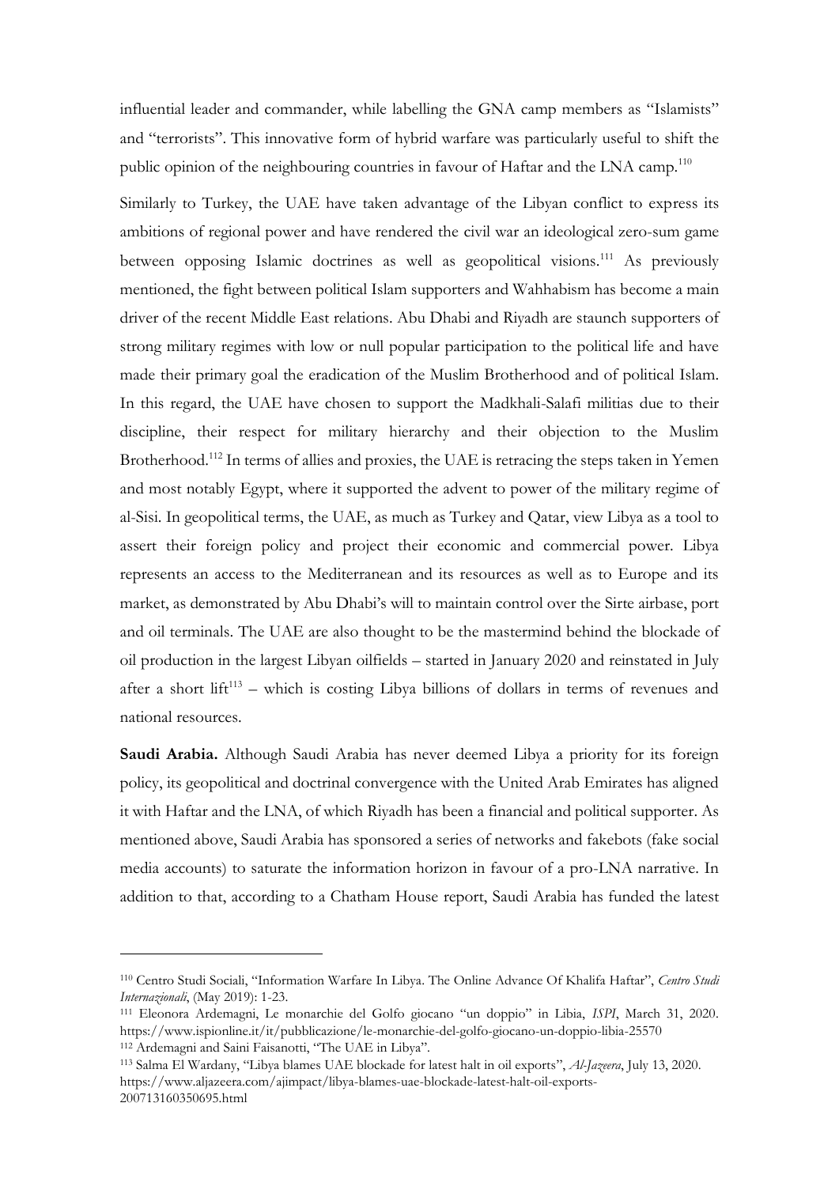influential leader and commander, while labelling the GNA camp members as "Islamists" and "terrorists". This innovative form of hybrid warfare was particularly useful to shift the public opinion of the neighbouring countries in favour of Haftar and the LNA camp.[110]

Similarly to Turkey, the UAE have taken advantage of the Libyan conflict to express its ambitions of regional power and have rendered the civil war an ideological zero-sum game between opposing Islamic doctrines as well as geopolitical visions.[111] As previously mentioned, the fight between political Islam supporters and Wahhabism has become a main driver of the recent Middle East relations. Abu Dhabi and Riyadh are staunch supporters of strong military regimes with low or null popular participation to the political life and have made their primary goal the eradication of the Muslim Brotherhood and of political Islam. In this regard, the UAE have chosen to support the Madkhali-Salafi militias due to their discipline, their respect for military hierarchy and their objection to the Muslim Brotherhood.[112] In terms of allies and proxies, the UAE is retracing the steps taken in Yemen and most notably Egypt, where it supported the advent to power of the military regime of al-Sisi. In geopolitical terms, the UAE, as much as Turkey and Qatar, view Libya as a tool to assert their foreign policy and project their economic and commercial power. Libya represents an access to the Mediterranean and its resources as well as to Europe and its market, as demonstrated by Abu Dhabi's will to maintain control over the Sirte airbase, port and oil terminals. The UAE are also thought to be the mastermind behind the blockade of oil production in the largest Libyan oilfields – started in January 2020 and reinstated in July after a short lift[113] – which is costing Libya billions of dollars in terms of revenues and national resources.

**Saudi Arabia.** Although Saudi Arabia has never deemed Libya a priority for its foreign policy, its geopolitical and doctrinal convergence with the United Arab Emirates has aligned it with Haftar and the LNA, of which Riyadh has been a financial and political supporter. As mentioned above, Saudi Arabia has sponsored a series of networks and fakebots (fake social media accounts) to saturate the information horizon in favour of a pro-LNA narrative. In addition to that, according to a Chatham House report, Saudi Arabia has funded the latest

---

[110] Centro Studi Sociali, "Information Warfare In Libya. The Online Advance Of Khalifa Haftar", *Centro Studi Internazionali*, (May 2019): 1-23.

[111] Eleonora Ardemagni, Le monarchie del Golfo giocano "un doppio" in Libia, *ISPI*, March 31, 2020. https://www.ispionline.it/it/pubblicazione/le-monarchie-del-golfo-giocano-un-doppio-libia-25570

[112] Ardemagni and Saini Faisanotti, "The UAE in Libya".

[113] Salma El Wardany, "Libya blames UAE blockade for latest halt in oil exports", *Al-Jazeera*, July 13, 2020. https://www.aljazeera.com/ajimpact/libya-blames-uae-blockade-latest-halt-oil-exports-200713160350695.html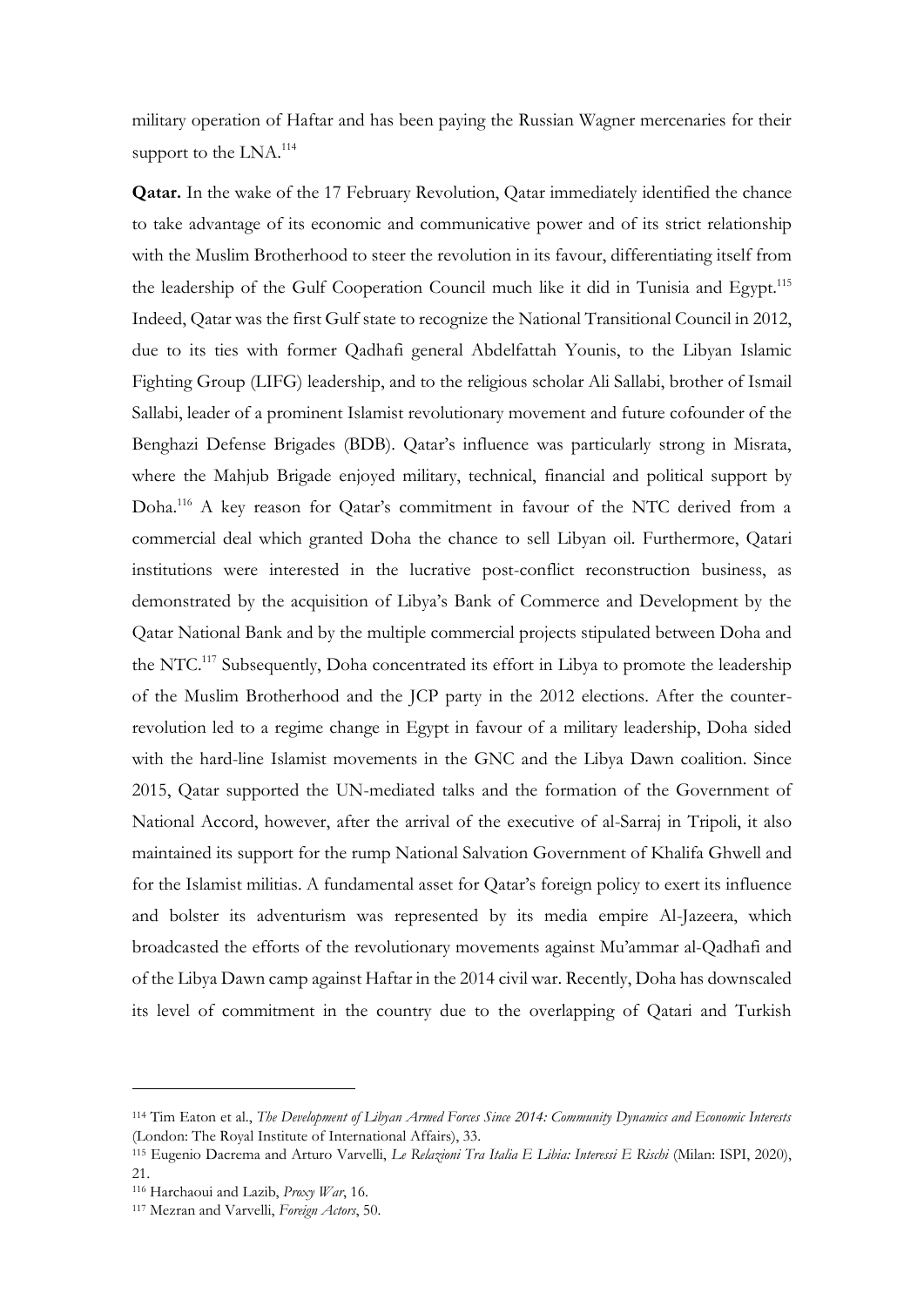military operation of Haftar and has been paying the Russian Wagner mercenaries for their support to the LNA.[114]

**Qatar.** In the wake of the 17 February Revolution, Qatar immediately identified the chance to take advantage of its economic and communicative power and of its strict relationship with the Muslim Brotherhood to steer the revolution in its favour, differentiating itself from the leadership of the Gulf Cooperation Council much like it did in Tunisia and Egypt.[115] Indeed, Qatar was the first Gulf state to recognize the National Transitional Council in 2012, due to its ties with former Qadhafi general Abdelfattah Younis, to the Libyan Islamic Fighting Group (LIFG) leadership, and to the religious scholar Ali Sallabi, brother of Ismail Sallabi, leader of a prominent Islamist revolutionary movement and future cofounder of the Benghazi Defense Brigades (BDB). Qatar's influence was particularly strong in Misrata, where the Mahjub Brigade enjoyed military, technical, financial and political support by Doha.[116] A key reason for Qatar's commitment in favour of the NTC derived from a commercial deal which granted Doha the chance to sell Libyan oil. Furthermore, Qatari institutions were interested in the lucrative post-conflict reconstruction business, as demonstrated by the acquisition of Libya's Bank of Commerce and Development by the Qatar National Bank and by the multiple commercial projects stipulated between Doha and the NTC.[117] Subsequently, Doha concentrated its effort in Libya to promote the leadership of the Muslim Brotherhood and the JCP party in the 2012 elections. After the counter-revolution led to a regime change in Egypt in favour of a military leadership, Doha sided with the hard-line Islamist movements in the GNC and the Libya Dawn coalition. Since 2015, Qatar supported the UN-mediated talks and the formation of the Government of National Accord, however, after the arrival of the executive of al-Sarraj in Tripoli, it also maintained its support for the rump National Salvation Government of Khalifa Ghwell and for the Islamist militias. A fundamental asset for Qatar's foreign policy to exert its influence and bolster its adventurism was represented by its media empire Al-Jazeera, which broadcasted the efforts of the revolutionary movements against Mu'ammar al-Qadhafi and of the Libya Dawn camp against Haftar in the 2014 civil war. Recently, Doha has downscaled its level of commitment in the country due to the overlapping of Qatari and Turkish

---

[114] Tim Eaton et al., *The Development of Libyan Armed Forces Since 2014: Community Dynamics and Economic Interests* (London: The Royal Institute of International Affairs), 33.

[115] Eugenio Dacrema and Arturo Varvelli, *Le Relazioni Tra Italia E Libia: Interessi E Rischi* (Milan: ISPI, 2020), 21.

[116] Harchaoui and Lazib, *Proxy War*, 16.

[117] Mezran and Varvelli, *Foreign Actors*, 50.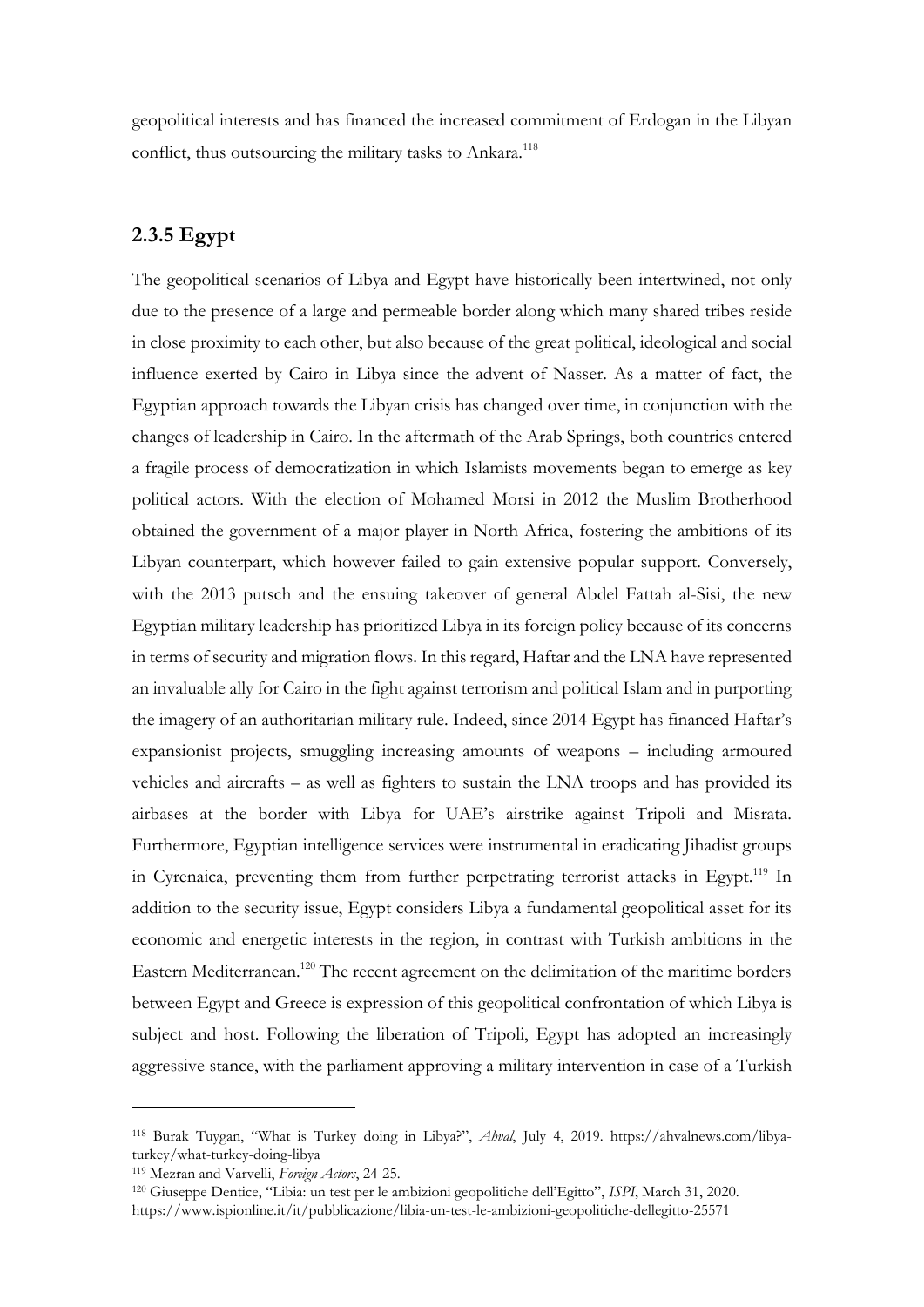geopolitical interests and has financed the increased commitment of Erdogan in the Libyan conflict, thus outsourcing the military tasks to Ankara.[118]

### 2.3.5 Egypt

The geopolitical scenarios of Libya and Egypt have historically been intertwined, not only due to the presence of a large and permeable border along which many shared tribes reside in close proximity to each other, but also because of the great political, ideological and social influence exerted by Cairo in Libya since the advent of Nasser. As a matter of fact, the Egyptian approach towards the Libyan crisis has changed over time, in conjunction with the changes of leadership in Cairo. In the aftermath of the Arab Springs, both countries entered a fragile process of democratization in which Islamists movements began to emerge as key political actors. With the election of Mohamed Morsi in 2012 the Muslim Brotherhood obtained the government of a major player in North Africa, fostering the ambitions of its Libyan counterpart, which however failed to gain extensive popular support. Conversely, with the 2013 putsch and the ensuing takeover of general Abdel Fattah al-Sisi, the new Egyptian military leadership has prioritized Libya in its foreign policy because of its concerns in terms of security and migration flows. In this regard, Haftar and the LNA have represented an invaluable ally for Cairo in the fight against terrorism and political Islam and in purporting the imagery of an authoritarian military rule. Indeed, since 2014 Egypt has financed Haftar's expansionist projects, smuggling increasing amounts of weapons – including armoured vehicles and aircrafts – as well as fighters to sustain the LNA troops and has provided its airbases at the border with Libya for UAE's airstrike against Tripoli and Misrata. Furthermore, Egyptian intelligence services were instrumental in eradicating Jihadist groups in Cyrenaica, preventing them from further perpetrating terrorist attacks in Egypt.[119] In addition to the security issue, Egypt considers Libya a fundamental geopolitical asset for its economic and energetic interests in the region, in contrast with Turkish ambitions in the Eastern Mediterranean.[120] The recent agreement on the delimitation of the maritime borders between Egypt and Greece is expression of this geopolitical confrontation of which Libya is subject and host. Following the liberation of Tripoli, Egypt has adopted an increasingly aggressive stance, with the parliament approving a military intervention in case of a Turkish

---

[118] Burak Tuygan, "What is Turkey doing in Libya?", *Ahval*, July 4, 2019. https://ahvalnews.com/libya-turkey/what-turkey-doing-libya

[119] Mezran and Varvelli, *Foreign Actors*, 24-25.

[120] Giuseppe Dentice, "Libia: un test per le ambizioni geopolitiche dell'Egitto", *ISPI*, March 31, 2020. https://www.ispionline.it/it/pubblicazione/libia-un-test-le-ambizioni-geopolitiche-dellegitto-25571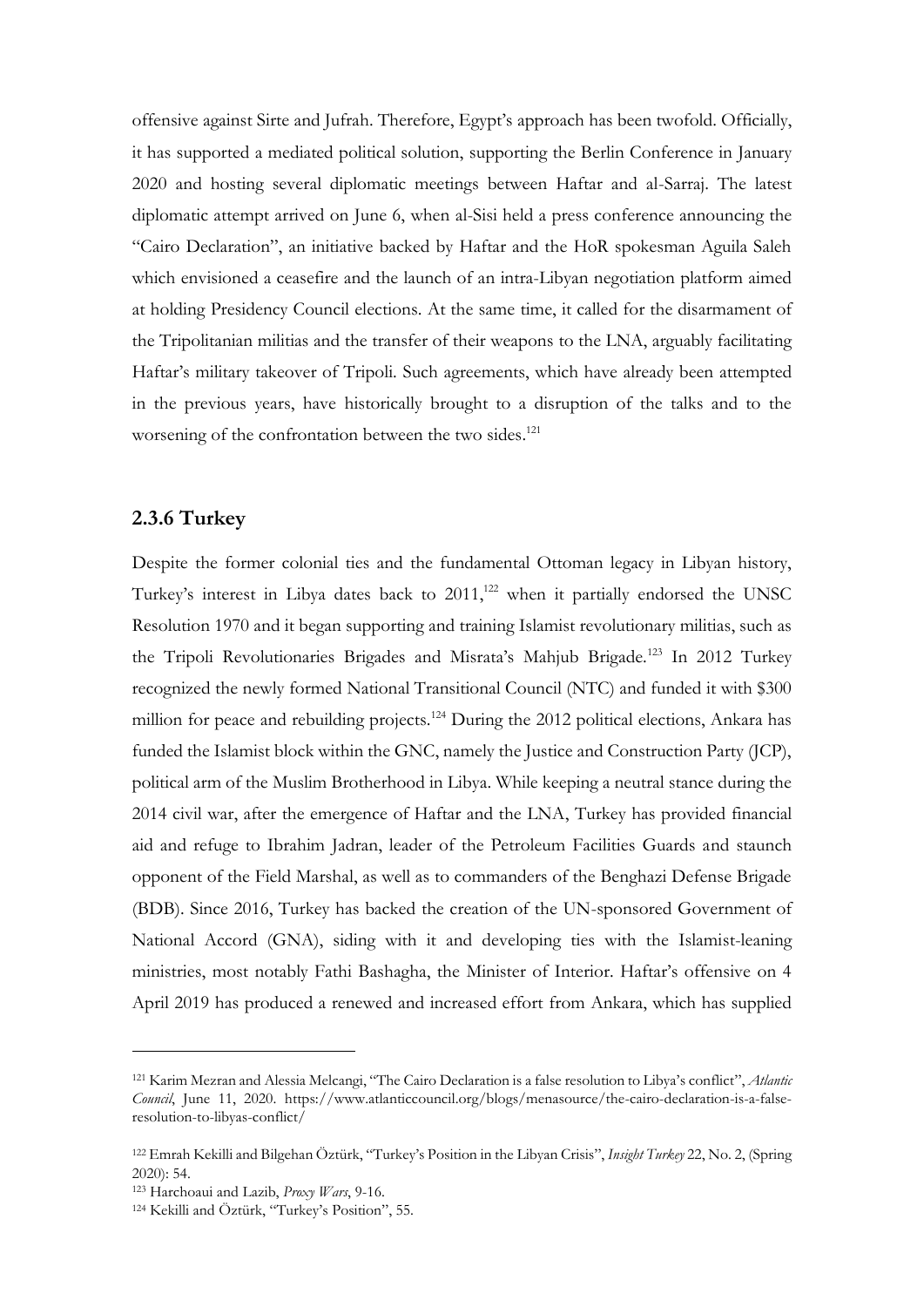offensive against Sirte and Jufrah. Therefore, Egypt's approach has been twofold. Officially, it has supported a mediated political solution, supporting the Berlin Conference in January 2020 and hosting several diplomatic meetings between Haftar and al-Sarraj. The latest diplomatic attempt arrived on June 6, when al-Sisi held a press conference announcing the "Cairo Declaration", an initiative backed by Haftar and the HoR spokesman Aguila Saleh which envisioned a ceasefire and the launch of an intra-Libyan negotiation platform aimed at holding Presidency Council elections. At the same time, it called for the disarmament of the Tripolitanian militias and the transfer of their weapons to the LNA, arguably facilitating Haftar's military takeover of Tripoli. Such agreements, which have already been attempted in the previous years, have historically brought to a disruption of the talks and to the worsening of the confrontation between the two sides.[121]

### 2.3.6 Turkey

Despite the former colonial ties and the fundamental Ottoman legacy in Libyan history, Turkey's interest in Libya dates back to 2011,[122] when it partially endorsed the UNSC Resolution 1970 and it began supporting and training Islamist revolutionary militias, such as the Tripoli Revolutionaries Brigades and Misrata's Mahjub Brigade.[123] In 2012 Turkey recognized the newly formed National Transitional Council (NTC) and funded it with $300 million for peace and rebuilding projects.[124] During the 2012 political elections, Ankara has funded the Islamist block within the GNC, namely the Justice and Construction Party (JCP), political arm of the Muslim Brotherhood in Libya. While keeping a neutral stance during the 2014 civil war, after the emergence of Haftar and the LNA, Turkey has provided financial aid and refuge to Ibrahim Jadran, leader of the Petroleum Facilities Guards and staunch opponent of the Field Marshal, as well as to commanders of the Benghazi Defense Brigade (BDB). Since 2016, Turkey has backed the creation of the UN-sponsored Government of National Accord (GNA), siding with it and developing ties with the Islamist-leaning ministries, most notably Fathi Bashagha, the Minister of Interior. Haftar's offensive on 4 April 2019 has produced a renewed and increased effort from Ankara, which has supplied

---

[121] Karim Mezran and Alessia Melcangi, "The Cairo Declaration is a false resolution to Libya's conflict", *Atlantic Council*, June 11, 2020. https://www.atlanticcouncil.org/blogs/menasource/the-cairo-declaration-is-a-false-resolution-to-libyas-conflict/

[122] Emrah Kekilli and Bilgehan Öztürk, "Turkey's Position in the Libyan Crisis", *Insight Turkey* 22, No. 2, (Spring 2020): 54.

[123] Harchoaui and Lazib, *Proxy Wars*, 9-16.

[124] Kekilli and Öztürk, "Turkey's Position", 55.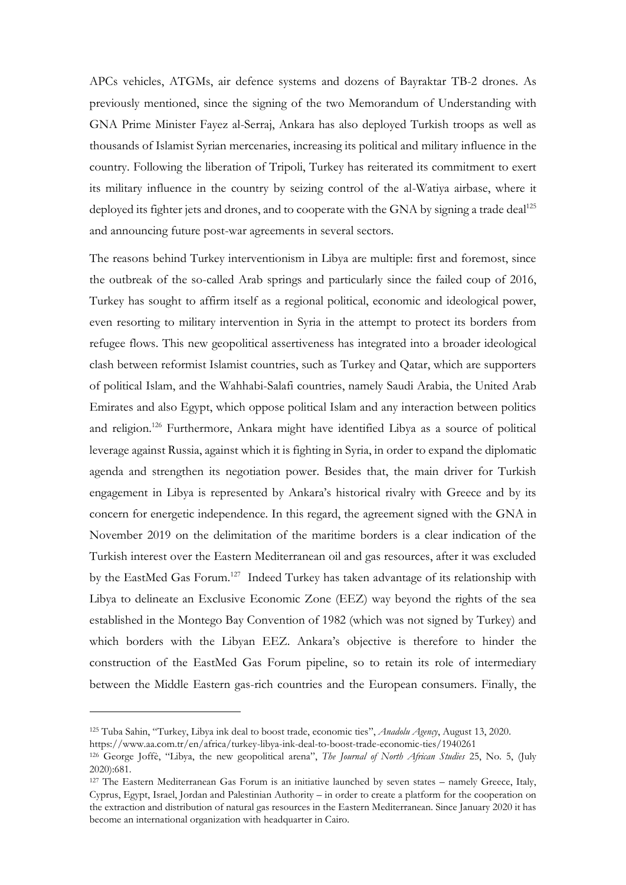APCs vehicles, ATGMs, air defence systems and dozens of Bayraktar TB-2 drones. As previously mentioned, since the signing of the two Memorandum of Understanding with GNA Prime Minister Fayez al-Serraj, Ankara has also deployed Turkish troops as well as thousands of Islamist Syrian mercenaries, increasing its political and military influence in the country. Following the liberation of Tripoli, Turkey has reiterated its commitment to exert its military influence in the country by seizing control of the al-Watiya airbase, where it deployed its fighter jets and drones, and to cooperate with the GNA by signing a trade deal[125] and announcing future post-war agreements in several sectors.

The reasons behind Turkey interventionism in Libya are multiple: first and foremost, since the outbreak of the so-called Arab springs and particularly since the failed coup of 2016, Turkey has sought to affirm itself as a regional political, economic and ideological power, even resorting to military intervention in Syria in the attempt to protect its borders from refugee flows. This new geopolitical assertiveness has integrated into a broader ideological clash between reformist Islamist countries, such as Turkey and Qatar, which are supporters of political Islam, and the Wahhabi-Salafi countries, namely Saudi Arabia, the United Arab Emirates and also Egypt, which oppose political Islam and any interaction between politics and religion.[126] Furthermore, Ankara might have identified Libya as a source of political leverage against Russia, against which it is fighting in Syria, in order to expand the diplomatic agenda and strengthen its negotiation power. Besides that, the main driver for Turkish engagement in Libya is represented by Ankara's historical rivalry with Greece and by its concern for energetic independence. In this regard, the agreement signed with the GNA in November 2019 on the delimitation of the maritime borders is a clear indication of the Turkish interest over the Eastern Mediterranean oil and gas resources, after it was excluded by the EastMed Gas Forum.[127] Indeed Turkey has taken advantage of its relationship with Libya to delineate an Exclusive Economic Zone (EEZ) way beyond the rights of the sea established in the Montego Bay Convention of 1982 (which was not signed by Turkey) and which borders with the Libyan EEZ. Ankara's objective is therefore to hinder the construction of the EastMed Gas Forum pipeline, so to retain its role of intermediary between the Middle Eastern gas-rich countries and the European consumers. Finally, the

---

[125] Tuba Sahin, "Turkey, Libya ink deal to boost trade, economic ties", *Anadolu Agency*, August 13, 2020. https://www.aa.com.tr/en/africa/turkey-libya-ink-deal-to-boost-trade-economic-ties/1940261

[126] George Joffè, "Libya, the new geopolitical arena", *The Journal of North African Studies* 25, No. 5, (July 2020):681.

[127] The Eastern Mediterranean Gas Forum is an initiative launched by seven states – namely Greece, Italy, Cyprus, Egypt, Israel, Jordan and Palestinian Authority – in order to create a platform for the cooperation on the extraction and distribution of natural gas resources in the Eastern Mediterranean. Since January 2020 it has become an international organization with headquarter in Cairo.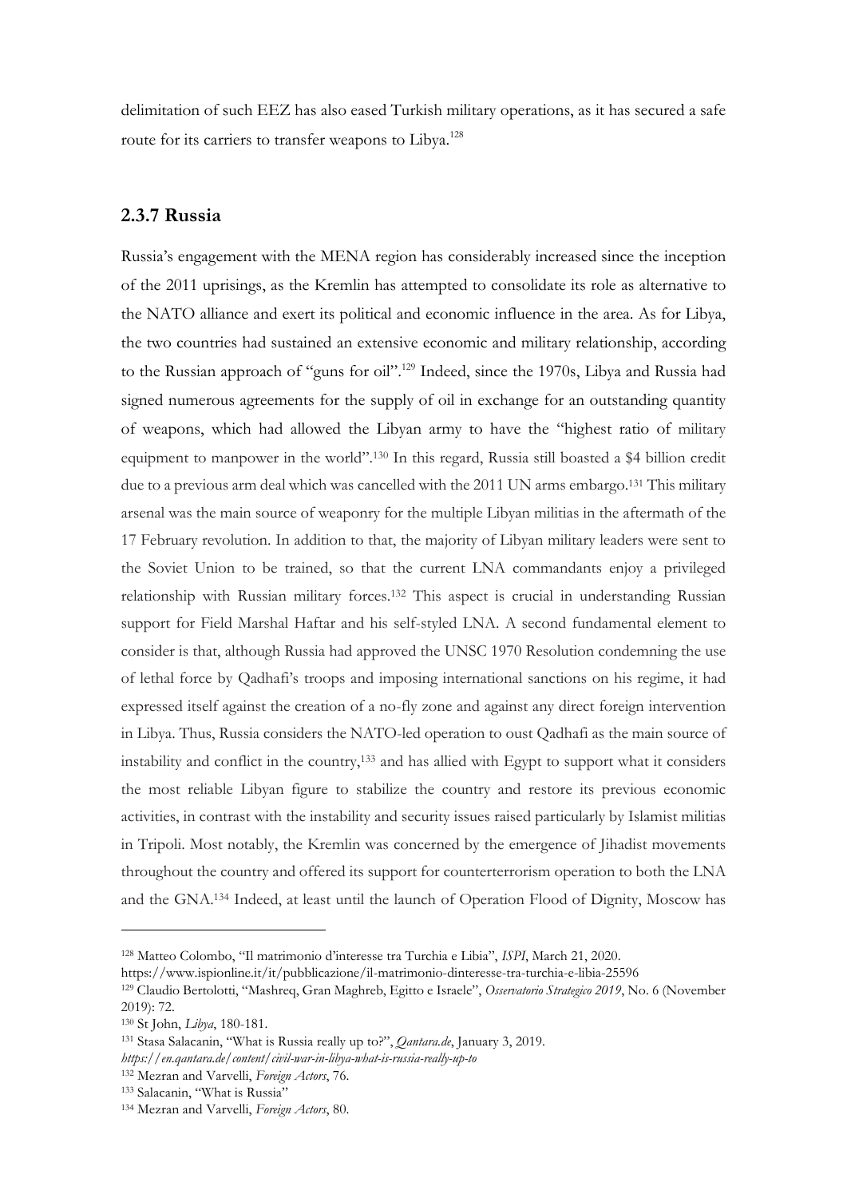delimitation of such EEZ has also eased Turkish military operations, as it has secured a safe route for its carriers to transfer weapons to Libya.[128]

### 2.3.7 Russia

Russia's engagement with the MENA region has considerably increased since the inception of the 2011 uprisings, as the Kremlin has attempted to consolidate its role as alternative to the NATO alliance and exert its political and economic influence in the area. As for Libya, the two countries had sustained an extensive economic and military relationship, according to the Russian approach of "guns for oil".[129] Indeed, since the 1970s, Libya and Russia had signed numerous agreements for the supply of oil in exchange for an outstanding quantity of weapons, which had allowed the Libyan army to have the "highest ratio of military equipment to manpower in the world".[130] In this regard, Russia still boasted a $4 billion credit due to a previous arm deal which was cancelled with the 2011 UN arms embargo.[131] This military arsenal was the main source of weaponry for the multiple Libyan militias in the aftermath of the 17 February revolution. In addition to that, the majority of Libyan military leaders were sent to the Soviet Union to be trained, so that the current LNA commandants enjoy a privileged relationship with Russian military forces.[132] This aspect is crucial in understanding Russian support for Field Marshal Haftar and his self-styled LNA. A second fundamental element to consider is that, although Russia had approved the UNSC 1970 Resolution condemning the use of lethal force by Qadhafi's troops and imposing international sanctions on his regime, it had expressed itself against the creation of a no-fly zone and against any direct foreign intervention in Libya. Thus, Russia considers the NATO-led operation to oust Qadhafi as the main source of instability and conflict in the country,[133] and has allied with Egypt to support what it considers the most reliable Libyan figure to stabilize the country and restore its previous economic activities, in contrast with the instability and security issues raised particularly by Islamist militias in Tripoli. Most notably, the Kremlin was concerned by the emergence of Jihadist movements throughout the country and offered its support for counterterrorism operation to both the LNA and the GNA.[134] Indeed, at least until the launch of Operation Flood of Dignity, Moscow has

---

[128] Matteo Colombo, "Il matrimonio d'interesse tra Turchia e Libia", *ISPI*, March 21, 2020. https://www.ispionline.it/it/pubblicazione/il-matrimonio-dinteresse-tra-turchia-e-libia-25596

[129] Claudio Bertolotti, "Mashreq, Gran Maghreb, Egitto e Israele", *Osservatorio Strategico 2019*, No. 6 (November 2019): 72.

[130] St John, *Libya*, 180-181.

[131] Stasa Salacanin, "What is Russia really up to?", *Qantara.de*, January 3, 2019. *https://en.qantara.de/content/civil-war-in-libya-what-is-russia-really-up-to*

[132] Mezran and Varvelli, *Foreign Actors*, 76.

[133] Salacanin, "What is Russia"

[134] Mezran and Varvelli, *Foreign Actors*, 80.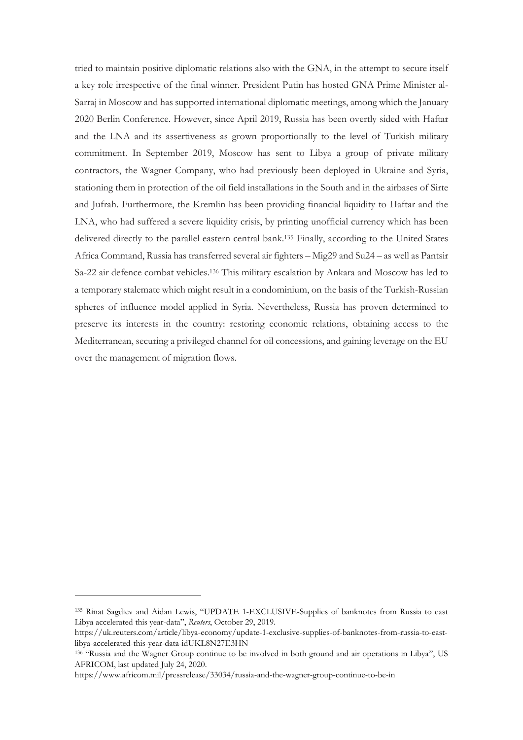tried to maintain positive diplomatic relations also with the GNA, in the attempt to secure itself a key role irrespective of the final winner. President Putin has hosted GNA Prime Minister al-Sarraj in Moscow and has supported international diplomatic meetings, among which the January 2020 Berlin Conference. However, since April 2019, Russia has been overtly sided with Haftar and the LNA and its assertiveness as grown proportionally to the level of Turkish military commitment. In September 2019, Moscow has sent to Libya a group of private military contractors, the Wagner Company, who had previously been deployed in Ukraine and Syria, stationing them in protection of the oil field installations in the South and in the airbases of Sirte and Jufrah. Furthermore, the Kremlin has been providing financial liquidity to Haftar and the LNA, who had suffered a severe liquidity crisis, by printing unofficial currency which has been delivered directly to the parallel eastern central bank.[135] Finally, according to the United States Africa Command, Russia has transferred several air fighters – Mig29 and Su24 – as well as Pantsir Sa-22 air defence combat vehicles.[136] This military escalation by Ankara and Moscow has led to a temporary stalemate which might result in a condominium, on the basis of the Turkish-Russian spheres of influence model applied in Syria. Nevertheless, Russia has proven determined to preserve its interests in the country: restoring economic relations, obtaining access to the Mediterranean, securing a privileged channel for oil concessions, and gaining leverage on the EU over the management of migration flows.

---

[135] Rinat Sagdiev and Aidan Lewis, "UPDATE 1-EXCLUSIVE-Supplies of banknotes from Russia to east Libya accelerated this year-data", *Reuters*, October 29, 2019.
https://uk.reuters.com/article/libya-economy/update-1-exclusive-supplies-of-banknotes-from-russia-to-east-libya-accelerated-this-year-data-idUKL8N27E3HN

[136] "Russia and the Wagner Group continue to be involved in both ground and air operations in Libya", US AFRICOM, last updated July 24, 2020.
https://www.africom.mil/pressrelease/33034/russia-and-the-wagner-group-continue-to-be-in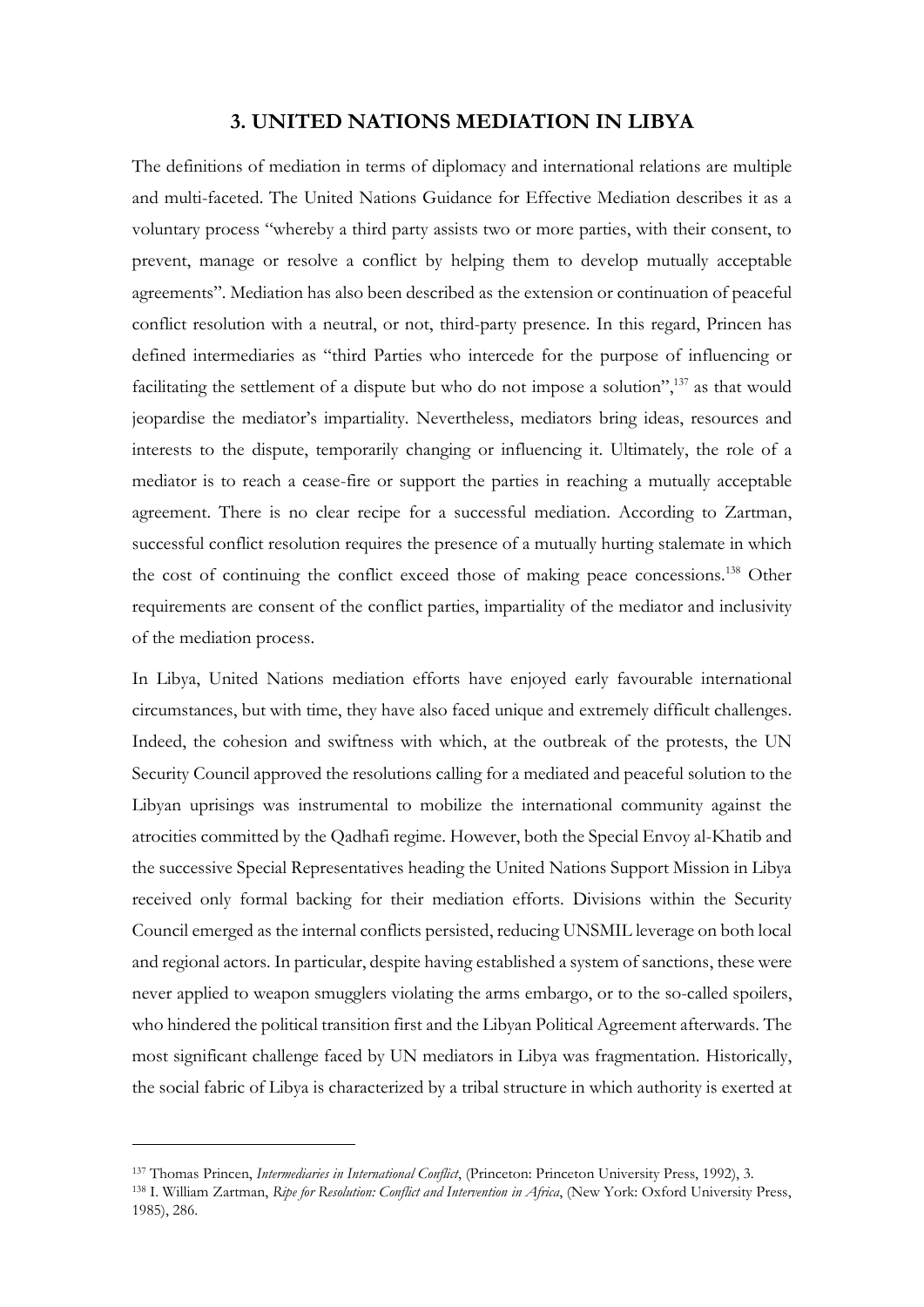## 3. UNITED NATIONS MEDIATION IN LIBYA

The definitions of mediation in terms of diplomacy and international relations are multiple and multi-faceted. The United Nations Guidance for Effective Mediation describes it as a voluntary process "whereby a third party assists two or more parties, with their consent, to prevent, manage or resolve a conflict by helping them to develop mutually acceptable agreements". Mediation has also been described as the extension or continuation of peaceful conflict resolution with a neutral, or not, third-party presence. In this regard, Princen has defined intermediaries as "third Parties who intercede for the purpose of influencing or facilitating the settlement of a dispute but who do not impose a solution",[137] as that would jeopardise the mediator's impartiality. Nevertheless, mediators bring ideas, resources and interests to the dispute, temporarily changing or influencing it. Ultimately, the role of a mediator is to reach a cease-fire or support the parties in reaching a mutually acceptable agreement. There is no clear recipe for a successful mediation. According to Zartman, successful conflict resolution requires the presence of a mutually hurting stalemate in which the cost of continuing the conflict exceed those of making peace concessions.[138] Other requirements are consent of the conflict parties, impartiality of the mediator and inclusivity of the mediation process.

In Libya, United Nations mediation efforts have enjoyed early favourable international circumstances, but with time, they have also faced unique and extremely difficult challenges. Indeed, the cohesion and swiftness with which, at the outbreak of the protests, the UN Security Council approved the resolutions calling for a mediated and peaceful solution to the Libyan uprisings was instrumental to mobilize the international community against the atrocities committed by the Qadhafi regime. However, both the Special Envoy al-Khatib and the successive Special Representatives heading the United Nations Support Mission in Libya received only formal backing for their mediation efforts. Divisions within the Security Council emerged as the internal conflicts persisted, reducing UNSMIL leverage on both local and regional actors. In particular, despite having established a system of sanctions, these were never applied to weapon smugglers violating the arms embargo, or to the so-called spoilers, who hindered the political transition first and the Libyan Political Agreement afterwards. The most significant challenge faced by UN mediators in Libya was fragmentation. Historically, the social fabric of Libya is characterized by a tribal structure in which authority is exerted at

---

[137] Thomas Princen, *Intermediaries in International Conflict*, (Princeton: Princeton University Press, 1992), 3.

[138] I. William Zartman, *Ripe for Resolution: Conflict and Intervention in Africa*, (New York: Oxford University Press, 1985), 286.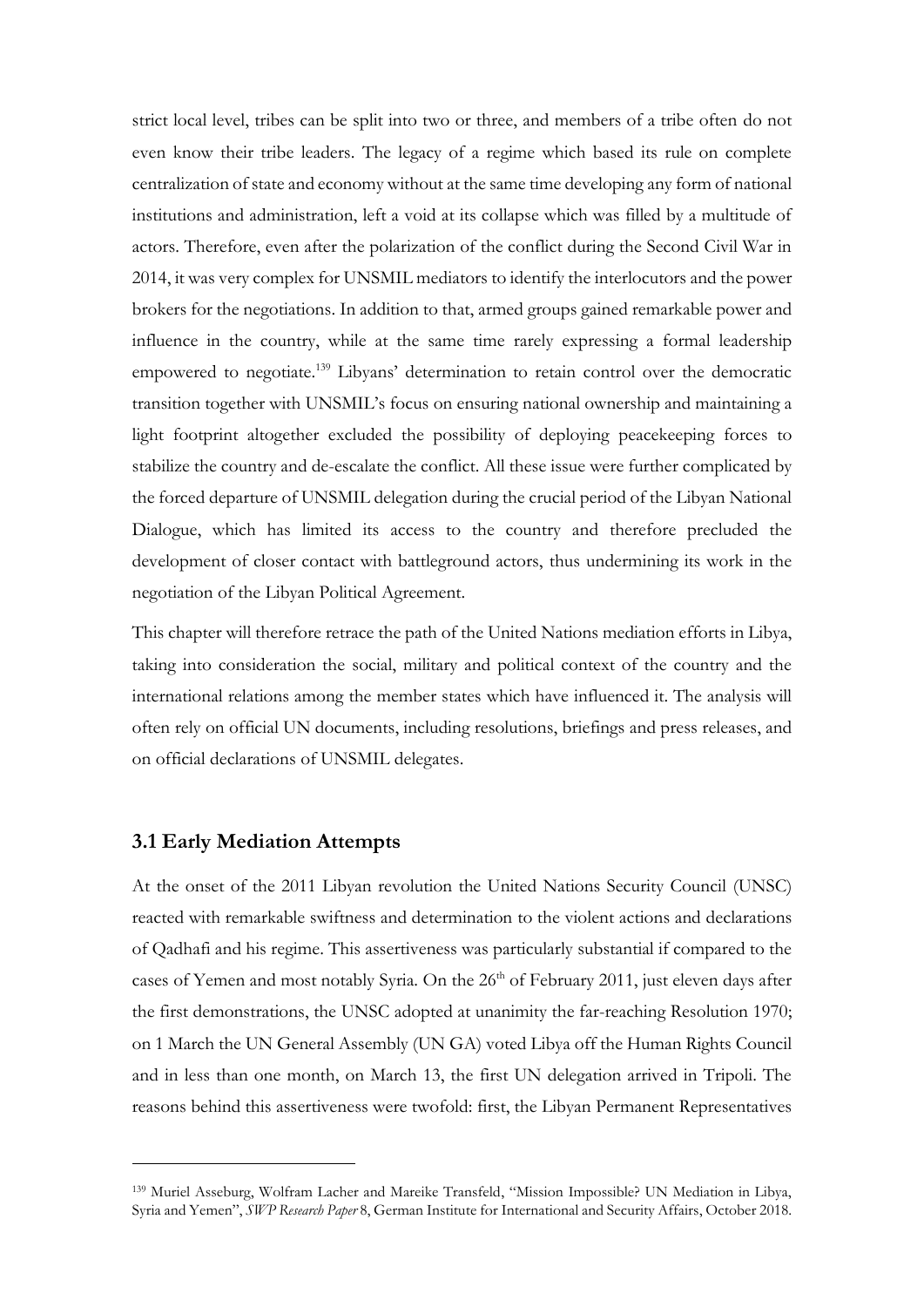strict local level, tribes can be split into two or three, and members of a tribe often do not even know their tribe leaders. The legacy of a regime which based its rule on complete centralization of state and economy without at the same time developing any form of national institutions and administration, left a void at its collapse which was filled by a multitude of actors. Therefore, even after the polarization of the conflict during the Second Civil War in 2014, it was very complex for UNSMIL mediators to identify the interlocutors and the power brokers for the negotiations. In addition to that, armed groups gained remarkable power and influence in the country, while at the same time rarely expressing a formal leadership empowered to negotiate.[139] Libyans' determination to retain control over the democratic transition together with UNSMIL's focus on ensuring national ownership and maintaining a light footprint altogether excluded the possibility of deploying peacekeeping forces to stabilize the country and de-escalate the conflict. All these issue were further complicated by the forced departure of UNSMIL delegation during the crucial period of the Libyan National Dialogue, which has limited its access to the country and therefore precluded the development of closer contact with battleground actors, thus undermining its work in the negotiation of the Libyan Political Agreement.

This chapter will therefore retrace the path of the United Nations mediation efforts in Libya, taking into consideration the social, military and political context of the country and the international relations among the member states which have influenced it. The analysis will often rely on official UN documents, including resolutions, briefings and press releases, and on official declarations of UNSMIL delegates.

### 3.1 Early Mediation Attempts

At the onset of the 2011 Libyan revolution the United Nations Security Council (UNSC) reacted with remarkable swiftness and determination to the violent actions and declarations of Qadhafi and his regime. This assertiveness was particularly substantial if compared to the cases of Yemen and most notably Syria. On the 26th of February 2011, just eleven days after the first demonstrations, the UNSC adopted at unanimity the far-reaching Resolution 1970; on 1 March the UN General Assembly (UN GA) voted Libya off the Human Rights Council and in less than one month, on March 13, the first UN delegation arrived in Tripoli. The reasons behind this assertiveness were twofold: first, the Libyan Permanent Representatives

---

[139] Muriel Asseburg, Wolfram Lacher and Mareike Transfeld, "Mission Impossible? UN Mediation in Libya, Syria and Yemen", *SWP Research Paper* 8, German Institute for International and Security Affairs, October 2018.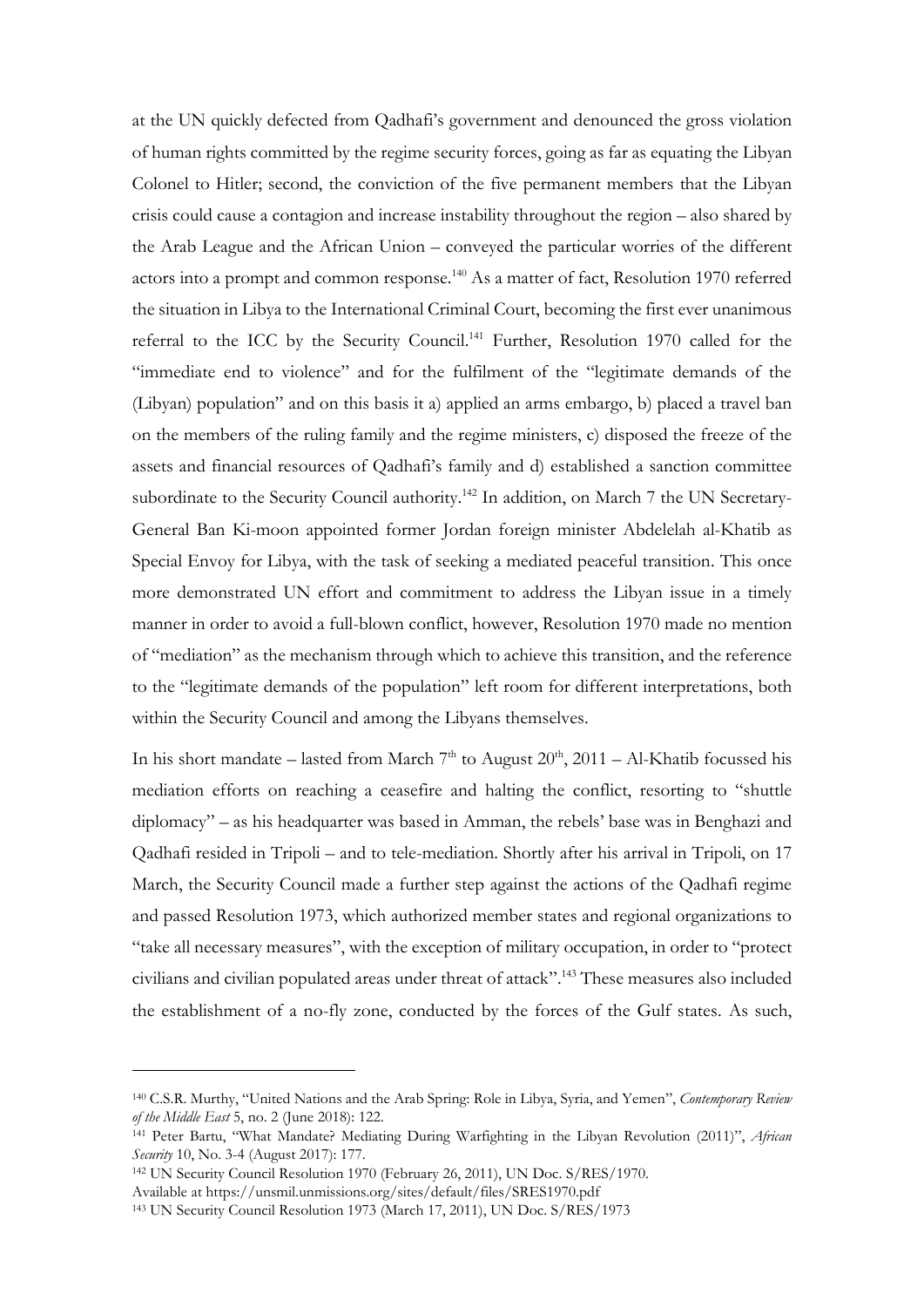at the UN quickly defected from Qadhafi's government and denounced the gross violation of human rights committed by the regime security forces, going as far as equating the Libyan Colonel to Hitler; second, the conviction of the five permanent members that the Libyan crisis could cause a contagion and increase instability throughout the region – also shared by the Arab League and the African Union – conveyed the particular worries of the different actors into a prompt and common response.[140] As a matter of fact, Resolution 1970 referred the situation in Libya to the International Criminal Court, becoming the first ever unanimous referral to the ICC by the Security Council.[141] Further, Resolution 1970 called for the "immediate end to violence" and for the fulfilment of the "legitimate demands of the (Libyan) population" and on this basis it a) applied an arms embargo, b) placed a travel ban on the members of the ruling family and the regime ministers, c) disposed the freeze of the assets and financial resources of Qadhafi's family and d) established a sanction committee subordinate to the Security Council authority.[142] In addition, on March 7 the UN Secretary-General Ban Ki-moon appointed former Jordan foreign minister Abdelelah al-Khatib as Special Envoy for Libya, with the task of seeking a mediated peaceful transition. This once more demonstrated UN effort and commitment to address the Libyan issue in a timely manner in order to avoid a full-blown conflict, however, Resolution 1970 made no mention of "mediation" as the mechanism through which to achieve this transition, and the reference to the "legitimate demands of the population" left room for different interpretations, both within the Security Council and among the Libyans themselves.

In his short mandate – lasted from March 7th to August 20th, 2011 – Al-Khatib focussed his mediation efforts on reaching a ceasefire and halting the conflict, resorting to "shuttle diplomacy" – as his headquarter was based in Amman, the rebels' base was in Benghazi and Qadhafi resided in Tripoli – and to tele-mediation. Shortly after his arrival in Tripoli, on 17 March, the Security Council made a further step against the actions of the Qadhafi regime and passed Resolution 1973, which authorized member states and regional organizations to "take all necessary measures", with the exception of military occupation, in order to "protect civilians and civilian populated areas under threat of attack".[143] These measures also included the establishment of a no-fly zone, conducted by the forces of the Gulf states. As such,

---

[140] C.S.R. Murthy, "United Nations and the Arab Spring: Role in Libya, Syria, and Yemen", *Contemporary Review of the Middle East* 5, no. 2 (June 2018): 122.

[141] Peter Bartu, "What Mandate? Mediating During Warfighting in the Libyan Revolution (2011)", *African Security* 10, No. 3-4 (August 2017): 177.

[142] UN Security Council Resolution 1970 (February 26, 2011), UN Doc. S/RES/1970.
Available at https://unsmil.unmissions.org/sites/default/files/SRES1970.pdf

[143] UN Security Council Resolution 1973 (March 17, 2011), UN Doc. S/RES/1973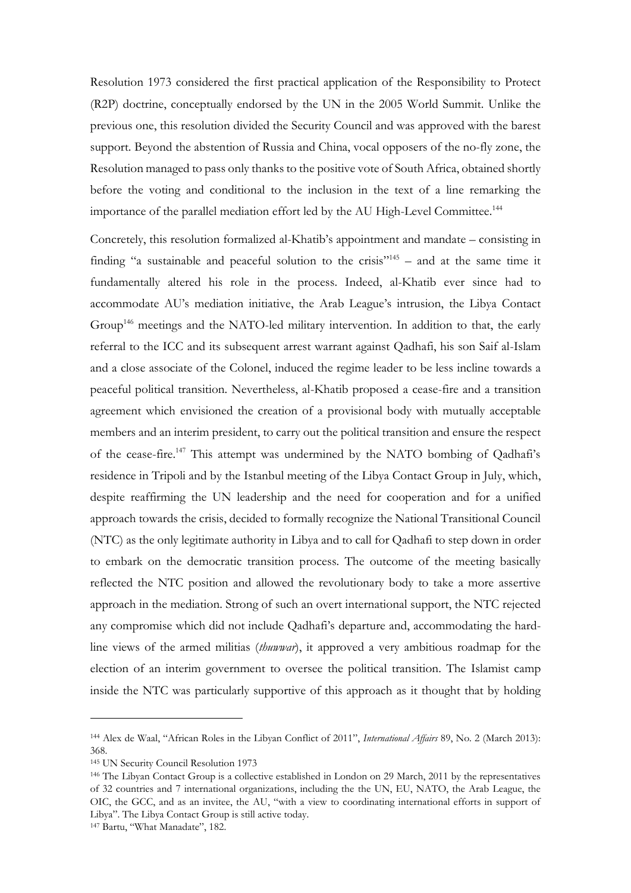Resolution 1973 considered the first practical application of the Responsibility to Protect (R2P) doctrine, conceptually endorsed by the UN in the 2005 World Summit. Unlike the previous one, this resolution divided the Security Council and was approved with the barest support. Beyond the abstention of Russia and China, vocal opposers of the no-fly zone, the Resolution managed to pass only thanks to the positive vote of South Africa, obtained shortly before the voting and conditional to the inclusion in the text of a line remarking the importance of the parallel mediation effort led by the AU High-Level Committee.[144]

Concretely, this resolution formalized al-Khatib's appointment and mandate – consisting in finding "a sustainable and peaceful solution to the crisis"[145] – and at the same time it fundamentally altered his role in the process. Indeed, al-Khatib ever since had to accommodate AU's mediation initiative, the Arab League's intrusion, the Libya Contact Group[146] meetings and the NATO-led military intervention. In addition to that, the early referral to the ICC and its subsequent arrest warrant against Qadhafi, his son Saif al-Islam and a close associate of the Colonel, induced the regime leader to be less incline towards a peaceful political transition. Nevertheless, al-Khatib proposed a cease-fire and a transition agreement which envisioned the creation of a provisional body with mutually acceptable members and an interim president, to carry out the political transition and ensure the respect of the cease-fire.[147] This attempt was undermined by the NATO bombing of Qadhafi's residence in Tripoli and by the Istanbul meeting of the Libya Contact Group in July, which, despite reaffirming the UN leadership and the need for cooperation and for a unified approach towards the crisis, decided to formally recognize the National Transitional Council (NTC) as the only legitimate authority in Libya and to call for Qadhafi to step down in order to embark on the democratic transition process. The outcome of the meeting basically reflected the NTC position and allowed the revolutionary body to take a more assertive approach in the mediation. Strong of such an overt international support, the NTC rejected any compromise which did not include Qadhafi's departure and, accommodating the hard-line views of the armed militias (*thuwwar*), it approved a very ambitious roadmap for the election of an interim government to oversee the political transition. The Islamist camp inside the NTC was particularly supportive of this approach as it thought that by holding

---

144 Alex de Waal, "African Roles in the Libyan Conflict of 2011", *International Affairs* 89, No. 2 (March 2013): 368.

145 UN Security Council Resolution 1973

146 The Libyan Contact Group is a collective established in London on 29 March, 2011 by the representatives of 32 countries and 7 international organizations, including the the UN, EU, NATO, the Arab League, the OIC, the GCC, and as an invitee, the AU, "with a view to coordinating international efforts in support of Libya". The Libya Contact Group is still active today.

147 Bartu, "What Manadate", 182.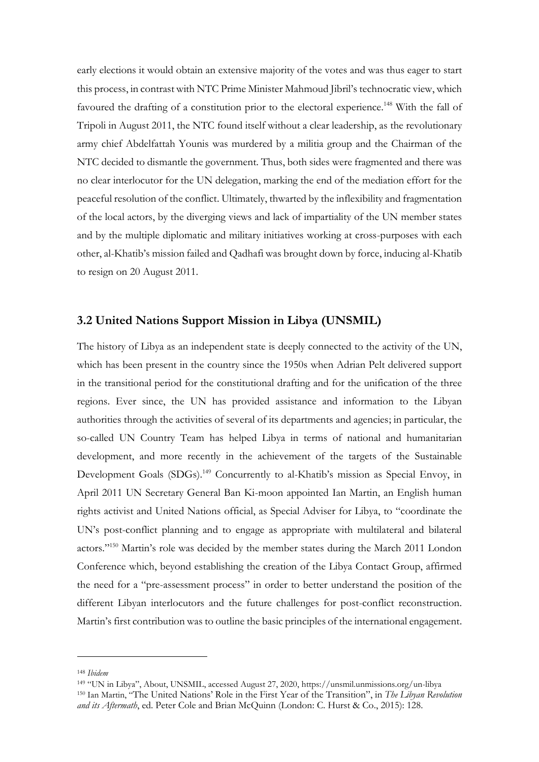early elections it would obtain an extensive majority of the votes and was thus eager to start this process, in contrast with NTC Prime Minister Mahmoud Jibril's technocratic view, which favoured the drafting of a constitution prior to the electoral experience.[148] With the fall of Tripoli in August 2011, the NTC found itself without a clear leadership, as the revolutionary army chief Abdelfattah Younis was murdered by a militia group and the Chairman of the NTC decided to dismantle the government. Thus, both sides were fragmented and there was no clear interlocutor for the UN delegation, marking the end of the mediation effort for the peaceful resolution of the conflict. Ultimately, thwarted by the inflexibility and fragmentation of the local actors, by the diverging views and lack of impartiality of the UN member states and by the multiple diplomatic and military initiatives working at cross-purposes with each other, al-Khatib's mission failed and Qadhafi was brought down by force, inducing al-Khatib to resign on 20 August 2011.

## 3.2 United Nations Support Mission in Libya (UNSMIL)

The history of Libya as an independent state is deeply connected to the activity of the UN, which has been present in the country since the 1950s when Adrian Pelt delivered support in the transitional period for the constitutional drafting and for the unification of the three regions. Ever since, the UN has provided assistance and information to the Libyan authorities through the activities of several of its departments and agencies; in particular, the so-called UN Country Team has helped Libya in terms of national and humanitarian development, and more recently in the achievement of the targets of the Sustainable Development Goals (SDGs).[149] Concurrently to al-Khatib's mission as Special Envoy, in April 2011 UN Secretary General Ban Ki-moon appointed Ian Martin, an English human rights activist and United Nations official, as Special Adviser for Libya, to "coordinate the UN's post-conflict planning and to engage as appropriate with multilateral and bilateral actors."[150] Martin's role was decided by the member states during the March 2011 London Conference which, beyond establishing the creation of the Libya Contact Group, affirmed the need for a "pre-assessment process" in order to better understand the position of the different Libyan interlocutors and the future challenges for post-conflict reconstruction. Martin's first contribution was to outline the basic principles of the international engagement.

---

[148] *Ibidem*

[149] "UN in Libya", About, UNSMIL, accessed August 27, 2020, https://unsmil.unmissions.org/un-libya

[150] Ian Martin, "The United Nations' Role in the First Year of the Transition", in *The Libyan Revolution and its Aftermath*, ed. Peter Cole and Brian McQuinn (London: C. Hurst & Co., 2015): 128.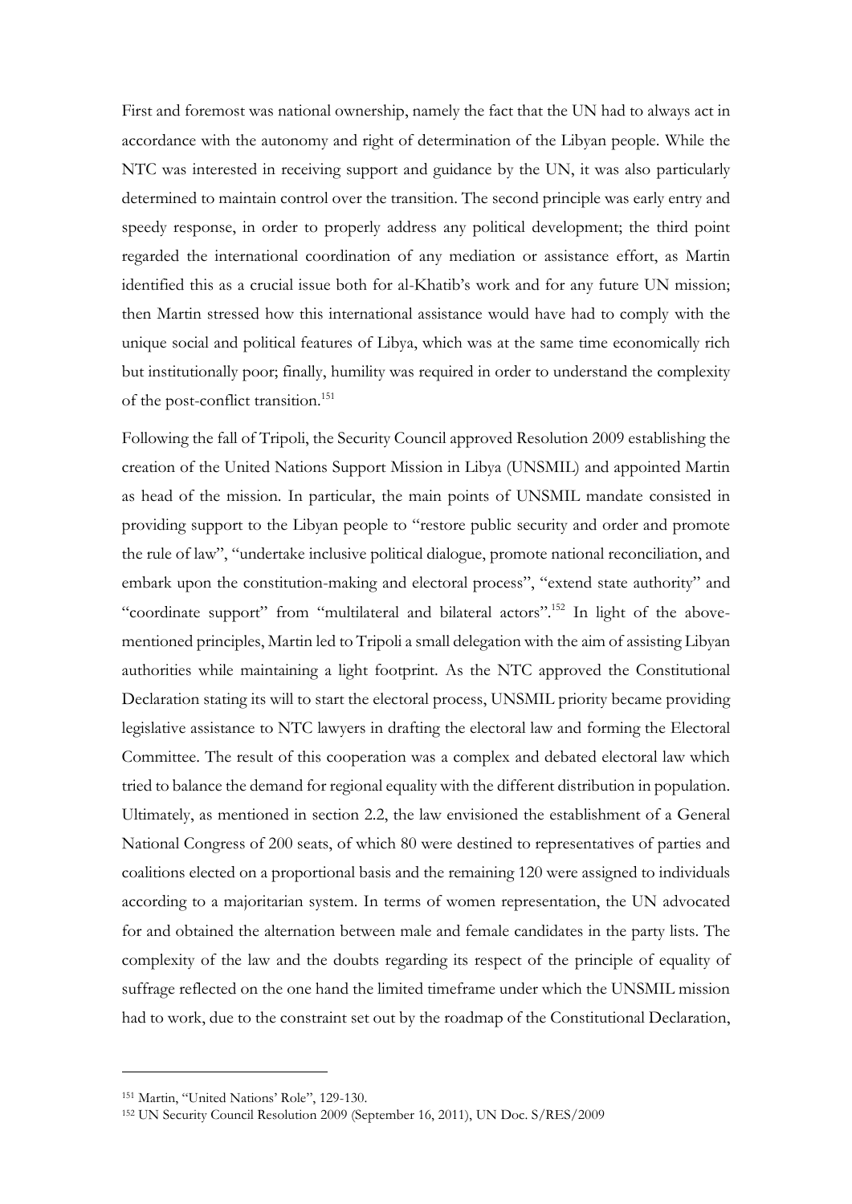First and foremost was national ownership, namely the fact that the UN had to always act in accordance with the autonomy and right of determination of the Libyan people. While the NTC was interested in receiving support and guidance by the UN, it was also particularly determined to maintain control over the transition. The second principle was early entry and speedy response, in order to properly address any political development; the third point regarded the international coordination of any mediation or assistance effort, as Martin identified this as a crucial issue both for al-Khatib's work and for any future UN mission; then Martin stressed how this international assistance would have had to comply with the unique social and political features of Libya, which was at the same time economically rich but institutionally poor; finally, humility was required in order to understand the complexity of the post-conflict transition.[151]

Following the fall of Tripoli, the Security Council approved Resolution 2009 establishing the creation of the United Nations Support Mission in Libya (UNSMIL) and appointed Martin as head of the mission. In particular, the main points of UNSMIL mandate consisted in providing support to the Libyan people to "restore public security and order and promote the rule of law", "undertake inclusive political dialogue, promote national reconciliation, and embark upon the constitution-making and electoral process", "extend state authority" and "coordinate support" from "multilateral and bilateral actors".[152] In light of the above-mentioned principles, Martin led to Tripoli a small delegation with the aim of assisting Libyan authorities while maintaining a light footprint. As the NTC approved the Constitutional Declaration stating its will to start the electoral process, UNSMIL priority became providing legislative assistance to NTC lawyers in drafting the electoral law and forming the Electoral Committee. The result of this cooperation was a complex and debated electoral law which tried to balance the demand for regional equality with the different distribution in population. Ultimately, as mentioned in section 2.2, the law envisioned the establishment of a General National Congress of 200 seats, of which 80 were destined to representatives of parties and coalitions elected on a proportional basis and the remaining 120 were assigned to individuals according to a majoritarian system. In terms of women representation, the UN advocated for and obtained the alternation between male and female candidates in the party lists. The complexity of the law and the doubts regarding its respect of the principle of equality of suffrage reflected on the one hand the limited timeframe under which the UNSMIL mission had to work, due to the constraint set out by the roadmap of the Constitutional Declaration,

---

[151] Martin, "United Nations' Role", 129-130.

[152] UN Security Council Resolution 2009 (September 16, 2011), UN Doc. S/RES/2009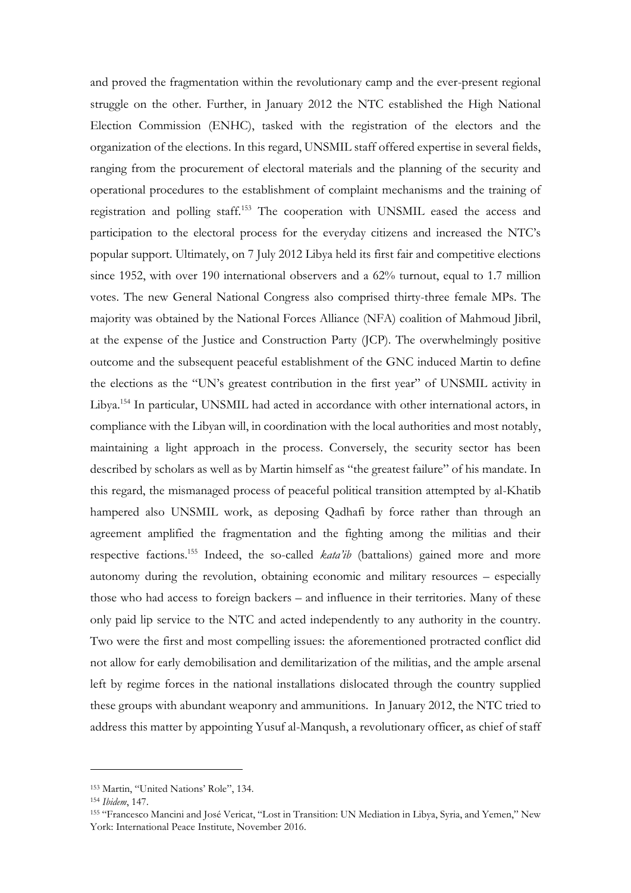and proved the fragmentation within the revolutionary camp and the ever-present regional struggle on the other. Further, in January 2012 the NTC established the High National Election Commission (ENHC), tasked with the registration of the electors and the organization of the elections. In this regard, UNSMIL staff offered expertise in several fields, ranging from the procurement of electoral materials and the planning of the security and operational procedures to the establishment of complaint mechanisms and the training of registration and polling staff.[153] The cooperation with UNSMIL eased the access and participation to the electoral process for the everyday citizens and increased the NTC's popular support. Ultimately, on 7 July 2012 Libya held its first fair and competitive elections since 1952, with over 190 international observers and a 62% turnout, equal to 1.7 million votes. The new General National Congress also comprised thirty-three female MPs. The majority was obtained by the National Forces Alliance (NFA) coalition of Mahmoud Jibril, at the expense of the Justice and Construction Party (JCP). The overwhelmingly positive outcome and the subsequent peaceful establishment of the GNC induced Martin to define the elections as the "UN's greatest contribution in the first year" of UNSMIL activity in Libya.[154] In particular, UNSMIL had acted in accordance with other international actors, in compliance with the Libyan will, in coordination with the local authorities and most notably, maintaining a light approach in the process. Conversely, the security sector has been described by scholars as well as by Martin himself as "the greatest failure" of his mandate. In this regard, the mismanaged process of peaceful political transition attempted by al-Khatib hampered also UNSMIL work, as deposing Qadhafi by force rather than through an agreement amplified the fragmentation and the fighting among the militias and their respective factions.[155] Indeed, the so-called *kata'ib* (battalions) gained more and more autonomy during the revolution, obtaining economic and military resources – especially those who had access to foreign backers – and influence in their territories. Many of these only paid lip service to the NTC and acted independently to any authority in the country. Two were the first and most compelling issues: the aforementioned protracted conflict did not allow for early demobilisation and demilitarization of the militias, and the ample arsenal left by regime forces in the national installations dislocated through the country supplied these groups with abundant weaponry and ammunitions. In January 2012, the NTC tried to address this matter by appointing Yusuf al-Manqush, a revolutionary officer, as chief of staff

---

[153] Martin, "United Nations' Role", 134.

[154] *Ibidem*, 147.

[155] "Francesco Mancini and José Vericat, "Lost in Transition: UN Mediation in Libya, Syria, and Yemen," New York: International Peace Institute, November 2016.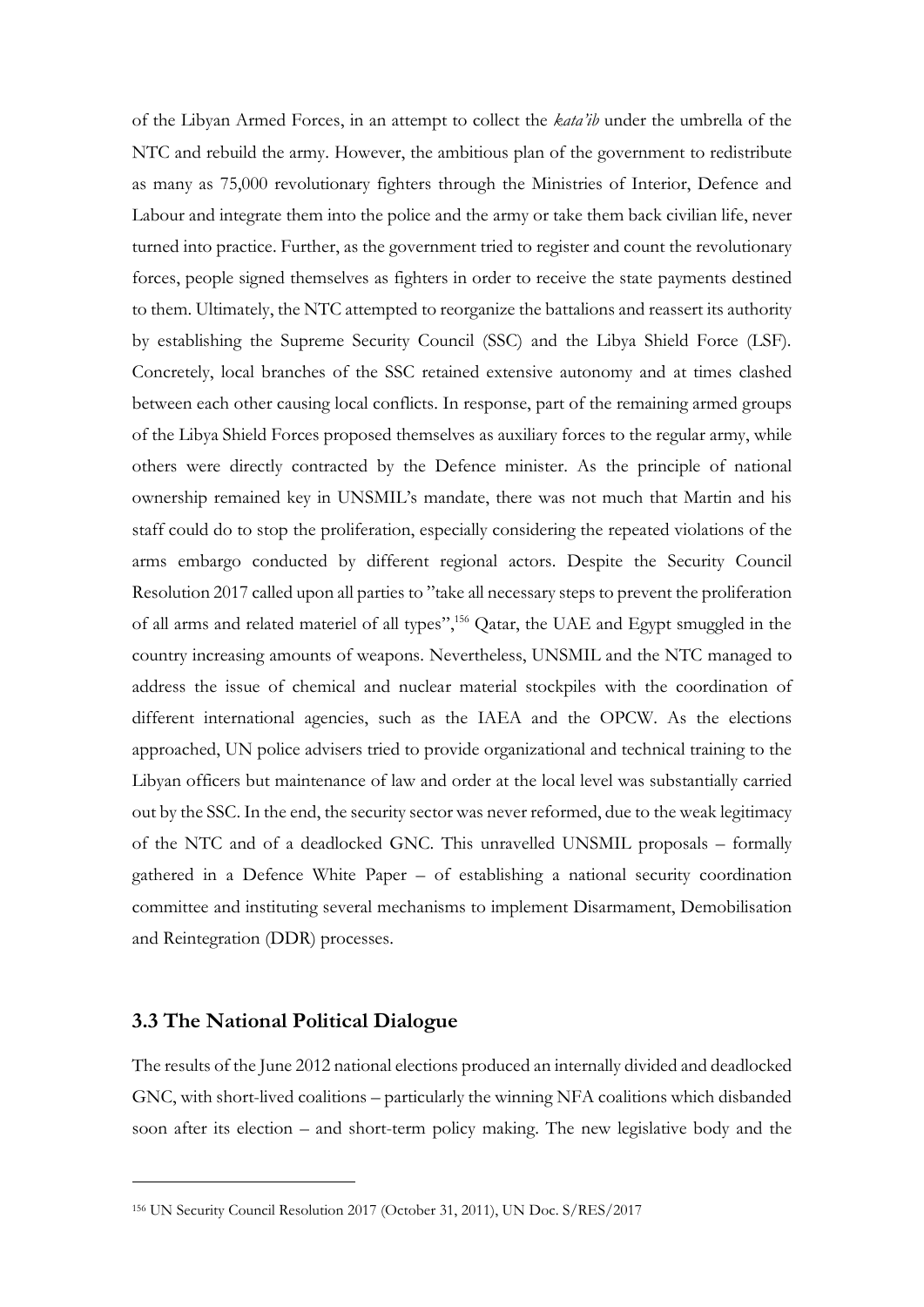of the Libyan Armed Forces, in an attempt to collect the *kata'ib* under the umbrella of the NTC and rebuild the army. However, the ambitious plan of the government to redistribute as many as 75,000 revolutionary fighters through the Ministries of Interior, Defence and Labour and integrate them into the police and the army or take them back civilian life, never turned into practice. Further, as the government tried to register and count the revolutionary forces, people signed themselves as fighters in order to receive the state payments destined to them. Ultimately, the NTC attempted to reorganize the battalions and reassert its authority by establishing the Supreme Security Council (SSC) and the Libya Shield Force (LSF). Concretely, local branches of the SSC retained extensive autonomy and at times clashed between each other causing local conflicts. In response, part of the remaining armed groups of the Libya Shield Forces proposed themselves as auxiliary forces to the regular army, while others were directly contracted by the Defence minister. As the principle of national ownership remained key in UNSMIL's mandate, there was not much that Martin and his staff could do to stop the proliferation, especially considering the repeated violations of the arms embargo conducted by different regional actors. Despite the Security Council Resolution 2017 called upon all parties to "take all necessary steps to prevent the proliferation of all arms and related materiel of all types",[156] Qatar, the UAE and Egypt smuggled in the country increasing amounts of weapons. Nevertheless, UNSMIL and the NTC managed to address the issue of chemical and nuclear material stockpiles with the coordination of different international agencies, such as the IAEA and the OPCW. As the elections approached, UN police advisers tried to provide organizational and technical training to the Libyan officers but maintenance of law and order at the local level was substantially carried out by the SSC. In the end, the security sector was never reformed, due to the weak legitimacy of the NTC and of a deadlocked GNC. This unravelled UNSMIL proposals – formally gathered in a Defence White Paper – of establishing a national security coordination committee and instituting several mechanisms to implement Disarmament, Demobilisation and Reintegration (DDR) processes.

### 3.3 The National Political Dialogue

The results of the June 2012 national elections produced an internally divided and deadlocked GNC, with short-lived coalitions – particularly the winning NFA coalitions which disbanded soon after its election – and short-term policy making. The new legislative body and the

[156] UN Security Council Resolution 2017 (October 31, 2011), UN Doc. S/RES/2017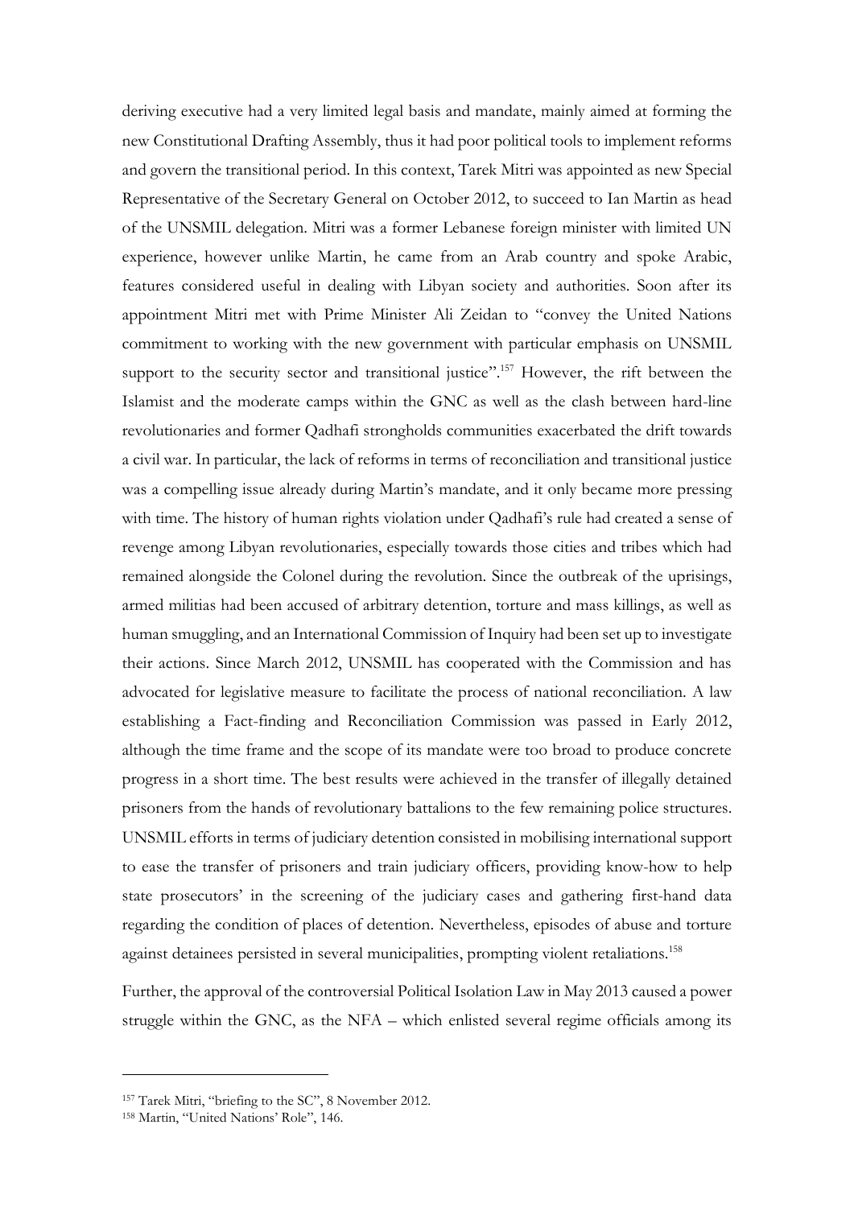deriving executive had a very limited legal basis and mandate, mainly aimed at forming the new Constitutional Drafting Assembly, thus it had poor political tools to implement reforms and govern the transitional period. In this context, Tarek Mitri was appointed as new Special Representative of the Secretary General on October 2012, to succeed to Ian Martin as head of the UNSMIL delegation. Mitri was a former Lebanese foreign minister with limited UN experience, however unlike Martin, he came from an Arab country and spoke Arabic, features considered useful in dealing with Libyan society and authorities. Soon after its appointment Mitri met with Prime Minister Ali Zeidan to "convey the United Nations commitment to working with the new government with particular emphasis on UNSMIL support to the security sector and transitional justice".[157] However, the rift between the Islamist and the moderate camps within the GNC as well as the clash between hard-line revolutionaries and former Qadhafi strongholds communities exacerbated the drift towards a civil war. In particular, the lack of reforms in terms of reconciliation and transitional justice was a compelling issue already during Martin's mandate, and it only became more pressing with time. The history of human rights violation under Qadhafi's rule had created a sense of revenge among Libyan revolutionaries, especially towards those cities and tribes which had remained alongside the Colonel during the revolution. Since the outbreak of the uprisings, armed militias had been accused of arbitrary detention, torture and mass killings, as well as human smuggling, and an International Commission of Inquiry had been set up to investigate their actions. Since March 2012, UNSMIL has cooperated with the Commission and has advocated for legislative measure to facilitate the process of national reconciliation. A law establishing a Fact-finding and Reconciliation Commission was passed in Early 2012, although the time frame and the scope of its mandate were too broad to produce concrete progress in a short time. The best results were achieved in the transfer of illegally detained prisoners from the hands of revolutionary battalions to the few remaining police structures. UNSMIL efforts in terms of judiciary detention consisted in mobilising international support to ease the transfer of prisoners and train judiciary officers, providing know-how to help state prosecutors' in the screening of the judiciary cases and gathering first-hand data regarding the condition of places of detention. Nevertheless, episodes of abuse and torture against detainees persisted in several municipalities, prompting violent retaliations.[158]

Further, the approval of the controversial Political Isolation Law in May 2013 caused a power struggle within the GNC, as the NFA – which enlisted several regime officials among its

---

[157] Tarek Mitri, "briefing to the SC", 8 November 2012.

[158] Martin, "United Nations' Role", 146.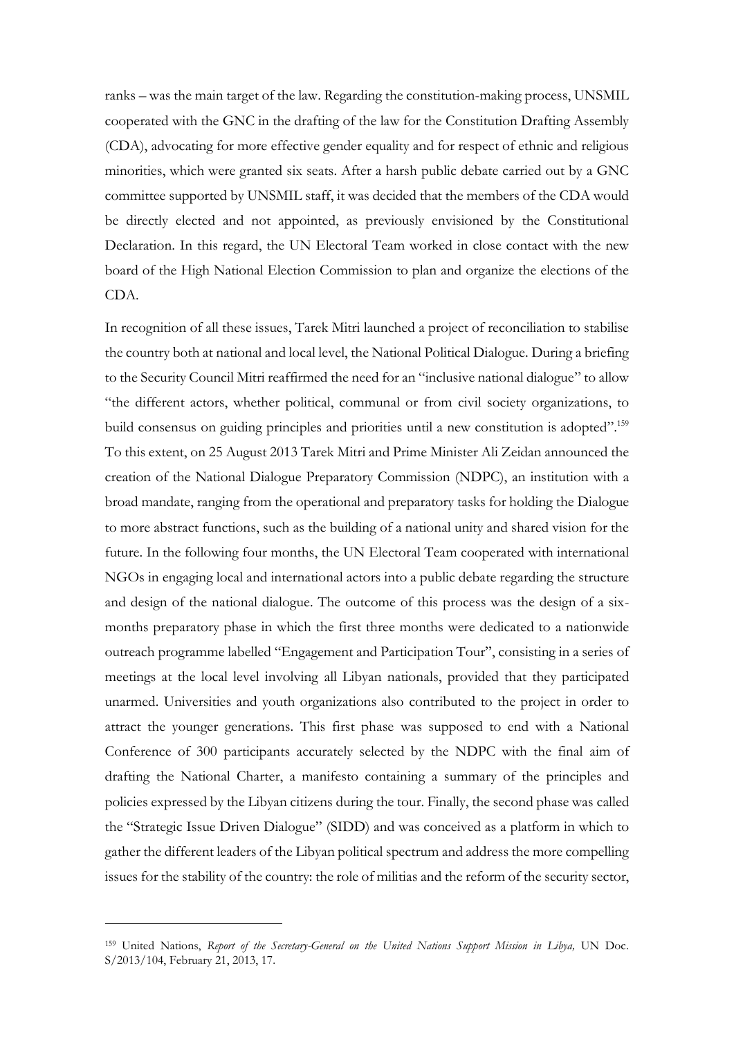ranks – was the main target of the law. Regarding the constitution-making process, UNSMIL cooperated with the GNC in the drafting of the law for the Constitution Drafting Assembly (CDA), advocating for more effective gender equality and for respect of ethnic and religious minorities, which were granted six seats. After a harsh public debate carried out by a GNC committee supported by UNSMIL staff, it was decided that the members of the CDA would be directly elected and not appointed, as previously envisioned by the Constitutional Declaration. In this regard, the UN Electoral Team worked in close contact with the new board of the High National Election Commission to plan and organize the elections of the CDA.

In recognition of all these issues, Tarek Mitri launched a project of reconciliation to stabilise the country both at national and local level, the National Political Dialogue. During a briefing to the Security Council Mitri reaffirmed the need for an "inclusive national dialogue" to allow "the different actors, whether political, communal or from civil society organizations, to build consensus on guiding principles and priorities until a new constitution is adopted".[159] To this extent, on 25 August 2013 Tarek Mitri and Prime Minister Ali Zeidan announced the creation of the National Dialogue Preparatory Commission (NDPC), an institution with a broad mandate, ranging from the operational and preparatory tasks for holding the Dialogue to more abstract functions, such as the building of a national unity and shared vision for the future. In the following four months, the UN Electoral Team cooperated with international NGOs in engaging local and international actors into a public debate regarding the structure and design of the national dialogue. The outcome of this process was the design of a six-months preparatory phase in which the first three months were dedicated to a nationwide outreach programme labelled "Engagement and Participation Tour", consisting in a series of meetings at the local level involving all Libyan nationals, provided that they participated unarmed. Universities and youth organizations also contributed to the project in order to attract the younger generations. This first phase was supposed to end with a National Conference of 300 participants accurately selected by the NDPC with the final aim of drafting the National Charter, a manifesto containing a summary of the principles and policies expressed by the Libyan citizens during the tour. Finally, the second phase was called the "Strategic Issue Driven Dialogue" (SIDD) and was conceived as a platform in which to gather the different leaders of the Libyan political spectrum and address the more compelling issues for the stability of the country: the role of militias and the reform of the security sector,

---

[159] United Nations, *Report of the Secretary-General on the United Nations Support Mission in Libya,* UN Doc. S/2013/104, February 21, 2013, 17.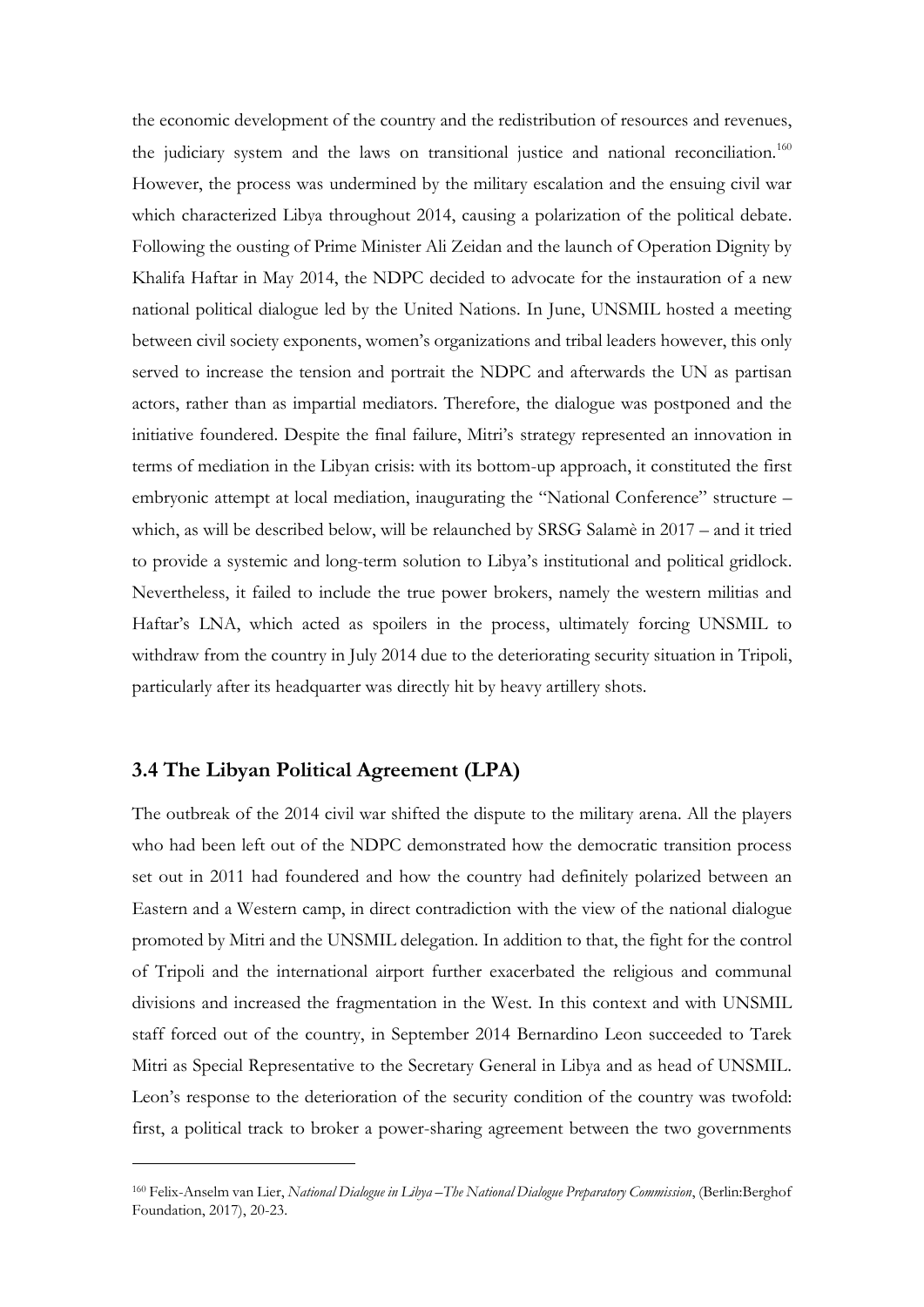the economic development of the country and the redistribution of resources and revenues, the judiciary system and the laws on transitional justice and national reconciliation.[160] However, the process was undermined by the military escalation and the ensuing civil war which characterized Libya throughout 2014, causing a polarization of the political debate. Following the ousting of Prime Minister Ali Zeidan and the launch of Operation Dignity by Khalifa Haftar in May 2014, the NDPC decided to advocate for the instauration of a new national political dialogue led by the United Nations. In June, UNSMIL hosted a meeting between civil society exponents, women's organizations and tribal leaders however, this only served to increase the tension and portrait the NDPC and afterwards the UN as partisan actors, rather than as impartial mediators. Therefore, the dialogue was postponed and the initiative foundered. Despite the final failure, Mitri's strategy represented an innovation in terms of mediation in the Libyan crisis: with its bottom-up approach, it constituted the first embryonic attempt at local mediation, inaugurating the "National Conference" structure – which, as will be described below, will be relaunched by SRSG Salamè in 2017 – and it tried to provide a systemic and long-term solution to Libya's institutional and political gridlock. Nevertheless, it failed to include the true power brokers, namely the western militias and Haftar's LNA, which acted as spoilers in the process, ultimately forcing UNSMIL to withdraw from the country in July 2014 due to the deteriorating security situation in Tripoli, particularly after its headquarter was directly hit by heavy artillery shots.

### 3.4 The Libyan Political Agreement (LPA)

The outbreak of the 2014 civil war shifted the dispute to the military arena. All the players who had been left out of the NDPC demonstrated how the democratic transition process set out in 2011 had foundered and how the country had definitely polarized between an Eastern and a Western camp, in direct contradiction with the view of the national dialogue promoted by Mitri and the UNSMIL delegation. In addition to that, the fight for the control of Tripoli and the international airport further exacerbated the religious and communal divisions and increased the fragmentation in the West. In this context and with UNSMIL staff forced out of the country, in September 2014 Bernardino Leon succeeded to Tarek Mitri as Special Representative to the Secretary General in Libya and as head of UNSMIL. Leon's response to the deterioration of the security condition of the country was twofold: first, a political track to broker a power-sharing agreement between the two governments

[160] Felix-Anselm van Lier, *National Dialogue in Libya – The National Dialogue Preparatory Commission*, (Berlin:Berghof Foundation, 2017), 20-23.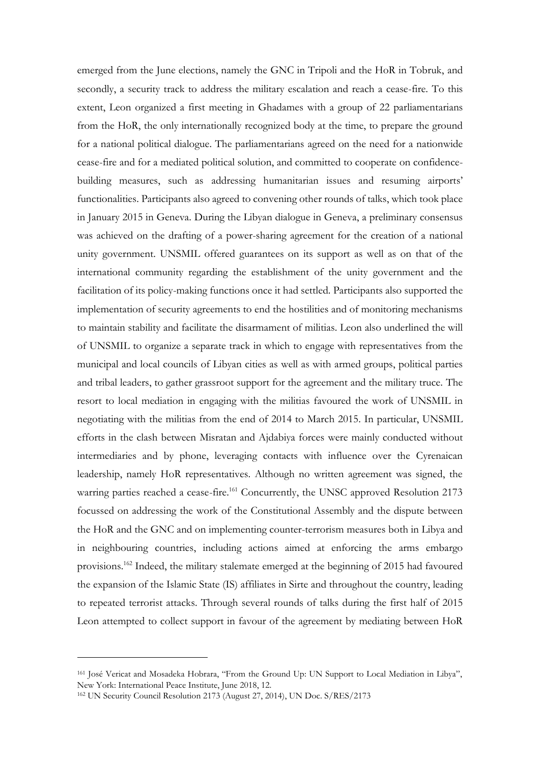emerged from the June elections, namely the GNC in Tripoli and the HoR in Tobruk, and secondly, a security track to address the military escalation and reach a cease-fire. To this extent, Leon organized a first meeting in Ghadames with a group of 22 parliamentarians from the HoR, the only internationally recognized body at the time, to prepare the ground for a national political dialogue. The parliamentarians agreed on the need for a nationwide cease-fire and for a mediated political solution, and committed to cooperate on confidence-building measures, such as addressing humanitarian issues and resuming airports' functionalities. Participants also agreed to convening other rounds of talks, which took place in January 2015 in Geneva. During the Libyan dialogue in Geneva, a preliminary consensus was achieved on the drafting of a power-sharing agreement for the creation of a national unity government. UNSMIL offered guarantees on its support as well as on that of the international community regarding the establishment of the unity government and the facilitation of its policy-making functions once it had settled. Participants also supported the implementation of security agreements to end the hostilities and of monitoring mechanisms to maintain stability and facilitate the disarmament of militias. Leon also underlined the will of UNSMIL to organize a separate track in which to engage with representatives from the municipal and local councils of Libyan cities as well as with armed groups, political parties and tribal leaders, to gather grassroot support for the agreement and the military truce. The resort to local mediation in engaging with the militias favoured the work of UNSMIL in negotiating with the militias from the end of 2014 to March 2015. In particular, UNSMIL efforts in the clash between Misratan and Ajdabiya forces were mainly conducted without intermediaries and by phone, leveraging contacts with influence over the Cyrenaican leadership, namely HoR representatives. Although no written agreement was signed, the warring parties reached a cease-fire.[161] Concurrently, the UNSC approved Resolution 2173 focussed on addressing the work of the Constitutional Assembly and the dispute between the HoR and the GNC and on implementing counter-terrorism measures both in Libya and in neighbouring countries, including actions aimed at enforcing the arms embargo provisions.[162] Indeed, the military stalemate emerged at the beginning of 2015 had favoured the expansion of the Islamic State (IS) affiliates in Sirte and throughout the country, leading to repeated terrorist attacks. Through several rounds of talks during the first half of 2015 Leon attempted to collect support in favour of the agreement by mediating between HoR

---

[161] José Vericat and Mosadeka Hobrara, "From the Ground Up: UN Support to Local Mediation in Libya", New York: International Peace Institute, June 2018, 12.

[162] UN Security Council Resolution 2173 (August 27, 2014), UN Doc. S/RES/2173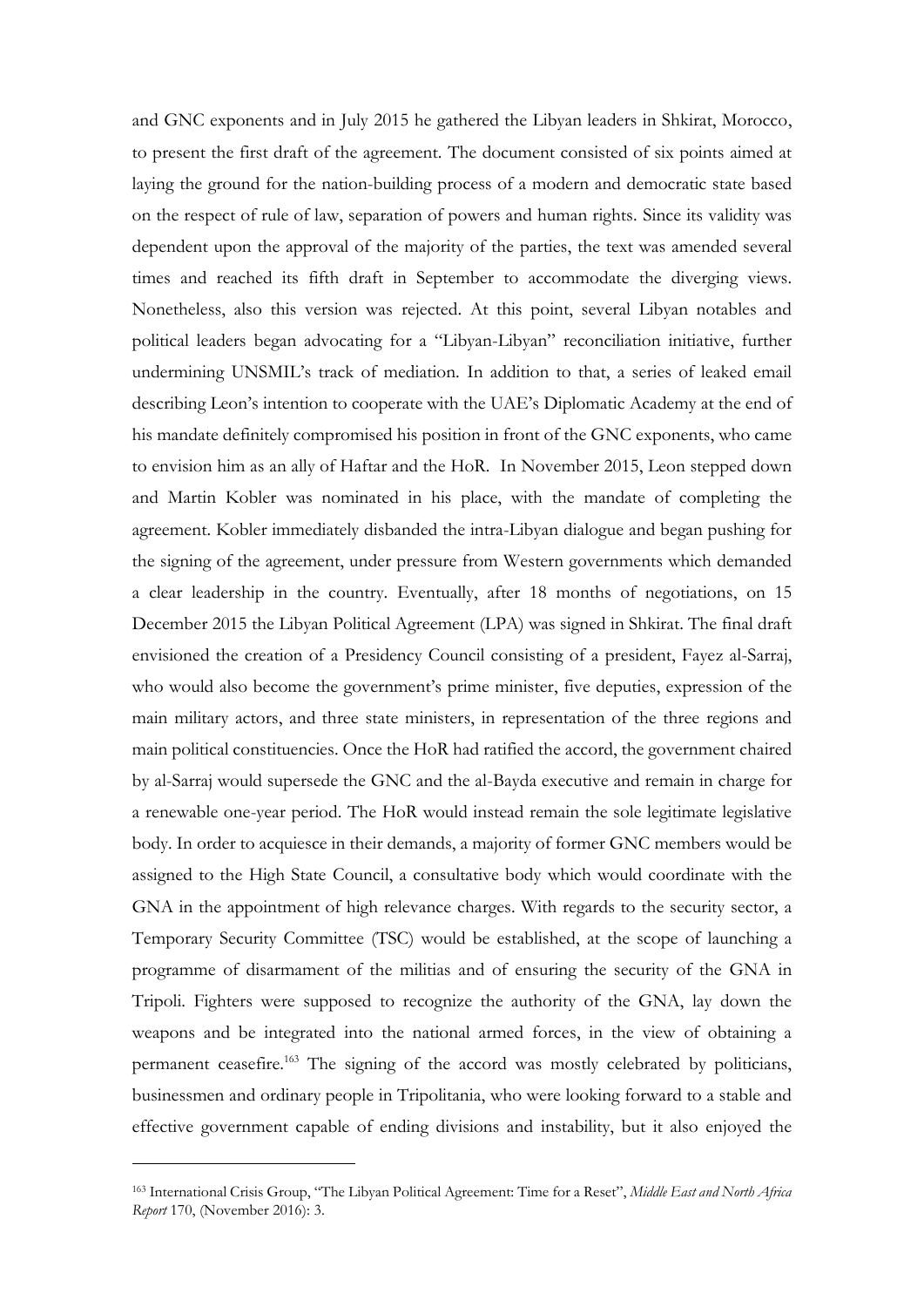and GNC exponents and in July 2015 he gathered the Libyan leaders in Shkirat, Morocco, to present the first draft of the agreement. The document consisted of six points aimed at laying the ground for the nation-building process of a modern and democratic state based on the respect of rule of law, separation of powers and human rights. Since its validity was dependent upon the approval of the majority of the parties, the text was amended several times and reached its fifth draft in September to accommodate the diverging views. Nonetheless, also this version was rejected. At this point, several Libyan notables and political leaders began advocating for a "Libyan-Libyan" reconciliation initiative, further undermining UNSMIL's track of mediation. In addition to that, a series of leaked email describing Leon's intention to cooperate with the UAE's Diplomatic Academy at the end of his mandate definitely compromised his position in front of the GNC exponents, who came to envision him as an ally of Haftar and the HoR. In November 2015, Leon stepped down and Martin Kobler was nominated in his place, with the mandate of completing the agreement. Kobler immediately disbanded the intra-Libyan dialogue and began pushing for the signing of the agreement, under pressure from Western governments which demanded a clear leadership in the country. Eventually, after 18 months of negotiations, on 15 December 2015 the Libyan Political Agreement (LPA) was signed in Shkirat. The final draft envisioned the creation of a Presidency Council consisting of a president, Fayez al-Sarraj, who would also become the government's prime minister, five deputies, expression of the main military actors, and three state ministers, in representation of the three regions and main political constituencies. Once the HoR had ratified the accord, the government chaired by al-Sarraj would supersede the GNC and the al-Bayda executive and remain in charge for a renewable one-year period. The HoR would instead remain the sole legitimate legislative body. In order to acquiesce in their demands, a majority of former GNC members would be assigned to the High State Council, a consultative body which would coordinate with the GNA in the appointment of high relevance charges. With regards to the security sector, a Temporary Security Committee (TSC) would be established, at the scope of launching a programme of disarmament of the militias and of ensuring the security of the GNA in Tripoli. Fighters were supposed to recognize the authority of the GNA, lay down the weapons and be integrated into the national armed forces, in the view of obtaining a permanent ceasefire.[163] The signing of the accord was mostly celebrated by politicians, businessmen and ordinary people in Tripolitania, who were looking forward to a stable and effective government capable of ending divisions and instability, but it also enjoyed the

---

[163] International Crisis Group, "The Libyan Political Agreement: Time for a Reset", *Middle East and North Africa Report* 170, (November 2016): 3.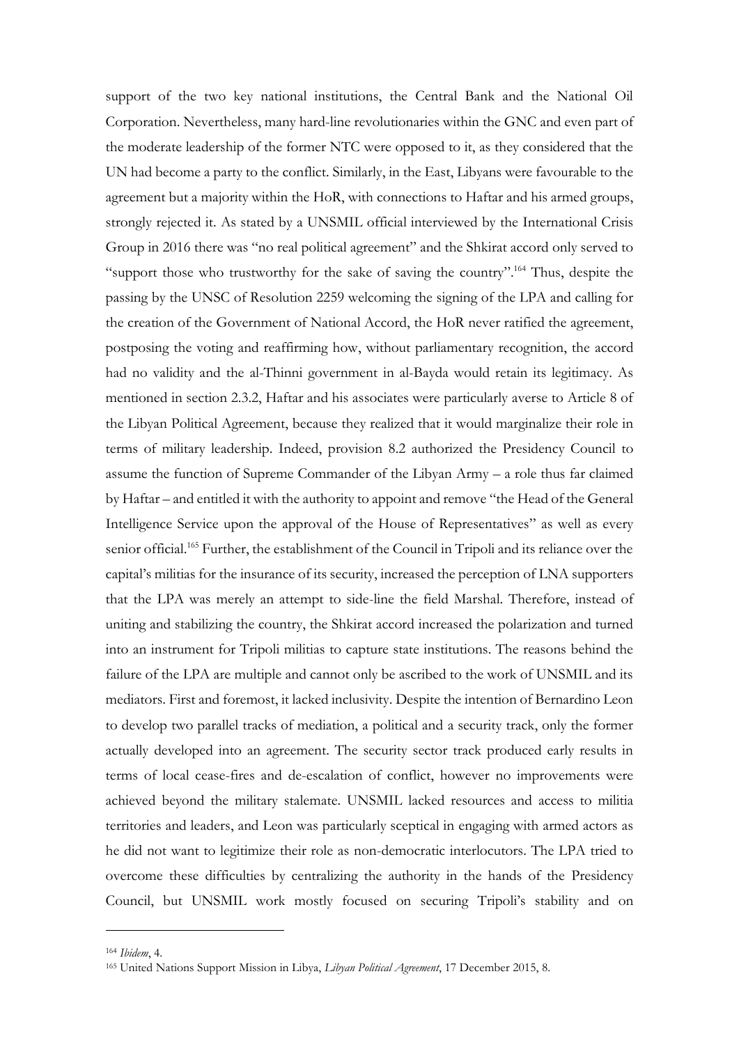support of the two key national institutions, the Central Bank and the National Oil Corporation. Nevertheless, many hard-line revolutionaries within the GNC and even part of the moderate leadership of the former NTC were opposed to it, as they considered that the UN had become a party to the conflict. Similarly, in the East, Libyans were favourable to the agreement but a majority within the HoR, with connections to Haftar and his armed groups, strongly rejected it. As stated by a UNSMIL official interviewed by the International Crisis Group in 2016 there was "no real political agreement" and the Shkirat accord only served to "support those who trustworthy for the sake of saving the country".[164] Thus, despite the passing by the UNSC of Resolution 2259 welcoming the signing of the LPA and calling for the creation of the Government of National Accord, the HoR never ratified the agreement, postposing the voting and reaffirming how, without parliamentary recognition, the accord had no validity and the al-Thinni government in al-Bayda would retain its legitimacy. As mentioned in section 2.3.2, Haftar and his associates were particularly averse to Article 8 of the Libyan Political Agreement, because they realized that it would marginalize their role in terms of military leadership. Indeed, provision 8.2 authorized the Presidency Council to assume the function of Supreme Commander of the Libyan Army – a role thus far claimed by Haftar – and entitled it with the authority to appoint and remove "the Head of the General Intelligence Service upon the approval of the House of Representatives" as well as every senior official.[165] Further, the establishment of the Council in Tripoli and its reliance over the capital's militias for the insurance of its security, increased the perception of LNA supporters that the LPA was merely an attempt to side-line the field Marshal. Therefore, instead of uniting and stabilizing the country, the Shkirat accord increased the polarization and turned into an instrument for Tripoli militias to capture state institutions. The reasons behind the failure of the LPA are multiple and cannot only be ascribed to the work of UNSMIL and its mediators. First and foremost, it lacked inclusivity. Despite the intention of Bernardino Leon to develop two parallel tracks of mediation, a political and a security track, only the former actually developed into an agreement. The security sector track produced early results in terms of local cease-fires and de-escalation of conflict, however no improvements were achieved beyond the military stalemate. UNSMIL lacked resources and access to militia territories and leaders, and Leon was particularly sceptical in engaging with armed actors as he did not want to legitimize their role as non-democratic interlocutors. The LPA tried to overcome these difficulties by centralizing the authority in the hands of the Presidency Council, but UNSMIL work mostly focused on securing Tripoli's stability and on

---

[164] *Ibidem*, 4.

[165] United Nations Support Mission in Libya, *Libyan Political Agreement*, 17 December 2015, 8.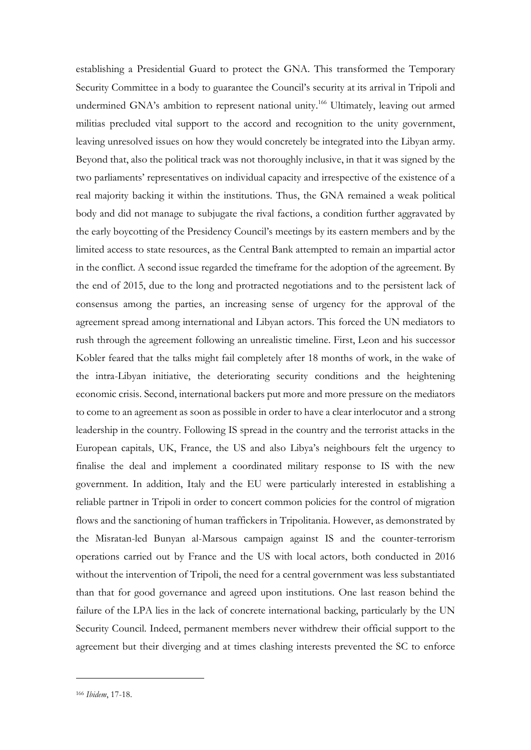establishing a Presidential Guard to protect the GNA. This transformed the Temporary Security Committee in a body to guarantee the Council's security at its arrival in Tripoli and undermined GNA's ambition to represent national unity.[166] Ultimately, leaving out armed militias precluded vital support to the accord and recognition to the unity government, leaving unresolved issues on how they would concretely be integrated into the Libyan army. Beyond that, also the political track was not thoroughly inclusive, in that it was signed by the two parliaments' representatives on individual capacity and irrespective of the existence of a real majority backing it within the institutions. Thus, the GNA remained a weak political body and did not manage to subjugate the rival factions, a condition further aggravated by the early boycotting of the Presidency Council's meetings by its eastern members and by the limited access to state resources, as the Central Bank attempted to remain an impartial actor in the conflict. A second issue regarded the timeframe for the adoption of the agreement. By the end of 2015, due to the long and protracted negotiations and to the persistent lack of consensus among the parties, an increasing sense of urgency for the approval of the agreement spread among international and Libyan actors. This forced the UN mediators to rush through the agreement following an unrealistic timeline. First, Leon and his successor Kobler feared that the talks might fail completely after 18 months of work, in the wake of the intra-Libyan initiative, the deteriorating security conditions and the heightening economic crisis. Second, international backers put more and more pressure on the mediators to come to an agreement as soon as possible in order to have a clear interlocutor and a strong leadership in the country. Following IS spread in the country and the terrorist attacks in the European capitals, UK, France, the US and also Libya's neighbours felt the urgency to finalise the deal and implement a coordinated military response to IS with the new government. In addition, Italy and the EU were particularly interested in establishing a reliable partner in Tripoli in order to concert common policies for the control of migration flows and the sanctioning of human traffickers in Tripolitania. However, as demonstrated by the Misratan-led Bunyan al-Marsous campaign against IS and the counter-terrorism operations carried out by France and the US with local actors, both conducted in 2016 without the intervention of Tripoli, the need for a central government was less substantiated than that for good governance and agreed upon institutions. One last reason behind the failure of the LPA lies in the lack of concrete international backing, particularly by the UN Security Council. Indeed, permanent members never withdrew their official support to the agreement but their diverging and at times clashing interests prevented the SC to enforce

---

[166] *Ibidem*, 17-18.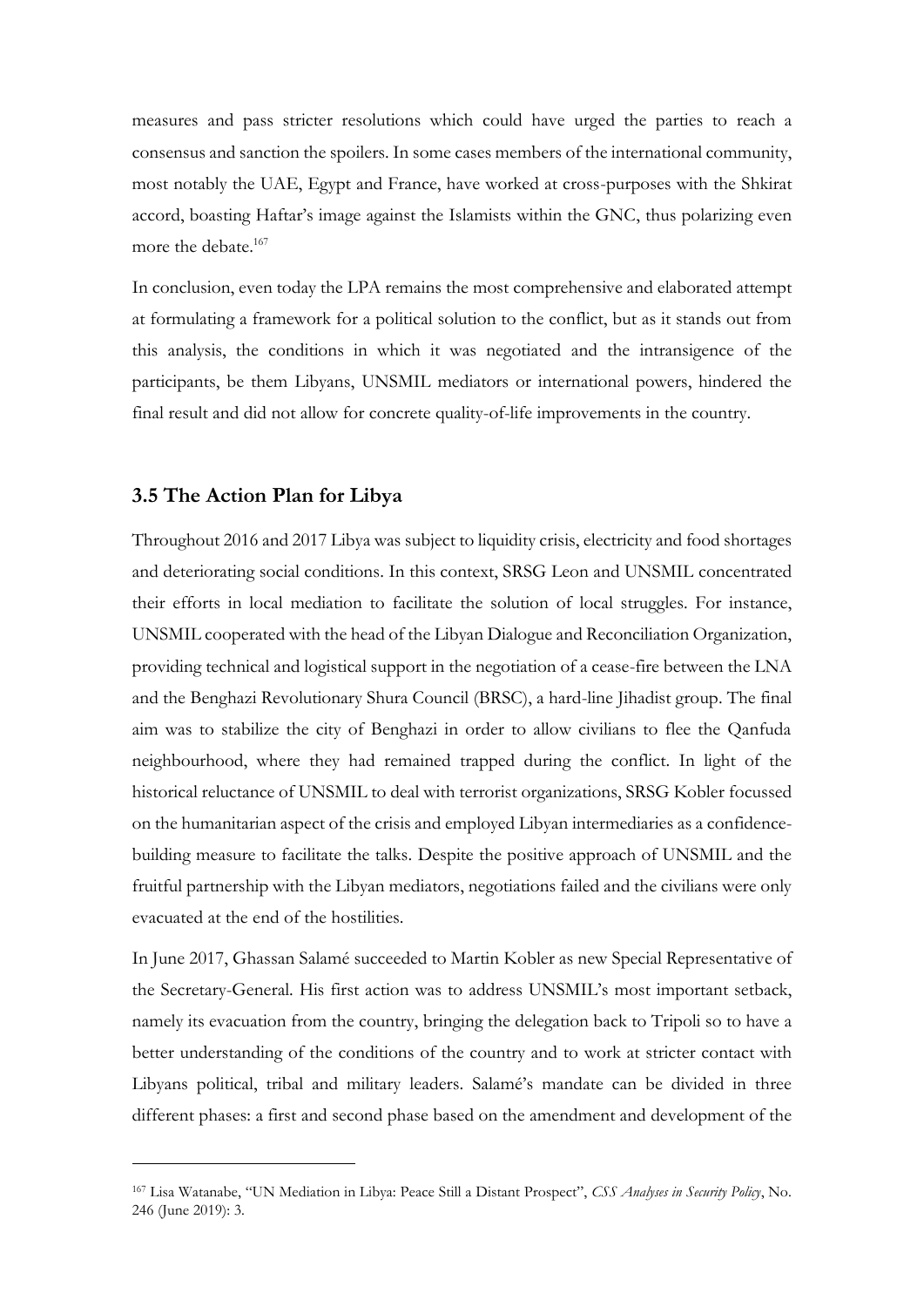measures and pass stricter resolutions which could have urged the parties to reach a consensus and sanction the spoilers. In some cases members of the international community, most notably the UAE, Egypt and France, have worked at cross-purposes with the Shkirat accord, boasting Haftar's image against the Islamists within the GNC, thus polarizing even more the debate.[167]

In conclusion, even today the LPA remains the most comprehensive and elaborated attempt at formulating a framework for a political solution to the conflict, but as it stands out from this analysis, the conditions in which it was negotiated and the intransigence of the participants, be them Libyans, UNSMIL mediators or international powers, hindered the final result and did not allow for concrete quality-of-life improvements in the country.

### 3.5 The Action Plan for Libya

Throughout 2016 and 2017 Libya was subject to liquidity crisis, electricity and food shortages and deteriorating social conditions. In this context, SRSG Leon and UNSMIL concentrated their efforts in local mediation to facilitate the solution of local struggles. For instance, UNSMIL cooperated with the head of the Libyan Dialogue and Reconciliation Organization, providing technical and logistical support in the negotiation of a cease-fire between the LNA and the Benghazi Revolutionary Shura Council (BRSC), a hard-line Jihadist group. The final aim was to stabilize the city of Benghazi in order to allow civilians to flee the Qanfuda neighbourhood, where they had remained trapped during the conflict. In light of the historical reluctance of UNSMIL to deal with terrorist organizations, SRSG Kobler focussed on the humanitarian aspect of the crisis and employed Libyan intermediaries as a confidence-building measure to facilitate the talks. Despite the positive approach of UNSMIL and the fruitful partnership with the Libyan mediators, negotiations failed and the civilians were only evacuated at the end of the hostilities.

In June 2017, Ghassan Salamé succeeded to Martin Kobler as new Special Representative of the Secretary-General. His first action was to address UNSMIL's most important setback, namely its evacuation from the country, bringing the delegation back to Tripoli so to have a better understanding of the conditions of the country and to work at stricter contact with Libyans political, tribal and military leaders. Salamé's mandate can be divided in three different phases: a first and second phase based on the amendment and development of the

---

[167] Lisa Watanabe, "UN Mediation in Libya: Peace Still a Distant Prospect", *CSS Analyses in Security Policy*, No. 246 (June 2019): 3.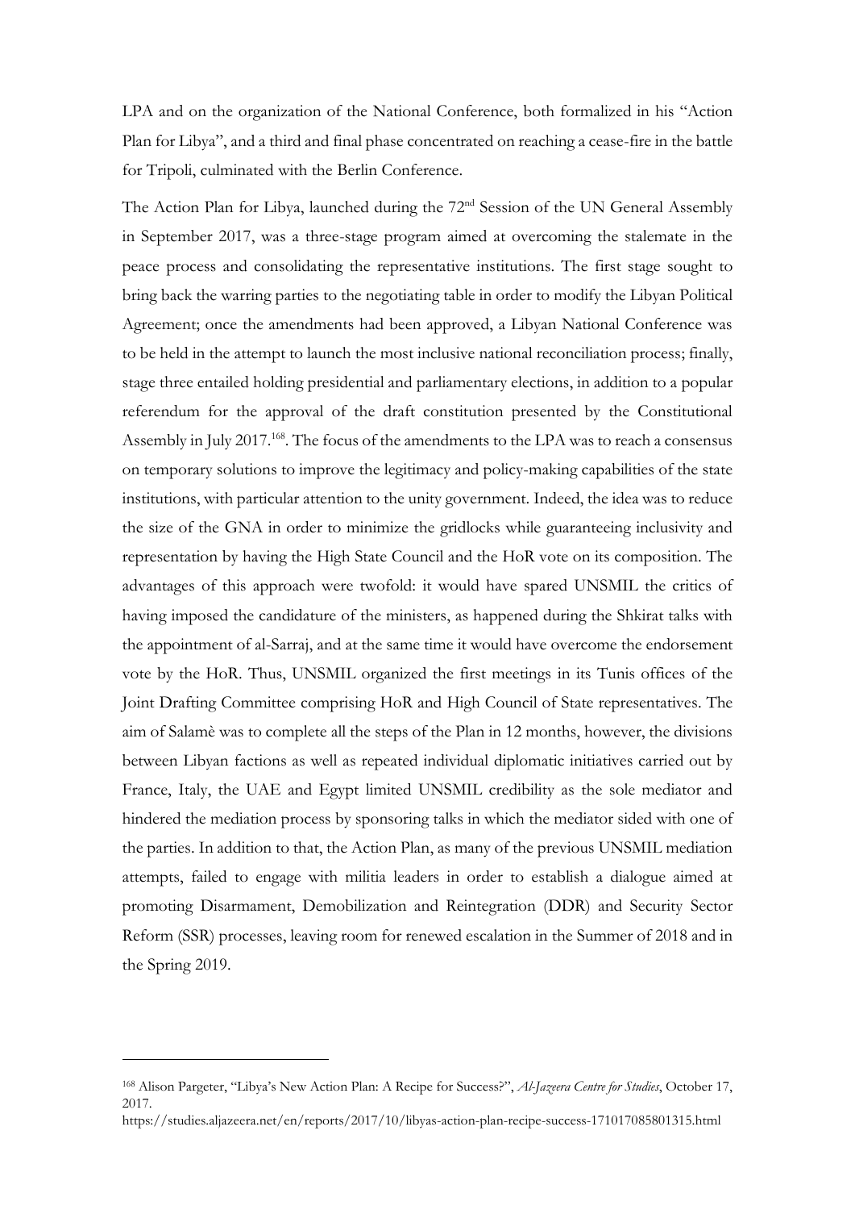LPA and on the organization of the National Conference, both formalized in his "Action Plan for Libya", and a third and final phase concentrated on reaching a cease-fire in the battle for Tripoli, culminated with the Berlin Conference.

The Action Plan for Libya, launched during the 72nd Session of the UN General Assembly in September 2017, was a three-stage program aimed at overcoming the stalemate in the peace process and consolidating the representative institutions. The first stage sought to bring back the warring parties to the negotiating table in order to modify the Libyan Political Agreement; once the amendments had been approved, a Libyan National Conference was to be held in the attempt to launch the most inclusive national reconciliation process; finally, stage three entailed holding presidential and parliamentary elections, in addition to a popular referendum for the approval of the draft constitution presented by the Constitutional Assembly in July 2017.[168]. The focus of the amendments to the LPA was to reach a consensus on temporary solutions to improve the legitimacy and policy-making capabilities of the state institutions, with particular attention to the unity government. Indeed, the idea was to reduce the size of the GNA in order to minimize the gridlocks while guaranteeing inclusivity and representation by having the High State Council and the HoR vote on its composition. The advantages of this approach were twofold: it would have spared UNSMIL the critics of having imposed the candidature of the ministers, as happened during the Shkirat talks with the appointment of al-Sarraj, and at the same time it would have overcome the endorsement vote by the HoR. Thus, UNSMIL organized the first meetings in its Tunis offices of the Joint Drafting Committee comprising HoR and High Council of State representatives. The aim of Salamè was to complete all the steps of the Plan in 12 months, however, the divisions between Libyan factions as well as repeated individual diplomatic initiatives carried out by France, Italy, the UAE and Egypt limited UNSMIL credibility as the sole mediator and hindered the mediation process by sponsoring talks in which the mediator sided with one of the parties. In addition to that, the Action Plan, as many of the previous UNSMIL mediation attempts, failed to engage with militia leaders in order to establish a dialogue aimed at promoting Disarmament, Demobilization and Reintegration (DDR) and Security Sector Reform (SSR) processes, leaving room for renewed escalation in the Summer of 2018 and in the Spring 2019.

---

[168] Alison Pargeter, "Libya's New Action Plan: A Recipe for Success?", *Al-Jazeera Centre for Studies*, October 17, 2017.
https://studies.aljazeera.net/en/reports/2017/10/libyas-action-plan-recipe-success-171017085801315.html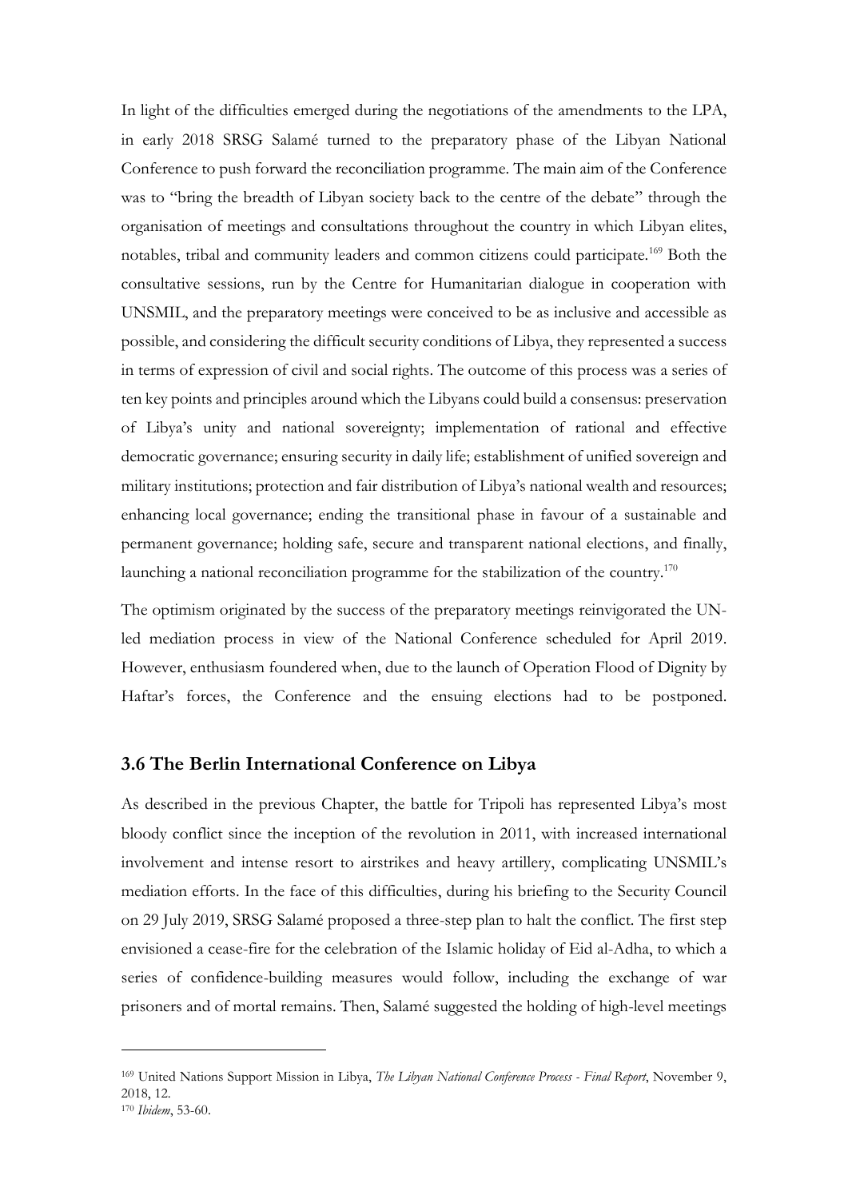In light of the difficulties emerged during the negotiations of the amendments to the LPA, in early 2018 SRSG Salamé turned to the preparatory phase of the Libyan National Conference to push forward the reconciliation programme. The main aim of the Conference was to "bring the breadth of Libyan society back to the centre of the debate" through the organisation of meetings and consultations throughout the country in which Libyan elites, notables, tribal and community leaders and common citizens could participate.[169] Both the consultative sessions, run by the Centre for Humanitarian dialogue in cooperation with UNSMIL, and the preparatory meetings were conceived to be as inclusive and accessible as possible, and considering the difficult security conditions of Libya, they represented a success in terms of expression of civil and social rights. The outcome of this process was a series of ten key points and principles around which the Libyans could build a consensus: preservation of Libya's unity and national sovereignty; implementation of rational and effective democratic governance; ensuring security in daily life; establishment of unified sovereign and military institutions; protection and fair distribution of Libya's national wealth and resources; enhancing local governance; ending the transitional phase in favour of a sustainable and permanent governance; holding safe, secure and transparent national elections, and finally, launching a national reconciliation programme for the stabilization of the country.[170]

The optimism originated by the success of the preparatory meetings reinvigorated the UN-led mediation process in view of the National Conference scheduled for April 2019. However, enthusiasm foundered when, due to the launch of Operation Flood of Dignity by Haftar's forces, the Conference and the ensuing elections had to be postponed.

### 3.6 The Berlin International Conference on Libya

As described in the previous Chapter, the battle for Tripoli has represented Libya's most bloody conflict since the inception of the revolution in 2011, with increased international involvement and intense resort to airstrikes and heavy artillery, complicating UNSMIL's mediation efforts. In the face of this difficulties, during his briefing to the Security Council on 29 July 2019, SRSG Salamé proposed a three-step plan to halt the conflict. The first step envisioned a cease-fire for the celebration of the Islamic holiday of Eid al-Adha, to which a series of confidence-building measures would follow, including the exchange of war prisoners and of mortal remains. Then, Salamé suggested the holding of high-level meetings

---

[169] United Nations Support Mission in Libya, *The Libyan National Conference Process - Final Report*, November 9, 2018, 12.

[170] *Ibidem*, 53-60.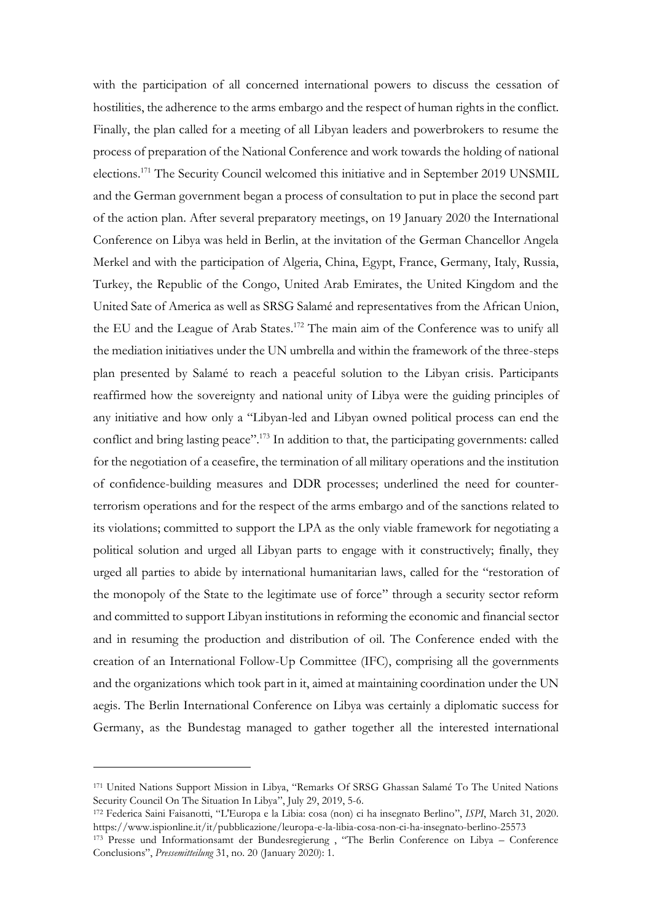with the participation of all concerned international powers to discuss the cessation of hostilities, the adherence to the arms embargo and the respect of human rights in the conflict. Finally, the plan called for a meeting of all Libyan leaders and powerbrokers to resume the process of preparation of the National Conference and work towards the holding of national elections.[171] The Security Council welcomed this initiative and in September 2019 UNSMIL and the German government began a process of consultation to put in place the second part of the action plan. After several preparatory meetings, on 19 January 2020 the International Conference on Libya was held in Berlin, at the invitation of the German Chancellor Angela Merkel and with the participation of Algeria, China, Egypt, France, Germany, Italy, Russia, Turkey, the Republic of the Congo, United Arab Emirates, the United Kingdom and the United Sate of America as well as SRSG Salamé and representatives from the African Union, the EU and the League of Arab States.[172] The main aim of the Conference was to unify all the mediation initiatives under the UN umbrella and within the framework of the three-steps plan presented by Salamé to reach a peaceful solution to the Libyan crisis. Participants reaffirmed how the sovereignty and national unity of Libya were the guiding principles of any initiative and how only a "Libyan-led and Libyan owned political process can end the conflict and bring lasting peace".[173] In addition to that, the participating governments: called for the negotiation of a ceasefire, the termination of all military operations and the institution of confidence-building measures and DDR processes; underlined the need for counter-terrorism operations and for the respect of the arms embargo and of the sanctions related to its violations; committed to support the LPA as the only viable framework for negotiating a political solution and urged all Libyan parts to engage with it constructively; finally, they urged all parties to abide by international humanitarian laws, called for the "restoration of the monopoly of the State to the legitimate use of force" through a security sector reform and committed to support Libyan institutions in reforming the economic and financial sector and in resuming the production and distribution of oil. The Conference ended with the creation of an International Follow-Up Committee (IFC), comprising all the governments and the organizations which took part in it, aimed at maintaining coordination under the UN aegis. The Berlin International Conference on Libya was certainly a diplomatic success for Germany, as the Bundestag managed to gather together all the interested international

---

[171] United Nations Support Mission in Libya, "Remarks Of SRSG Ghassan Salamé To The United Nations Security Council On The Situation In Libya", July 29, 2019, 5-6.

[172] Federica Saini Faisanotti, "L'Europa e la Libia: cosa (non) ci ha insegnato Berlino", *ISPI*, March 31, 2020. https://www.ispionline.it/it/pubblicazione/leuropa-e-la-libia-cosa-non-ci-ha-insegnato-berlino-25573

[173] Presse und Informationsamt der Bundesregierung , "The Berlin Conference on Libya – Conference Conclusions", *Pressemitteilung* 31, no. 20 (January 2020): 1.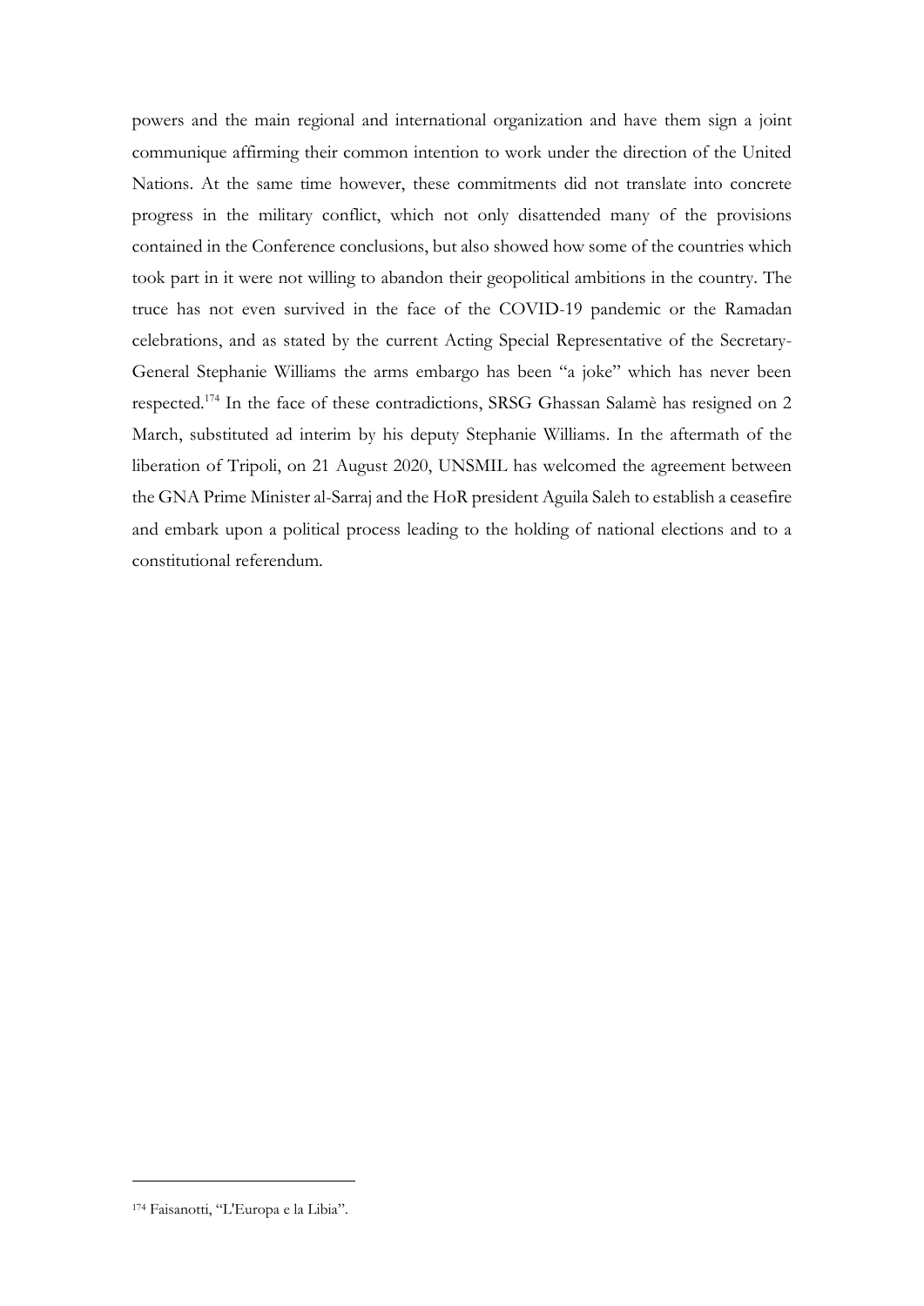powers and the main regional and international organization and have them sign a joint communique affirming their common intention to work under the direction of the United Nations. At the same time however, these commitments did not translate into concrete progress in the military conflict, which not only disattended many of the provisions contained in the Conference conclusions, but also showed how some of the countries which took part in it were not willing to abandon their geopolitical ambitions in the country. The truce has not even survived in the face of the COVID-19 pandemic or the Ramadan celebrations, and as stated by the current Acting Special Representative of the Secretary-General Stephanie Williams the arms embargo has been "a joke" which has never been respected.[174] In the face of these contradictions, SRSG Ghassan Salamè has resigned on 2 March, substituted ad interim by his deputy Stephanie Williams. In the aftermath of the liberation of Tripoli, on 21 August 2020, UNSMIL has welcomed the agreement between the GNA Prime Minister al-Sarraj and the HoR president Aguila Saleh to establish a ceasefire and embark upon a political process leading to the holding of national elections and to a constitutional referendum.

---

[174] Faisanotti, "L'Europa e la Libia".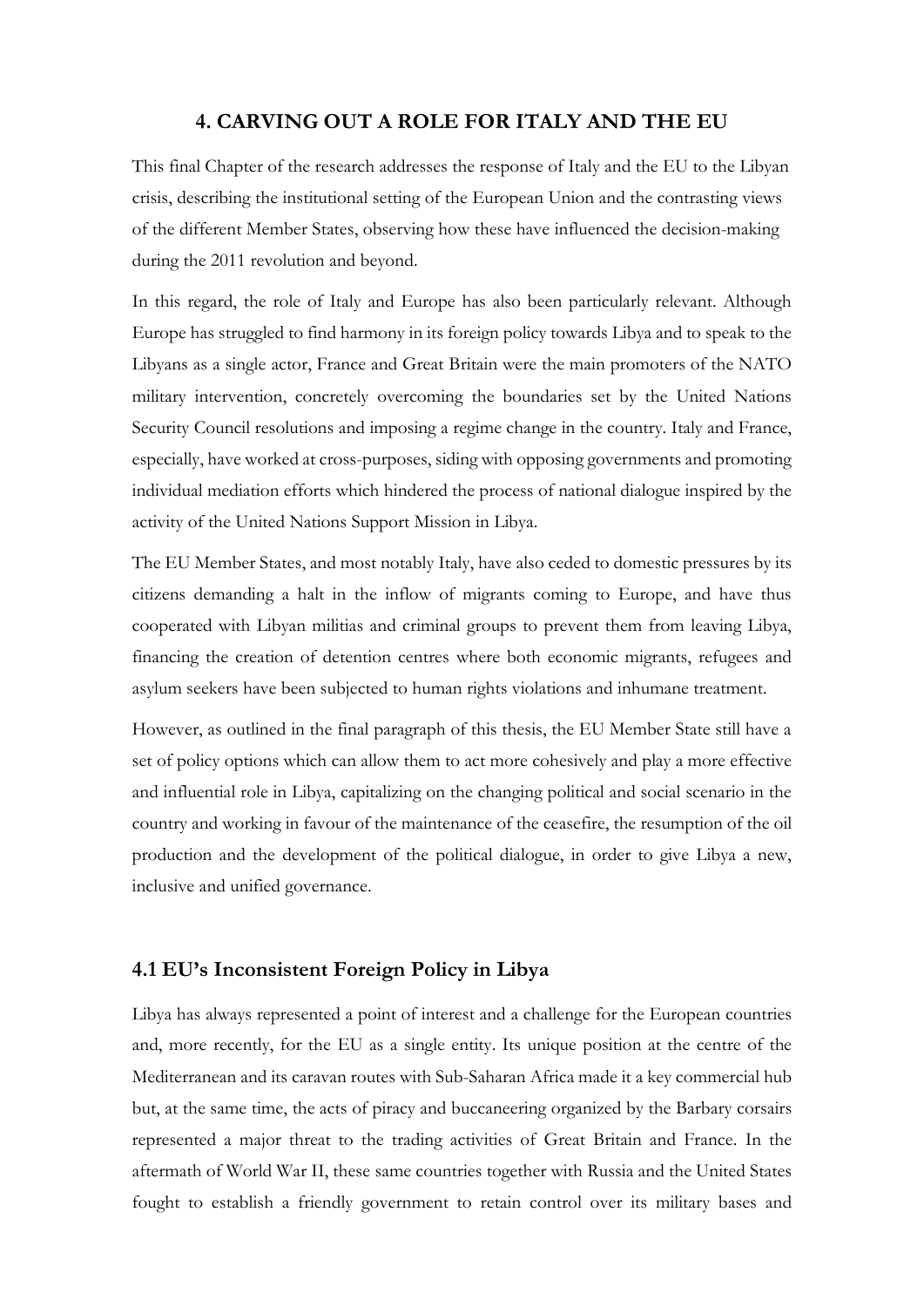## 4. CARVING OUT A ROLE FOR ITALY AND THE EU

This final Chapter of the research addresses the response of Italy and the EU to the Libyan crisis, describing the institutional setting of the European Union and the contrasting views of the different Member States, observing how these have influenced the decision-making during the 2011 revolution and beyond.

In this regard, the role of Italy and Europe has also been particularly relevant. Although Europe has struggled to find harmony in its foreign policy towards Libya and to speak to the Libyans as a single actor, France and Great Britain were the main promoters of the NATO military intervention, concretely overcoming the boundaries set by the United Nations Security Council resolutions and imposing a regime change in the country. Italy and France, especially, have worked at cross-purposes, siding with opposing governments and promoting individual mediation efforts which hindered the process of national dialogue inspired by the activity of the United Nations Support Mission in Libya.

The EU Member States, and most notably Italy, have also ceded to domestic pressures by its citizens demanding a halt in the inflow of migrants coming to Europe, and have thus cooperated with Libyan militias and criminal groups to prevent them from leaving Libya, financing the creation of detention centres where both economic migrants, refugees and asylum seekers have been subjected to human rights violations and inhumane treatment.

However, as outlined in the final paragraph of this thesis, the EU Member State still have a set of policy options which can allow them to act more cohesively and play a more effective and influential role in Libya, capitalizing on the changing political and social scenario in the country and working in favour of the maintenance of the ceasefire, the resumption of the oil production and the development of the political dialogue, in order to give Libya a new, inclusive and unified governance.

### 4.1 EU's Inconsistent Foreign Policy in Libya

Libya has always represented a point of interest and a challenge for the European countries and, more recently, for the EU as a single entity. Its unique position at the centre of the Mediterranean and its caravan routes with Sub-Saharan Africa made it a key commercial hub but, at the same time, the acts of piracy and buccaneering organized by the Barbary corsairs represented a major threat to the trading activities of Great Britain and France. In the aftermath of World War II, these same countries together with Russia and the United States fought to establish a friendly government to retain control over its military bases and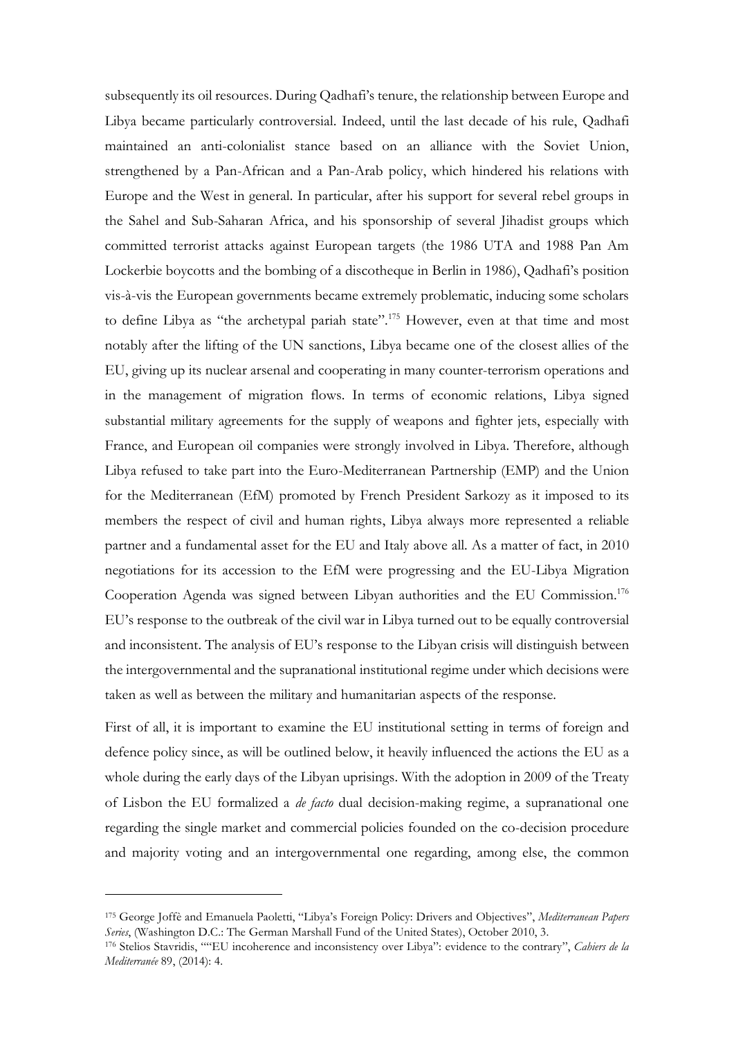subsequently its oil resources. During Qadhafi's tenure, the relationship between Europe and Libya became particularly controversial. Indeed, until the last decade of his rule, Qadhafi maintained an anti-colonialist stance based on an alliance with the Soviet Union, strengthened by a Pan-African and a Pan-Arab policy, which hindered his relations with Europe and the West in general. In particular, after his support for several rebel groups in the Sahel and Sub-Saharan Africa, and his sponsorship of several Jihadist groups which committed terrorist attacks against European targets (the 1986 UTA and 1988 Pan Am Lockerbie boycotts and the bombing of a discotheque in Berlin in 1986), Qadhafi's position vis-à-vis the European governments became extremely problematic, inducing some scholars to define Libya as "the archetypal pariah state".[175] However, even at that time and most notably after the lifting of the UN sanctions, Libya became one of the closest allies of the EU, giving up its nuclear arsenal and cooperating in many counter-terrorism operations and in the management of migration flows. In terms of economic relations, Libya signed substantial military agreements for the supply of weapons and fighter jets, especially with France, and European oil companies were strongly involved in Libya. Therefore, although Libya refused to take part into the Euro-Mediterranean Partnership (EMP) and the Union for the Mediterranean (EfM) promoted by French President Sarkozy as it imposed to its members the respect of civil and human rights, Libya always more represented a reliable partner and a fundamental asset for the EU and Italy above all. As a matter of fact, in 2010 negotiations for its accession to the EfM were progressing and the EU-Libya Migration Cooperation Agenda was signed between Libyan authorities and the EU Commission.[176] EU's response to the outbreak of the civil war in Libya turned out to be equally controversial and inconsistent. The analysis of EU's response to the Libyan crisis will distinguish between the intergovernmental and the supranational institutional regime under which decisions were taken as well as between the military and humanitarian aspects of the response.

First of all, it is important to examine the EU institutional setting in terms of foreign and defence policy since, as will be outlined below, it heavily influenced the actions the EU as a whole during the early days of the Libyan uprisings. With the adoption in 2009 of the Treaty of Lisbon the EU formalized a *de facto* dual decision-making regime, a supranational one regarding the single market and commercial policies founded on the co-decision procedure and majority voting and an intergovernmental one regarding, among else, the common

---

[175] George Joffè and Emanuela Paoletti, "Libya's Foreign Policy: Drivers and Objectives", *Mediterranean Papers Series*, (Washington D.C.: The German Marshall Fund of the United States), October 2010, 3.

[176] Stelios Stavridis, ""EU incoherence and inconsistency over Libya": evidence to the contrary", *Cahiers de la Mediterranée* 89, (2014): 4.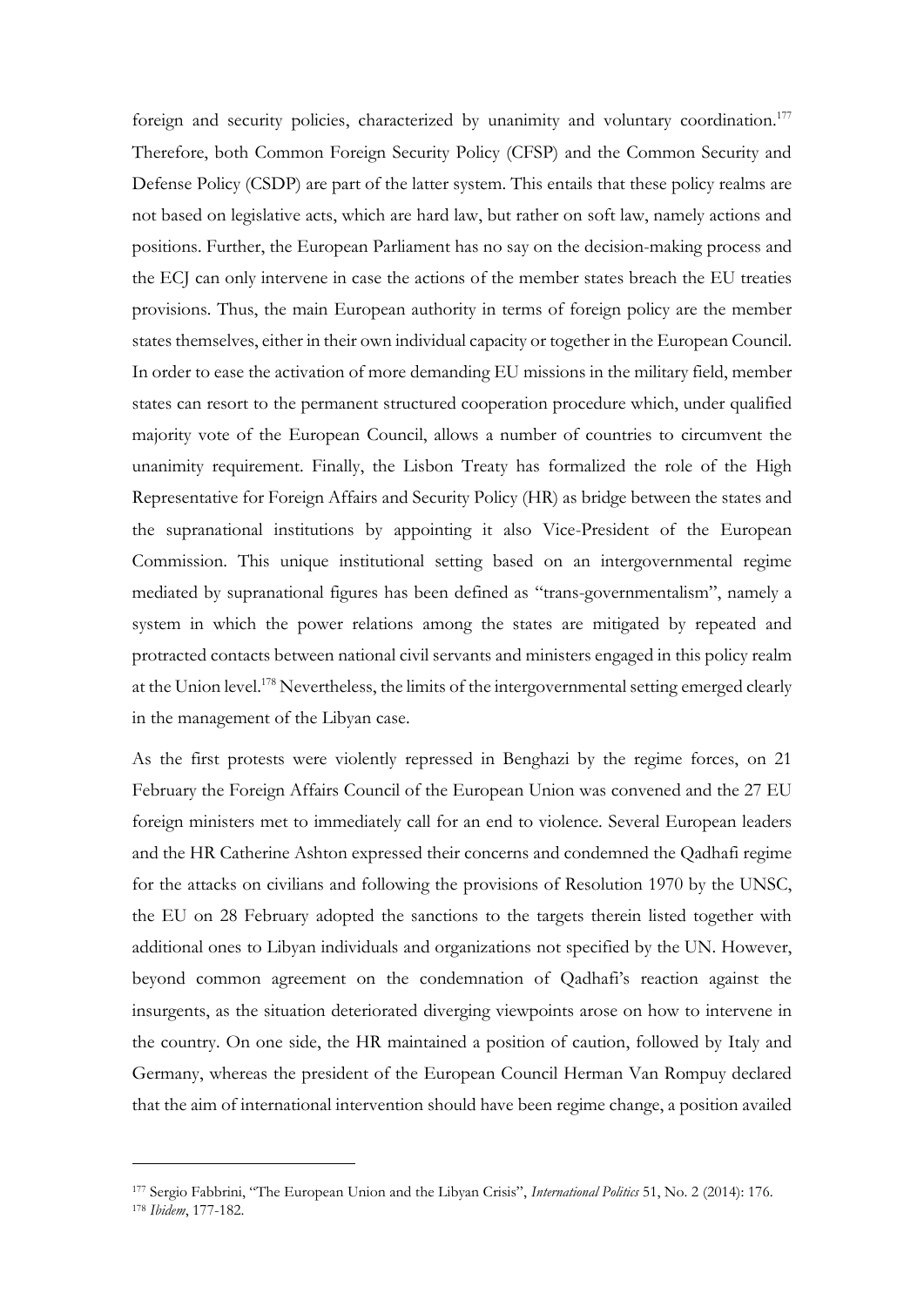foreign and security policies, characterized by unanimity and voluntary coordination.[177] Therefore, both Common Foreign Security Policy (CFSP) and the Common Security and Defense Policy (CSDP) are part of the latter system. This entails that these policy realms are not based on legislative acts, which are hard law, but rather on soft law, namely actions and positions. Further, the European Parliament has no say on the decision-making process and the ECJ can only intervene in case the actions of the member states breach the EU treaties provisions. Thus, the main European authority in terms of foreign policy are the member states themselves, either in their own individual capacity or together in the European Council. In order to ease the activation of more demanding EU missions in the military field, member states can resort to the permanent structured cooperation procedure which, under qualified majority vote of the European Council, allows a number of countries to circumvent the unanimity requirement. Finally, the Lisbon Treaty has formalized the role of the High Representative for Foreign Affairs and Security Policy (HR) as bridge between the states and the supranational institutions by appointing it also Vice-President of the European Commission. This unique institutional setting based on an intergovernmental regime mediated by supranational figures has been defined as "trans-governmentalism", namely a system in which the power relations among the states are mitigated by repeated and protracted contacts between national civil servants and ministers engaged in this policy realm at the Union level.[178] Nevertheless, the limits of the intergovernmental setting emerged clearly in the management of the Libyan case.

As the first protests were violently repressed in Benghazi by the regime forces, on 21 February the Foreign Affairs Council of the European Union was convened and the 27 EU foreign ministers met to immediately call for an end to violence. Several European leaders and the HR Catherine Ashton expressed their concerns and condemned the Qadhafi regime for the attacks on civilians and following the provisions of Resolution 1970 by the UNSC, the EU on 28 February adopted the sanctions to the targets therein listed together with additional ones to Libyan individuals and organizations not specified by the UN. However, beyond common agreement on the condemnation of Qadhafi's reaction against the insurgents, as the situation deteriorated diverging viewpoints arose on how to intervene in the country. On one side, the HR maintained a position of caution, followed by Italy and Germany, whereas the president of the European Council Herman Van Rompuy declared that the aim of international intervention should have been regime change, a position availed

---

[177] Sergio Fabbrini, "The European Union and the Libyan Crisis", *International Politics* 51, No. 2 (2014): 176.

[178] *Ibidem*, 177-182.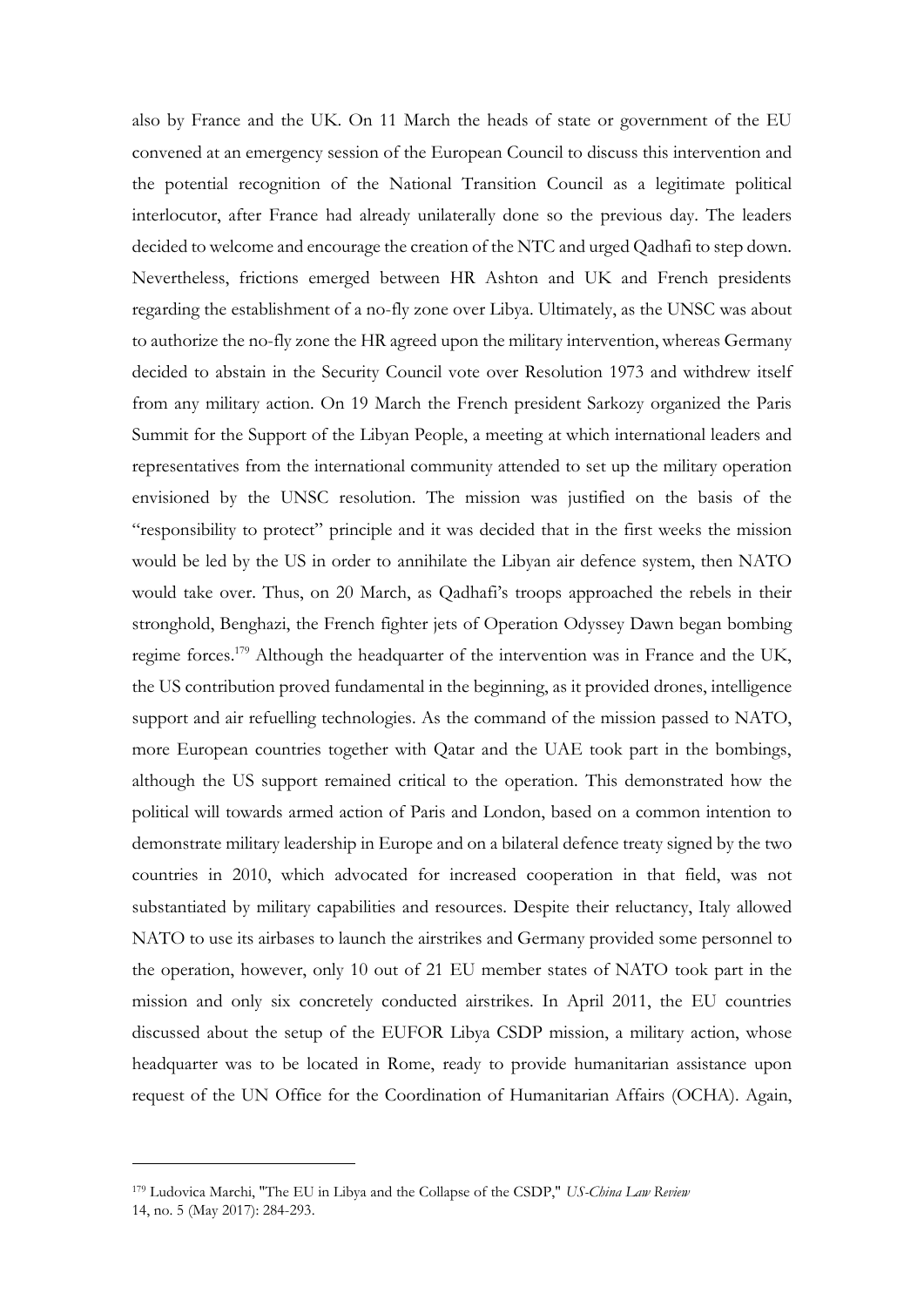also by France and the UK. On 11 March the heads of state or government of the EU convened at an emergency session of the European Council to discuss this intervention and the potential recognition of the National Transition Council as a legitimate political interlocutor, after France had already unilaterally done so the previous day. The leaders decided to welcome and encourage the creation of the NTC and urged Qadhafi to step down. Nevertheless, frictions emerged between HR Ashton and UK and French presidents regarding the establishment of a no-fly zone over Libya. Ultimately, as the UNSC was about to authorize the no-fly zone the HR agreed upon the military intervention, whereas Germany decided to abstain in the Security Council vote over Resolution 1973 and withdrew itself from any military action. On 19 March the French president Sarkozy organized the Paris Summit for the Support of the Libyan People, a meeting at which international leaders and representatives from the international community attended to set up the military operation envisioned by the UNSC resolution. The mission was justified on the basis of the "responsibility to protect" principle and it was decided that in the first weeks the mission would be led by the US in order to annihilate the Libyan air defence system, then NATO would take over. Thus, on 20 March, as Qadhafi's troops approached the rebels in their stronghold, Benghazi, the French fighter jets of Operation Odyssey Dawn began bombing regime forces.[179] Although the headquarter of the intervention was in France and the UK, the US contribution proved fundamental in the beginning, as it provided drones, intelligence support and air refuelling technologies. As the command of the mission passed to NATO, more European countries together with Qatar and the UAE took part in the bombings, although the US support remained critical to the operation. This demonstrated how the political will towards armed action of Paris and London, based on a common intention to demonstrate military leadership in Europe and on a bilateral defence treaty signed by the two countries in 2010, which advocated for increased cooperation in that field, was not substantiated by military capabilities and resources. Despite their reluctancy, Italy allowed NATO to use its airbases to launch the airstrikes and Germany provided some personnel to the operation, however, only 10 out of 21 EU member states of NATO took part in the mission and only six concretely conducted airstrikes. In April 2011, the EU countries discussed about the setup of the EUFOR Libya CSDP mission, a military action, whose headquarter was to be located in Rome, ready to provide humanitarian assistance upon request of the UN Office for the Coordination of Humanitarian Affairs (OCHA). Again,

---

[179] Ludovica Marchi, "The EU in Libya and the Collapse of the CSDP," *US-China Law Review* 14, no. 5 (May 2017): 284-293.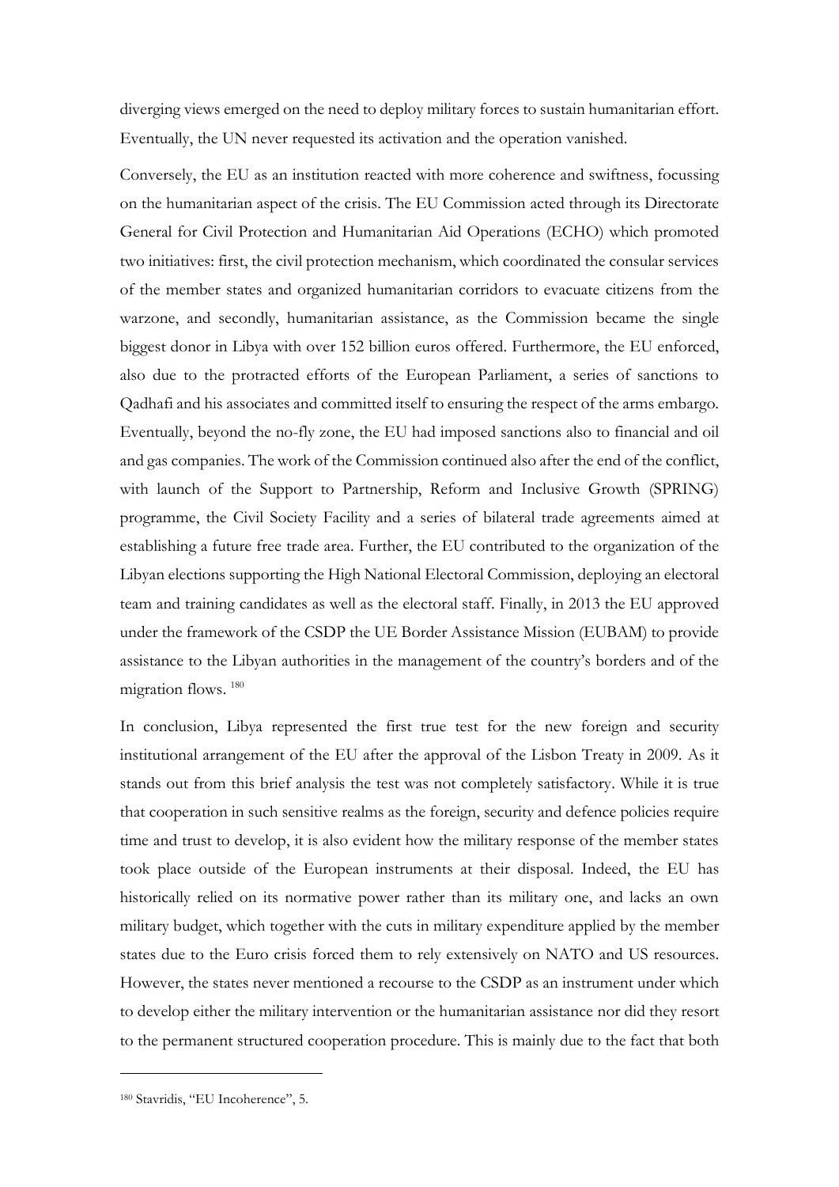diverging views emerged on the need to deploy military forces to sustain humanitarian effort. Eventually, the UN never requested its activation and the operation vanished.

Conversely, the EU as an institution reacted with more coherence and swiftness, focussing on the humanitarian aspect of the crisis. The EU Commission acted through its Directorate General for Civil Protection and Humanitarian Aid Operations (ECHO) which promoted two initiatives: first, the civil protection mechanism, which coordinated the consular services of the member states and organized humanitarian corridors to evacuate citizens from the warzone, and secondly, humanitarian assistance, as the Commission became the single biggest donor in Libya with over 152 billion euros offered. Furthermore, the EU enforced, also due to the protracted efforts of the European Parliament, a series of sanctions to Qadhafi and his associates and committed itself to ensuring the respect of the arms embargo. Eventually, beyond the no-fly zone, the EU had imposed sanctions also to financial and oil and gas companies. The work of the Commission continued also after the end of the conflict, with launch of the Support to Partnership, Reform and Inclusive Growth (SPRING) programme, the Civil Society Facility and a series of bilateral trade agreements aimed at establishing a future free trade area. Further, the EU contributed to the organization of the Libyan elections supporting the High National Electoral Commission, deploying an electoral team and training candidates as well as the electoral staff. Finally, in 2013 the EU approved under the framework of the CSDP the UE Border Assistance Mission (EUBAM) to provide assistance to the Libyan authorities in the management of the country's borders and of the migration flows. [180]

In conclusion, Libya represented the first true test for the new foreign and security institutional arrangement of the EU after the approval of the Lisbon Treaty in 2009. As it stands out from this brief analysis the test was not completely satisfactory. While it is true that cooperation in such sensitive realms as the foreign, security and defence policies require time and trust to develop, it is also evident how the military response of the member states took place outside of the European instruments at their disposal. Indeed, the EU has historically relied on its normative power rather than its military one, and lacks an own military budget, which together with the cuts in military expenditure applied by the member states due to the Euro crisis forced them to rely extensively on NATO and US resources. However, the states never mentioned a recourse to the CSDP as an instrument under which to develop either the military intervention or the humanitarian assistance nor did they resort to the permanent structured cooperation procedure. This is mainly due to the fact that both

[180] Stavridis, "EU Incoherence", 5.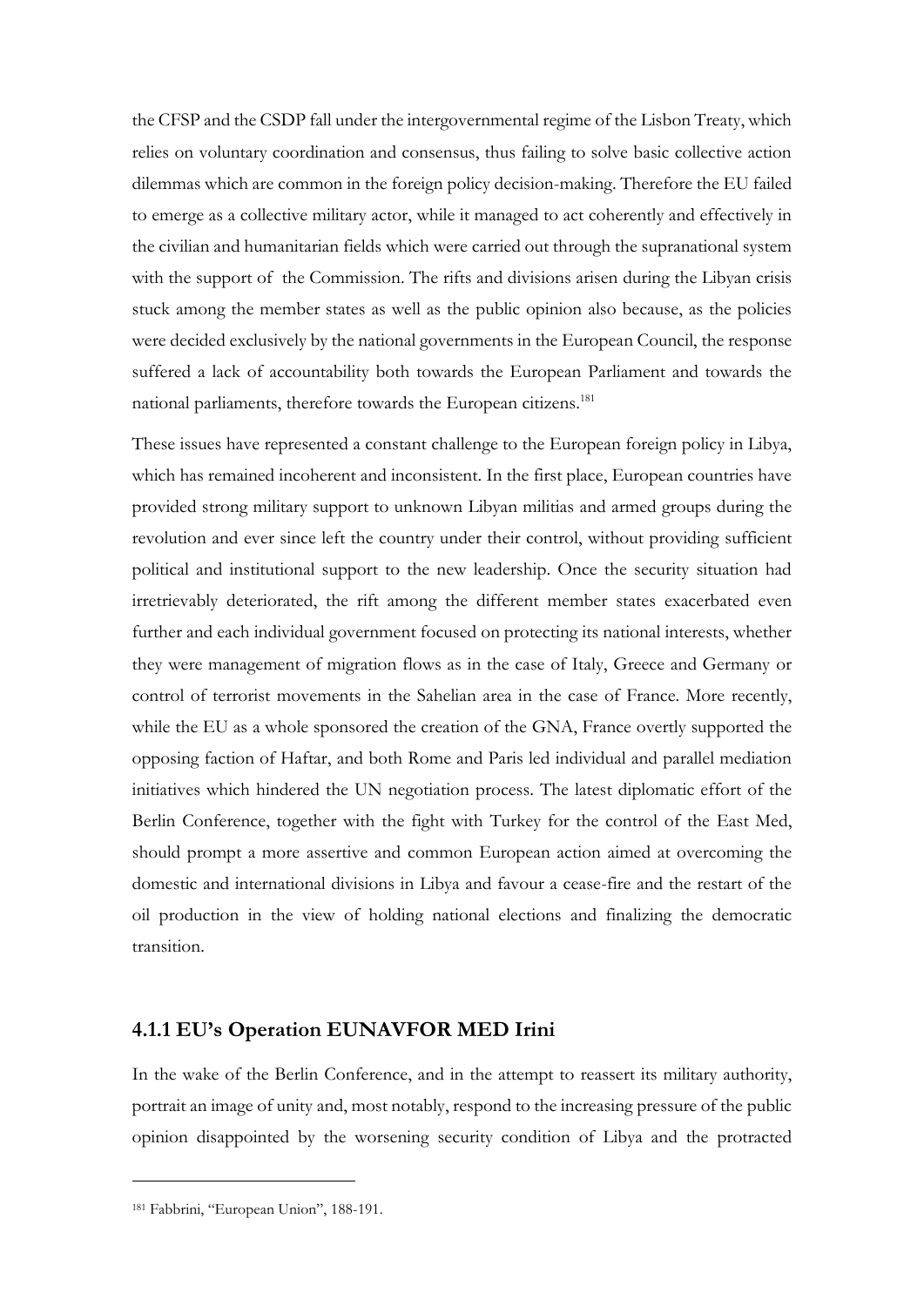the CFSP and the CSDP fall under the intergovernmental regime of the Lisbon Treaty, which relies on voluntary coordination and consensus, thus failing to solve basic collective action dilemmas which are common in the foreign policy decision-making. Therefore the EU failed to emerge as a collective military actor, while it managed to act coherently and effectively in the civilian and humanitarian fields which were carried out through the supranational system with the support of the Commission. The rifts and divisions arisen during the Libyan crisis stuck among the member states as well as the public opinion also because, as the policies were decided exclusively by the national governments in the European Council, the response suffered a lack of accountability both towards the European Parliament and towards the national parliaments, therefore towards the European citizens.[181]

These issues have represented a constant challenge to the European foreign policy in Libya, which has remained incoherent and inconsistent. In the first place, European countries have provided strong military support to unknown Libyan militias and armed groups during the revolution and ever since left the country under their control, without providing sufficient political and institutional support to the new leadership. Once the security situation had irretrievably deteriorated, the rift among the different member states exacerbated even further and each individual government focused on protecting its national interests, whether they were management of migration flows as in the case of Italy, Greece and Germany or control of terrorist movements in the Sahelian area in the case of France. More recently, while the EU as a whole sponsored the creation of the GNA, France overtly supported the opposing faction of Haftar, and both Rome and Paris led individual and parallel mediation initiatives which hindered the UN negotiation process. The latest diplomatic effort of the Berlin Conference, together with the fight with Turkey for the control of the East Med, should prompt a more assertive and common European action aimed at overcoming the domestic and international divisions in Libya and favour a cease-fire and the restart of the oil production in the view of holding national elections and finalizing the democratic transition.

### 4.1.1 EU's Operation EUNAVFOR MED Irini

In the wake of the Berlin Conference, and in the attempt to reassert its military authority, portrait an image of unity and, most notably, respond to the increasing pressure of the public opinion disappointed by the worsening security condition of Libya and the protracted

---

[181] Fabbrini, "European Union", 188-191.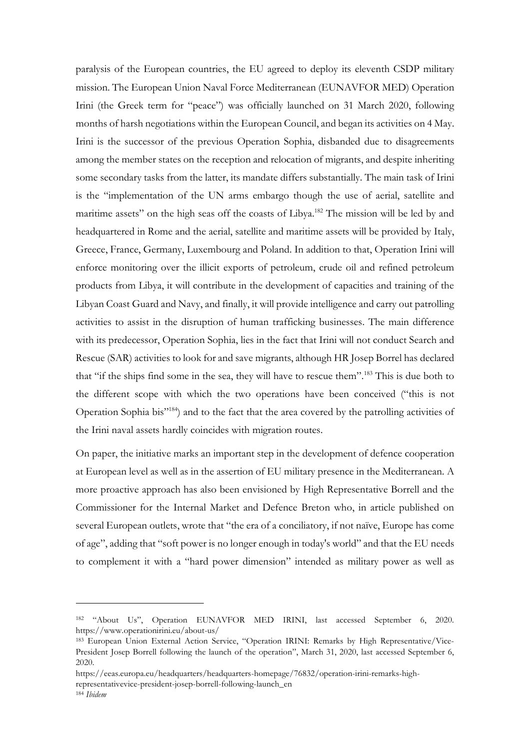paralysis of the European countries, the EU agreed to deploy its eleventh CSDP military mission. The European Union Naval Force Mediterranean (EUNAVFOR MED) Operation Irini (the Greek term for "peace") was officially launched on 31 March 2020, following months of harsh negotiations within the European Council, and began its activities on 4 May. Irini is the successor of the previous Operation Sophia, disbanded due to disagreements among the member states on the reception and relocation of migrants, and despite inheriting some secondary tasks from the latter, its mandate differs substantially. The main task of Irini is the "implementation of the UN arms embargo though the use of aerial, satellite and maritime assets" on the high seas off the coasts of Libya.[182] The mission will be led by and headquartered in Rome and the aerial, satellite and maritime assets will be provided by Italy, Greece, France, Germany, Luxembourg and Poland. In addition to that, Operation Irini will enforce monitoring over the illicit exports of petroleum, crude oil and refined petroleum products from Libya, it will contribute in the development of capacities and training of the Libyan Coast Guard and Navy, and finally, it will provide intelligence and carry out patrolling activities to assist in the disruption of human trafficking businesses. The main difference with its predecessor, Operation Sophia, lies in the fact that Irini will not conduct Search and Rescue (SAR) activities to look for and save migrants, although HR Josep Borrel has declared that "if the ships find some in the sea, they will have to rescue them".[183] This is due both to the different scope with which the two operations have been conceived ("this is not Operation Sophia bis"[184]) and to the fact that the area covered by the patrolling activities of the Irini naval assets hardly coincides with migration routes.

On paper, the initiative marks an important step in the development of defence cooperation at European level as well as in the assertion of EU military presence in the Mediterranean. A more proactive approach has also been envisioned by High Representative Borrell and the Commissioner for the Internal Market and Defence Breton who, in article published on several European outlets, wrote that "the era of a conciliatory, if not naïve, Europe has come of age", adding that "soft power is no longer enough in today's world" and that the EU needs to complement it with a "hard power dimension" intended as military power as well as

---

[182] "About Us", Operation EUNAVFOR MED IRINI, last accessed September 6, 2020. https://www.operationirini.eu/about-us/

[183] European Union External Action Service, "Operation IRINI: Remarks by High Representative/Vice-President Josep Borrell following the launch of the operation", March 31, 2020, last accessed September 6, 2020. https://eeas.europa.eu/headquarters/headquarters-homepage/76832/operation-irini-remarks-high-representativevice-president-josep-borrell-following-launch_en

[184] *Ibidem*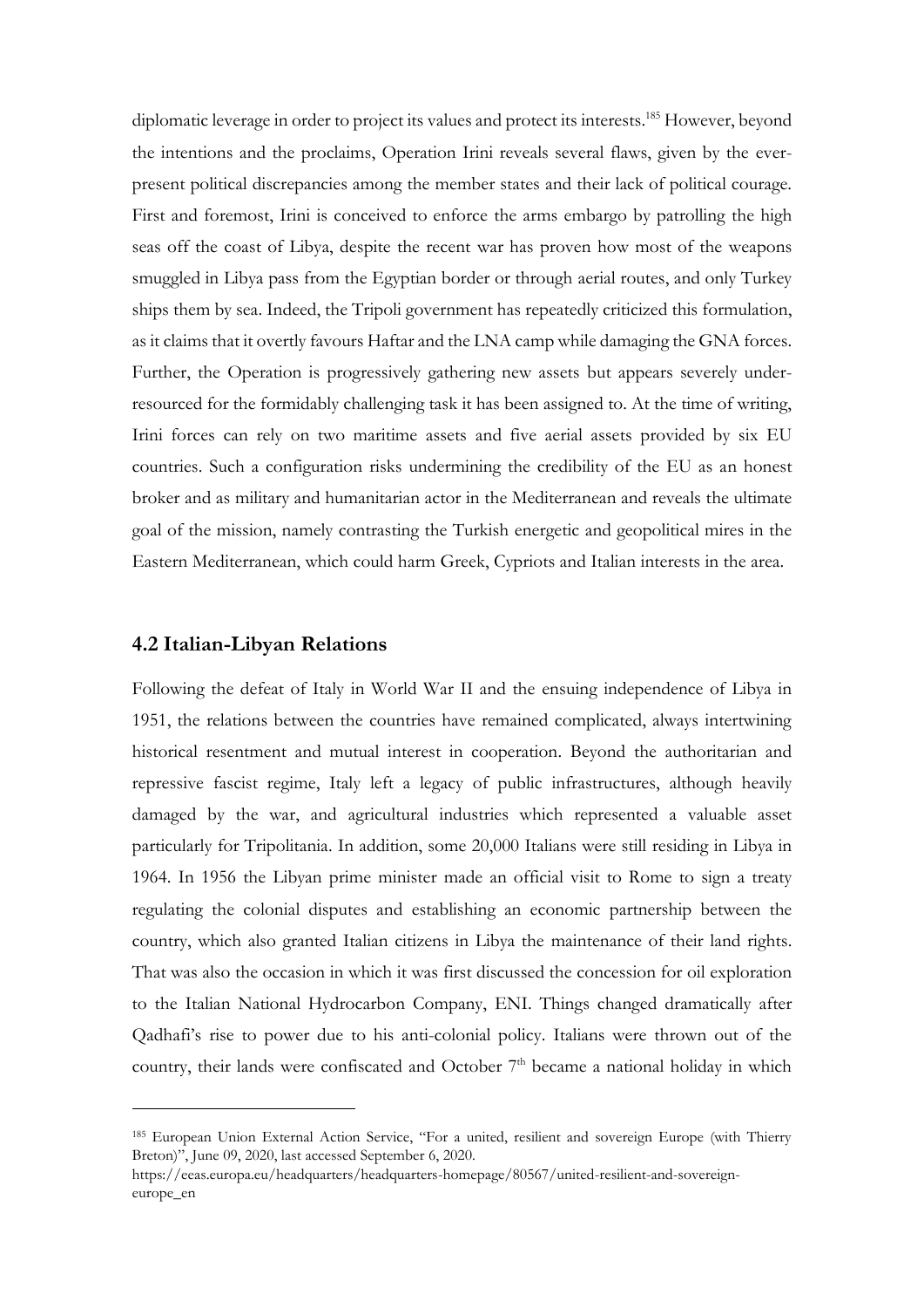diplomatic leverage in order to project its values and protect its interests.[185] However, beyond the intentions and the proclaims, Operation Irini reveals several flaws, given by the ever-present political discrepancies among the member states and their lack of political courage. First and foremost, Irini is conceived to enforce the arms embargo by patrolling the high seas off the coast of Libya, despite the recent war has proven how most of the weapons smuggled in Libya pass from the Egyptian border or through aerial routes, and only Turkey ships them by sea. Indeed, the Tripoli government has repeatedly criticized this formulation, as it claims that it overtly favours Haftar and the LNA camp while damaging the GNA forces. Further, the Operation is progressively gathering new assets but appears severely under-resourced for the formidably challenging task it has been assigned to. At the time of writing, Irini forces can rely on two maritime assets and five aerial assets provided by six EU countries. Such a configuration risks undermining the credibility of the EU as an honest broker and as military and humanitarian actor in the Mediterranean and reveals the ultimate goal of the mission, namely contrasting the Turkish energetic and geopolitical mires in the Eastern Mediterranean, which could harm Greek, Cypriots and Italian interests in the area.

## 4.2 Italian-Libyan Relations

Following the defeat of Italy in World War II and the ensuing independence of Libya in 1951, the relations between the countries have remained complicated, always intertwining historical resentment and mutual interest in cooperation. Beyond the authoritarian and repressive fascist regime, Italy left a legacy of public infrastructures, although heavily damaged by the war, and agricultural industries which represented a valuable asset particularly for Tripolitania. In addition, some 20,000 Italians were still residing in Libya in 1964. In 1956 the Libyan prime minister made an official visit to Rome to sign a treaty regulating the colonial disputes and establishing an economic partnership between the country, which also granted Italian citizens in Libya the maintenance of their land rights. That was also the occasion in which it was first discussed the concession for oil exploration to the Italian National Hydrocarbon Company, ENI. Things changed dramatically after Qadhafi's rise to power due to his anti-colonial policy. Italians were thrown out of the country, their lands were confiscated and October 7th became a national holiday in which

---

[185] European Union External Action Service, "For a united, resilient and sovereign Europe (with Thierry Breton)", June 09, 2020, last accessed September 6, 2020. https://eeas.europa.eu/headquarters/headquarters-homepage/80567/united-resilient-and-sovereign-europe_en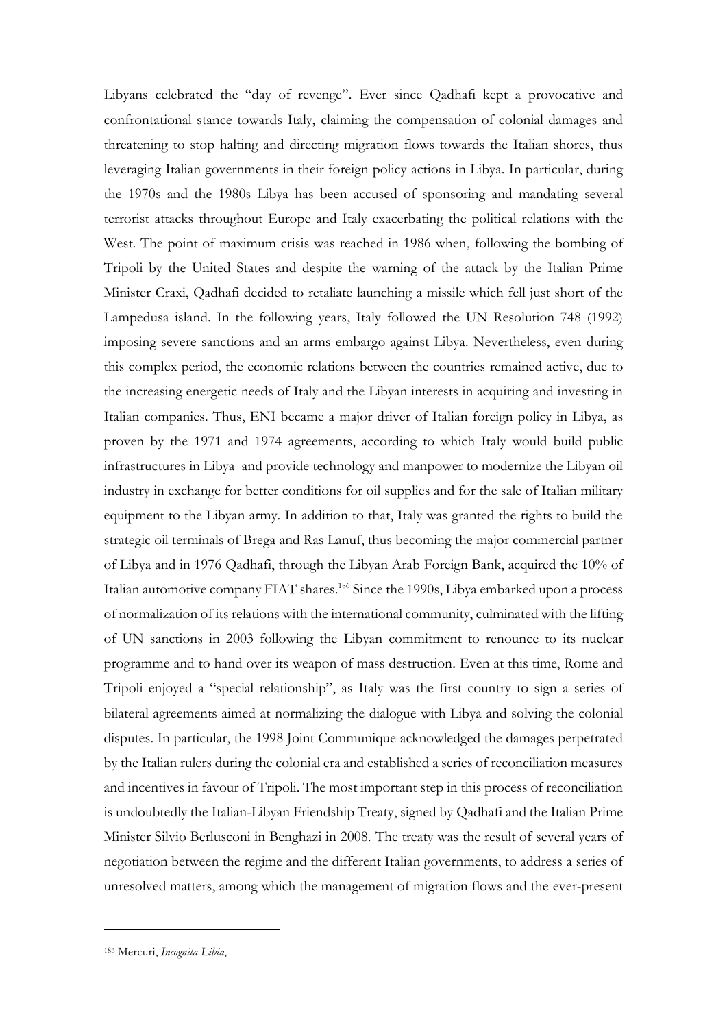Libyans celebrated the "day of revenge". Ever since Qadhafi kept a provocative and confrontational stance towards Italy, claiming the compensation of colonial damages and threatening to stop halting and directing migration flows towards the Italian shores, thus leveraging Italian governments in their foreign policy actions in Libya. In particular, during the 1970s and the 1980s Libya has been accused of sponsoring and mandating several terrorist attacks throughout Europe and Italy exacerbating the political relations with the West. The point of maximum crisis was reached in 1986 when, following the bombing of Tripoli by the United States and despite the warning of the attack by the Italian Prime Minister Craxi, Qadhafi decided to retaliate launching a missile which fell just short of the Lampedusa island. In the following years, Italy followed the UN Resolution 748 (1992) imposing severe sanctions and an arms embargo against Libya. Nevertheless, even during this complex period, the economic relations between the countries remained active, due to the increasing energetic needs of Italy and the Libyan interests in acquiring and investing in Italian companies. Thus, ENI became a major driver of Italian foreign policy in Libya, as proven by the 1971 and 1974 agreements, according to which Italy would build public infrastructures in Libya and provide technology and manpower to modernize the Libyan oil industry in exchange for better conditions for oil supplies and for the sale of Italian military equipment to the Libyan army. In addition to that, Italy was granted the rights to build the strategic oil terminals of Brega and Ras Lanuf, thus becoming the major commercial partner of Libya and in 1976 Qadhafi, through the Libyan Arab Foreign Bank, acquired the 10% of Italian automotive company FIAT shares.[186] Since the 1990s, Libya embarked upon a process of normalization of its relations with the international community, culminated with the lifting of UN sanctions in 2003 following the Libyan commitment to renounce to its nuclear programme and to hand over its weapon of mass destruction. Even at this time, Rome and Tripoli enjoyed a "special relationship", as Italy was the first country to sign a series of bilateral agreements aimed at normalizing the dialogue with Libya and solving the colonial disputes. In particular, the 1998 Joint Communique acknowledged the damages perpetrated by the Italian rulers during the colonial era and established a series of reconciliation measures and incentives in favour of Tripoli. The most important step in this process of reconciliation is undoubtedly the Italian-Libyan Friendship Treaty, signed by Qadhafi and the Italian Prime Minister Silvio Berlusconi in Benghazi in 2008. The treaty was the result of several years of negotiation between the regime and the different Italian governments, to address a series of unresolved matters, among which the management of migration flows and the ever-present

---

[186] Mercuri, *Incognita Libia*,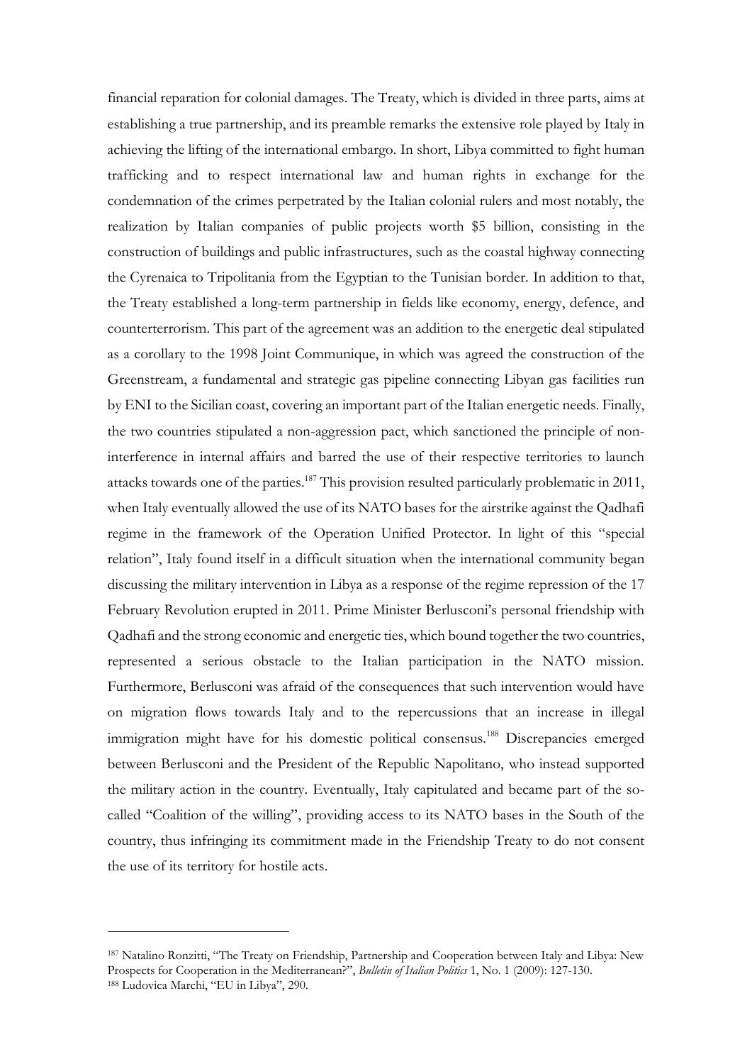financial reparation for colonial damages. The Treaty, which is divided in three parts, aims at establishing a true partnership, and its preamble remarks the extensive role played by Italy in achieving the lifting of the international embargo. In short, Libya committed to fight human trafficking and to respect international law and human rights in exchange for the condemnation of the crimes perpetrated by the Italian colonial rulers and most notably, the realization by Italian companies of public projects worth \$5 billion, consisting in the construction of buildings and public infrastructures, such as the coastal highway connecting the Cyrenaica to Tripolitania from the Egyptian to the Tunisian border. In addition to that, the Treaty established a long-term partnership in fields like economy, energy, defence, and counterterrorism. This part of the agreement was an addition to the energetic deal stipulated as a corollary to the 1998 Joint Communique, in which was agreed the construction of the Greenstream, a fundamental and strategic gas pipeline connecting Libyan gas facilities run by ENI to the Sicilian coast, covering an important part of the Italian energetic needs. Finally, the two countries stipulated a non-aggression pact, which sanctioned the principle of non-interference in internal affairs and barred the use of their respective territories to launch attacks towards one of the parties.[187] This provision resulted particularly problematic in 2011, when Italy eventually allowed the use of its NATO bases for the airstrike against the Qadhafi regime in the framework of the Operation Unified Protector. In light of this "special relation", Italy found itself in a difficult situation when the international community began discussing the military intervention in Libya as a response of the regime repression of the 17 February Revolution erupted in 2011. Prime Minister Berlusconi's personal friendship with Qadhafi and the strong economic and energetic ties, which bound together the two countries, represented a serious obstacle to the Italian participation in the NATO mission. Furthermore, Berlusconi was afraid of the consequences that such intervention would have on migration flows towards Italy and to the repercussions that an increase in illegal immigration might have for his domestic political consensus.[188] Discrepancies emerged between Berlusconi and the President of the Republic Napolitano, who instead supported the military action in the country. Eventually, Italy capitulated and became part of the so-called "Coalition of the willing", providing access to its NATO bases in the South of the country, thus infringing its commitment made in the Friendship Treaty to do not consent the use of its territory for hostile acts.

---

[187] Natalino Ronzitti, "The Treaty on Friendship, Partnership and Cooperation between Italy and Libya: New Prospects for Cooperation in the Mediterranean?", *Bulletin of Italian Politics* 1, No. 1 (2009): 127-130.

[188] Ludovica Marchi, "EU in Libya", 290.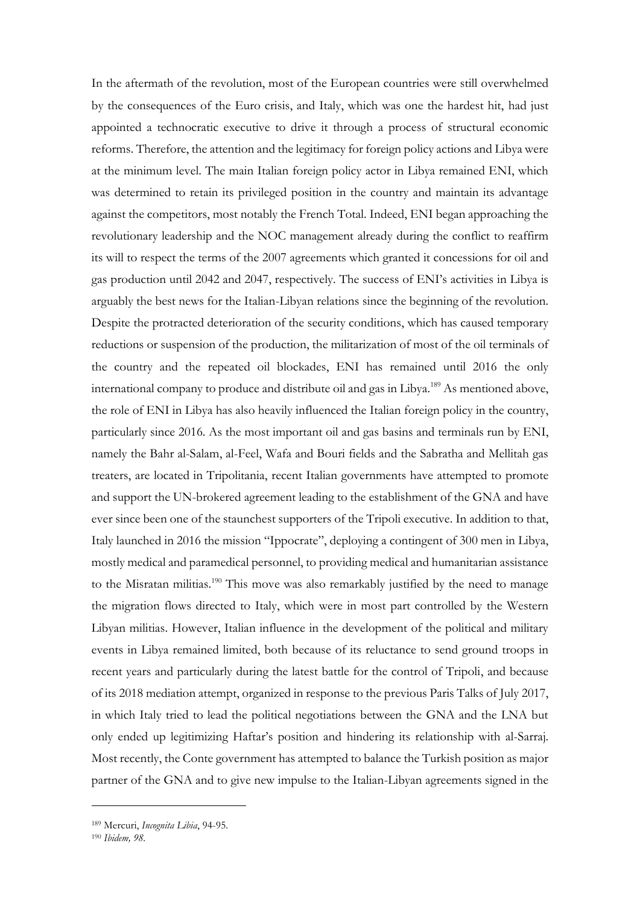In the aftermath of the revolution, most of the European countries were still overwhelmed by the consequences of the Euro crisis, and Italy, which was one the hardest hit, had just appointed a technocratic executive to drive it through a process of structural economic reforms. Therefore, the attention and the legitimacy for foreign policy actions and Libya were at the minimum level. The main Italian foreign policy actor in Libya remained ENI, which was determined to retain its privileged position in the country and maintain its advantage against the competitors, most notably the French Total. Indeed, ENI began approaching the revolutionary leadership and the NOC management already during the conflict to reaffirm its will to respect the terms of the 2007 agreements which granted it concessions for oil and gas production until 2042 and 2047, respectively. The success of ENI's activities in Libya is arguably the best news for the Italian-Libyan relations since the beginning of the revolution. Despite the protracted deterioration of the security conditions, which has caused temporary reductions or suspension of the production, the militarization of most of the oil terminals of the country and the repeated oil blockades, ENI has remained until 2016 the only international company to produce and distribute oil and gas in Libya.[189] As mentioned above, the role of ENI in Libya has also heavily influenced the Italian foreign policy in the country, particularly since 2016. As the most important oil and gas basins and terminals run by ENI, namely the Bahr al-Salam, al-Feel, Wafa and Bouri fields and the Sabratha and Mellitah gas treaters, are located in Tripolitania, recent Italian governments have attempted to promote and support the UN-brokered agreement leading to the establishment of the GNA and have ever since been one of the staunchest supporters of the Tripoli executive. In addition to that, Italy launched in 2016 the mission "Ippocrate", deploying a contingent of 300 men in Libya, mostly medical and paramedical personnel, to providing medical and humanitarian assistance to the Misratan militias.[190] This move was also remarkably justified by the need to manage the migration flows directed to Italy, which were in most part controlled by the Western Libyan militias. However, Italian influence in the development of the political and military events in Libya remained limited, both because of its reluctance to send ground troops in recent years and particularly during the latest battle for the control of Tripoli, and because of its 2018 mediation attempt, organized in response to the previous Paris Talks of July 2017, in which Italy tried to lead the political negotiations between the GNA and the LNA but only ended up legitimizing Haftar's position and hindering its relationship with al-Sarraj. Most recently, the Conte government has attempted to balance the Turkish position as major partner of the GNA and to give new impulse to the Italian-Libyan agreements signed in the

---

[189] Mercuri, *Incognita Libia*, 94-95.

[190] *Ibidem, 98.*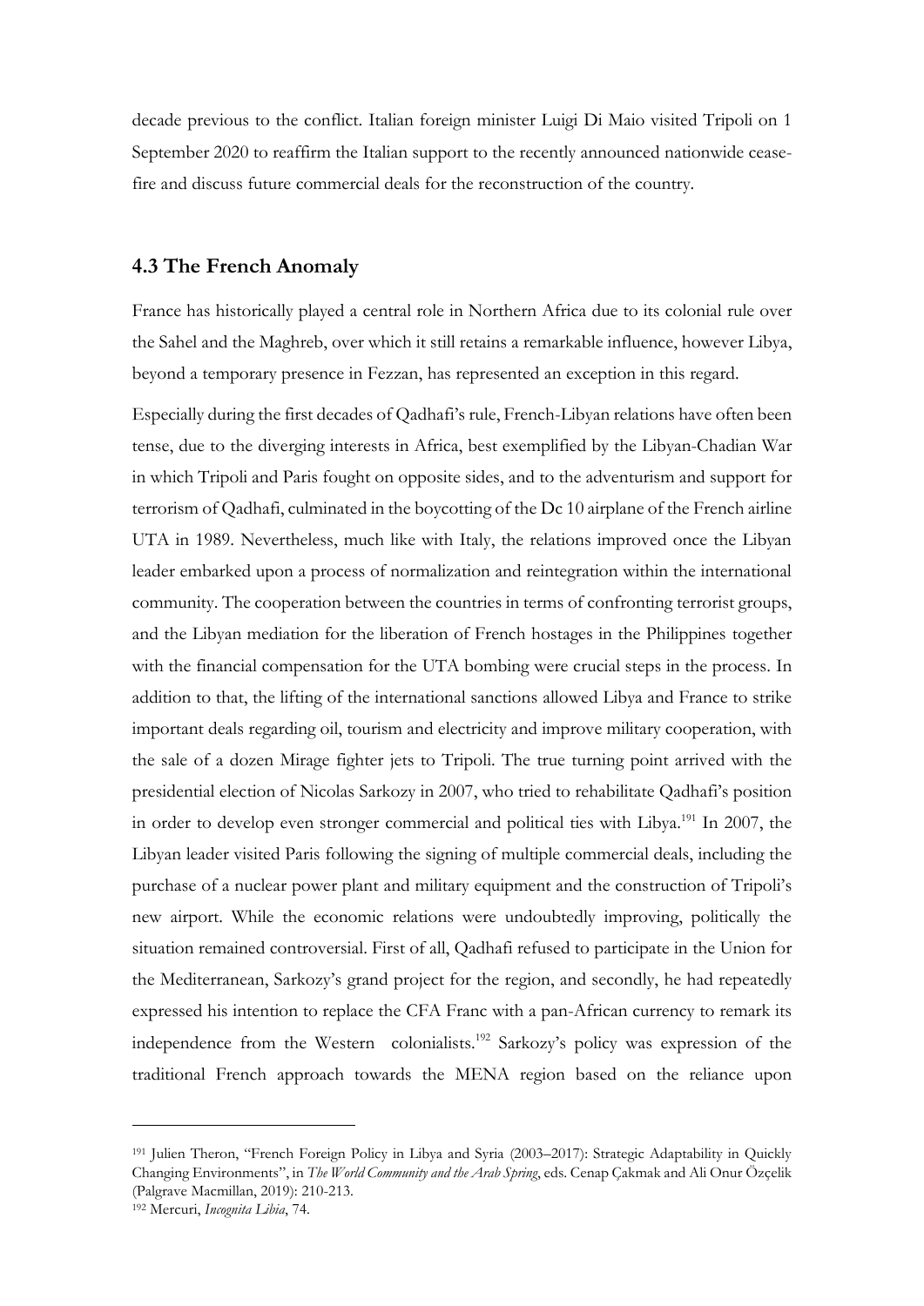decade previous to the conflict. Italian foreign minister Luigi Di Maio visited Tripoli on 1 September 2020 to reaffirm the Italian support to the recently announced nationwide cease-fire and discuss future commercial deals for the reconstruction of the country.

### 4.3 The French Anomaly

France has historically played a central role in Northern Africa due to its colonial rule over the Sahel and the Maghreb, over which it still retains a remarkable influence, however Libya, beyond a temporary presence in Fezzan, has represented an exception in this regard.

Especially during the first decades of Qadhafi's rule, French-Libyan relations have often been tense, due to the diverging interests in Africa, best exemplified by the Libyan-Chadian War in which Tripoli and Paris fought on opposite sides, and to the adventurism and support for terrorism of Qadhafi, culminated in the boycotting of the Dc 10 airplane of the French airline UTA in 1989. Nevertheless, much like with Italy, the relations improved once the Libyan leader embarked upon a process of normalization and reintegration within the international community. The cooperation between the countries in terms of confronting terrorist groups, and the Libyan mediation for the liberation of French hostages in the Philippines together with the financial compensation for the UTA bombing were crucial steps in the process. In addition to that, the lifting of the international sanctions allowed Libya and France to strike important deals regarding oil, tourism and electricity and improve military cooperation, with the sale of a dozen Mirage fighter jets to Tripoli. The true turning point arrived with the presidential election of Nicolas Sarkozy in 2007, who tried to rehabilitate Qadhafi's position in order to develop even stronger commercial and political ties with Libya.[191] In 2007, the Libyan leader visited Paris following the signing of multiple commercial deals, including the purchase of a nuclear power plant and military equipment and the construction of Tripoli's new airport. While the economic relations were undoubtedly improving, politically the situation remained controversial. First of all, Qadhafi refused to participate in the Union for the Mediterranean, Sarkozy's grand project for the region, and secondly, he had repeatedly expressed his intention to replace the CFA Franc with a pan-African currency to remark its independence from the Western colonialists.[192] Sarkozy's policy was expression of the traditional French approach towards the MENA region based on the reliance upon

---

[191] Julien Theron, "French Foreign Policy in Libya and Syria (2003–2017): Strategic Adaptability in Quickly Changing Environments", in *The World Community and the Arab Spring*, eds. Cenap Çakmak and Ali Onur Özçelik (Palgrave Macmillan, 2019): 210-213.

[192] Mercuri, *Incognita Libia*, 74.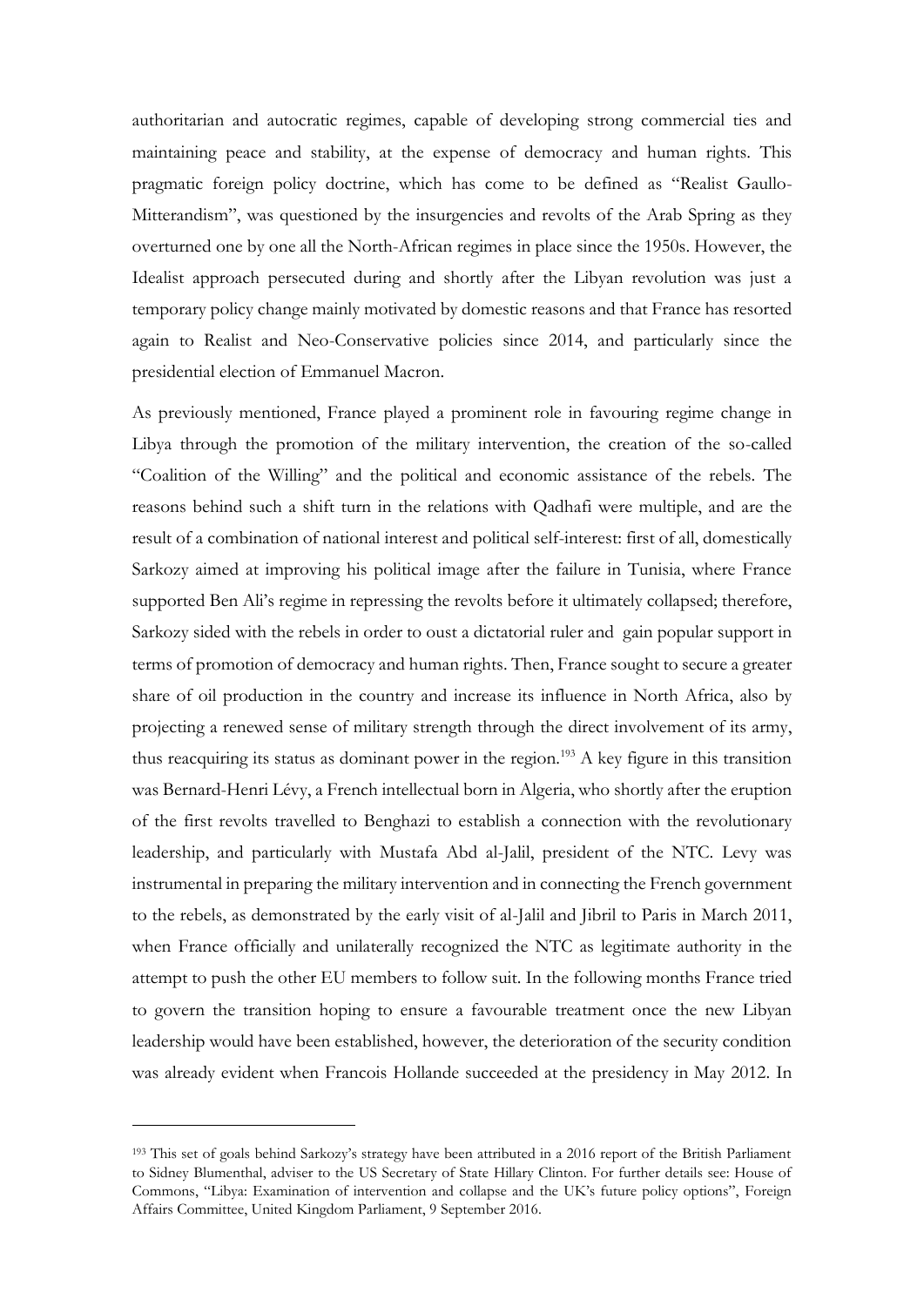authoritarian and autocratic regimes, capable of developing strong commercial ties and maintaining peace and stability, at the expense of democracy and human rights. This pragmatic foreign policy doctrine, which has come to be defined as "Realist Gaullo-Mitterandism", was questioned by the insurgencies and revolts of the Arab Spring as they overturned one by one all the North-African regimes in place since the 1950s. However, the Idealist approach persecuted during and shortly after the Libyan revolution was just a temporary policy change mainly motivated by domestic reasons and that France has resorted again to Realist and Neo-Conservative policies since 2014, and particularly since the presidential election of Emmanuel Macron.

As previously mentioned, France played a prominent role in favouring regime change in Libya through the promotion of the military intervention, the creation of the so-called "Coalition of the Willing" and the political and economic assistance of the rebels. The reasons behind such a shift turn in the relations with Qadhafi were multiple, and are the result of a combination of national interest and political self-interest: first of all, domestically Sarkozy aimed at improving his political image after the failure in Tunisia, where France supported Ben Ali's regime in repressing the revolts before it ultimately collapsed; therefore, Sarkozy sided with the rebels in order to oust a dictatorial ruler and gain popular support in terms of promotion of democracy and human rights. Then, France sought to secure a greater share of oil production in the country and increase its influence in North Africa, also by projecting a renewed sense of military strength through the direct involvement of its army, thus reacquiring its status as dominant power in the region.[193] A key figure in this transition was Bernard-Henri Lévy, a French intellectual born in Algeria, who shortly after the eruption of the first revolts travelled to Benghazi to establish a connection with the revolutionary leadership, and particularly with Mustafa Abd al-Jalil, president of the NTC. Levy was instrumental in preparing the military intervention and in connecting the French government to the rebels, as demonstrated by the early visit of al-Jalil and Jibril to Paris in March 2011, when France officially and unilaterally recognized the NTC as legitimate authority in the attempt to push the other EU members to follow suit. In the following months France tried to govern the transition hoping to ensure a favourable treatment once the new Libyan leadership would have been established, however, the deterioration of the security condition was already evident when Francois Hollande succeeded at the presidency in May 2012. In

[193] This set of goals behind Sarkozy's strategy have been attributed in a 2016 report of the British Parliament to Sidney Blumenthal, adviser to the US Secretary of State Hillary Clinton. For further details see: House of Commons, "Libya: Examination of intervention and collapse and the UK's future policy options", Foreign Affairs Committee, United Kingdom Parliament, 9 September 2016.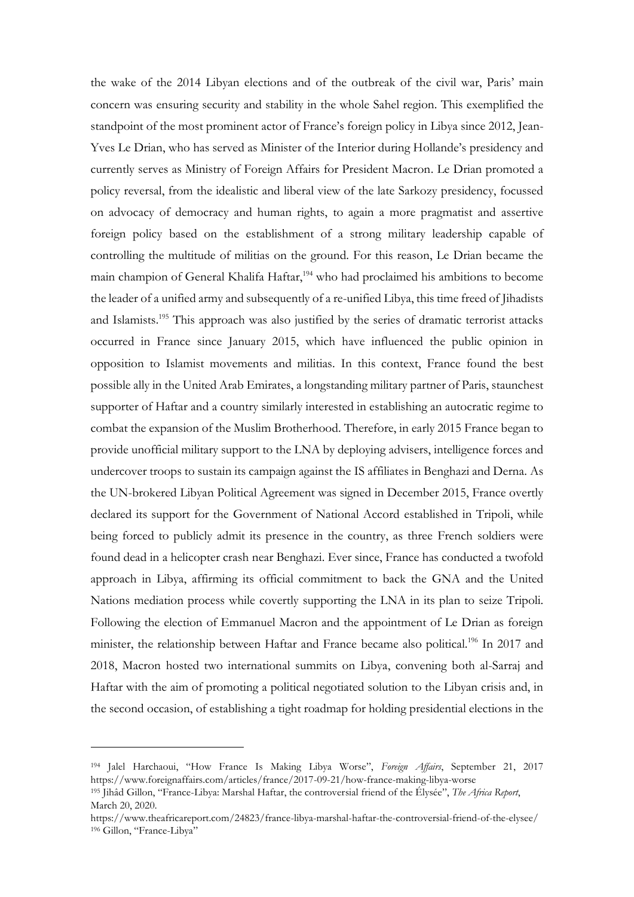the wake of the 2014 Libyan elections and of the outbreak of the civil war, Paris' main concern was ensuring security and stability in the whole Sahel region. This exemplified the standpoint of the most prominent actor of France's foreign policy in Libya since 2012, Jean-Yves Le Drian, who has served as Minister of the Interior during Hollande's presidency and currently serves as Ministry of Foreign Affairs for President Macron. Le Drian promoted a policy reversal, from the idealistic and liberal view of the late Sarkozy presidency, focussed on advocacy of democracy and human rights, to again a more pragmatist and assertive foreign policy based on the establishment of a strong military leadership capable of controlling the multitude of militias on the ground. For this reason, Le Drian became the main champion of General Khalifa Haftar,[194] who had proclaimed his ambitions to become the leader of a unified army and subsequently of a re-unified Libya, this time freed of Jihadists and Islamists.[195] This approach was also justified by the series of dramatic terrorist attacks occurred in France since January 2015, which have influenced the public opinion in opposition to Islamist movements and militias. In this context, France found the best possible ally in the United Arab Emirates, a longstanding military partner of Paris, staunchest supporter of Haftar and a country similarly interested in establishing an autocratic regime to combat the expansion of the Muslim Brotherhood. Therefore, in early 2015 France began to provide unofficial military support to the LNA by deploying advisers, intelligence forces and undercover troops to sustain its campaign against the IS affiliates in Benghazi and Derna. As the UN-brokered Libyan Political Agreement was signed in December 2015, France overtly declared its support for the Government of National Accord established in Tripoli, while being forced to publicly admit its presence in the country, as three French soldiers were found dead in a helicopter crash near Benghazi. Ever since, France has conducted a twofold approach in Libya, affirming its official commitment to back the GNA and the United Nations mediation process while covertly supporting the LNA in its plan to seize Tripoli. Following the election of Emmanuel Macron and the appointment of Le Drian as foreign minister, the relationship between Haftar and France became also political.[196] In 2017 and 2018, Macron hosted two international summits on Libya, convening both al-Sarraj and Haftar with the aim of promoting a political negotiated solution to the Libyan crisis and, in the second occasion, of establishing a tight roadmap for holding presidential elections in the

---

[194] Jalel Harchaoui, "How France Is Making Libya Worse", *Foreign Affairs*, September 21, 2017 https://www.foreignaffairs.com/articles/france/2017-09-21/how-france-making-libya-worse

[195] Jihâd Gillon, "France-Libya: Marshal Haftar, the controversial friend of the Élysée", *The Africa Report*, March 20, 2020.
https://www.theafricareport.com/24823/france-libya-marshal-haftar-the-controversial-friend-of-the-elysee/

[196] Gillon, "France-Libya"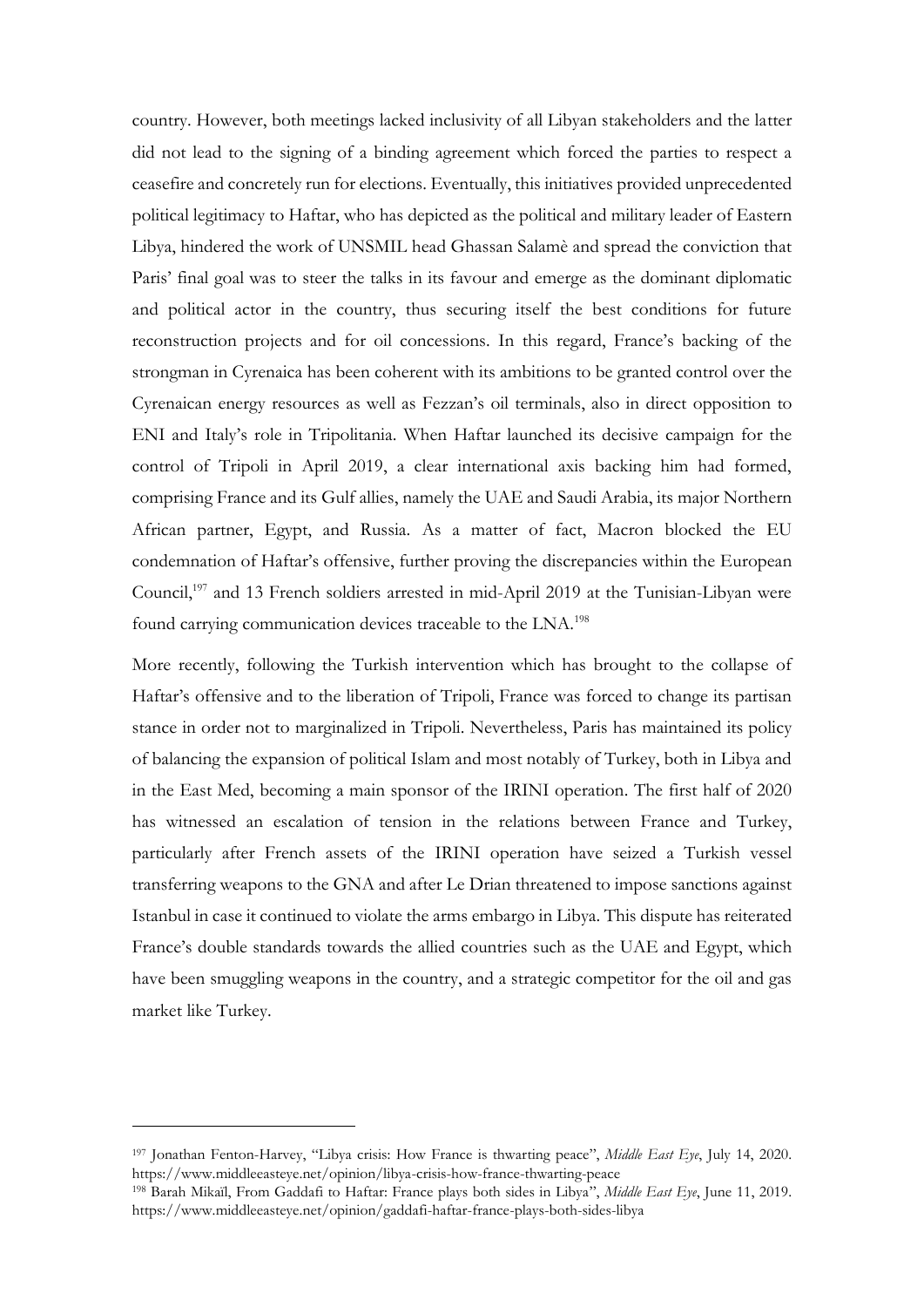country. However, both meetings lacked inclusivity of all Libyan stakeholders and the latter did not lead to the signing of a binding agreement which forced the parties to respect a ceasefire and concretely run for elections. Eventually, this initiatives provided unprecedented political legitimacy to Haftar, who has depicted as the political and military leader of Eastern Libya, hindered the work of UNSMIL head Ghassan Salamè and spread the conviction that Paris' final goal was to steer the talks in its favour and emerge as the dominant diplomatic and political actor in the country, thus securing itself the best conditions for future reconstruction projects and for oil concessions. In this regard, France's backing of the strongman in Cyrenaica has been coherent with its ambitions to be granted control over the Cyrenaican energy resources as well as Fezzan's oil terminals, also in direct opposition to ENI and Italy's role in Tripolitania. When Haftar launched its decisive campaign for the control of Tripoli in April 2019, a clear international axis backing him had formed, comprising France and its Gulf allies, namely the UAE and Saudi Arabia, its major Northern African partner, Egypt, and Russia. As a matter of fact, Macron blocked the EU condemnation of Haftar's offensive, further proving the discrepancies within the European Council,[197] and 13 French soldiers arrested in mid-April 2019 at the Tunisian-Libyan were found carrying communication devices traceable to the LNA.[198]

More recently, following the Turkish intervention which has brought to the collapse of Haftar's offensive and to the liberation of Tripoli, France was forced to change its partisan stance in order not to marginalized in Tripoli. Nevertheless, Paris has maintained its policy of balancing the expansion of political Islam and most notably of Turkey, both in Libya and in the East Med, becoming a main sponsor of the IRINI operation. The first half of 2020 has witnessed an escalation of tension in the relations between France and Turkey, particularly after French assets of the IRINI operation have seized a Turkish vessel transferring weapons to the GNA and after Le Drian threatened to impose sanctions against Istanbul in case it continued to violate the arms embargo in Libya. This dispute has reiterated France's double standards towards the allied countries such as the UAE and Egypt, which have been smuggling weapons in the country, and a strategic competitor for the oil and gas market like Turkey.

---

[197] Jonathan Fenton-Harvey, "Libya crisis: How France is thwarting peace", *Middle East Eye*, July 14, 2020. https://www.middleeasteye.net/opinion/libya-crisis-how-france-thwarting-peace

[198] Barah Mikaïl, From Gaddafi to Haftar: France plays both sides in Libya", *Middle East Eye*, June 11, 2019. https://www.middleeasteye.net/opinion/gaddafi-haftar-france-plays-both-sides-libya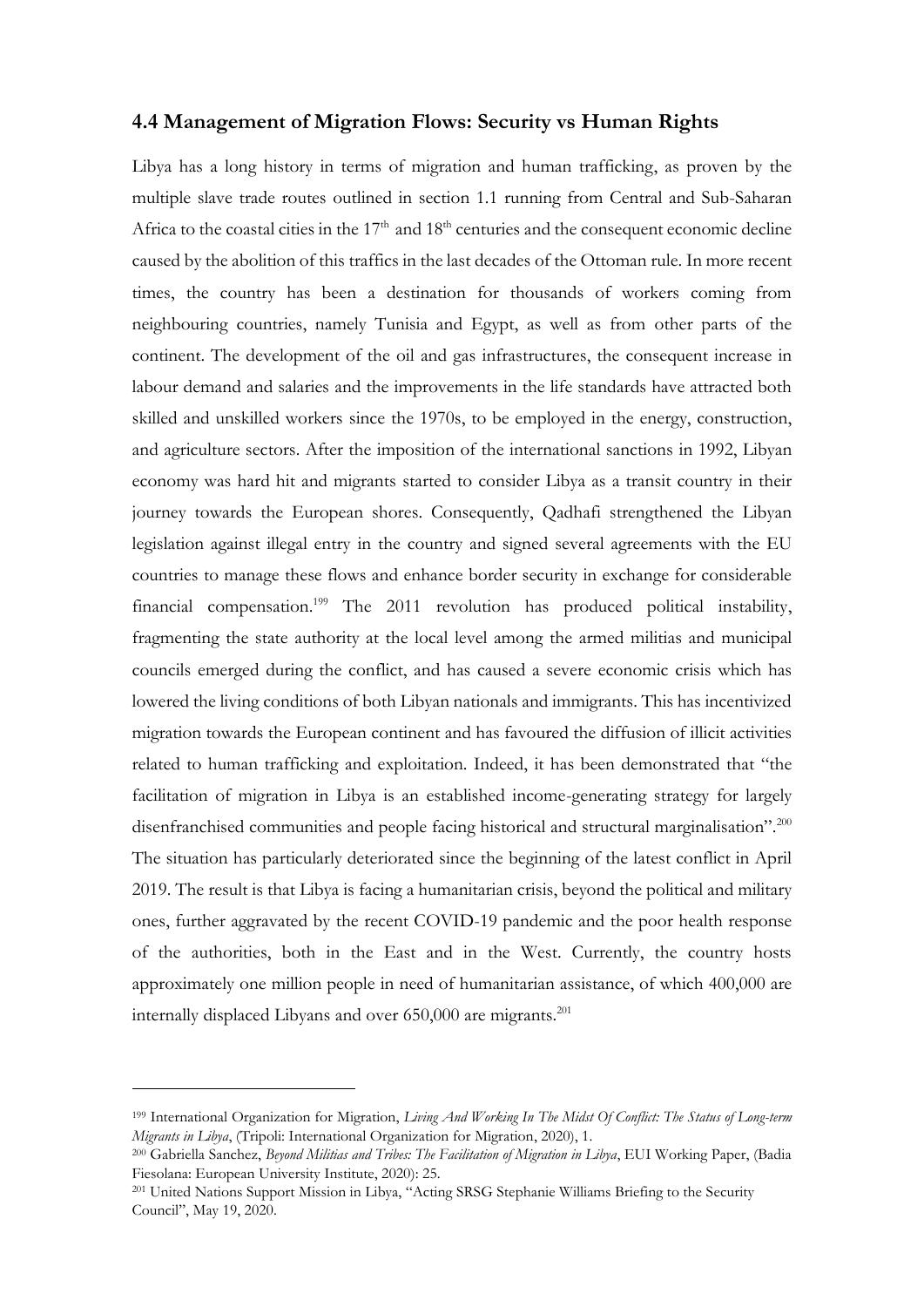## 4.4 Management of Migration Flows: Security vs Human Rights

Libya has a long history in terms of migration and human trafficking, as proven by the multiple slave trade routes outlined in section 1.1 running from Central and Sub-Saharan Africa to the coastal cities in the 17th and 18th centuries and the consequent economic decline caused by the abolition of this traffics in the last decades of the Ottoman rule. In more recent times, the country has been a destination for thousands of workers coming from neighbouring countries, namely Tunisia and Egypt, as well as from other parts of the continent. The development of the oil and gas infrastructures, the consequent increase in labour demand and salaries and the improvements in the life standards have attracted both skilled and unskilled workers since the 1970s, to be employed in the energy, construction, and agriculture sectors. After the imposition of the international sanctions in 1992, Libyan economy was hard hit and migrants started to consider Libya as a transit country in their journey towards the European shores. Consequently, Qadhafi strengthened the Libyan legislation against illegal entry in the country and signed several agreements with the EU countries to manage these flows and enhance border security in exchange for considerable financial compensation.[199] The 2011 revolution has produced political instability, fragmenting the state authority at the local level among the armed militias and municipal councils emerged during the conflict, and has caused a severe economic crisis which has lowered the living conditions of both Libyan nationals and immigrants. This has incentivized migration towards the European continent and has favoured the diffusion of illicit activities related to human trafficking and exploitation. Indeed, it has been demonstrated that "the facilitation of migration in Libya is an established income-generating strategy for largely disenfranchised communities and people facing historical and structural marginalisation".[200] The situation has particularly deteriorated since the beginning of the latest conflict in April 2019. The result is that Libya is facing a humanitarian crisis, beyond the political and military ones, further aggravated by the recent COVID-19 pandemic and the poor health response of the authorities, both in the East and in the West. Currently, the country hosts approximately one million people in need of humanitarian assistance, of which 400,000 are internally displaced Libyans and over 650,000 are migrants.[201]

---

[199] International Organization for Migration, *Living And Working In The Midst Of Conflict: The Status of Long-term Migrants in Libya*, (Tripoli: International Organization for Migration, 2020), 1.

[200] Gabriella Sanchez, *Beyond Militias and Tribes: The Facilitation of Migration in Libya*, EUI Working Paper, (Badia Fiesolana: European University Institute, 2020): 25.

[201] United Nations Support Mission in Libya, "Acting SRSG Stephanie Williams Briefing to the Security Council", May 19, 2020.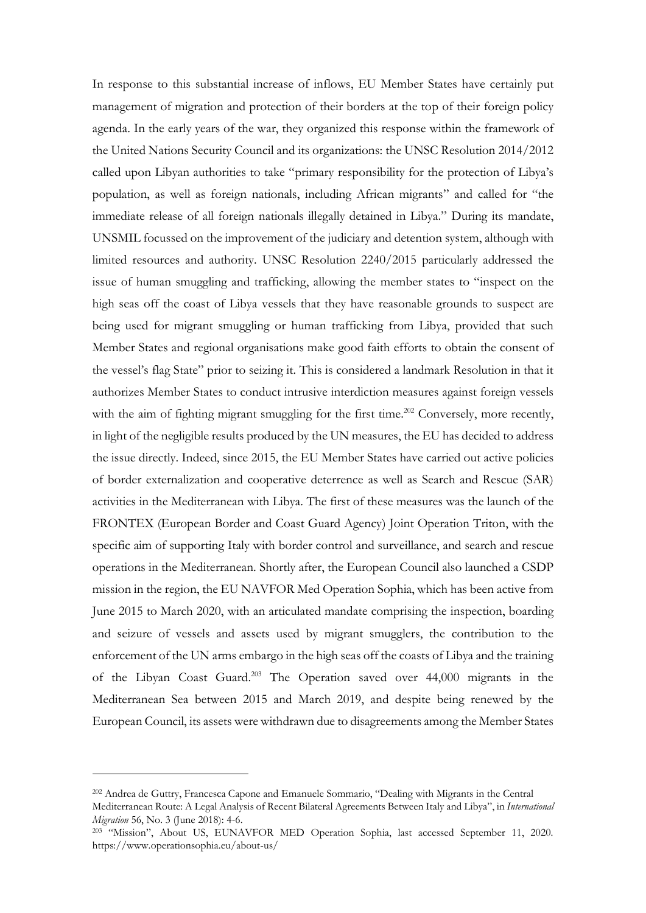In response to this substantial increase of inflows, EU Member States have certainly put management of migration and protection of their borders at the top of their foreign policy agenda. In the early years of the war, they organized this response within the framework of the United Nations Security Council and its organizations: the UNSC Resolution 2014/2012 called upon Libyan authorities to take "primary responsibility for the protection of Libya's population, as well as foreign nationals, including African migrants" and called for "the immediate release of all foreign nationals illegally detained in Libya." During its mandate, UNSMIL focussed on the improvement of the judiciary and detention system, although with limited resources and authority. UNSC Resolution 2240/2015 particularly addressed the issue of human smuggling and trafficking, allowing the member states to "inspect on the high seas off the coast of Libya vessels that they have reasonable grounds to suspect are being used for migrant smuggling or human trafficking from Libya, provided that such Member States and regional organisations make good faith efforts to obtain the consent of the vessel's flag State" prior to seizing it. This is considered a landmark Resolution in that it authorizes Member States to conduct intrusive interdiction measures against foreign vessels with the aim of fighting migrant smuggling for the first time.[202] Conversely, more recently, in light of the negligible results produced by the UN measures, the EU has decided to address the issue directly. Indeed, since 2015, the EU Member States have carried out active policies of border externalization and cooperative deterrence as well as Search and Rescue (SAR) activities in the Mediterranean with Libya. The first of these measures was the launch of the FRONTEX (European Border and Coast Guard Agency) Joint Operation Triton, with the specific aim of supporting Italy with border control and surveillance, and search and rescue operations in the Mediterranean. Shortly after, the European Council also launched a CSDP mission in the region, the EU NAVFOR Med Operation Sophia, which has been active from June 2015 to March 2020, with an articulated mandate comprising the inspection, boarding and seizure of vessels and assets used by migrant smugglers, the contribution to the enforcement of the UN arms embargo in the high seas off the coasts of Libya and the training of the Libyan Coast Guard.[203] The Operation saved over 44,000 migrants in the Mediterranean Sea between 2015 and March 2019, and despite being renewed by the European Council, its assets were withdrawn due to disagreements among the Member States

---

[202] Andrea de Guttry, Francesca Capone and Emanuele Sommario, "Dealing with Migrants in the Central Mediterranean Route: A Legal Analysis of Recent Bilateral Agreements Between Italy and Libya", in *International Migration* 56, No. 3 (June 2018): 4-6.

[203] "Mission", About US, EUNAVFOR MED Operation Sophia, last accessed September 11, 2020. https://www.operationsophia.eu/about-us/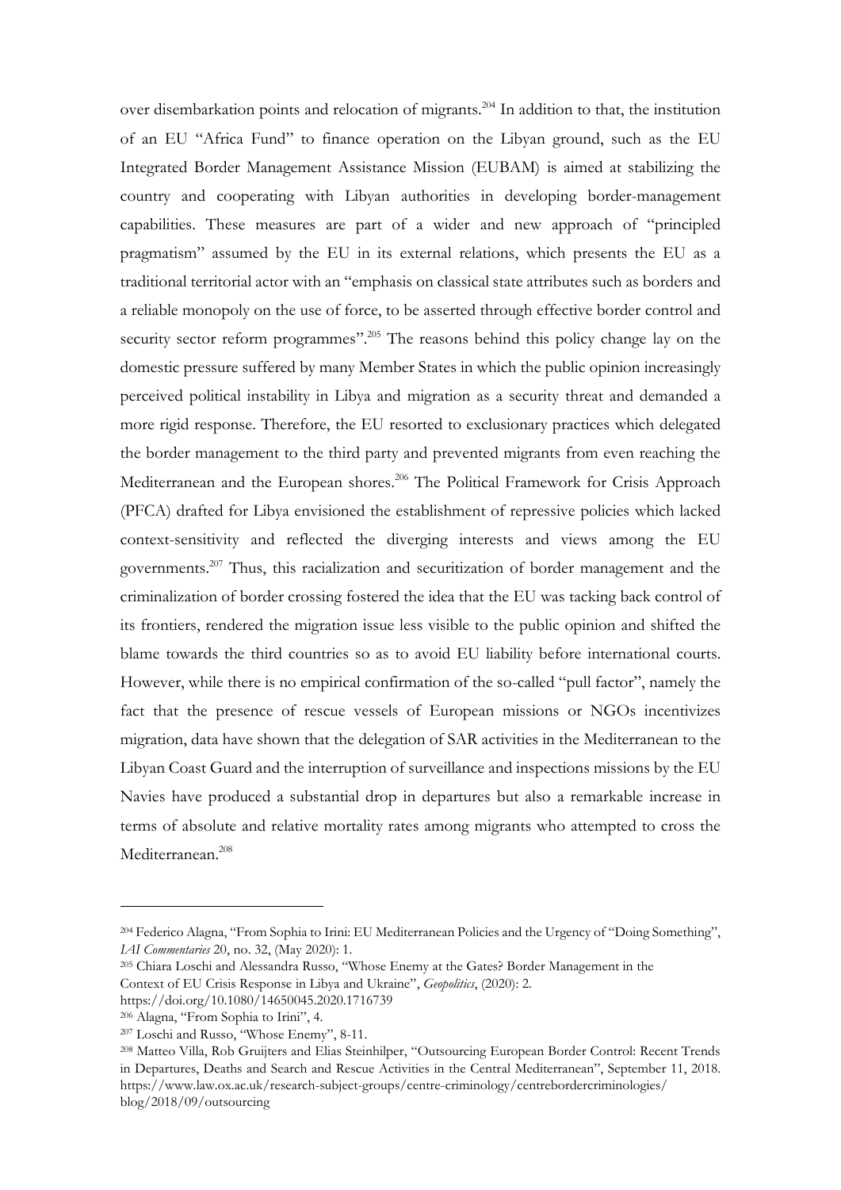over disembarkation points and relocation of migrants.[204] In addition to that, the institution of an EU "Africa Fund" to finance operation on the Libyan ground, such as the EU Integrated Border Management Assistance Mission (EUBAM) is aimed at stabilizing the country and cooperating with Libyan authorities in developing border-management capabilities. These measures are part of a wider and new approach of "principled pragmatism" assumed by the EU in its external relations, which presents the EU as a traditional territorial actor with an "emphasis on classical state attributes such as borders and a reliable monopoly on the use of force, to be asserted through effective border control and security sector reform programmes".[205] The reasons behind this policy change lay on the domestic pressure suffered by many Member States in which the public opinion increasingly perceived political instability in Libya and migration as a security threat and demanded a more rigid response. Therefore, the EU resorted to exclusionary practices which delegated the border management to the third party and prevented migrants from even reaching the Mediterranean and the European shores.[206] The Political Framework for Crisis Approach (PFCA) drafted for Libya envisioned the establishment of repressive policies which lacked context-sensitivity and reflected the diverging interests and views among the EU governments.[207] Thus, this racialization and securitization of border management and the criminalization of border crossing fostered the idea that the EU was tacking back control of its frontiers, rendered the migration issue less visible to the public opinion and shifted the blame towards the third countries so as to avoid EU liability before international courts. However, while there is no empirical confirmation of the so-called "pull factor", namely the fact that the presence of rescue vessels of European missions or NGOs incentivizes migration, data have shown that the delegation of SAR activities in the Mediterranean to the Libyan Coast Guard and the interruption of surveillance and inspections missions by the EU Navies have produced a substantial drop in departures but also a remarkable increase in terms of absolute and relative mortality rates among migrants who attempted to cross the Mediterranean.[208]

---

[204] Federico Alagna, "From Sophia to Irini: EU Mediterranean Policies and the Urgency of "Doing Something", *IAI Commentaries* 20, no. 32, (May 2020): 1.

[205] Chiara Loschi and Alessandra Russo, "Whose Enemy at the Gates? Border Management in the Context of EU Crisis Response in Libya and Ukraine", *Geopolitics*, (2020): 2. https://doi.org/10.1080/14650045.2020.1716739

[206] Alagna, "From Sophia to Irini", 4.

[207] Loschi and Russo, "Whose Enemy", 8-11.

[208] Matteo Villa, Rob Gruijters and Elias Steinhilper, "Outsourcing European Border Control: Recent Trends in Departures, Deaths and Search and Rescue Activities in the Central Mediterranean", September 11, 2018. https://www.law.ox.ac.uk/research-subject-groups/centre-criminology/centrebordercriminologies/blog/2018/09/outsourcing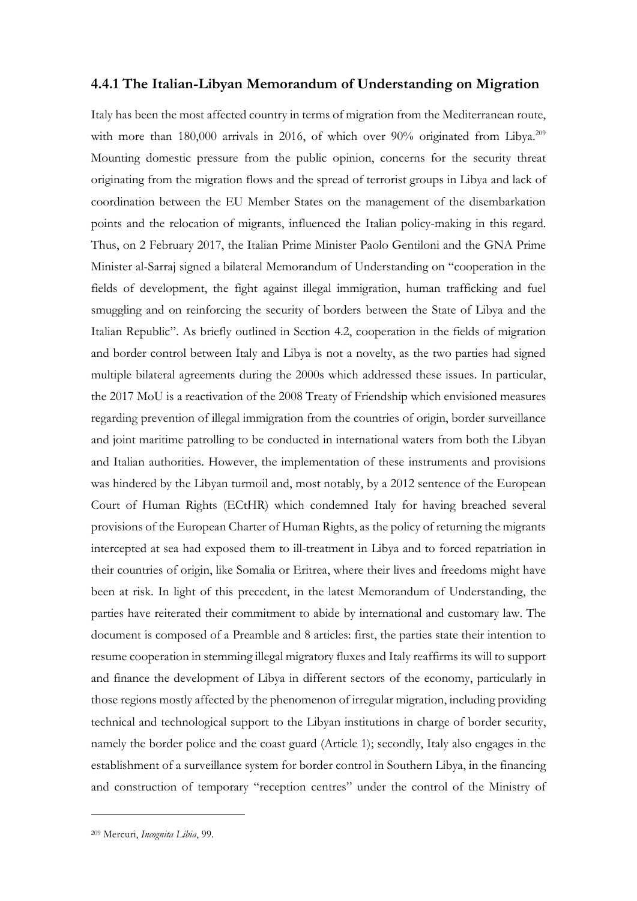### 4.4.1 The Italian-Libyan Memorandum of Understanding on Migration

Italy has been the most affected country in terms of migration from the Mediterranean route, with more than 180,000 arrivals in 2016, of which over 90% originated from Libya.[209] Mounting domestic pressure from the public opinion, concerns for the security threat originating from the migration flows and the spread of terrorist groups in Libya and lack of coordination between the EU Member States on the management of the disembarkation points and the relocation of migrants, influenced the Italian policy-making in this regard. Thus, on 2 February 2017, the Italian Prime Minister Paolo Gentiloni and the GNA Prime Minister al-Sarraj signed a bilateral Memorandum of Understanding on "cooperation in the fields of development, the fight against illegal immigration, human trafficking and fuel smuggling and on reinforcing the security of borders between the State of Libya and the Italian Republic". As briefly outlined in Section 4.2, cooperation in the fields of migration and border control between Italy and Libya is not a novelty, as the two parties had signed multiple bilateral agreements during the 2000s which addressed these issues. In particular, the 2017 MoU is a reactivation of the 2008 Treaty of Friendship which envisioned measures regarding prevention of illegal immigration from the countries of origin, border surveillance and joint maritime patrolling to be conducted in international waters from both the Libyan and Italian authorities. However, the implementation of these instruments and provisions was hindered by the Libyan turmoil and, most notably, by a 2012 sentence of the European Court of Human Rights (ECtHR) which condemned Italy for having breached several provisions of the European Charter of Human Rights, as the policy of returning the migrants intercepted at sea had exposed them to ill-treatment in Libya and to forced repatriation in their countries of origin, like Somalia or Eritrea, where their lives and freedoms might have been at risk. In light of this precedent, in the latest Memorandum of Understanding, the parties have reiterated their commitment to abide by international and customary law. The document is composed of a Preamble and 8 articles: first, the parties state their intention to resume cooperation in stemming illegal migratory fluxes and Italy reaffirms its will to support and finance the development of Libya in different sectors of the economy, particularly in those regions mostly affected by the phenomenon of irregular migration, including providing technical and technological support to the Libyan institutions in charge of border security, namely the border police and the coast guard (Article 1); secondly, Italy also engages in the establishment of a surveillance system for border control in Southern Libya, in the financing and construction of temporary "reception centres" under the control of the Ministry of

[209] Mercuri, *Incognita Libia*, 99.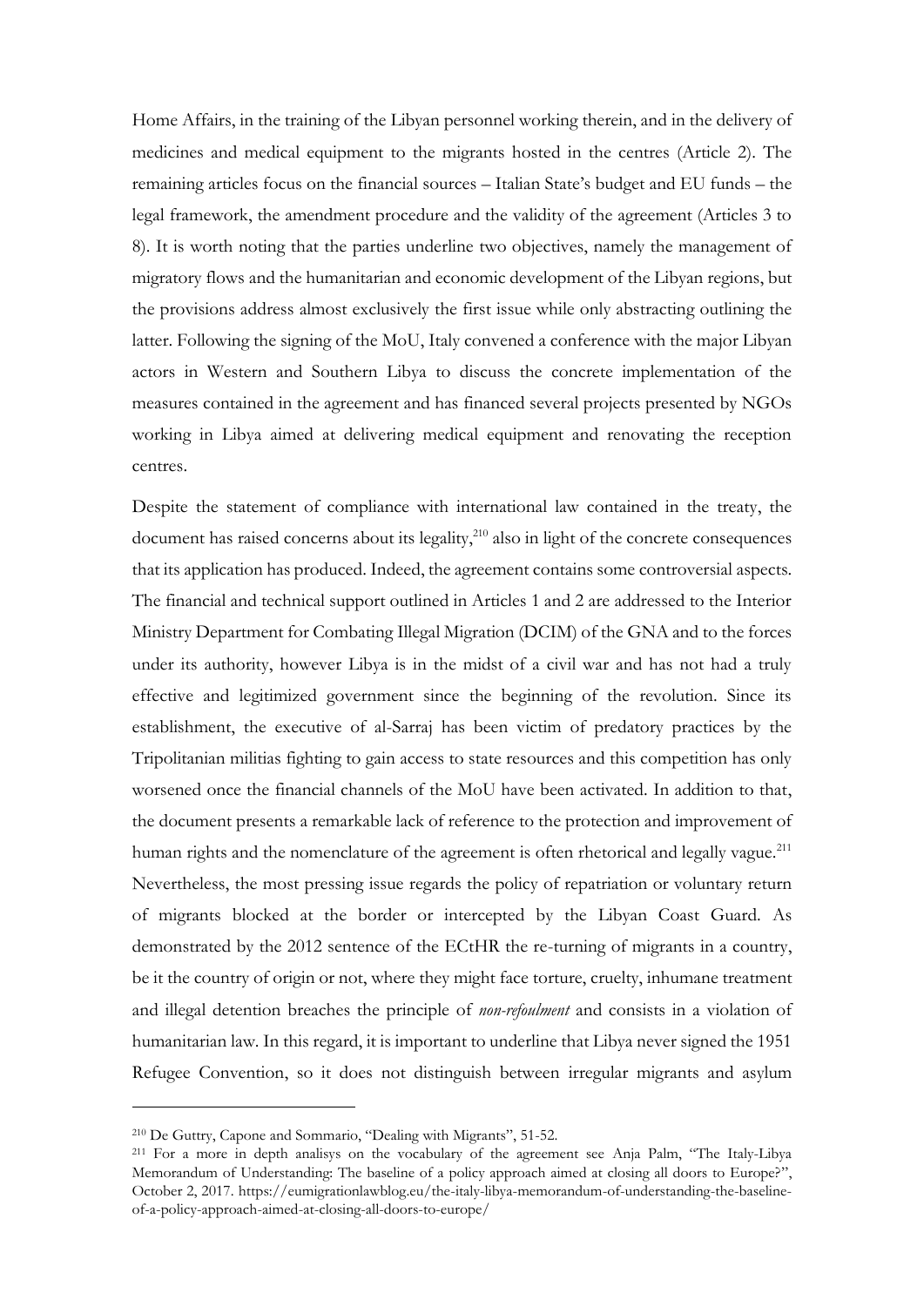Home Affairs, in the training of the Libyan personnel working therein, and in the delivery of medicines and medical equipment to the migrants hosted in the centres (Article 2). The remaining articles focus on the financial sources – Italian State's budget and EU funds – the legal framework, the amendment procedure and the validity of the agreement (Articles 3 to 8). It is worth noting that the parties underline two objectives, namely the management of migratory flows and the humanitarian and economic development of the Libyan regions, but the provisions address almost exclusively the first issue while only abstracting outlining the latter. Following the signing of the MoU, Italy convened a conference with the major Libyan actors in Western and Southern Libya to discuss the concrete implementation of the measures contained in the agreement and has financed several projects presented by NGOs working in Libya aimed at delivering medical equipment and renovating the reception centres.

Despite the statement of compliance with international law contained in the treaty, the document has raised concerns about its legality,[210] also in light of the concrete consequences that its application has produced. Indeed, the agreement contains some controversial aspects. The financial and technical support outlined in Articles 1 and 2 are addressed to the Interior Ministry Department for Combating Illegal Migration (DCIM) of the GNA and to the forces under its authority, however Libya is in the midst of a civil war and has not had a truly effective and legitimized government since the beginning of the revolution. Since its establishment, the executive of al-Sarraj has been victim of predatory practices by the Tripolitanian militias fighting to gain access to state resources and this competition has only worsened once the financial channels of the MoU have been activated. In addition to that, the document presents a remarkable lack of reference to the protection and improvement of human rights and the nomenclature of the agreement is often rhetorical and legally vague.[211] Nevertheless, the most pressing issue regards the policy of repatriation or voluntary return of migrants blocked at the border or intercepted by the Libyan Coast Guard. As demonstrated by the 2012 sentence of the ECtHR the re-turning of migrants in a country, be it the country of origin or not, where they might face torture, cruelty, inhumane treatment and illegal detention breaches the principle of *non-refoulment* and consists in a violation of humanitarian law. In this regard, it is important to underline that Libya never signed the 1951 Refugee Convention, so it does not distinguish between irregular migrants and asylum

---

[210] De Guttry, Capone and Sommario, "Dealing with Migrants", 51-52.

[211] For a more in depth analisys on the vocabulary of the agreement see Anja Palm, "The Italy-Libya Memorandum of Understanding: The baseline of a policy approach aimed at closing all doors to Europe?", October 2, 2017. https://eumigrationlawblog.eu/the-italy-libya-memorandum-of-understanding-the-baseline-of-a-policy-approach-aimed-at-closing-all-doors-to-europe/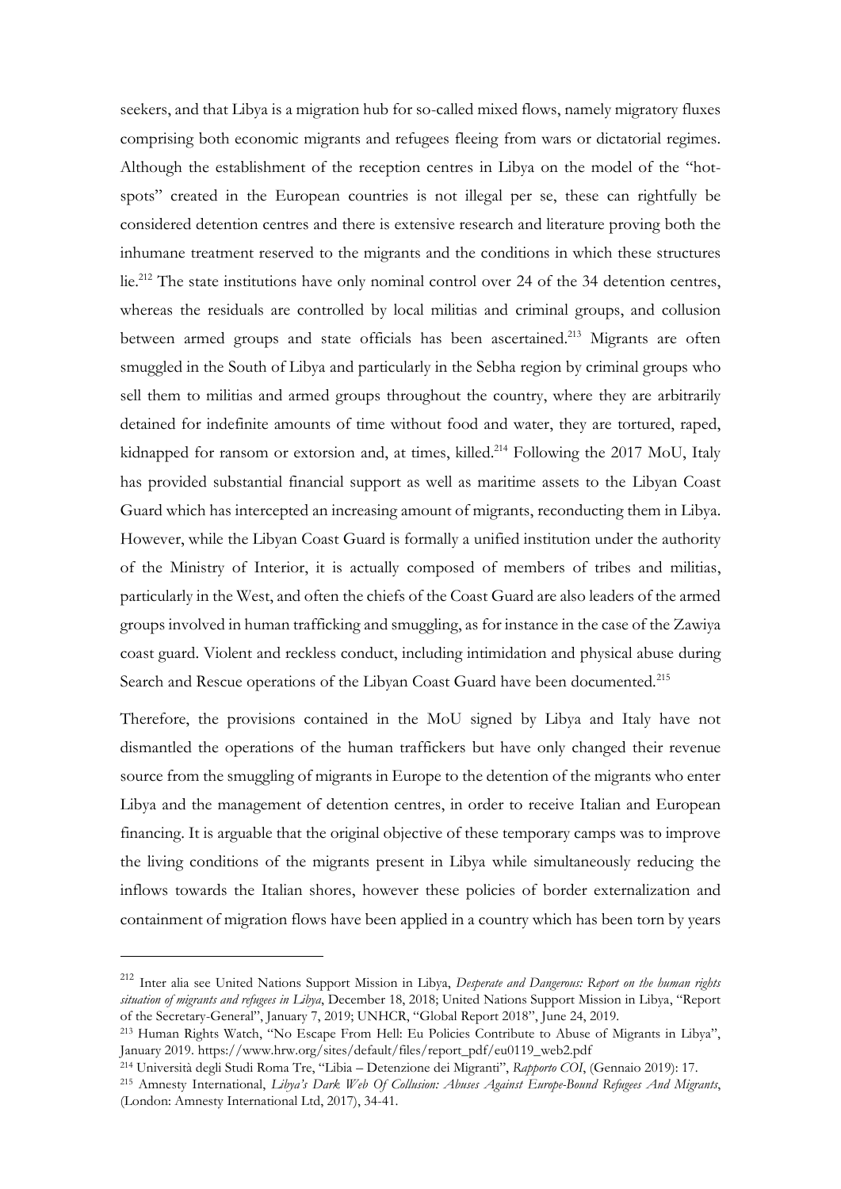seekers, and that Libya is a migration hub for so-called mixed flows, namely migratory fluxes comprising both economic migrants and refugees fleeing from wars or dictatorial regimes. Although the establishment of the reception centres in Libya on the model of the "hot-spots" created in the European countries is not illegal per se, these can rightfully be considered detention centres and there is extensive research and literature proving both the inhumane treatment reserved to the migrants and the conditions in which these structures lie.[212] The state institutions have only nominal control over 24 of the 34 detention centres, whereas the residuals are controlled by local militias and criminal groups, and collusion between armed groups and state officials has been ascertained.[213] Migrants are often smuggled in the South of Libya and particularly in the Sebha region by criminal groups who sell them to militias and armed groups throughout the country, where they are arbitrarily detained for indefinite amounts of time without food and water, they are tortured, raped, kidnapped for ransom or extorsion and, at times, killed.[214] Following the 2017 MoU, Italy has provided substantial financial support as well as maritime assets to the Libyan Coast Guard which has intercepted an increasing amount of migrants, reconducting them in Libya. However, while the Libyan Coast Guard is formally a unified institution under the authority of the Ministry of Interior, it is actually composed of members of tribes and militias, particularly in the West, and often the chiefs of the Coast Guard are also leaders of the armed groups involved in human trafficking and smuggling, as for instance in the case of the Zawiya coast guard. Violent and reckless conduct, including intimidation and physical abuse during Search and Rescue operations of the Libyan Coast Guard have been documented.[215]

Therefore, the provisions contained in the MoU signed by Libya and Italy have not dismantled the operations of the human traffickers but have only changed their revenue source from the smuggling of migrants in Europe to the detention of the migrants who enter Libya and the management of detention centres, in order to receive Italian and European financing. It is arguable that the original objective of these temporary camps was to improve the living conditions of the migrants present in Libya while simultaneously reducing the inflows towards the Italian shores, however these policies of border externalization and containment of migration flows have been applied in a country which has been torn by years

---

[212] Inter alia see United Nations Support Mission in Libya, *Desperate and Dangerous: Report on the human rights situation of migrants and refugees in Libya*, December 18, 2018; United Nations Support Mission in Libya, "Report of the Secretary-General", January 7, 2019; UNHCR, "Global Report 2018", June 24, 2019.

[213] Human Rights Watch, "No Escape From Hell: Eu Policies Contribute to Abuse of Migrants in Libya", January 2019. https://www.hrw.org/sites/default/files/report_pdf/eu0119_web2.pdf

[214] Università degli Studi Roma Tre, "Libia – Detenzione dei Migranti", *Rapporto COI*, (Gennaio 2019): 17.

[215] Amnesty International, *Libya's Dark Web Of Collusion: Abuses Against Europe-Bound Refugees And Migrants*, (London: Amnesty International Ltd, 2017), 34-41.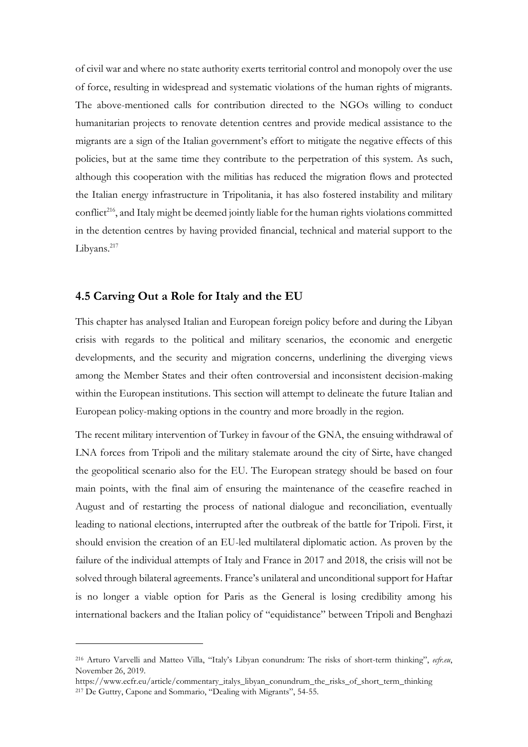of civil war and where no state authority exerts territorial control and monopoly over the use of force, resulting in widespread and systematic violations of the human rights of migrants. The above-mentioned calls for contribution directed to the NGOs willing to conduct humanitarian projects to renovate detention centres and provide medical assistance to the migrants are a sign of the Italian government's effort to mitigate the negative effects of this policies, but at the same time they contribute to the perpetration of this system. As such, although this cooperation with the militias has reduced the migration flows and protected the Italian energy infrastructure in Tripolitania, it has also fostered instability and military conflict[216], and Italy might be deemed jointly liable for the human rights violations committed in the detention centres by having provided financial, technical and material support to the Libyans.[217]

## 4.5 Carving Out a Role for Italy and the EU

This chapter has analysed Italian and European foreign policy before and during the Libyan crisis with regards to the political and military scenarios, the economic and energetic developments, and the security and migration concerns, underlining the diverging views among the Member States and their often controversial and inconsistent decision-making within the European institutions. This section will attempt to delineate the future Italian and European policy-making options in the country and more broadly in the region.

The recent military intervention of Turkey in favour of the GNA, the ensuing withdrawal of LNA forces from Tripoli and the military stalemate around the city of Sirte, have changed the geopolitical scenario also for the EU. The European strategy should be based on four main points, with the final aim of ensuring the maintenance of the ceasefire reached in August and of restarting the process of national dialogue and reconciliation, eventually leading to national elections, interrupted after the outbreak of the battle for Tripoli. First, it should envision the creation of an EU-led multilateral diplomatic action. As proven by the failure of the individual attempts of Italy and France in 2017 and 2018, the crisis will not be solved through bilateral agreements. France's unilateral and unconditional support for Haftar is no longer a viable option for Paris as the General is losing credibility among his international backers and the Italian policy of "equidistance" between Tripoli and Benghazi

---

[216] Arturo Varvelli and Matteo Villa, "Italy's Libyan conundrum: The risks of short-term thinking", *ecfr.eu*, November 26, 2019. https://www.ecfr.eu/article/commentary_italys_libyan_conundrum_the_risks_of_short_term_thinking

[217] De Guttry, Capone and Sommario, "Dealing with Migrants", 54-55.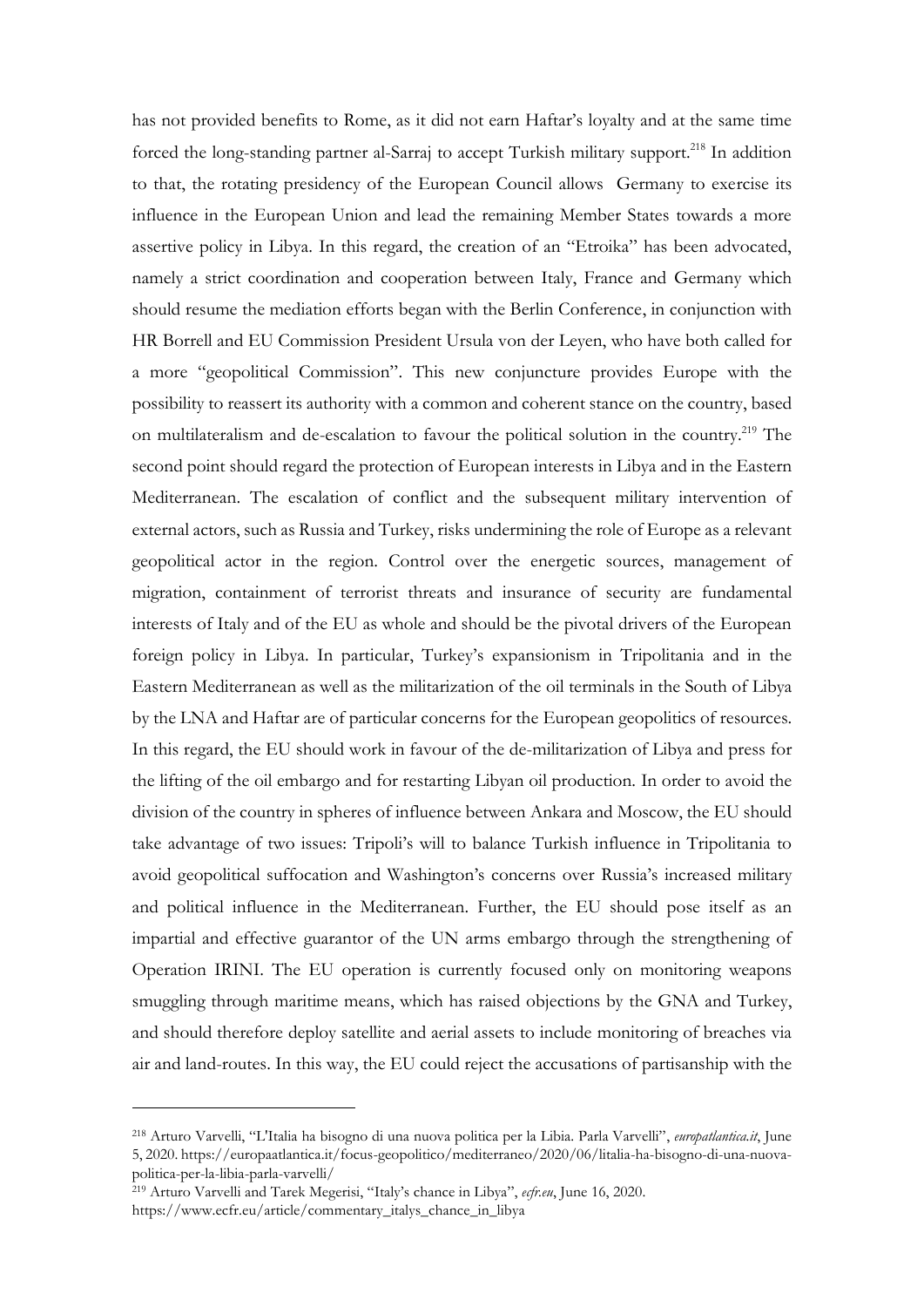has not provided benefits to Rome, as it did not earn Haftar's loyalty and at the same time forced the long-standing partner al-Sarraj to accept Turkish military support.[218] In addition to that, the rotating presidency of the European Council allows Germany to exercise its influence in the European Union and lead the remaining Member States towards a more assertive policy in Libya. In this regard, the creation of an "Etroika" has been advocated, namely a strict coordination and cooperation between Italy, France and Germany which should resume the mediation efforts began with the Berlin Conference, in conjunction with HR Borrell and EU Commission President Ursula von der Leyen, who have both called for a more "geopolitical Commission". This new conjuncture provides Europe with the possibility to reassert its authority with a common and coherent stance on the country, based on multilateralism and de-escalation to favour the political solution in the country.[219] The second point should regard the protection of European interests in Libya and in the Eastern Mediterranean. The escalation of conflict and the subsequent military intervention of external actors, such as Russia and Turkey, risks undermining the role of Europe as a relevant geopolitical actor in the region. Control over the energetic sources, management of migration, containment of terrorist threats and insurance of security are fundamental interests of Italy and of the EU as whole and should be the pivotal drivers of the European foreign policy in Libya. In particular, Turkey's expansionism in Tripolitania and in the Eastern Mediterranean as well as the militarization of the oil terminals in the South of Libya by the LNA and Haftar are of particular concerns for the European geopolitics of resources. In this regard, the EU should work in favour of the de-militarization of Libya and press for the lifting of the oil embargo and for restarting Libyan oil production. In order to avoid the division of the country in spheres of influence between Ankara and Moscow, the EU should take advantage of two issues: Tripoli's will to balance Turkish influence in Tripolitania to avoid geopolitical suffocation and Washington's concerns over Russia's increased military and political influence in the Mediterranean. Further, the EU should pose itself as an impartial and effective guarantor of the UN arms embargo through the strengthening of Operation IRINI. The EU operation is currently focused only on monitoring weapons smuggling through maritime means, which has raised objections by the GNA and Turkey, and should therefore deploy satellite and aerial assets to include monitoring of breaches via air and land-routes. In this way, the EU could reject the accusations of partisanship with the

---

[218] Arturo Varvelli, "L'Italia ha bisogno di una nuova politica per la Libia. Parla Varvelli", *europatlantica.it*, June 5, 2020. https://europaatlantica.it/focus-geopolitico/mediterraneo/2020/06/litalia-ha-bisogno-di-una-nuova-politica-per-la-libia-parla-varvelli/

[219] Arturo Varvelli and Tarek Megerisi, "Italy's chance in Libya", *ecfr.eu*, June 16, 2020. https://www.ecfr.eu/article/commentary_italys_chance_in_libya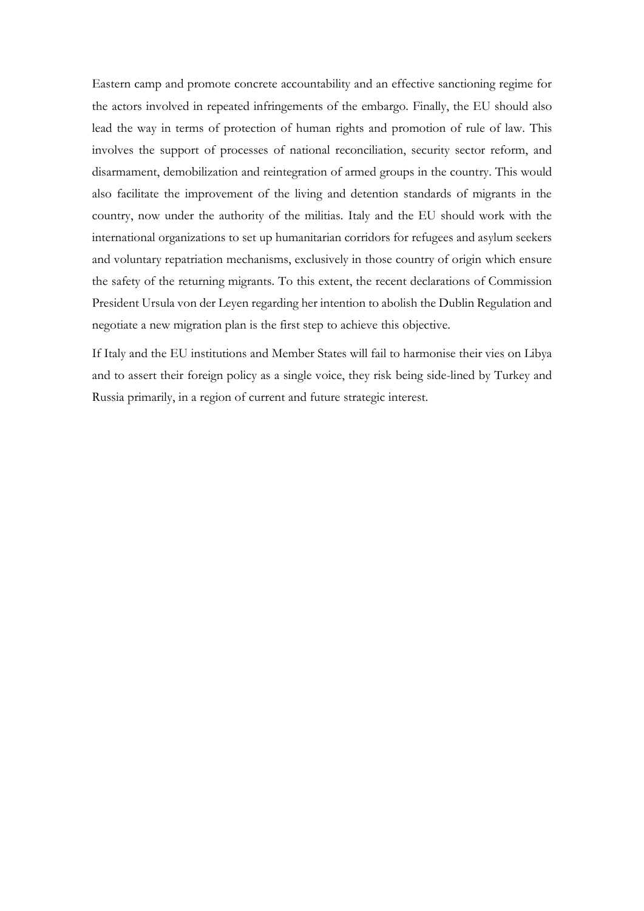Eastern camp and promote concrete accountability and an effective sanctioning regime for the actors involved in repeated infringements of the embargo. Finally, the EU should also lead the way in terms of protection of human rights and promotion of rule of law. This involves the support of processes of national reconciliation, security sector reform, and disarmament, demobilization and reintegration of armed groups in the country. This would also facilitate the improvement of the living and detention standards of migrants in the country, now under the authority of the militias. Italy and the EU should work with the international organizations to set up humanitarian corridors for refugees and asylum seekers and voluntary repatriation mechanisms, exclusively in those country of origin which ensure the safety of the returning migrants. To this extent, the recent declarations of Commission President Ursula von der Leyen regarding her intention to abolish the Dublin Regulation and negotiate a new migration plan is the first step to achieve this objective.

If Italy and the EU institutions and Member States will fail to harmonise their vies on Libya and to assert their foreign policy as a single voice, they risk being side-lined by Turkey and Russia primarily, in a region of current and future strategic interest.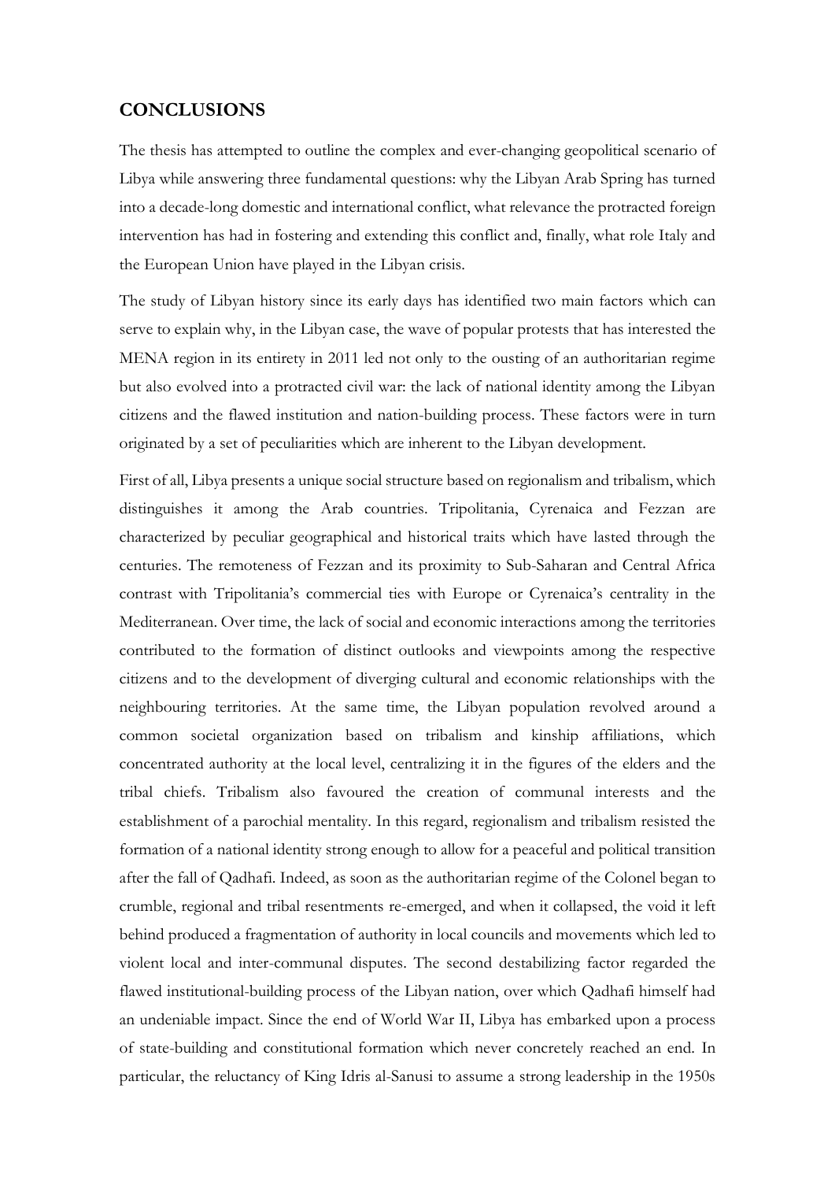## CONCLUSIONS

The thesis has attempted to outline the complex and ever-changing geopolitical scenario of Libya while answering three fundamental questions: why the Libyan Arab Spring has turned into a decade-long domestic and international conflict, what relevance the protracted foreign intervention has had in fostering and extending this conflict and, finally, what role Italy and the European Union have played in the Libyan crisis.

The study of Libyan history since its early days has identified two main factors which can serve to explain why, in the Libyan case, the wave of popular protests that has interested the MENA region in its entirety in 2011 led not only to the ousting of an authoritarian regime but also evolved into a protracted civil war: the lack of national identity among the Libyan citizens and the flawed institution and nation-building process. These factors were in turn originated by a set of peculiarities which are inherent to the Libyan development.

First of all, Libya presents a unique social structure based on regionalism and tribalism, which distinguishes it among the Arab countries. Tripolitania, Cyrenaica and Fezzan are characterized by peculiar geographical and historical traits which have lasted through the centuries. The remoteness of Fezzan and its proximity to Sub-Saharan and Central Africa contrast with Tripolitania's commercial ties with Europe or Cyrenaica's centrality in the Mediterranean. Over time, the lack of social and economic interactions among the territories contributed to the formation of distinct outlooks and viewpoints among the respective citizens and to the development of diverging cultural and economic relationships with the neighbouring territories. At the same time, the Libyan population revolved around a common societal organization based on tribalism and kinship affiliations, which concentrated authority at the local level, centralizing it in the figures of the elders and the tribal chiefs. Tribalism also favoured the creation of communal interests and the establishment of a parochial mentality. In this regard, regionalism and tribalism resisted the formation of a national identity strong enough to allow for a peaceful and political transition after the fall of Qadhafi. Indeed, as soon as the authoritarian regime of the Colonel began to crumble, regional and tribal resentments re-emerged, and when it collapsed, the void it left behind produced a fragmentation of authority in local councils and movements which led to violent local and inter-communal disputes. The second destabilizing factor regarded the flawed institutional-building process of the Libyan nation, over which Qadhafi himself had an undeniable impact. Since the end of World War II, Libya has embarked upon a process of state-building and constitutional formation which never concretely reached an end. In particular, the reluctancy of King Idris al-Sanusi to assume a strong leadership in the 1950s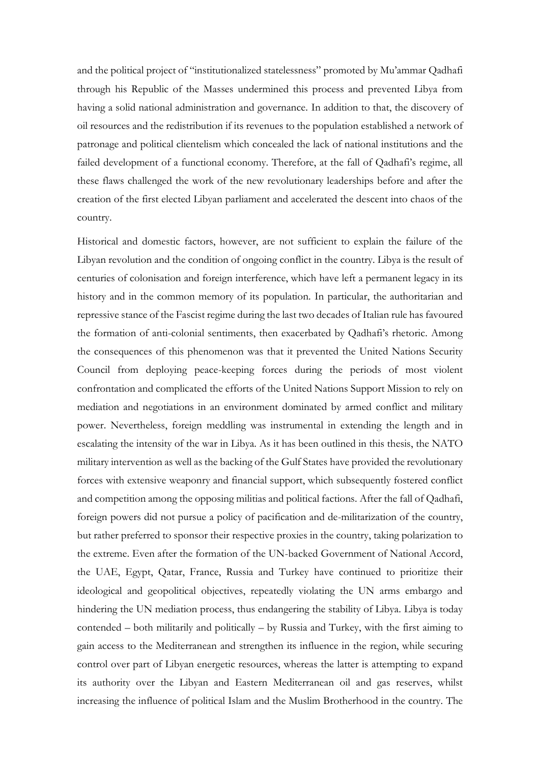and the political project of "institutionalized statelessness" promoted by Mu'ammar Qadhafi through his Republic of the Masses undermined this process and prevented Libya from having a solid national administration and governance. In addition to that, the discovery of oil resources and the redistribution if its revenues to the population established a network of patronage and political clientelism which concealed the lack of national institutions and the failed development of a functional economy. Therefore, at the fall of Qadhafi's regime, all these flaws challenged the work of the new revolutionary leaderships before and after the creation of the first elected Libyan parliament and accelerated the descent into chaos of the country.

Historical and domestic factors, however, are not sufficient to explain the failure of the Libyan revolution and the condition of ongoing conflict in the country. Libya is the result of centuries of colonisation and foreign interference, which have left a permanent legacy in its history and in the common memory of its population. In particular, the authoritarian and repressive stance of the Fascist regime during the last two decades of Italian rule has favoured the formation of anti-colonial sentiments, then exacerbated by Qadhafi's rhetoric. Among the consequences of this phenomenon was that it prevented the United Nations Security Council from deploying peace-keeping forces during the periods of most violent confrontation and complicated the efforts of the United Nations Support Mission to rely on mediation and negotiations in an environment dominated by armed conflict and military power. Nevertheless, foreign meddling was instrumental in extending the length and in escalating the intensity of the war in Libya. As it has been outlined in this thesis, the NATO military intervention as well as the backing of the Gulf States have provided the revolutionary forces with extensive weaponry and financial support, which subsequently fostered conflict and competition among the opposing militias and political factions. After the fall of Qadhafi, foreign powers did not pursue a policy of pacification and de-militarization of the country, but rather preferred to sponsor their respective proxies in the country, taking polarization to the extreme. Even after the formation of the UN-backed Government of National Accord, the UAE, Egypt, Qatar, France, Russia and Turkey have continued to prioritize their ideological and geopolitical objectives, repeatedly violating the UN arms embargo and hindering the UN mediation process, thus endangering the stability of Libya. Libya is today contended – both militarily and politically – by Russia and Turkey, with the first aiming to gain access to the Mediterranean and strengthen its influence in the region, while securing control over part of Libyan energetic resources, whereas the latter is attempting to expand its authority over the Libyan and Eastern Mediterranean oil and gas reserves, whilst increasing the influence of political Islam and the Muslim Brotherhood in the country. The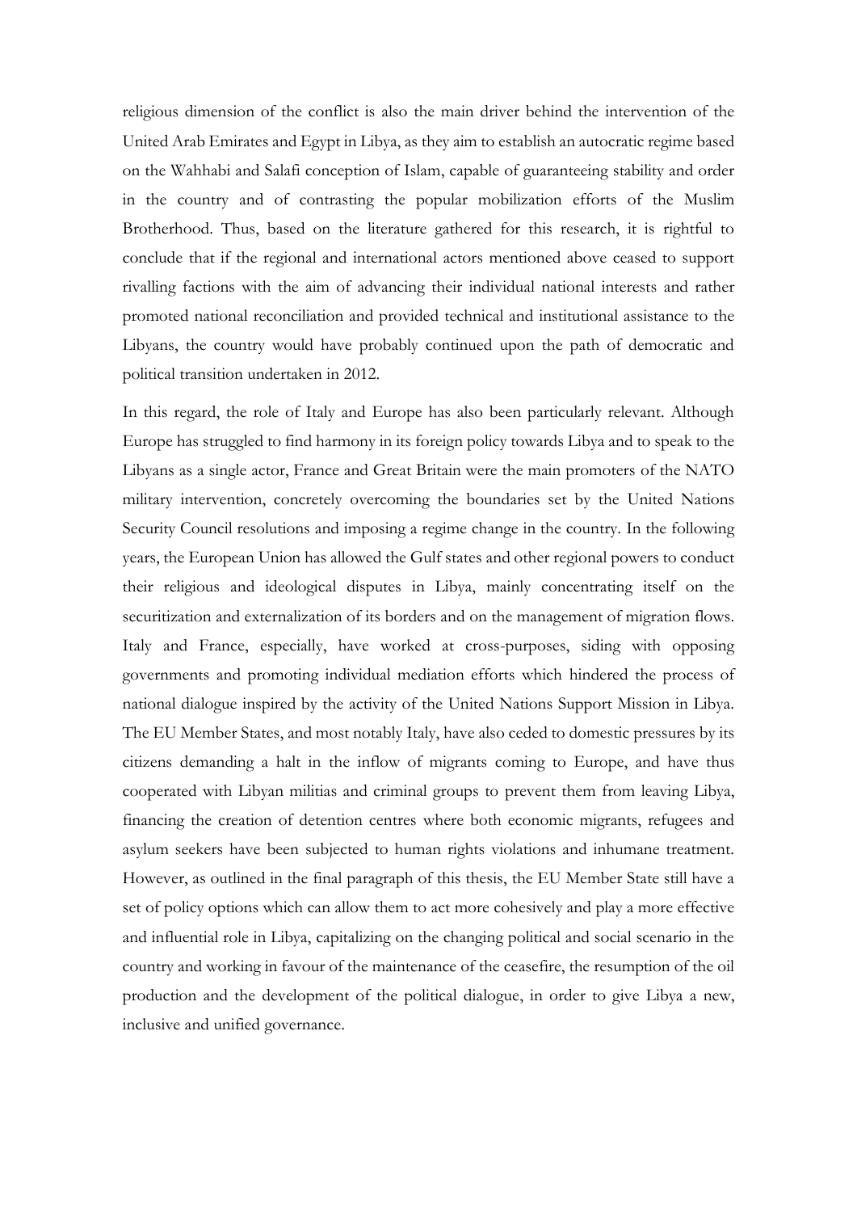religious dimension of the conflict is also the main driver behind the intervention of the United Arab Emirates and Egypt in Libya, as they aim to establish an autocratic regime based on the Wahhabi and Salafi conception of Islam, capable of guaranteeing stability and order in the country and of contrasting the popular mobilization efforts of the Muslim Brotherhood. Thus, based on the literature gathered for this research, it is rightful to conclude that if the regional and international actors mentioned above ceased to support rivalling factions with the aim of advancing their individual national interests and rather promoted national reconciliation and provided technical and institutional assistance to the Libyans, the country would have probably continued upon the path of democratic and political transition undertaken in 2012.

In this regard, the role of Italy and Europe has also been particularly relevant. Although Europe has struggled to find harmony in its foreign policy towards Libya and to speak to the Libyans as a single actor, France and Great Britain were the main promoters of the NATO military intervention, concretely overcoming the boundaries set by the United Nations Security Council resolutions and imposing a regime change in the country. In the following years, the European Union has allowed the Gulf states and other regional powers to conduct their religious and ideological disputes in Libya, mainly concentrating itself on the securitization and externalization of its borders and on the management of migration flows. Italy and France, especially, have worked at cross-purposes, siding with opposing governments and promoting individual mediation efforts which hindered the process of national dialogue inspired by the activity of the United Nations Support Mission in Libya. The EU Member States, and most notably Italy, have also ceded to domestic pressures by its citizens demanding a halt in the inflow of migrants coming to Europe, and have thus cooperated with Libyan militias and criminal groups to prevent them from leaving Libya, financing the creation of detention centres where both economic migrants, refugees and asylum seekers have been subjected to human rights violations and inhumane treatment. However, as outlined in the final paragraph of this thesis, the EU Member State still have a set of policy options which can allow them to act more cohesively and play a more effective and influential role in Libya, capitalizing on the changing political and social scenario in the country and working in favour of the maintenance of the ceasefire, the resumption of the oil production and the development of the political dialogue, in order to give Libya a new, inclusive and unified governance.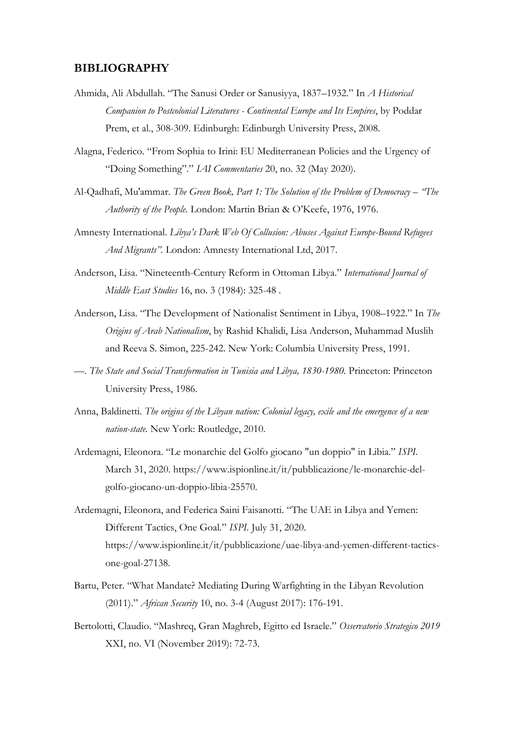## BIBLIOGRAPHY

Ahmida, Ali Abdullah. "The Sanusi Order or Sanusiyya, 1837–1932." In *A Historical Companion to Postcolonial Literatures - Continental Europe and Its Empires*, by Poddar Prem, et al., 308-309. Edinburgh: Edinburgh University Press, 2008.

Alagna, Federico. "From Sophia to Irini: EU Mediterranean Policies and the Urgency of "Doing Something"." *IAI Commentaries* 20, no. 32 (May 2020).

Al-Qadhafi, Mu'ammar. *The Green Book, Part 1: The Solution of the Problem of Democracy – "The Authority of the People.* London: Martin Brian & O'Keefe, 1976, 1976.

Amnesty International. *Libya's Dark Web Of Collusion: Abuses Against Europe-Bound Refugees And Migrants".* London: Amnesty International Ltd, 2017.

Anderson, Lisa. "Nineteenth-Century Reform in Ottoman Libya." *International Journal of Middle East Studies* 16, no. 3 (1984): 325-48 .

Anderson, Lisa. "The Development of Nationalist Sentiment in Libya, 1908–1922." In *The Origins of Arab Nationalism*, by Rashid Khalidi, Lisa Anderson, Muhammad Muslih and Reeva S. Simon, 225-242. New York: Columbia University Press, 1991.

—. *The State and Social Transformation in Tunisia and Libya, 1830-1980.* Princeton: Princeton University Press, 1986.

Anna, Baldinetti. *The origins of the Libyan nation: Colonial legacy, exile and the emergence of a new nation-state.* New York: Routledge, 2010.

Ardemagni, Eleonora. "Le monarchie del Golfo giocano "un doppio" in Libia." *ISPI.* March 31, 2020. https://www.ispionline.it/it/pubblicazione/le-monarchie-del-golfo-giocano-un-doppio-libia-25570.

Ardemagni, Eleonora, and Federica Saini Faisanotti. "The UAE in Libya and Yemen: Different Tactics, One Goal." *ISPI.* July 31, 2020. https://www.ispionline.it/it/pubblicazione/uae-libya-and-yemen-different-tactics-one-goal-27138.

Bartu, Peter. "What Mandate? Mediating During Warfighting in the Libyan Revolution (2011)." *African Security* 10, no. 3-4 (August 2017): 176-191.

Bertolotti, Claudio. "Mashreq, Gran Maghreb, Egitto ed Israele." *Osservatorio Strategico 2019* XXI, no. VI (November 2019): 72-73.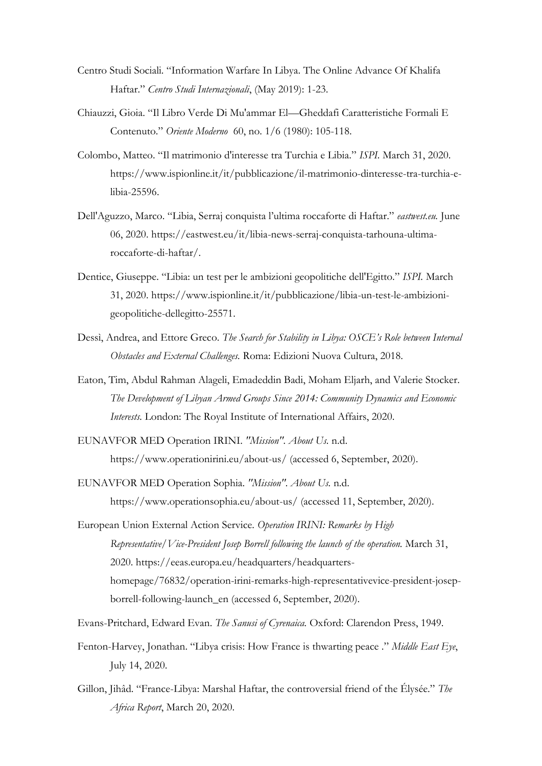Centro Studi Sociali. "Information Warfare In Libya. The Online Advance Of Khalifa Haftar." *Centro Studi Internazionali*, (May 2019): 1-23.

Chiauzzi, Gioia. "Il Libro Verde Di Mu'ammar El—Gheddafi Caratteristiche Formali E Contenuto." *Oriente Moderno* 60, no. 1/6 (1980): 105-118.

Colombo, Matteo. "Il matrimonio d'interesse tra Turchia e Libia." *ISPI.* March 31, 2020. https://www.ispionline.it/it/pubblicazione/il-matrimonio-dinteresse-tra-turchia-e-libia-25596.

Dell'Aguzzo, Marco. "Libia, Serraj conquista l'ultima roccaforte di Haftar." *eastwest.eu.* June 06, 2020. https://eastwest.eu/it/libia-news-serraj-conquista-tarhouna-ultima-roccaforte-di-haftar/.

Dentice, Giuseppe. "Libia: un test per le ambizioni geopolitiche dell'Egitto." *ISPI.* March 31, 2020. https://www.ispionline.it/it/pubblicazione/libia-un-test-le-ambizioni-geopolitiche-dellegitto-25571.

Dessì, Andrea, and Ettore Greco. *The Search for Stability in Libya: OSCE's Role between Internal Obstacles and External Challenges.* Roma: Edizioni Nuova Cultura, 2018.

Eaton, Tim, Abdul Rahman Alageli, Emadeddin Badi, Moham Eljarh, and Valerie Stocker. *The Development of Libyan Armed Groups Since 2014: Community Dynamics and Economic Interests.* London: The Royal Institute of International Affairs, 2020.

EUNAVFOR MED Operation IRINI. *"Mission". About Us.* n.d. https://www.operationirini.eu/about-us/ (accessed 6, September, 2020).

EUNAVFOR MED Operation Sophia. *"Mission". About Us.* n.d. https://www.operationsophia.eu/about-us/ (accessed 11, September, 2020).

European Union External Action Service. *Operation IRINI: Remarks by High Representative/Vice-President Josep Borrell following the launch of the operation.* March 31, 2020. https://eeas.europa.eu/headquarters/headquarters-homepage/76832/operation-irini-remarks-high-representativevice-president-josep-borrell-following-launch_en (accessed 6, September, 2020).

Evans-Pritchard, Edward Evan. *The Sanusi of Cyrenaica.* Oxford: Clarendon Press, 1949.

Fenton-Harvey, Jonathan. "Libya crisis: How France is thwarting peace ." *Middle East Eye*, July 14, 2020.

Gillon, Jihâd. "France-Libya: Marshal Haftar, the controversial friend of the Élysée." *The Africa Report*, March 20, 2020.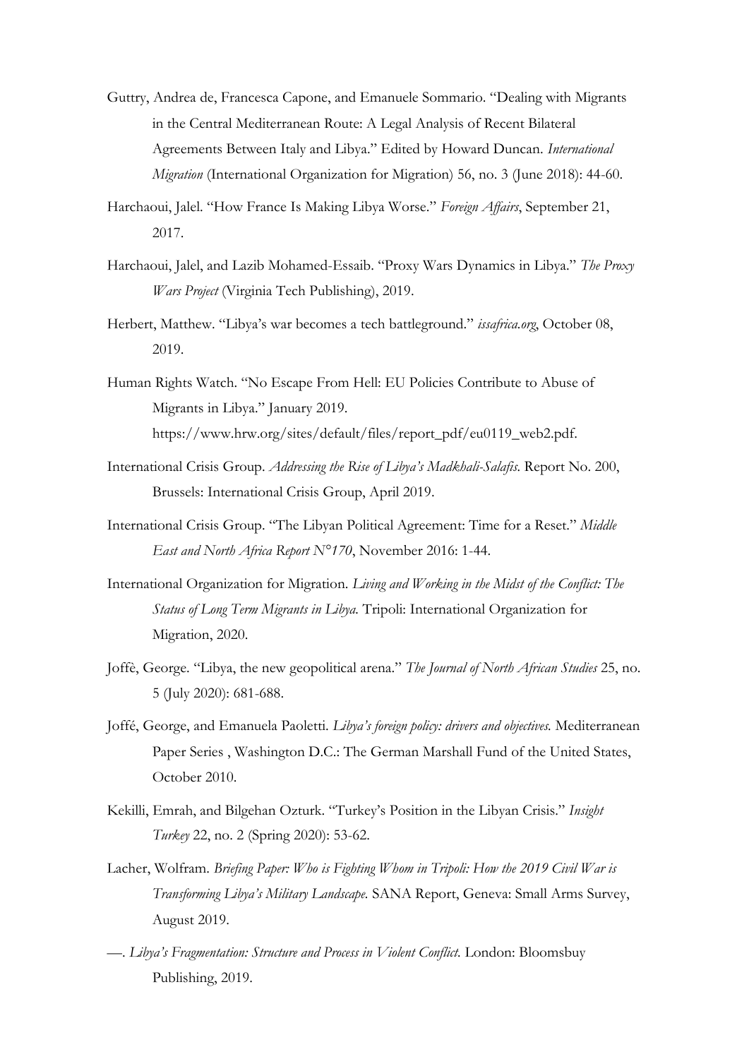Guttry, Andrea de, Francesca Capone, and Emanuele Sommario. "Dealing with Migrants in the Central Mediterranean Route: A Legal Analysis of Recent Bilateral Agreements Between Italy and Libya." Edited by Howard Duncan. *International Migration* (International Organization for Migration) 56, no. 3 (June 2018): 44-60.

Harchaoui, Jalel. "How France Is Making Libya Worse." *Foreign Affairs*, September 21, 2017.

Harchaoui, Jalel, and Lazib Mohamed-Essaib. "Proxy Wars Dynamics in Libya." *The Proxy Wars Project* (Virginia Tech Publishing), 2019.

Herbert, Matthew. "Libya's war becomes a tech battleground." *issafrica.org*, October 08, 2019.

Human Rights Watch. "No Escape From Hell: EU Policies Contribute to Abuse of Migrants in Libya." January 2019. https://www.hrw.org/sites/default/files/report_pdf/eu0119_web2.pdf.

International Crisis Group. *Addressing the Rise of Libya's Madkhali-Salafis.* Report No. 200, Brussels: International Crisis Group, April 2019.

International Crisis Group. "The Libyan Political Agreement: Time for a Reset." *Middle East and North Africa Report N°170*, November 2016: 1-44.

International Organization for Migration. *Living and Working in the Midst of the Conflict: The Status of Long Term Migrants in Libya.* Tripoli: International Organization for Migration, 2020.

Joffè, George. "Libya, the new geopolitical arena." *The Journal of North African Studies* 25, no. 5 (July 2020): 681-688.

Joffé, George, and Emanuela Paoletti. *Libya's foreign policy: drivers and objectives.* Mediterranean Paper Series , Washington D.C.: The German Marshall Fund of the United States, October 2010.

Kekilli, Emrah, and Bilgehan Ozturk. "Turkey's Position in the Libyan Crisis." *Insight Turkey* 22, no. 2 (Spring 2020): 53-62.

Lacher, Wolfram. *Briefing Paper: Who is Fighting Whom in Tripoli: How the 2019 Civil War is Transforming Libya's Military Landscape.* SANA Report, Geneva: Small Arms Survey, August 2019.

—. *Libya's Fragmentation: Structure and Process in Violent Conflict.* London: Bloomsbuy Publishing, 2019.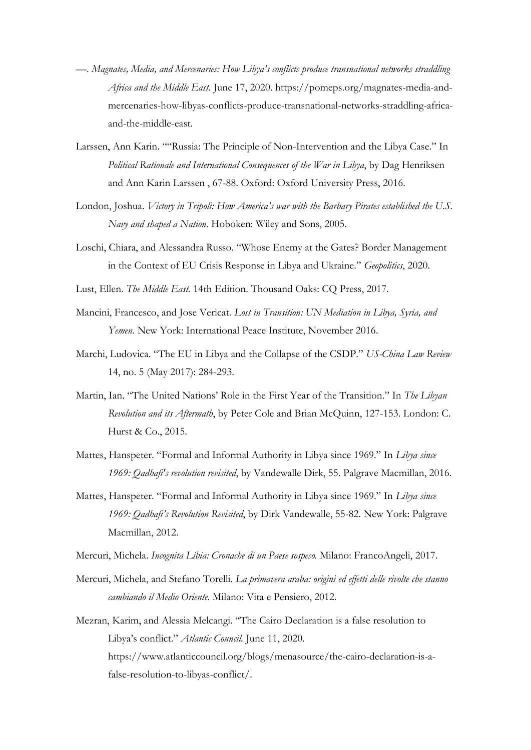—. *Magnates, Media, and Mercenaries: How Libya's conflicts produce transnational networks straddling Africa and the Middle East.* June 17, 2020. https://pomeps.org/magnates-media-and-mercenaries-how-libyas-conflicts-produce-transnational-networks-straddling-africa-and-the-middle-east.

Larssen, Ann Karin. ""Russia: The Principle of Non-Intervention and the Libya Case." In *Political Rationale and International Consequences of the War in Libya*, by Dag Henriksen and Ann Karin Larssen , 67-88. Oxford: Oxford University Press, 2016.

London, Joshua. *Victory in Tripoli: How America's war with the Barbary Pirates established the U.S. Navy and shaped a Nation.* Hoboken: Wiley and Sons, 2005.

Loschi, Chiara, and Alessandra Russo. "Whose Enemy at the Gates? Border Management in the Context of EU Crisis Response in Libya and Ukraine." *Geopolitics*, 2020.

Lust, Ellen. *The Middle East.* 14th Edition. Thousand Oaks: CQ Press, 2017.

Mancini, Francesco, and Jose Vericat. *Lost in Transition: UN Mediation in Libya, Syria, and Yemen.* New York: International Peace Institute, November 2016.

Marchi, Ludovica. "The EU in Libya and the Collapse of the CSDP." *US-China Law Review* 14, no. 5 (May 2017): 284-293.

Martin, Ian. "The United Nations' Role in the First Year of the Transition." In *The Libyan Revolution and its Aftermath*, by Peter Cole and Brian McQuinn, 127-153. London: C. Hurst & Co., 2015.

Mattes, Hanspeter. "Formal and Informal Authority in Libya since 1969." In *Libya since 1969: Qadhafi's revolution revisited*, by Vandewalle Dirk, 55. Palgrave Macmillan, 2016.

Mattes, Hanspeter. "Formal and Informal Authority in Libya since 1969." In *Libya since 1969: Qadhafi's Revolution Revisited*, by Dirk Vandewalle, 55-82. New York: Palgrave Macmillan, 2012.

Mercuri, Michela. *Incognita Libia: Cronache di un Paese sospeso.* Milano: FrancoAngeli, 2017.

Mercuri, Michela, and Stefano Torelli. *La primavera araba: origini ed effetti delle rivolte che stanno cambiando il Medio Oriente.* Milano: Vita e Pensiero, 2012.

Mezran, Karim, and Alessia Melcangi. "The Cairo Declaration is a false resolution to Libya's conflict." *Atlantic Council.* June 11, 2020. https://www.atlanticcouncil.org/blogs/menasource/the-cairo-declaration-is-a-false-resolution-to-libyas-conflict/.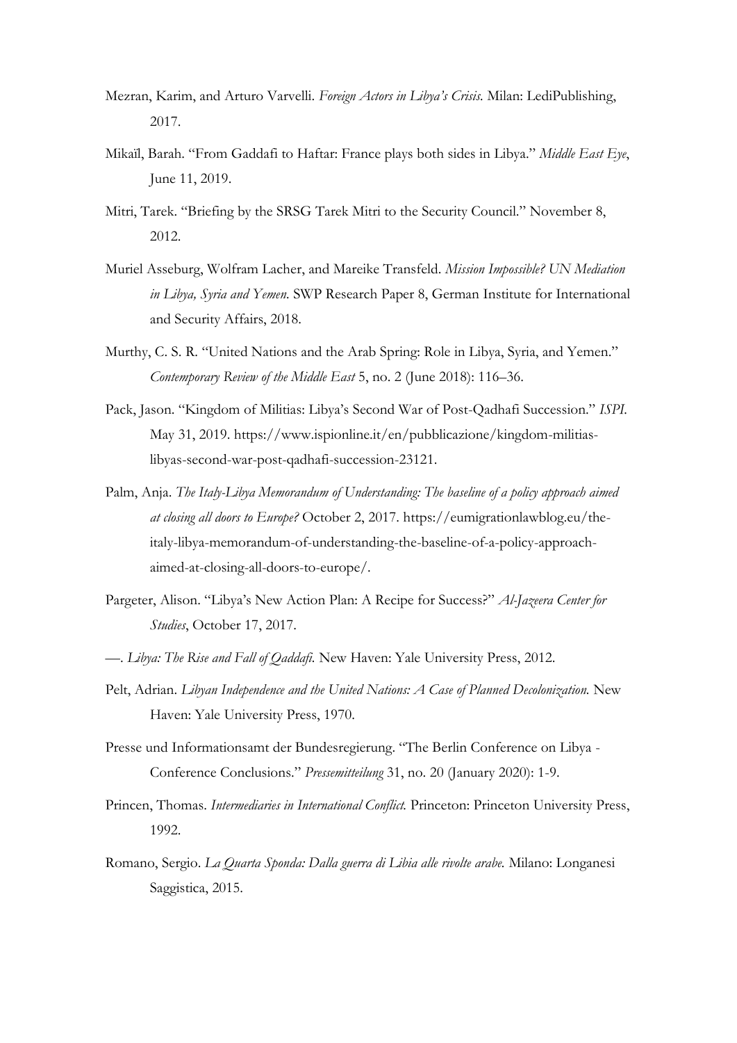Mezran, Karim, and Arturo Varvelli. *Foreign Actors in Libya's Crisis.* Milan: LediPublishing, 2017.

Mikaïl, Barah. "From Gaddafi to Haftar: France plays both sides in Libya." *Middle East Eye*, June 11, 2019.

Mitri, Tarek. "Briefing by the SRSG Tarek Mitri to the Security Council." November 8, 2012.

Muriel Asseburg, Wolfram Lacher, and Mareike Transfeld. *Mission Impossible? UN Mediation in Libya, Syria and Yemen.* SWP Research Paper 8, German Institute for International and Security Affairs, 2018.

Murthy, C. S. R. "United Nations and the Arab Spring: Role in Libya, Syria, and Yemen." *Contemporary Review of the Middle East* 5, no. 2 (June 2018): 116–36.

Pack, Jason. "Kingdom of Militias: Libya's Second War of Post-Qadhafi Succession." *ISPI.* May 31, 2019. https://www.ispionline.it/en/pubblicazione/kingdom-militias-libyas-second-war-post-qadhafi-succession-23121.

Palm, Anja. *The Italy-Libya Memorandum of Understanding: The baseline of a policy approach aimed at closing all doors to Europe?* October 2, 2017. https://eumigrationlawblog.eu/the-italy-libya-memorandum-of-understanding-the-baseline-of-a-policy-approach-aimed-at-closing-all-doors-to-europe/.

Pargeter, Alison. "Libya's New Action Plan: A Recipe for Success?" *Al-Jazeera Center for Studies*, October 17, 2017.

—. *Libya: The Rise and Fall of Qaddafi.* New Haven: Yale University Press, 2012.

Pelt, Adrian. *Libyan Independence and the United Nations: A Case of Planned Decolonization.* New Haven: Yale University Press, 1970.

Presse und Informationsamt der Bundesregierung. "The Berlin Conference on Libya - Conference Conclusions." *Pressemitteilung* 31, no. 20 (January 2020): 1-9.

Princen, Thomas. *Intermediaries in International Conflict.* Princeton: Princeton University Press, 1992.

Romano, Sergio. *La Quarta Sponda: Dalla guerra di Libia alle rivolte arabe.* Milano: Longanesi Saggistica, 2015.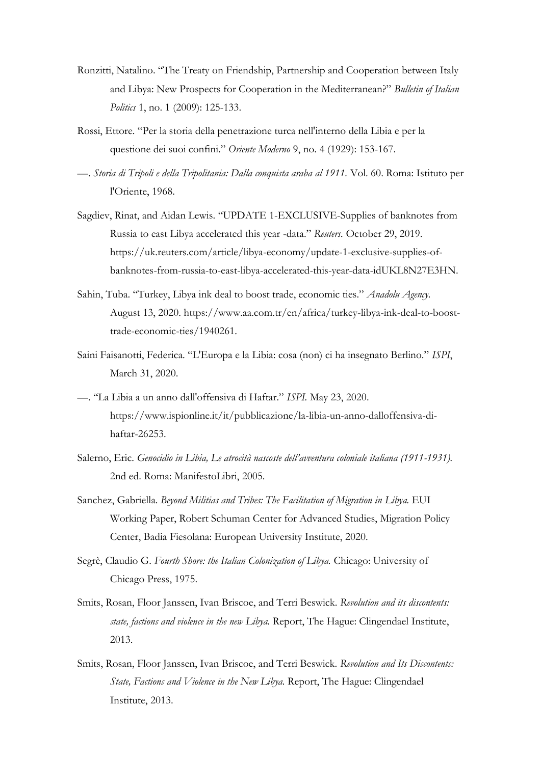Ronzitti, Natalino. "The Treaty on Friendship, Partnership and Cooperation between Italy and Libya: New Prospects for Cooperation in the Mediterranean?" *Bulletin of Italian Politics* 1, no. 1 (2009): 125-133.

Rossi, Ettore. "Per la storia della penetrazione turca nell'interno della Libia e per la questione dei suoi confini." *Oriente Moderno* 9, no. 4 (1929): 153-167.

—. *Storia di Tripoli e della Tripolitania: Dalla conquista araba al 1911.* Vol. 60. Roma: Istituto per l'Oriente, 1968.

Sagdiev, Rinat, and Aidan Lewis. "UPDATE 1-EXCLUSIVE-Supplies of banknotes from Russia to east Libya accelerated this year -data." *Reuters.* October 29, 2019. https://uk.reuters.com/article/libya-economy/update-1-exclusive-supplies-of-banknotes-from-russia-to-east-libya-accelerated-this-year-data-idUKL8N27E3HN.

Sahin, Tuba. "Turkey, Libya ink deal to boost trade, economic ties." *Anadolu Agency.* August 13, 2020. https://www.aa.com.tr/en/africa/turkey-libya-ink-deal-to-boost-trade-economic-ties/1940261.

Saini Faisanotti, Federica. "L'Europa e la Libia: cosa (non) ci ha insegnato Berlino." *ISPI*, March 31, 2020.

—. "La Libia a un anno dall'offensiva di Haftar." *ISPI.* May 23, 2020. https://www.ispionline.it/it/pubblicazione/la-libia-un-anno-dalloffensiva-di-haftar-26253.

Salerno, Eric. *Genocidio in Libia, Le atrocità nascoste dell'avventura coloniale italiana (1911-1931).* 2nd ed. Roma: ManifestoLibri, 2005.

Sanchez, Gabriella. *Beyond Militias and Tribes: The Facilitation of Migration in Libya.* EUI Working Paper, Robert Schuman Center for Advanced Studies, Migration Policy Center, Badia Fiesolana: European University Institute, 2020.

Segrè, Claudio G. *Fourth Shore: the Italian Colonization of Libya.* Chicago: University of Chicago Press, 1975.

Smits, Rosan, Floor Janssen, Ivan Briscoe, and Terri Beswick. *Revolution and its discontents: state, factions and violence in the new Libya.* Report, The Hague: Clingendael Institute, 2013.

Smits, Rosan, Floor Janssen, Ivan Briscoe, and Terri Beswick. *Revolution and Its Discontents: State, Factions and Violence in the New Libya.* Report, The Hague: Clingendael Institute, 2013.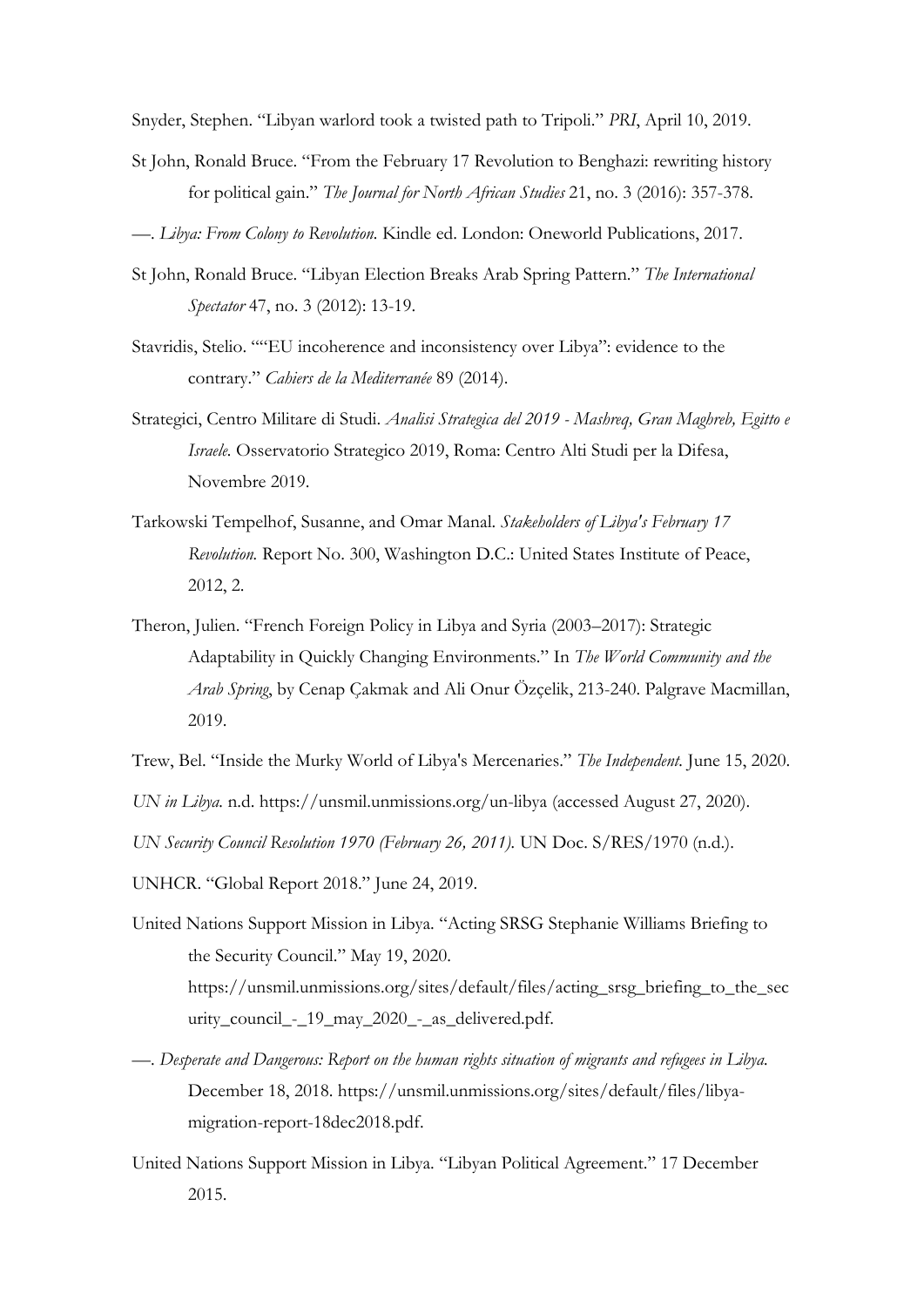Snyder, Stephen. "Libyan warlord took a twisted path to Tripoli." *PRI*, April 10, 2019.

St John, Ronald Bruce. "From the February 17 Revolution to Benghazi: rewriting history for political gain." *The Journal for North African Studies* 21, no. 3 (2016): 357-378.

—. *Libya: From Colony to Revolution.* Kindle ed. London: Oneworld Publications, 2017.

St John, Ronald Bruce. "Libyan Election Breaks Arab Spring Pattern." *The International Spectator* 47, no. 3 (2012): 13-19.

Stavridis, Stelio. ""EU incoherence and inconsistency over Libya": evidence to the contrary." *Cahiers de la Mediterranée* 89 (2014).

Strategici, Centro Militare di Studi. *Analisi Strategica del 2019 - Mashreq, Gran Maghreb, Egitto e Israele.* Osservatorio Strategico 2019, Roma: Centro Alti Studi per la Difesa, Novembre 2019.

Tarkowski Tempelhof, Susanne, and Omar Manal. *Stakeholders of Libya's February 17 Revolution.* Report No. 300, Washington D.C.: United States Institute of Peace, 2012, 2.

Theron, Julien. "French Foreign Policy in Libya and Syria (2003–2017): Strategic Adaptability in Quickly Changing Environments." In *The World Community and the Arab Spring*, by Cenap Çakmak and Ali Onur Özçelik, 213-240. Palgrave Macmillan, 2019.

Trew, Bel. "Inside the Murky World of Libya's Mercenaries." *The Independent.* June 15, 2020.

*UN in Libya.* n.d. https://unsmil.unmissions.org/un-libya (accessed August 27, 2020).

*UN Security Council Resolution 1970 (February 26, 2011).* UN Doc. S/RES/1970 (n.d.).

UNHCR. "Global Report 2018." June 24, 2019.

United Nations Support Mission in Libya. "Acting SRSG Stephanie Williams Briefing to the Security Council." May 19, 2020. https://unsmil.unmissions.org/sites/default/files/acting_srsg_briefing_to_the_security_council_-_19_may_2020_-_as_delivered.pdf.

—. *Desperate and Dangerous: Report on the human rights situation of migrants and refugees in Libya.* December 18, 2018. https://unsmil.unmissions.org/sites/default/files/libya-migration-report-18dec2018.pdf.

United Nations Support Mission in Libya. "Libyan Political Agreement." 17 December 2015.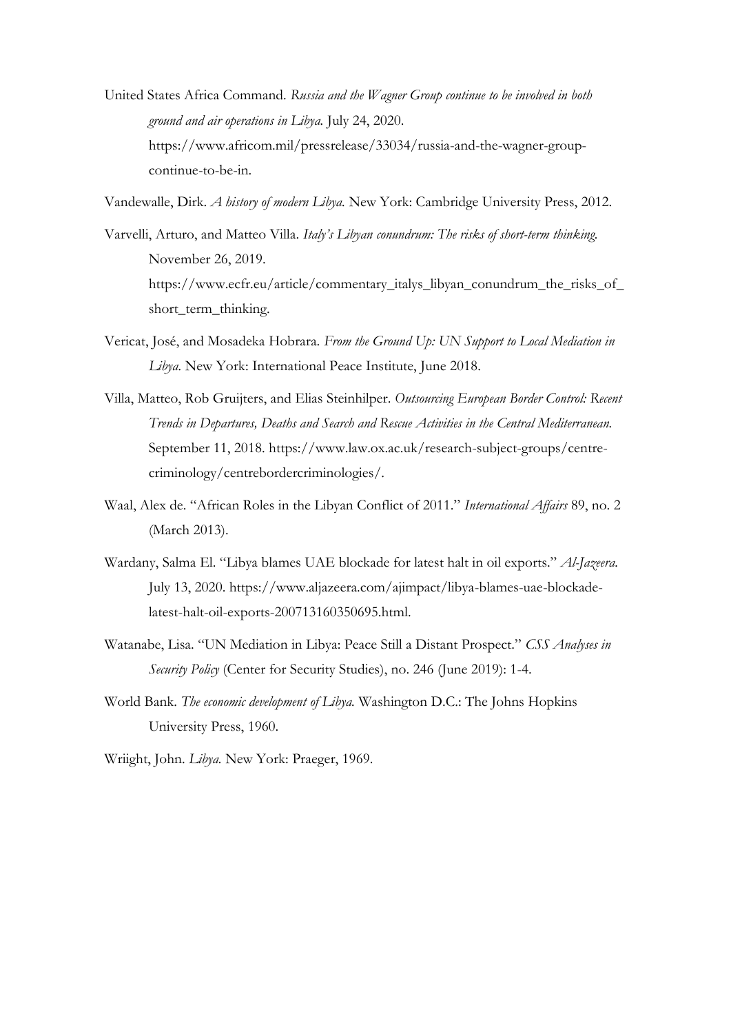United States Africa Command. *Russia and the Wagner Group continue to be involved in both ground and air operations in Libya.* July 24, 2020. https://www.africom.mil/pressrelease/33034/russia-and-the-wagner-group-continue-to-be-in.

Vandewalle, Dirk. *A history of modern Libya.* New York: Cambridge University Press, 2012.

Varvelli, Arturo, and Matteo Villa. *Italy's Libyan conundrum: The risks of short-term thinking.* November 26, 2019. https://www.ecfr.eu/article/commentary_italys_libyan_conundrum_the_risks_of_short_term_thinking.

Vericat, José, and Mosadeka Hobrara. *From the Ground Up: UN Support to Local Mediation in Libya.* New York: International Peace Institute, June 2018.

Villa, Matteo, Rob Gruijters, and Elias Steinhilper. *Outsourcing European Border Control: Recent Trends in Departures, Deaths and Search and Rescue Activities in the Central Mediterranean.* September 11, 2018. https://www.law.ox.ac.uk/research-subject-groups/centre-criminology/centrebordercriminologies/.

Waal, Alex de. "African Roles in the Libyan Conflict of 2011." *International Affairs* 89, no. 2 (March 2013).

Wardany, Salma El. "Libya blames UAE blockade for latest halt in oil exports." *Al-Jazeera.* July 13, 2020. https://www.aljazeera.com/ajimpact/libya-blames-uae-blockade-latest-halt-oil-exports-200713160350695.html.

Watanabe, Lisa. "UN Mediation in Libya: Peace Still a Distant Prospect." *CSS Analyses in Security Policy* (Center for Security Studies), no. 246 (June 2019): 1-4.

World Bank. *The economic development of Libya.* Washington D.C.: The Johns Hopkins University Press, 1960.

Wriight, John. *Libya.* New York: Praeger, 1969.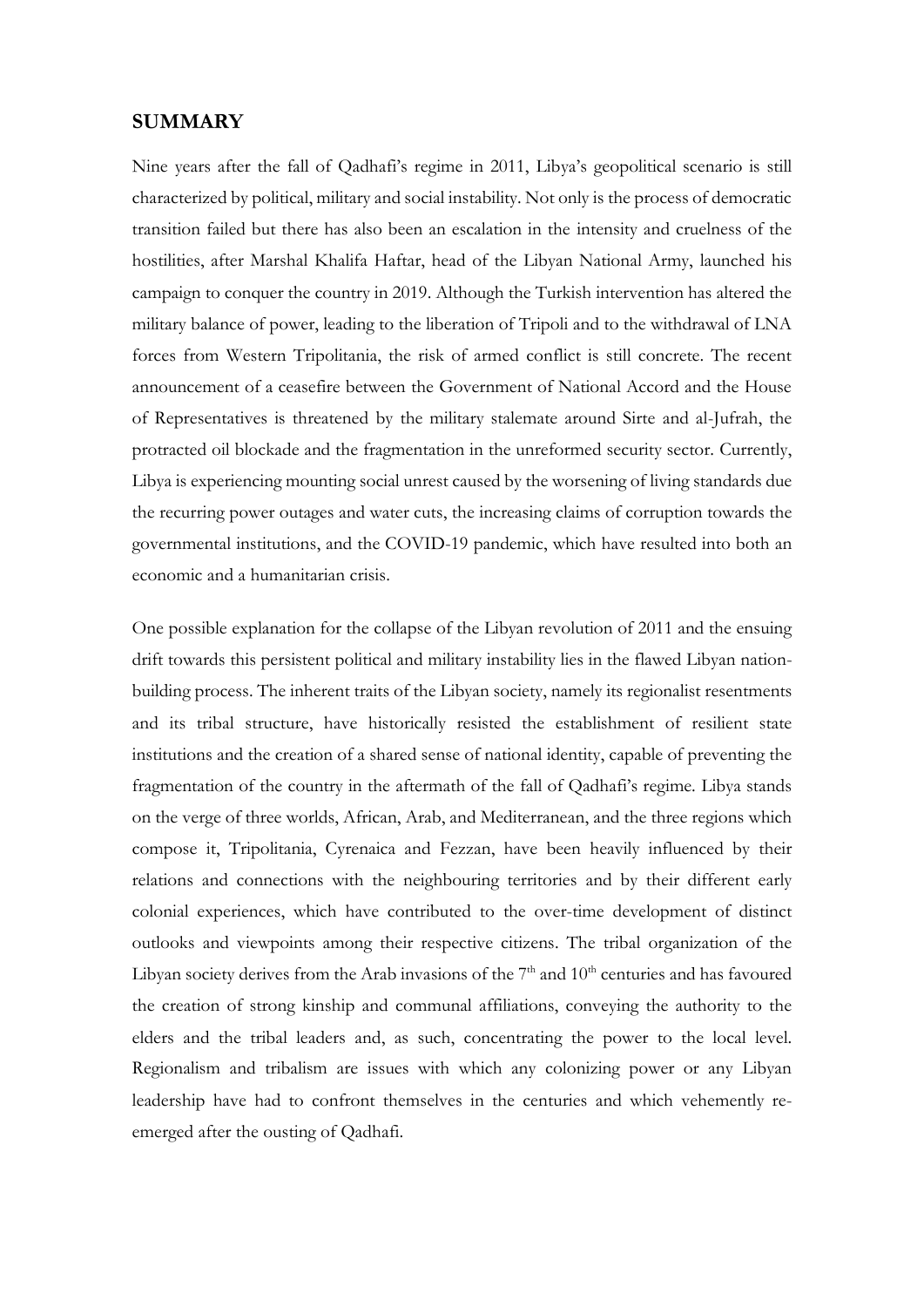## SUMMARY

Nine years after the fall of Qadhafi's regime in 2011, Libya's geopolitical scenario is still characterized by political, military and social instability. Not only is the process of democratic transition failed but there has also been an escalation in the intensity and cruelness of the hostilities, after Marshal Khalifa Haftar, head of the Libyan National Army, launched his campaign to conquer the country in 2019. Although the Turkish intervention has altered the military balance of power, leading to the liberation of Tripoli and to the withdrawal of LNA forces from Western Tripolitania, the risk of armed conflict is still concrete. The recent announcement of a ceasefire between the Government of National Accord and the House of Representatives is threatened by the military stalemate around Sirte and al-Jufrah, the protracted oil blockade and the fragmentation in the unreformed security sector. Currently, Libya is experiencing mounting social unrest caused by the worsening of living standards due the recurring power outages and water cuts, the increasing claims of corruption towards the governmental institutions, and the COVID-19 pandemic, which have resulted into both an economic and a humanitarian crisis.

One possible explanation for the collapse of the Libyan revolution of 2011 and the ensuing drift towards this persistent political and military instability lies in the flawed Libyan nation-building process. The inherent traits of the Libyan society, namely its regionalist resentments and its tribal structure, have historically resisted the establishment of resilient state institutions and the creation of a shared sense of national identity, capable of preventing the fragmentation of the country in the aftermath of the fall of Qadhafi's regime. Libya stands on the verge of three worlds, African, Arab, and Mediterranean, and the three regions which compose it, Tripolitania, Cyrenaica and Fezzan, have been heavily influenced by their relations and connections with the neighbouring territories and by their different early colonial experiences, which have contributed to the over-time development of distinct outlooks and viewpoints among their respective citizens. The tribal organization of the Libyan society derives from the Arab invasions of the 7th and 10th centuries and has favoured the creation of strong kinship and communal affiliations, conveying the authority to the elders and the tribal leaders and, as such, concentrating the power to the local level. Regionalism and tribalism are issues with which any colonizing power or any Libyan leadership have had to confront themselves in the centuries and which vehemently re-emerged after the ousting of Qadhafi.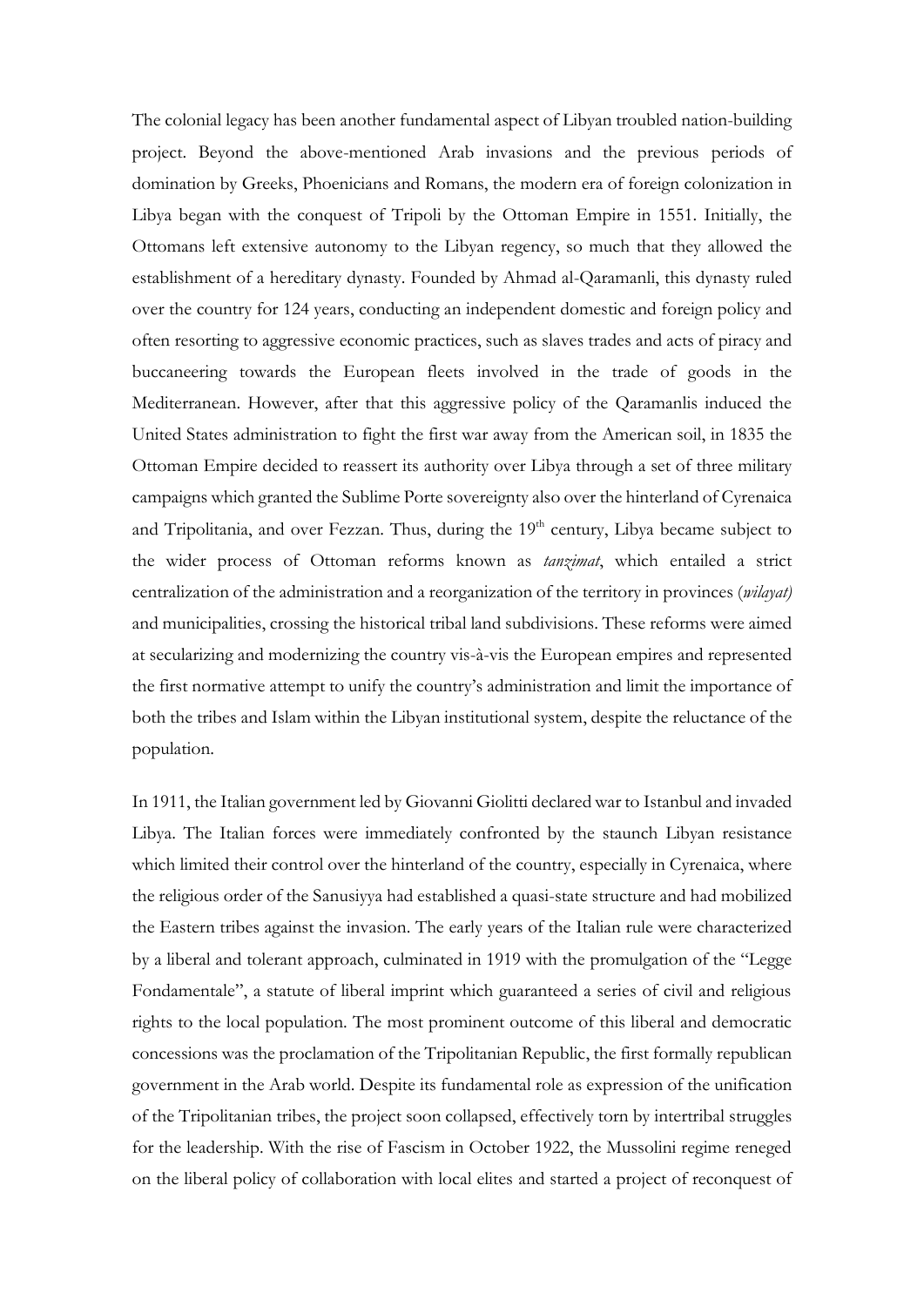The colonial legacy has been another fundamental aspect of Libyan troubled nation-building project. Beyond the above-mentioned Arab invasions and the previous periods of domination by Greeks, Phoenicians and Romans, the modern era of foreign colonization in Libya began with the conquest of Tripoli by the Ottoman Empire in 1551. Initially, the Ottomans left extensive autonomy to the Libyan regency, so much that they allowed the establishment of a hereditary dynasty. Founded by Ahmad al-Qaramanli, this dynasty ruled over the country for 124 years, conducting an independent domestic and foreign policy and often resorting to aggressive economic practices, such as slaves trades and acts of piracy and buccaneering towards the European fleets involved in the trade of goods in the Mediterranean. However, after that this aggressive policy of the Qaramanlis induced the United States administration to fight the first war away from the American soil, in 1835 the Ottoman Empire decided to reassert its authority over Libya through a set of three military campaigns which granted the Sublime Porte sovereignty also over the hinterland of Cyrenaica and Tripolitania, and over Fezzan. Thus, during the 19th century, Libya became subject to the wider process of Ottoman reforms known as *tanzimat*, which entailed a strict centralization of the administration and a reorganization of the territory in provinces (*wilayat)* and municipalities, crossing the historical tribal land subdivisions. These reforms were aimed at secularizing and modernizing the country vis-à-vis the European empires and represented the first normative attempt to unify the country's administration and limit the importance of both the tribes and Islam within the Libyan institutional system, despite the reluctance of the population.

In 1911, the Italian government led by Giovanni Giolitti declared war to Istanbul and invaded Libya. The Italian forces were immediately confronted by the staunch Libyan resistance which limited their control over the hinterland of the country, especially in Cyrenaica, where the religious order of the Sanusiyya had established a quasi-state structure and had mobilized the Eastern tribes against the invasion. The early years of the Italian rule were characterized by a liberal and tolerant approach, culminated in 1919 with the promulgation of the "Legge Fondamentale", a statute of liberal imprint which guaranteed a series of civil and religious rights to the local population. The most prominent outcome of this liberal and democratic concessions was the proclamation of the Tripolitanian Republic, the first formally republican government in the Arab world. Despite its fundamental role as expression of the unification of the Tripolitanian tribes, the project soon collapsed, effectively torn by intertribal struggles for the leadership. With the rise of Fascism in October 1922, the Mussolini regime reneged on the liberal policy of collaboration with local elites and started a project of reconquest of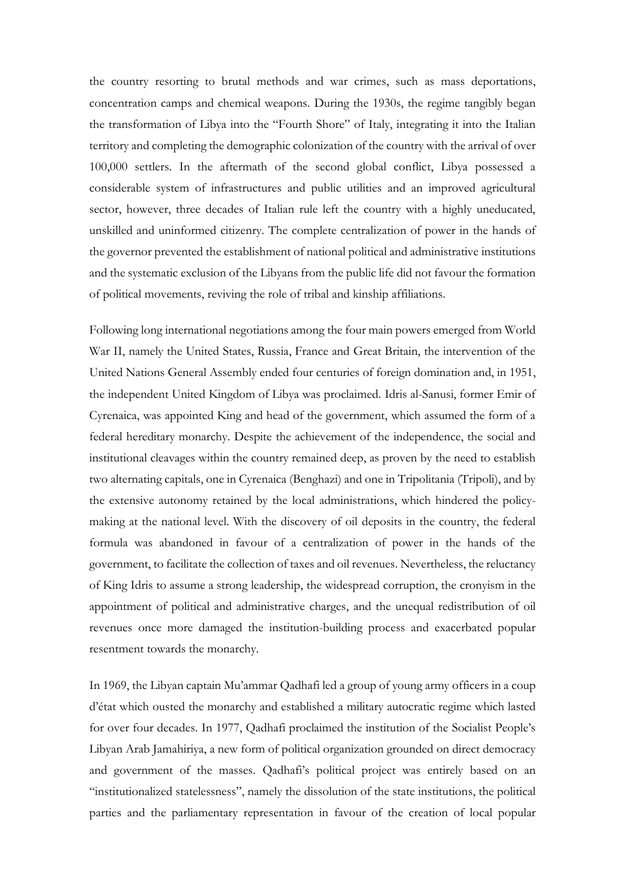the country resorting to brutal methods and war crimes, such as mass deportations, concentration camps and chemical weapons. During the 1930s, the regime tangibly began the transformation of Libya into the "Fourth Shore" of Italy, integrating it into the Italian territory and completing the demographic colonization of the country with the arrival of over 100,000 settlers. In the aftermath of the second global conflict, Libya possessed a considerable system of infrastructures and public utilities and an improved agricultural sector, however, three decades of Italian rule left the country with a highly uneducated, unskilled and uninformed citizenry. The complete centralization of power in the hands of the governor prevented the establishment of national political and administrative institutions and the systematic exclusion of the Libyans from the public life did not favour the formation of political movements, reviving the role of tribal and kinship affiliations.

Following long international negotiations among the four main powers emerged from World War II, namely the United States, Russia, France and Great Britain, the intervention of the United Nations General Assembly ended four centuries of foreign domination and, in 1951, the independent United Kingdom of Libya was proclaimed. Idris al-Sanusi, former Emir of Cyrenaica, was appointed King and head of the government, which assumed the form of a federal hereditary monarchy. Despite the achievement of the independence, the social and institutional cleavages within the country remained deep, as proven by the need to establish two alternating capitals, one in Cyrenaica (Benghazi) and one in Tripolitania (Tripoli), and by the extensive autonomy retained by the local administrations, which hindered the policy-making at the national level. With the discovery of oil deposits in the country, the federal formula was abandoned in favour of a centralization of power in the hands of the government, to facilitate the collection of taxes and oil revenues. Nevertheless, the reluctancy of King Idris to assume a strong leadership, the widespread corruption, the cronyism in the appointment of political and administrative charges, and the unequal redistribution of oil revenues once more damaged the institution-building process and exacerbated popular resentment towards the monarchy.

In 1969, the Libyan captain Mu'ammar Qadhafi led a group of young army officers in a coup d'état which ousted the monarchy and established a military autocratic regime which lasted for over four decades. In 1977, Qadhafi proclaimed the institution of the Socialist People's Libyan Arab Jamahiriya, a new form of political organization grounded on direct democracy and government of the masses. Qadhafi's political project was entirely based on an "institutionalized statelessness", namely the dissolution of the state institutions, the political parties and the parliamentary representation in favour of the creation of local popular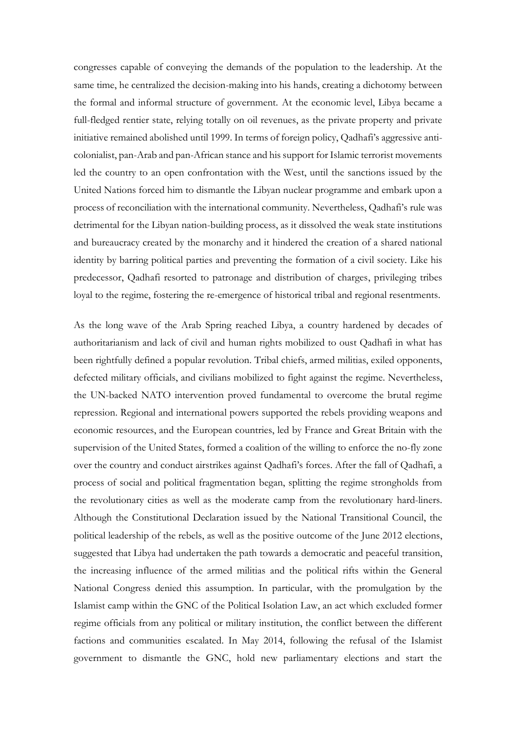congresses capable of conveying the demands of the population to the leadership. At the same time, he centralized the decision-making into his hands, creating a dichotomy between the formal and informal structure of government. At the economic level, Libya became a full-fledged rentier state, relying totally on oil revenues, as the private property and private initiative remained abolished until 1999. In terms of foreign policy, Qadhafi's aggressive anti-colonialist, pan-Arab and pan-African stance and his support for Islamic terrorist movements led the country to an open confrontation with the West, until the sanctions issued by the United Nations forced him to dismantle the Libyan nuclear programme and embark upon a process of reconciliation with the international community. Nevertheless, Qadhafi's rule was detrimental for the Libyan nation-building process, as it dissolved the weak state institutions and bureaucracy created by the monarchy and it hindered the creation of a shared national identity by barring political parties and preventing the formation of a civil society. Like his predecessor, Qadhafi resorted to patronage and distribution of charges, privileging tribes loyal to the regime, fostering the re-emergence of historical tribal and regional resentments.

As the long wave of the Arab Spring reached Libya, a country hardened by decades of authoritarianism and lack of civil and human rights mobilized to oust Qadhafi in what has been rightfully defined a popular revolution. Tribal chiefs, armed militias, exiled opponents, defected military officials, and civilians mobilized to fight against the regime. Nevertheless, the UN-backed NATO intervention proved fundamental to overcome the brutal regime repression. Regional and international powers supported the rebels providing weapons and economic resources, and the European countries, led by France and Great Britain with the supervision of the United States, formed a coalition of the willing to enforce the no-fly zone over the country and conduct airstrikes against Qadhafi's forces. After the fall of Qadhafi, a process of social and political fragmentation began, splitting the regime strongholds from the revolutionary cities as well as the moderate camp from the revolutionary hard-liners. Although the Constitutional Declaration issued by the National Transitional Council, the political leadership of the rebels, as well as the positive outcome of the June 2012 elections, suggested that Libya had undertaken the path towards a democratic and peaceful transition, the increasing influence of the armed militias and the political rifts within the General National Congress denied this assumption. In particular, with the promulgation by the Islamist camp within the GNC of the Political Isolation Law, an act which excluded former regime officials from any political or military institution, the conflict between the different factions and communities escalated. In May 2014, following the refusal of the Islamist government to dismantle the GNC, hold new parliamentary elections and start the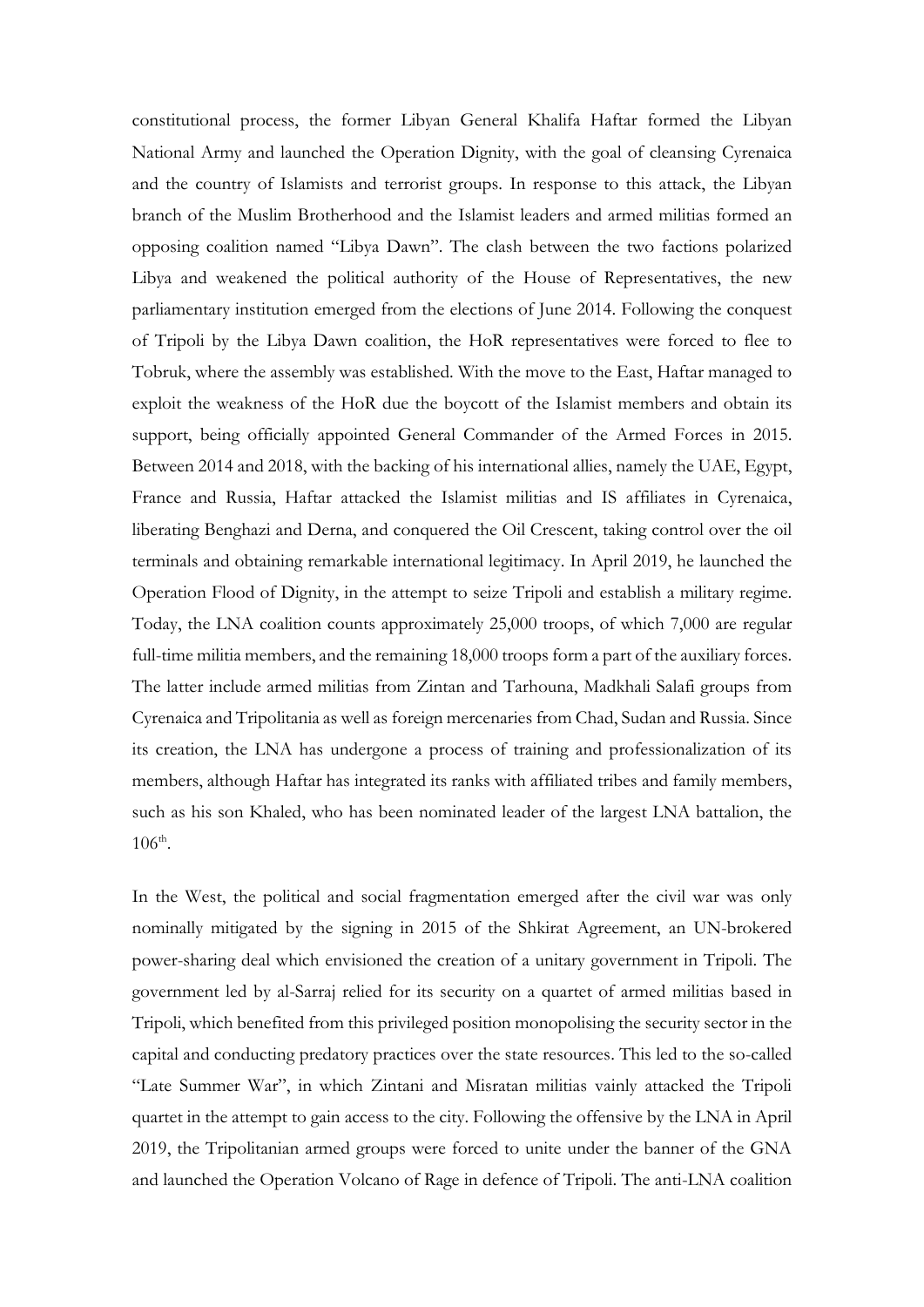constitutional process, the former Libyan General Khalifa Haftar formed the Libyan National Army and launched the Operation Dignity, with the goal of cleansing Cyrenaica and the country of Islamists and terrorist groups. In response to this attack, the Libyan branch of the Muslim Brotherhood and the Islamist leaders and armed militias formed an opposing coalition named "Libya Dawn". The clash between the two factions polarized Libya and weakened the political authority of the House of Representatives, the new parliamentary institution emerged from the elections of June 2014. Following the conquest of Tripoli by the Libya Dawn coalition, the HoR representatives were forced to flee to Tobruk, where the assembly was established. With the move to the East, Haftar managed to exploit the weakness of the HoR due the boycott of the Islamist members and obtain its support, being officially appointed General Commander of the Armed Forces in 2015. Between 2014 and 2018, with the backing of his international allies, namely the UAE, Egypt, France and Russia, Haftar attacked the Islamist militias and IS affiliates in Cyrenaica, liberating Benghazi and Derna, and conquered the Oil Crescent, taking control over the oil terminals and obtaining remarkable international legitimacy. In April 2019, he launched the Operation Flood of Dignity, in the attempt to seize Tripoli and establish a military regime. Today, the LNA coalition counts approximately 25,000 troops, of which 7,000 are regular full-time militia members, and the remaining 18,000 troops form a part of the auxiliary forces. The latter include armed militias from Zintan and Tarhouna, Madkhali Salafi groups from Cyrenaica and Tripolitania as well as foreign mercenaries from Chad, Sudan and Russia. Since its creation, the LNA has undergone a process of training and professionalization of its members, although Haftar has integrated its ranks with affiliated tribes and family members, such as his son Khaled, who has been nominated leader of the largest LNA battalion, the 106th.

In the West, the political and social fragmentation emerged after the civil war was only nominally mitigated by the signing in 2015 of the Shkirat Agreement, an UN-brokered power-sharing deal which envisioned the creation of a unitary government in Tripoli. The government led by al-Sarraj relied for its security on a quartet of armed militias based in Tripoli, which benefited from this privileged position monopolising the security sector in the capital and conducting predatory practices over the state resources. This led to the so-called "Late Summer War", in which Zintani and Misratan militias vainly attacked the Tripoli quartet in the attempt to gain access to the city. Following the offensive by the LNA in April 2019, the Tripolitanian armed groups were forced to unite under the banner of the GNA and launched the Operation Volcano of Rage in defence of Tripoli. The anti-LNA coalition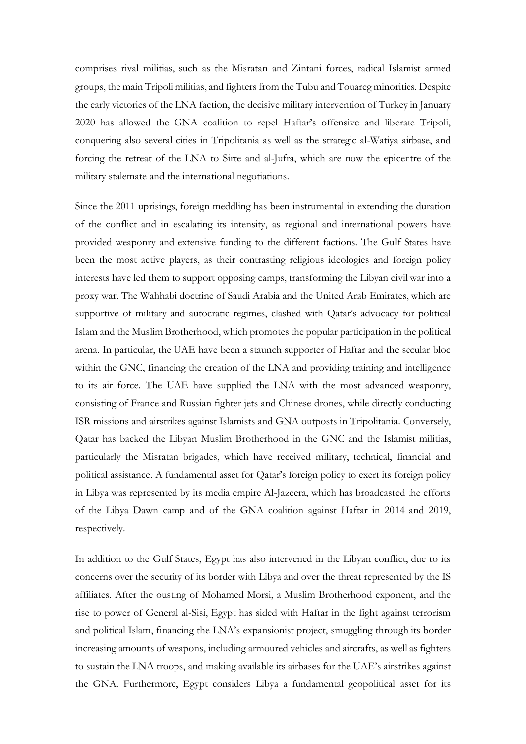comprises rival militias, such as the Misratan and Zintani forces, radical Islamist armed groups, the main Tripoli militias, and fighters from the Tubu and Touareg minorities. Despite the early victories of the LNA faction, the decisive military intervention of Turkey in January 2020 has allowed the GNA coalition to repel Haftar's offensive and liberate Tripoli, conquering also several cities in Tripolitania as well as the strategic al-Watiya airbase, and forcing the retreat of the LNA to Sirte and al-Jufra, which are now the epicentre of the military stalemate and the international negotiations.

Since the 2011 uprisings, foreign meddling has been instrumental in extending the duration of the conflict and in escalating its intensity, as regional and international powers have provided weaponry and extensive funding to the different factions. The Gulf States have been the most active players, as their contrasting religious ideologies and foreign policy interests have led them to support opposing camps, transforming the Libyan civil war into a proxy war. The Wahhabi doctrine of Saudi Arabia and the United Arab Emirates, which are supportive of military and autocratic regimes, clashed with Qatar's advocacy for political Islam and the Muslim Brotherhood, which promotes the popular participation in the political arena. In particular, the UAE have been a staunch supporter of Haftar and the secular bloc within the GNC, financing the creation of the LNA and providing training and intelligence to its air force. The UAE have supplied the LNA with the most advanced weaponry, consisting of France and Russian fighter jets and Chinese drones, while directly conducting ISR missions and airstrikes against Islamists and GNA outposts in Tripolitania. Conversely, Qatar has backed the Libyan Muslim Brotherhood in the GNC and the Islamist militias, particularly the Misratan brigades, which have received military, technical, financial and political assistance. A fundamental asset for Qatar's foreign policy to exert its foreign policy in Libya was represented by its media empire Al-Jazeera, which has broadcasted the efforts of the Libya Dawn camp and of the GNA coalition against Haftar in 2014 and 2019, respectively.

In addition to the Gulf States, Egypt has also intervened in the Libyan conflict, due to its concerns over the security of its border with Libya and over the threat represented by the IS affiliates. After the ousting of Mohamed Morsi, a Muslim Brotherhood exponent, and the rise to power of General al-Sisi, Egypt has sided with Haftar in the fight against terrorism and political Islam, financing the LNA's expansionist project, smuggling through its border increasing amounts of weapons, including armoured vehicles and aircrafts, as well as fighters to sustain the LNA troops, and making available its airbases for the UAE's airstrikes against the GNA. Furthermore, Egypt considers Libya a fundamental geopolitical asset for its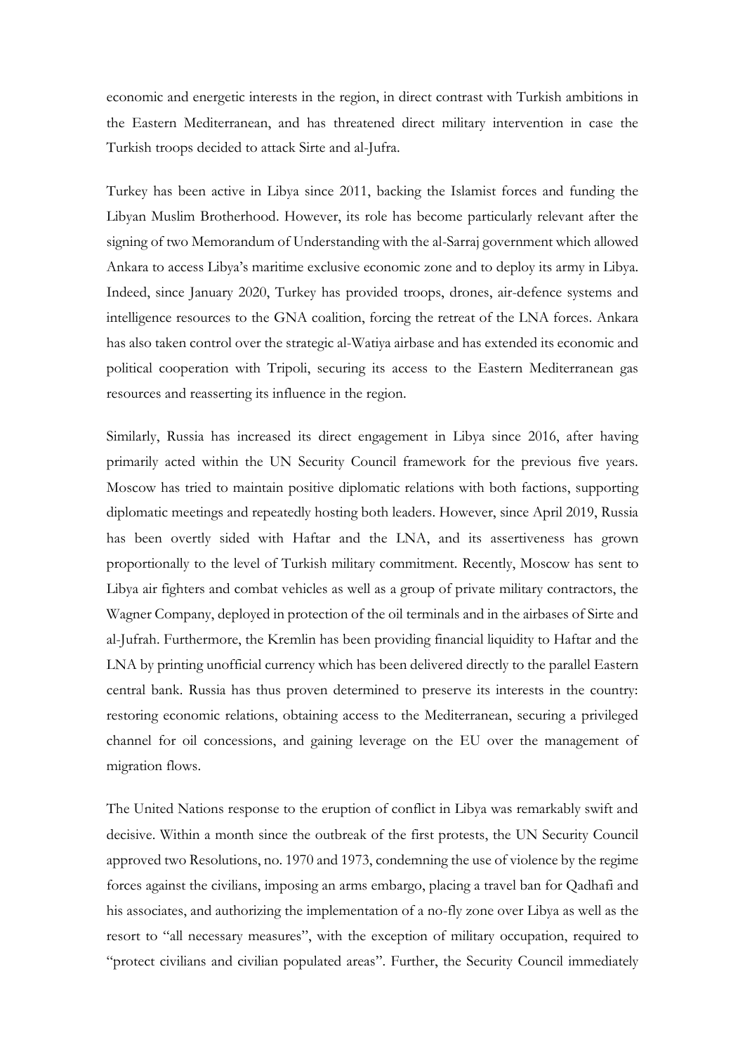economic and energetic interests in the region, in direct contrast with Turkish ambitions in the Eastern Mediterranean, and has threatened direct military intervention in case the Turkish troops decided to attack Sirte and al-Jufra.

Turkey has been active in Libya since 2011, backing the Islamist forces and funding the Libyan Muslim Brotherhood. However, its role has become particularly relevant after the signing of two Memorandum of Understanding with the al-Sarraj government which allowed Ankara to access Libya's maritime exclusive economic zone and to deploy its army in Libya. Indeed, since January 2020, Turkey has provided troops, drones, air-defence systems and intelligence resources to the GNA coalition, forcing the retreat of the LNA forces. Ankara has also taken control over the strategic al-Watiya airbase and has extended its economic and political cooperation with Tripoli, securing its access to the Eastern Mediterranean gas resources and reasserting its influence in the region.

Similarly, Russia has increased its direct engagement in Libya since 2016, after having primarily acted within the UN Security Council framework for the previous five years. Moscow has tried to maintain positive diplomatic relations with both factions, supporting diplomatic meetings and repeatedly hosting both leaders. However, since April 2019, Russia has been overtly sided with Haftar and the LNA, and its assertiveness has grown proportionally to the level of Turkish military commitment. Recently, Moscow has sent to Libya air fighters and combat vehicles as well as a group of private military contractors, the Wagner Company, deployed in protection of the oil terminals and in the airbases of Sirte and al-Jufrah. Furthermore, the Kremlin has been providing financial liquidity to Haftar and the LNA by printing unofficial currency which has been delivered directly to the parallel Eastern central bank. Russia has thus proven determined to preserve its interests in the country: restoring economic relations, obtaining access to the Mediterranean, securing a privileged channel for oil concessions, and gaining leverage on the EU over the management of migration flows.

The United Nations response to the eruption of conflict in Libya was remarkably swift and decisive. Within a month since the outbreak of the first protests, the UN Security Council approved two Resolutions, no. 1970 and 1973, condemning the use of violence by the regime forces against the civilians, imposing an arms embargo, placing a travel ban for Qadhafi and his associates, and authorizing the implementation of a no-fly zone over Libya as well as the resort to "all necessary measures", with the exception of military occupation, required to "protect civilians and civilian populated areas". Further, the Security Council immediately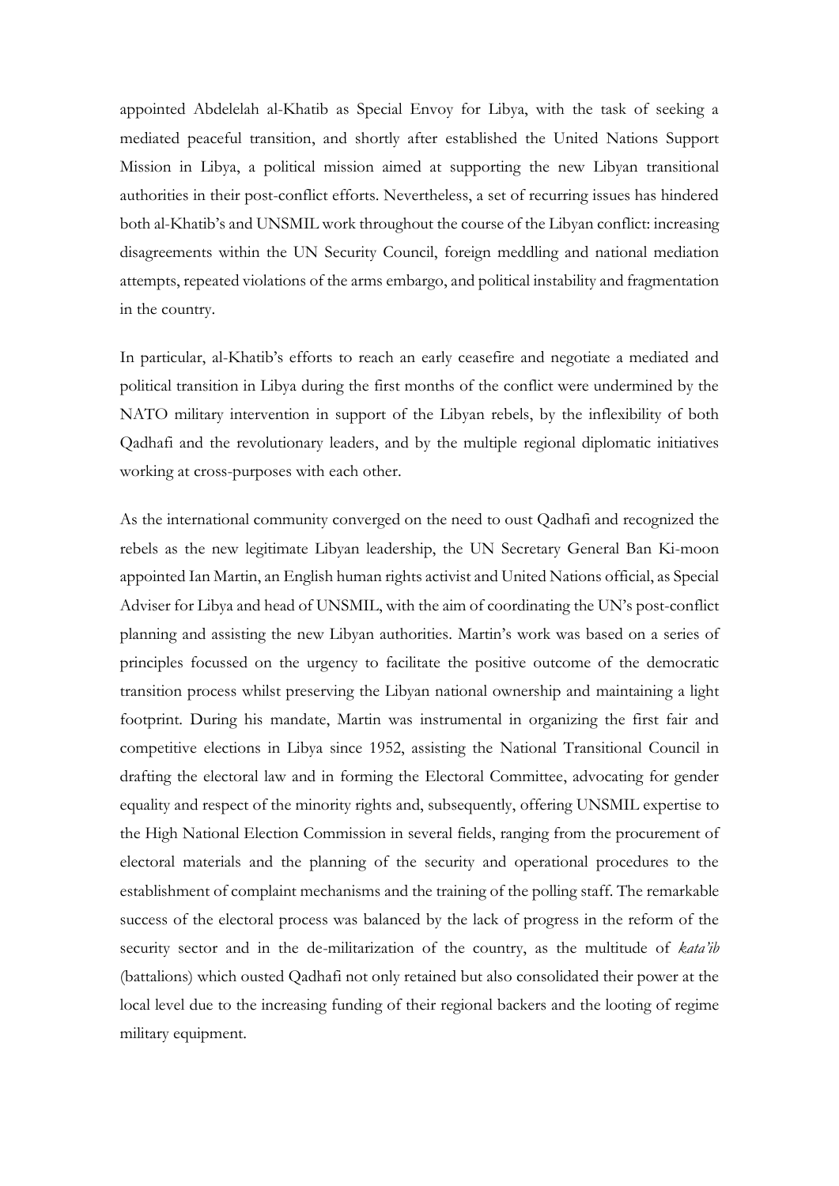appointed Abdelelah al-Khatib as Special Envoy for Libya, with the task of seeking a mediated peaceful transition, and shortly after established the United Nations Support Mission in Libya, a political mission aimed at supporting the new Libyan transitional authorities in their post-conflict efforts. Nevertheless, a set of recurring issues has hindered both al-Khatib's and UNSMIL work throughout the course of the Libyan conflict: increasing disagreements within the UN Security Council, foreign meddling and national mediation attempts, repeated violations of the arms embargo, and political instability and fragmentation in the country.

In particular, al-Khatib's efforts to reach an early ceasefire and negotiate a mediated and political transition in Libya during the first months of the conflict were undermined by the NATO military intervention in support of the Libyan rebels, by the inflexibility of both Qadhafi and the revolutionary leaders, and by the multiple regional diplomatic initiatives working at cross-purposes with each other.

As the international community converged on the need to oust Qadhafi and recognized the rebels as the new legitimate Libyan leadership, the UN Secretary General Ban Ki-moon appointed Ian Martin, an English human rights activist and United Nations official, as Special Adviser for Libya and head of UNSMIL, with the aim of coordinating the UN's post-conflict planning and assisting the new Libyan authorities. Martin's work was based on a series of principles focussed on the urgency to facilitate the positive outcome of the democratic transition process whilst preserving the Libyan national ownership and maintaining a light footprint. During his mandate, Martin was instrumental in organizing the first fair and competitive elections in Libya since 1952, assisting the National Transitional Council in drafting the electoral law and in forming the Electoral Committee, advocating for gender equality and respect of the minority rights and, subsequently, offering UNSMIL expertise to the High National Election Commission in several fields, ranging from the procurement of electoral materials and the planning of the security and operational procedures to the establishment of complaint mechanisms and the training of the polling staff. The remarkable success of the electoral process was balanced by the lack of progress in the reform of the security sector and in the de-militarization of the country, as the multitude of *kata'ib* (battalions) which ousted Qadhafi not only retained but also consolidated their power at the local level due to the increasing funding of their regional backers and the looting of regime military equipment.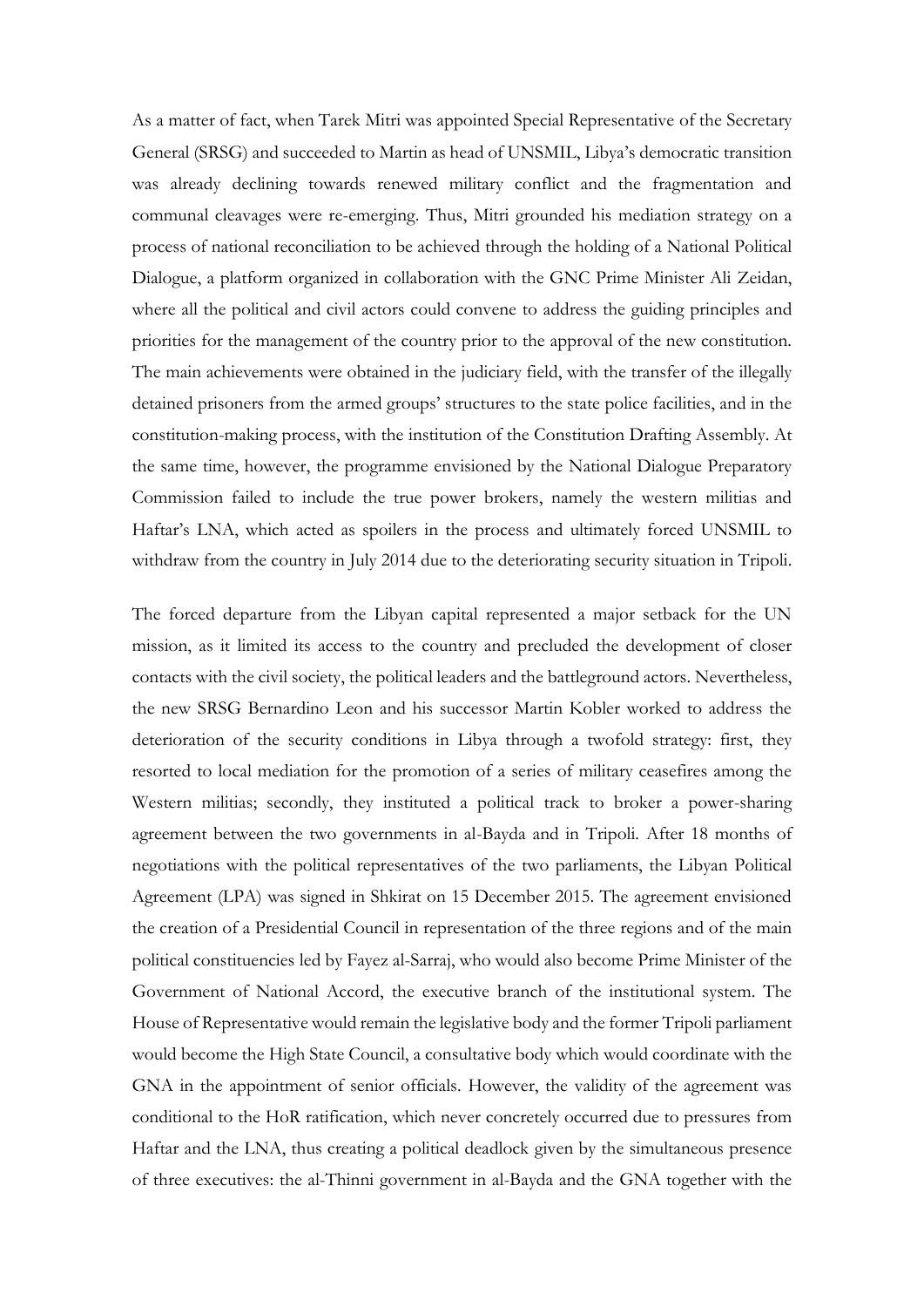As a matter of fact, when Tarek Mitri was appointed Special Representative of the Secretary General (SRSG) and succeeded to Martin as head of UNSMIL, Libya's democratic transition was already declining towards renewed military conflict and the fragmentation and communal cleavages were re-emerging. Thus, Mitri grounded his mediation strategy on a process of national reconciliation to be achieved through the holding of a National Political Dialogue, a platform organized in collaboration with the GNC Prime Minister Ali Zeidan, where all the political and civil actors could convene to address the guiding principles and priorities for the management of the country prior to the approval of the new constitution. The main achievements were obtained in the judiciary field, with the transfer of the illegally detained prisoners from the armed groups' structures to the state police facilities, and in the constitution-making process, with the institution of the Constitution Drafting Assembly. At the same time, however, the programme envisioned by the National Dialogue Preparatory Commission failed to include the true power brokers, namely the western militias and Haftar's LNA, which acted as spoilers in the process and ultimately forced UNSMIL to withdraw from the country in July 2014 due to the deteriorating security situation in Tripoli.

The forced departure from the Libyan capital represented a major setback for the UN mission, as it limited its access to the country and precluded the development of closer contacts with the civil society, the political leaders and the battleground actors. Nevertheless, the new SRSG Bernardino Leon and his successor Martin Kobler worked to address the deterioration of the security conditions in Libya through a twofold strategy: first, they resorted to local mediation for the promotion of a series of military ceasefires among the Western militias; secondly, they instituted a political track to broker a power-sharing agreement between the two governments in al-Bayda and in Tripoli. After 18 months of negotiations with the political representatives of the two parliaments, the Libyan Political Agreement (LPA) was signed in Shkirat on 15 December 2015. The agreement envisioned the creation of a Presidential Council in representation of the three regions and of the main political constituencies led by Fayez al-Sarraj, who would also become Prime Minister of the Government of National Accord, the executive branch of the institutional system. The House of Representative would remain the legislative body and the former Tripoli parliament would become the High State Council, a consultative body which would coordinate with the GNA in the appointment of senior officials. However, the validity of the agreement was conditional to the HoR ratification, which never concretely occurred due to pressures from Haftar and the LNA, thus creating a political deadlock given by the simultaneous presence of three executives: the al-Thinni government in al-Bayda and the GNA together with the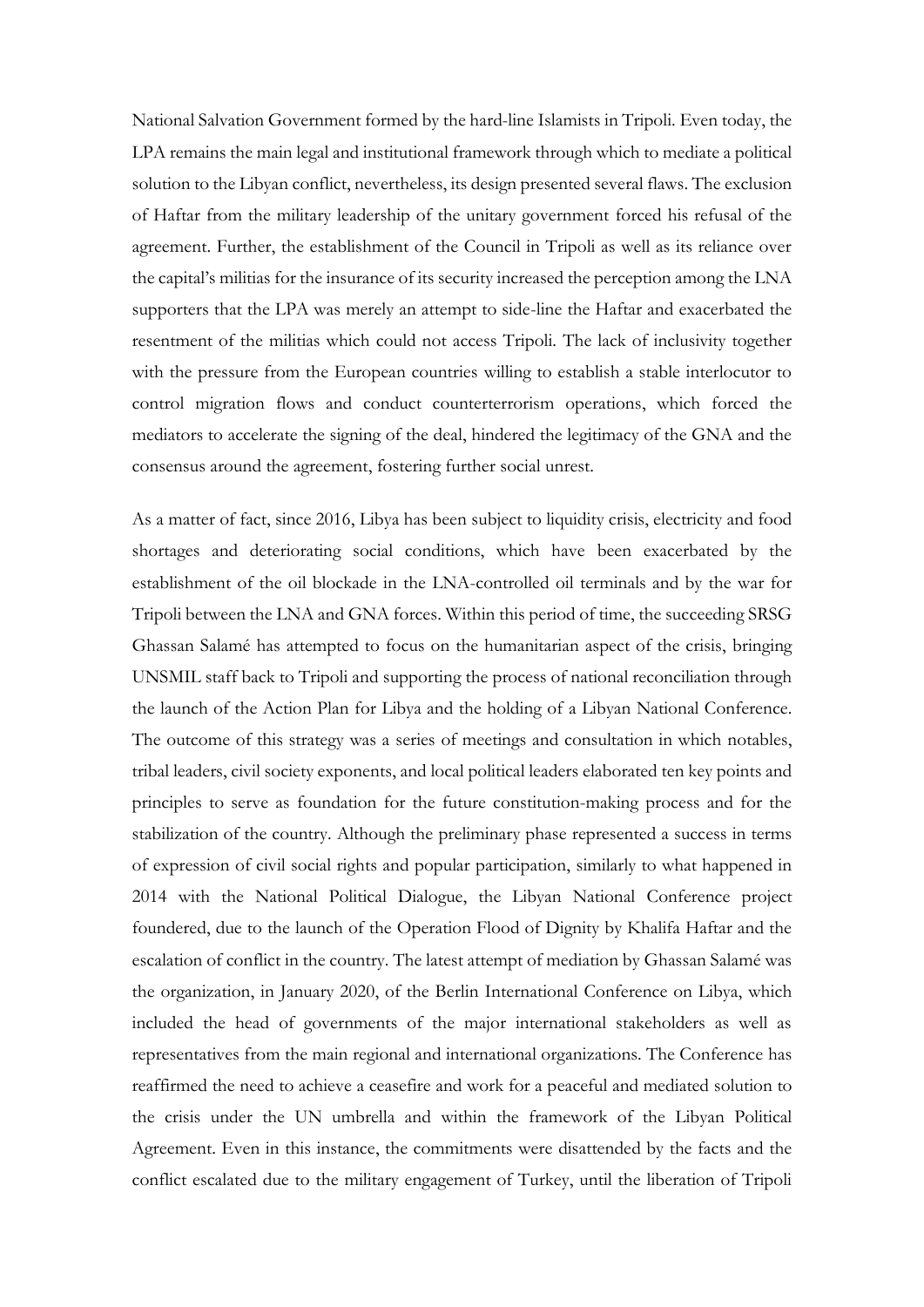National Salvation Government formed by the hard-line Islamists in Tripoli. Even today, the LPA remains the main legal and institutional framework through which to mediate a political solution to the Libyan conflict, nevertheless, its design presented several flaws. The exclusion of Haftar from the military leadership of the unitary government forced his refusal of the agreement. Further, the establishment of the Council in Tripoli as well as its reliance over the capital's militias for the insurance of its security increased the perception among the LNA supporters that the LPA was merely an attempt to side-line the Haftar and exacerbated the resentment of the militias which could not access Tripoli. The lack of inclusivity together with the pressure from the European countries willing to establish a stable interlocutor to control migration flows and conduct counterterrorism operations, which forced the mediators to accelerate the signing of the deal, hindered the legitimacy of the GNA and the consensus around the agreement, fostering further social unrest.

As a matter of fact, since 2016, Libya has been subject to liquidity crisis, electricity and food shortages and deteriorating social conditions, which have been exacerbated by the establishment of the oil blockade in the LNA-controlled oil terminals and by the war for Tripoli between the LNA and GNA forces. Within this period of time, the succeeding SRSG Ghassan Salamé has attempted to focus on the humanitarian aspect of the crisis, bringing UNSMIL staff back to Tripoli and supporting the process of national reconciliation through the launch of the Action Plan for Libya and the holding of a Libyan National Conference. The outcome of this strategy was a series of meetings and consultation in which notables, tribal leaders, civil society exponents, and local political leaders elaborated ten key points and principles to serve as foundation for the future constitution-making process and for the stabilization of the country. Although the preliminary phase represented a success in terms of expression of civil social rights and popular participation, similarly to what happened in 2014 with the National Political Dialogue, the Libyan National Conference project foundered, due to the launch of the Operation Flood of Dignity by Khalifa Haftar and the escalation of conflict in the country. The latest attempt of mediation by Ghassan Salamé was the organization, in January 2020, of the Berlin International Conference on Libya, which included the head of governments of the major international stakeholders as well as representatives from the main regional and international organizations. The Conference has reaffirmed the need to achieve a ceasefire and work for a peaceful and mediated solution to the crisis under the UN umbrella and within the framework of the Libyan Political Agreement. Even in this instance, the commitments were disattended by the facts and the conflict escalated due to the military engagement of Turkey, until the liberation of Tripoli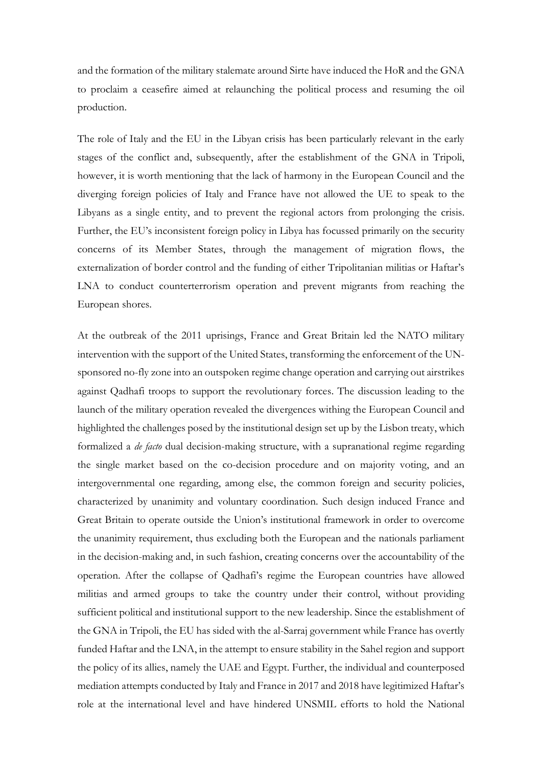and the formation of the military stalemate around Sirte have induced the HoR and the GNA to proclaim a ceasefire aimed at relaunching the political process and resuming the oil production.

The role of Italy and the EU in the Libyan crisis has been particularly relevant in the early stages of the conflict and, subsequently, after the establishment of the GNA in Tripoli, however, it is worth mentioning that the lack of harmony in the European Council and the diverging foreign policies of Italy and France have not allowed the UE to speak to the Libyans as a single entity, and to prevent the regional actors from prolonging the crisis. Further, the EU's inconsistent foreign policy in Libya has focussed primarily on the security concerns of its Member States, through the management of migration flows, the externalization of border control and the funding of either Tripolitanian militias or Haftar's LNA to conduct counterterrorism operation and prevent migrants from reaching the European shores.

At the outbreak of the 2011 uprisings, France and Great Britain led the NATO military intervention with the support of the United States, transforming the enforcement of the UN-sponsored no-fly zone into an outspoken regime change operation and carrying out airstrikes against Qadhafi troops to support the revolutionary forces. The discussion leading to the launch of the military operation revealed the divergences withing the European Council and highlighted the challenges posed by the institutional design set up by the Lisbon treaty, which formalized a *de facto* dual decision-making structure, with a supranational regime regarding the single market based on the co-decision procedure and on majority voting, and an intergovernmental one regarding, among else, the common foreign and security policies, characterized by unanimity and voluntary coordination. Such design induced France and Great Britain to operate outside the Union's institutional framework in order to overcome the unanimity requirement, thus excluding both the European and the nationals parliament in the decision-making and, in such fashion, creating concerns over the accountability of the operation. After the collapse of Qadhafi's regime the European countries have allowed militias and armed groups to take the country under their control, without providing sufficient political and institutional support to the new leadership. Since the establishment of the GNA in Tripoli, the EU has sided with the al-Sarraj government while France has overtly funded Haftar and the LNA, in the attempt to ensure stability in the Sahel region and support the policy of its allies, namely the UAE and Egypt. Further, the individual and counterposed mediation attempts conducted by Italy and France in 2017 and 2018 have legitimized Haftar's role at the international level and have hindered UNSMIL efforts to hold the National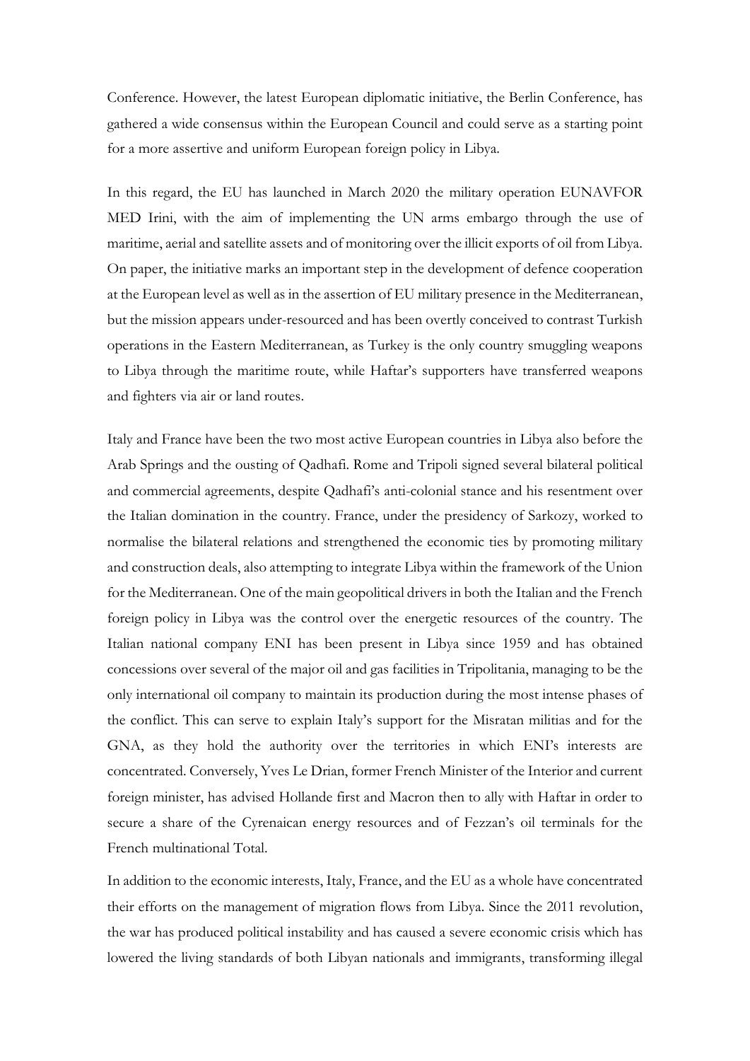Conference. However, the latest European diplomatic initiative, the Berlin Conference, has gathered a wide consensus within the European Council and could serve as a starting point for a more assertive and uniform European foreign policy in Libya.

In this regard, the EU has launched in March 2020 the military operation EUNAVFOR MED Irini, with the aim of implementing the UN arms embargo through the use of maritime, aerial and satellite assets and of monitoring over the illicit exports of oil from Libya. On paper, the initiative marks an important step in the development of defence cooperation at the European level as well as in the assertion of EU military presence in the Mediterranean, but the mission appears under-resourced and has been overtly conceived to contrast Turkish operations in the Eastern Mediterranean, as Turkey is the only country smuggling weapons to Libya through the maritime route, while Haftar's supporters have transferred weapons and fighters via air or land routes.

Italy and France have been the two most active European countries in Libya also before the Arab Springs and the ousting of Qadhafi. Rome and Tripoli signed several bilateral political and commercial agreements, despite Qadhafi's anti-colonial stance and his resentment over the Italian domination in the country. France, under the presidency of Sarkozy, worked to normalise the bilateral relations and strengthened the economic ties by promoting military and construction deals, also attempting to integrate Libya within the framework of the Union for the Mediterranean. One of the main geopolitical drivers in both the Italian and the French foreign policy in Libya was the control over the energetic resources of the country. The Italian national company ENI has been present in Libya since 1959 and has obtained concessions over several of the major oil and gas facilities in Tripolitania, managing to be the only international oil company to maintain its production during the most intense phases of the conflict. This can serve to explain Italy's support for the Misratan militias and for the GNA, as they hold the authority over the territories in which ENI's interests are concentrated. Conversely, Yves Le Drian, former French Minister of the Interior and current foreign minister, has advised Hollande first and Macron then to ally with Haftar in order to secure a share of the Cyrenaican energy resources and of Fezzan's oil terminals for the French multinational Total.

In addition to the economic interests, Italy, France, and the EU as a whole have concentrated their efforts on the management of migration flows from Libya. Since the 2011 revolution, the war has produced political instability and has caused a severe economic crisis which has lowered the living standards of both Libyan nationals and immigrants, transforming illegal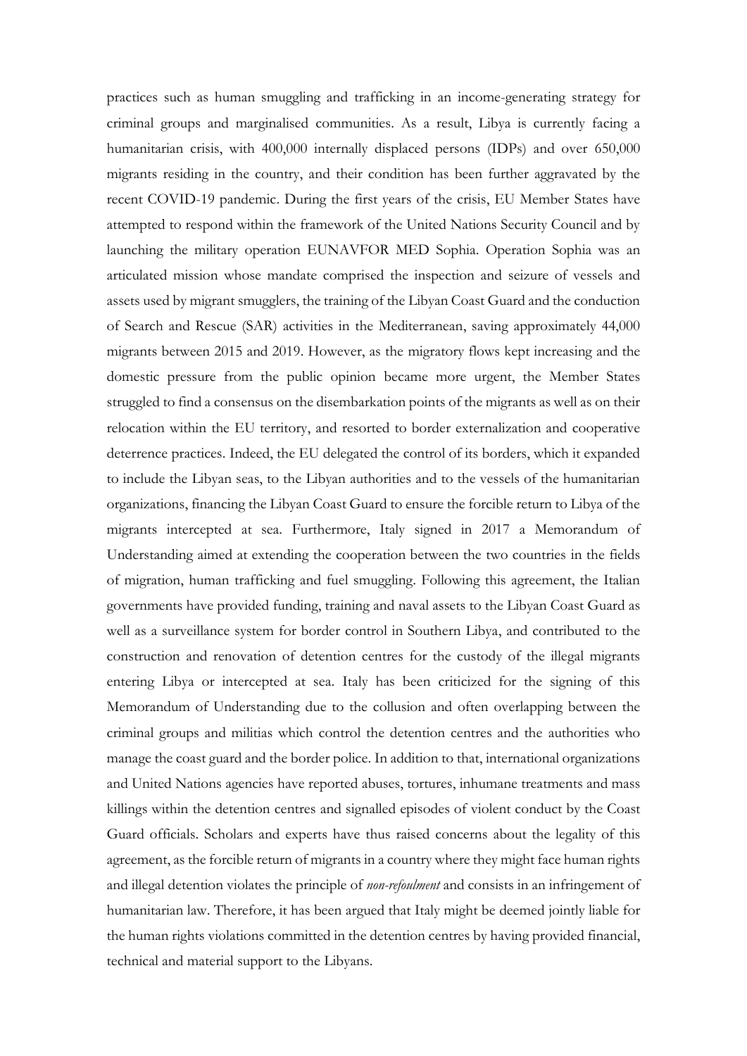practices such as human smuggling and trafficking in an income-generating strategy for criminal groups and marginalised communities. As a result, Libya is currently facing a humanitarian crisis, with 400,000 internally displaced persons (IDPs) and over 650,000 migrants residing in the country, and their condition has been further aggravated by the recent COVID-19 pandemic. During the first years of the crisis, EU Member States have attempted to respond within the framework of the United Nations Security Council and by launching the military operation EUNAVFOR MED Sophia. Operation Sophia was an articulated mission whose mandate comprised the inspection and seizure of vessels and assets used by migrant smugglers, the training of the Libyan Coast Guard and the conduction of Search and Rescue (SAR) activities in the Mediterranean, saving approximately 44,000 migrants between 2015 and 2019. However, as the migratory flows kept increasing and the domestic pressure from the public opinion became more urgent, the Member States struggled to find a consensus on the disembarkation points of the migrants as well as on their relocation within the EU territory, and resorted to border externalization and cooperative deterrence practices. Indeed, the EU delegated the control of its borders, which it expanded to include the Libyan seas, to the Libyan authorities and to the vessels of the humanitarian organizations, financing the Libyan Coast Guard to ensure the forcible return to Libya of the migrants intercepted at sea. Furthermore, Italy signed in 2017 a Memorandum of Understanding aimed at extending the cooperation between the two countries in the fields of migration, human trafficking and fuel smuggling. Following this agreement, the Italian governments have provided funding, training and naval assets to the Libyan Coast Guard as well as a surveillance system for border control in Southern Libya, and contributed to the construction and renovation of detention centres for the custody of the illegal migrants entering Libya or intercepted at sea. Italy has been criticized for the signing of this Memorandum of Understanding due to the collusion and often overlapping between the criminal groups and militias which control the detention centres and the authorities who manage the coast guard and the border police. In addition to that, international organizations and United Nations agencies have reported abuses, tortures, inhumane treatments and mass killings within the detention centres and signalled episodes of violent conduct by the Coast Guard officials. Scholars and experts have thus raised concerns about the legality of this agreement, as the forcible return of migrants in a country where they might face human rights and illegal detention violates the principle of *non-refoulment* and consists in an infringement of humanitarian law. Therefore, it has been argued that Italy might be deemed jointly liable for the human rights violations committed in the detention centres by having provided financial, technical and material support to the Libyans.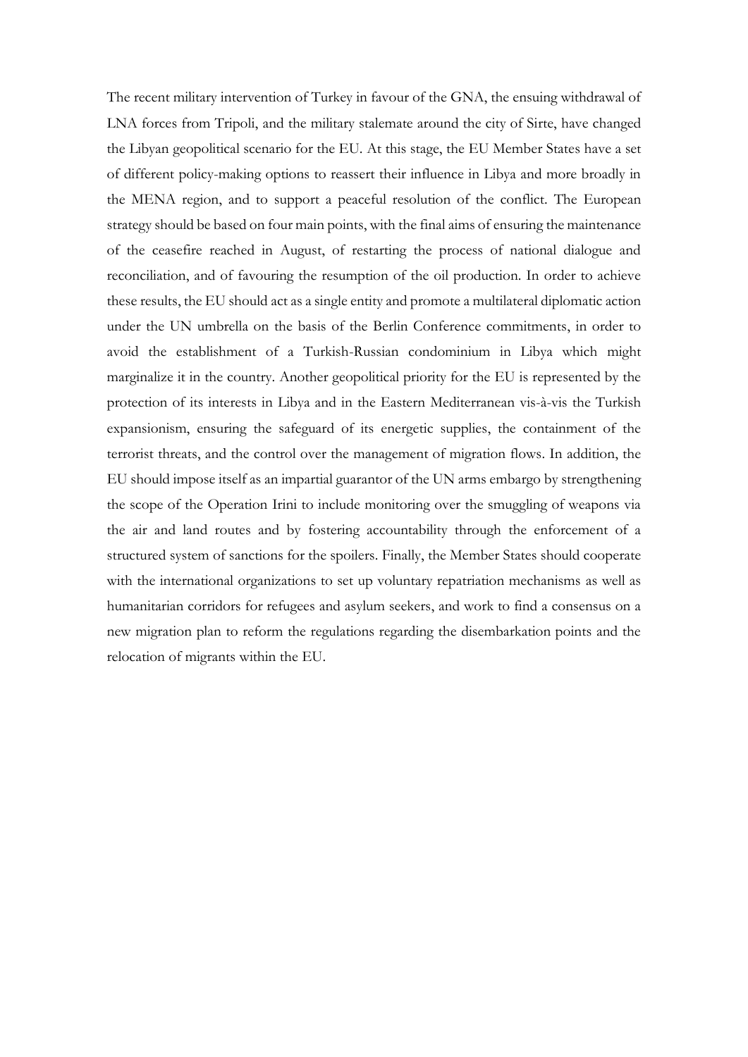The recent military intervention of Turkey in favour of the GNA, the ensuing withdrawal of LNA forces from Tripoli, and the military stalemate around the city of Sirte, have changed the Libyan geopolitical scenario for the EU. At this stage, the EU Member States have a set of different policy-making options to reassert their influence in Libya and more broadly in the MENA region, and to support a peaceful resolution of the conflict. The European strategy should be based on four main points, with the final aims of ensuring the maintenance of the ceasefire reached in August, of restarting the process of national dialogue and reconciliation, and of favouring the resumption of the oil production. In order to achieve these results, the EU should act as a single entity and promote a multilateral diplomatic action under the UN umbrella on the basis of the Berlin Conference commitments, in order to avoid the establishment of a Turkish-Russian condominium in Libya which might marginalize it in the country. Another geopolitical priority for the EU is represented by the protection of its interests in Libya and in the Eastern Mediterranean vis-à-vis the Turkish expansionism, ensuring the safeguard of its energetic supplies, the containment of the terrorist threats, and the control over the management of migration flows. In addition, the EU should impose itself as an impartial guarantor of the UN arms embargo by strengthening the scope of the Operation Irini to include monitoring over the smuggling of weapons via the air and land routes and by fostering accountability through the enforcement of a structured system of sanctions for the spoilers. Finally, the Member States should cooperate with the international organizations to set up voluntary repatriation mechanisms as well as humanitarian corridors for refugees and asylum seekers, and work to find a consensus on a new migration plan to reform the regulations regarding the disembarkation points and the relocation of migrants within the EU.